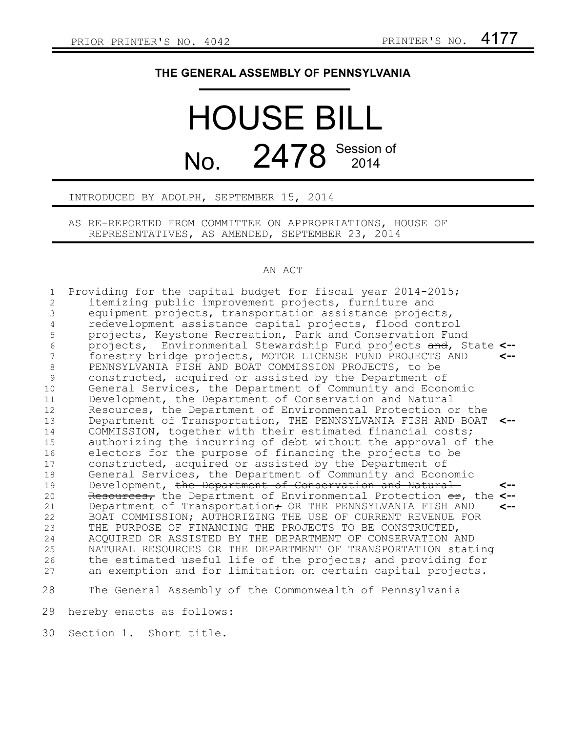PRIOR PRINTER'S NO. 4042 PRINTER'S NO. 4177

# THE GENERAL ASSEMBLY OF PENNSYLVANIA

# HOUSE BILL

## No. 2478 Session of 2014

INTRODUCED BY ADOLPH, SEPTEMBER 15, 2014

AS RE-REPORTED FROM COMMITTEE ON APPROPRIATIONS, HOUSE OF REPRESENTATIVES, AS AMENDED, SEPTEMBER 23, 2014

AN ACT

Providing for the capital budget for fiscal year 2014-2015; itemizing public improvement projects, furniture and equipment projects, transportation assistance projects, redevelopment assistance capital projects, flood control projects, Keystone Recreation, Park and Conservation Fund projects, Environmental Stewardship Fund projects ~~and~~, State forestry bridge projects, MOTOR LICENSE FUND PROJECTS AND PENNSYLVANIA FISH AND BOAT COMMISSION PROJECTS, to be constructed, acquired or assisted by the Department of General Services, the Department of Community and Economic Development, the Department of Conservation and Natural Resources, the Department of Environmental Protection or the Department of Transportation, THE PENNSYLVANIA FISH AND BOAT COMMISSION, together with their estimated financial costs; authorizing the incurring of debt without the approval of the electors for the purpose of financing the projects to be constructed, acquired or assisted by the Department of General Services, the Department of Community and Economic Development, ~~the Department of Conservation and Natural Resources,~~ the Department of Environmental Protection ~~or~~, the Department of Transportation~~;~~ OR THE PENNSYLVANIA FISH AND BOAT COMMISSION; AUTHORIZING THE USE OF CURRENT REVENUE FOR THE PURPOSE OF FINANCING THE PROJECTS TO BE CONSTRUCTED, ACQUIRED OR ASSISTED BY THE DEPARTMENT OF CONSERVATION AND NATURAL RESOURCES OR THE DEPARTMENT OF TRANSPORTATION stating the estimated useful life of the projects; and providing for an exemption and for limitation on certain capital projects.

The General Assembly of the Commonwealth of Pennsylvania hereby enacts as follows:

Section 1. Short title.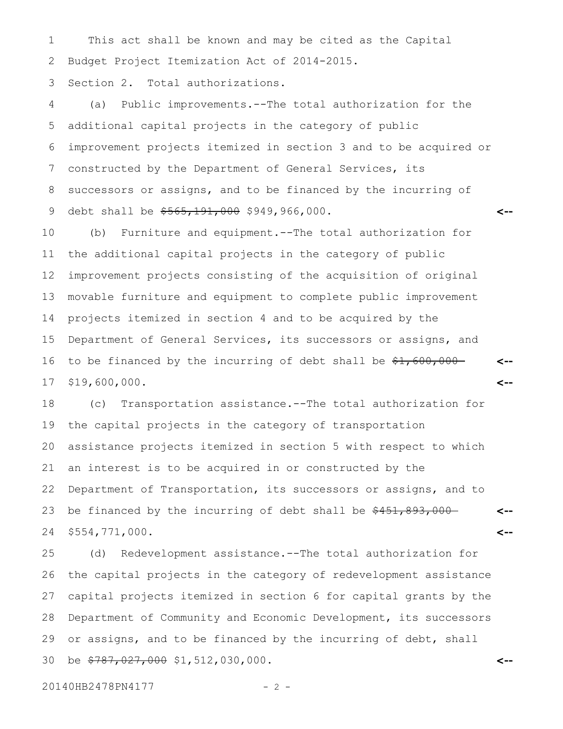This act shall be known and may be cited as the Capital Budget Project Itemization Act of 2014-2015.

Section 2. Total authorizations.

(a) Public improvements.--The total authorization for the additional capital projects in the category of public improvement projects itemized in section 3 and to be acquired or constructed by the Department of General Services, its successors or assigns, and to be financed by the incurring of debt shall be ~~$565,191,000~~ $949,966,000.

(b) Furniture and equipment.--The total authorization for the additional capital projects in the category of public improvement projects consisting of the acquisition of original movable furniture and equipment to complete public improvement projects itemized in section 4 and to be acquired by the Department of General Services, its successors or assigns, and to be financed by the incurring of debt shall be ~~$1,600,000~~ $19,600,000.

(c) Transportation assistance.--The total authorization for the capital projects in the category of transportation assistance projects itemized in section 5 with respect to which an interest is to be acquired in or constructed by the Department of Transportation, its successors or assigns, and to be financed by the incurring of debt shall be ~~$451,893,000~~ $554,771,000.

(d) Redevelopment assistance.--The total authorization for the capital projects in the category of redevelopment assistance capital projects itemized in section 6 for capital grants by the Department of Community and Economic Development, its successors or assigns, and to be financed by the incurring of debt, shall be ~~$787,027,000~~ $1,512,030,000.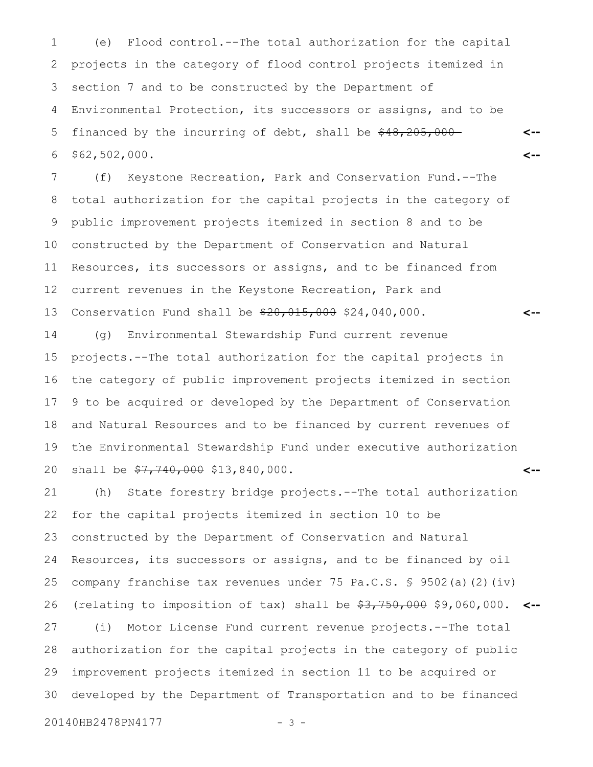(e) Flood control.--The total authorization for the capital projects in the category of flood control projects itemized in section 7 and to be constructed by the Department of Environmental Protection, its successors or assigns, and to be financed by the incurring of debt, shall be ~~$48,205,000~~ $62,502,000.

(f) Keystone Recreation, Park and Conservation Fund.--The total authorization for the capital projects in the category of public improvement projects itemized in section 8 and to be constructed by the Department of Conservation and Natural Resources, its successors or assigns, and to be financed from current revenues in the Keystone Recreation, Park and Conservation Fund shall be ~~$20,015,000~~ $24,040,000.

(g) Environmental Stewardship Fund current revenue projects.--The total authorization for the capital projects in the category of public improvement projects itemized in section 9 to be acquired or developed by the Department of Conservation and Natural Resources and to be financed by current revenues of the Environmental Stewardship Fund under executive authorization shall be ~~$7,740,000~~ $13,840,000.

(h) State forestry bridge projects.--The total authorization for the capital projects itemized in section 10 to be constructed by the Department of Conservation and Natural Resources, its successors or assigns, and to be financed by oil company franchise tax revenues under 75 Pa.C.S. § 9502(a)(2)(iv) (relating to imposition of tax) shall be ~~$3,750,000~~ $9,060,000.

(i) Motor License Fund current revenue projects.--The total authorization for the capital projects in the category of public improvement projects itemized in section 11 to be acquired or developed by the Department of Transportation and to be financed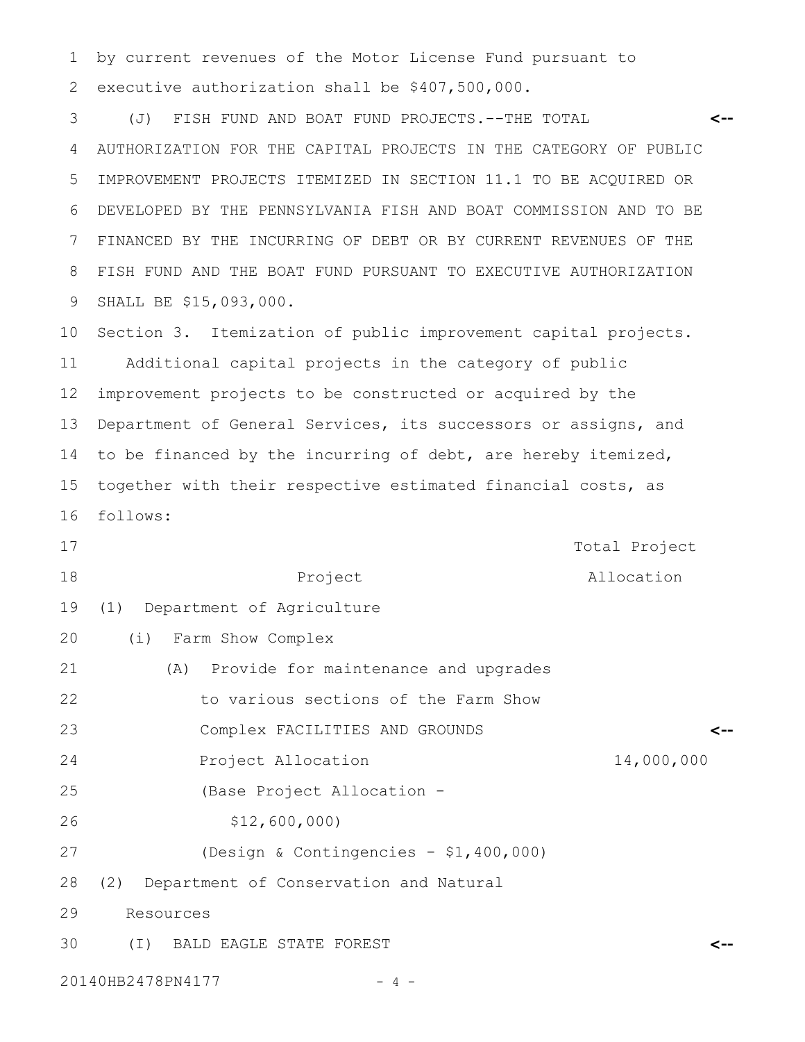by current revenues of the Motor License Fund pursuant to executive authorization shall be $407,500,000.

(J) FISH FUND AND BOAT FUND PROJECTS.--THE TOTAL AUTHORIZATION FOR THE CAPITAL PROJECTS IN THE CATEGORY OF PUBLIC IMPROVEMENT PROJECTS ITEMIZED IN SECTION 11.1 TO BE ACQUIRED OR DEVELOPED BY THE PENNSYLVANIA FISH AND BOAT COMMISSION AND TO BE FINANCED BY THE INCURRING OF DEBT OR BY CURRENT REVENUES OF THE FISH FUND AND THE BOAT FUND PURSUANT TO EXECUTIVE AUTHORIZATION SHALL BE $15,093,000.

Section 3. Itemization of public improvement capital projects.

Additional capital projects in the category of public improvement projects to be constructed or acquired by the Department of General Services, its successors or assigns, and to be financed by the incurring of debt, are hereby itemized, together with their respective estimated financial costs, as follows:

| Project | Total Project Allocation |
|---|---|
| (1) Department of Agriculture | |
| (i) Farm Show Complex | |
| (A) Provide for maintenance and upgrades to various sections of the Farm Show Complex FACILITIES AND GROUNDS | |
| Project Allocation | 14,000,000 |
| (Base Project Allocation - $12,600,000) | |
| (Design & Contingencies - $1,400,000) | |
| (2) Department of Conservation and Natural Resources | |
| (I) BALD EAGLE STATE FOREST | |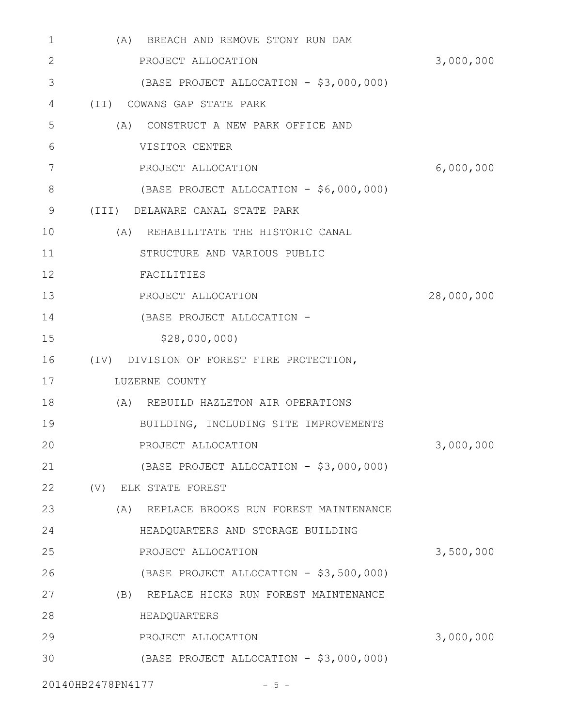(A) BREACH AND REMOVE STONY RUN DAM
PROJECT ALLOCATION 3,000,000
(BASE PROJECT ALLOCATION - $3,000,000)

(II) COWANS GAP STATE PARK

(A) CONSTRUCT A NEW PARK OFFICE AND VISITOR CENTER
PROJECT ALLOCATION 6,000,000
(BASE PROJECT ALLOCATION - $6,000,000)

(III) DELAWARE CANAL STATE PARK

(A) REHABILITATE THE HISTORIC CANAL STRUCTURE AND VARIOUS PUBLIC FACILITIES
PROJECT ALLOCATION 28,000,000
(BASE PROJECT ALLOCATION - $28,000,000)

(IV) DIVISION OF FOREST FIRE PROTECTION, LUZERNE COUNTY

(A) REBUILD HAZLETON AIR OPERATIONS BUILDING, INCLUDING SITE IMPROVEMENTS
PROJECT ALLOCATION 3,000,000
(BASE PROJECT ALLOCATION - $3,000,000)

(V) ELK STATE FOREST

(A) REPLACE BROOKS RUN FOREST MAINTENANCE HEADQUARTERS AND STORAGE BUILDING
PROJECT ALLOCATION 3,500,000
(BASE PROJECT ALLOCATION - $3,500,000)

(B) REPLACE HICKS RUN FOREST MAINTENANCE HEADQUARTERS
PROJECT ALLOCATION 3,000,000
(BASE PROJECT ALLOCATION - $3,000,000)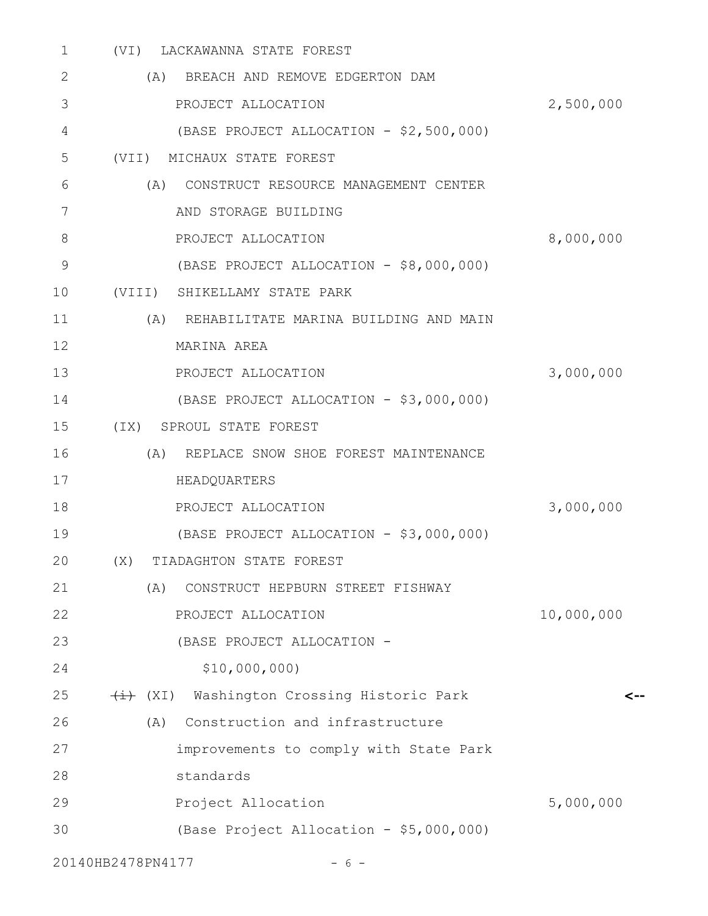(VI) LACKAWANNA STATE FOREST

(A) BREACH AND REMOVE EDGERTON DAM

PROJECT ALLOCATION 2,500,000

(BASE PROJECT ALLOCATION - $2,500,000)

(VII) MICHAUX STATE FOREST

(A) CONSTRUCT RESOURCE MANAGEMENT CENTER AND STORAGE BUILDING

PROJECT ALLOCATION 8,000,000

(BASE PROJECT ALLOCATION - $8,000,000)

(VIII) SHIKELLAMY STATE PARK

(A) REHABILITATE MARINA BUILDING AND MAIN MARINA AREA

PROJECT ALLOCATION 3,000,000

(BASE PROJECT ALLOCATION - $3,000,000)

(IX) SPROUL STATE FOREST

(A) REPLACE SNOW SHOE FOREST MAINTENANCE HEADQUARTERS

PROJECT ALLOCATION 3,000,000

(BASE PROJECT ALLOCATION - $3,000,000)

(X) TIADAGHTON STATE FOREST

(A) CONSTRUCT HEPBURN STREET FISHWAY

PROJECT ALLOCATION 10,000,000

(BASE PROJECT ALLOCATION - $10,000,000)

~~(i)~~ (XI) Washington Crossing Historic Park <--

(A) Construction and infrastructure improvements to comply with State Park standards

Project Allocation 5,000,000

(Base Project Allocation - $5,000,000)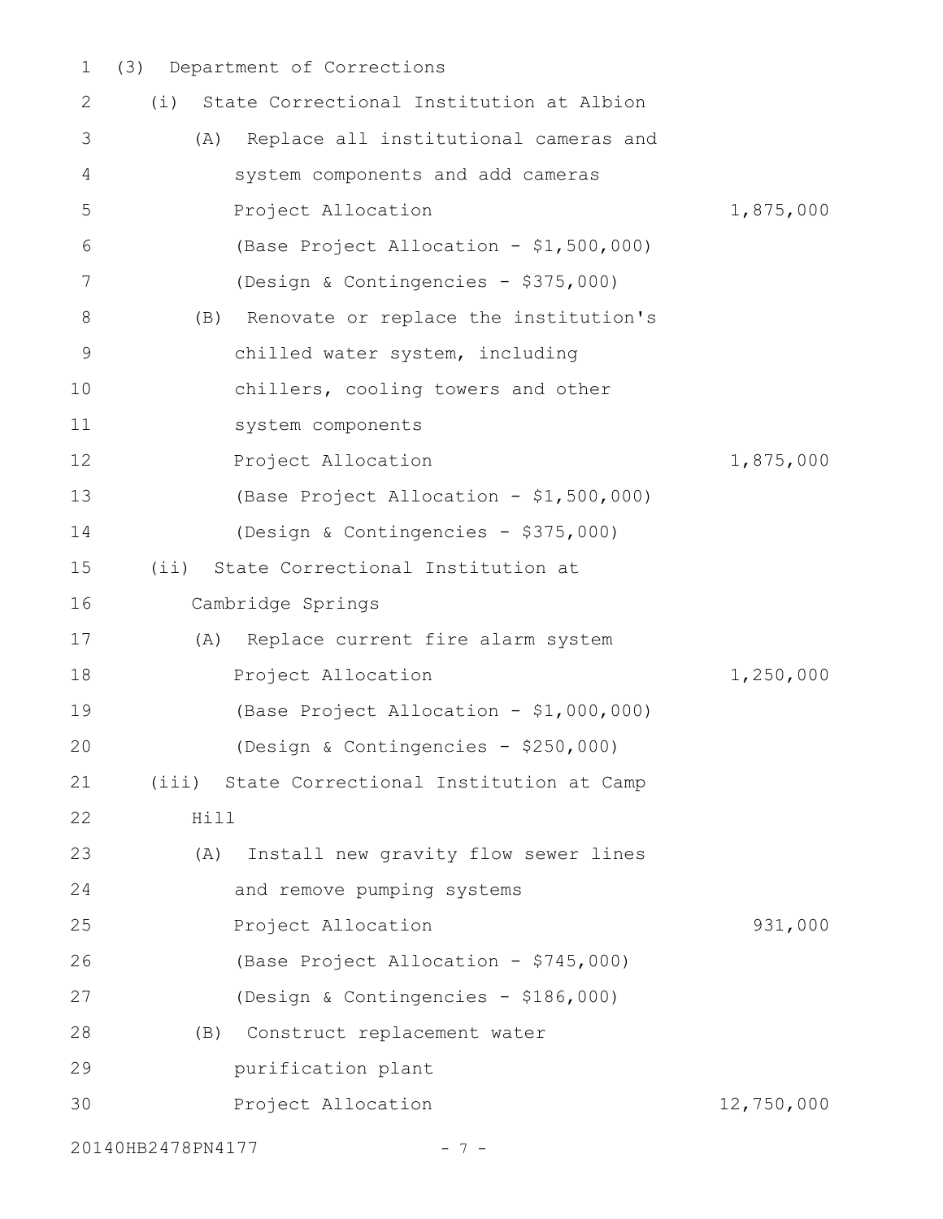(3) Department of Corrections

(i) State Correctional Institution at Albion

(A) Replace all institutional cameras and system components and add cameras

| | |
|---|---|
| Project Allocation | 1,875,000 |
| (Base Project Allocation - $1,500,000) | |
| (Design & Contingencies - $375,000) | |

(B) Renovate or replace the institution's chilled water system, including chillers, cooling towers and other system components

| | |
|---|---|
| Project Allocation | 1,875,000 |
| (Base Project Allocation - $1,500,000) | |
| (Design & Contingencies - $375,000) | |

(ii) State Correctional Institution at Cambridge Springs

(A) Replace current fire alarm system

| | |
|---|---|
| Project Allocation | 1,250,000 |
| (Base Project Allocation - $1,000,000) | |
| (Design & Contingencies - $250,000) | |

(iii) State Correctional Institution at Camp Hill

(A) Install new gravity flow sewer lines and remove pumping systems

| | |
|---|---|
| Project Allocation | 931,000 |
| (Base Project Allocation - $745,000) | |
| (Design & Contingencies - $186,000) | |

(B) Construct replacement water purification plant

| | |
|---|---|
| Project Allocation | 12,750,000 |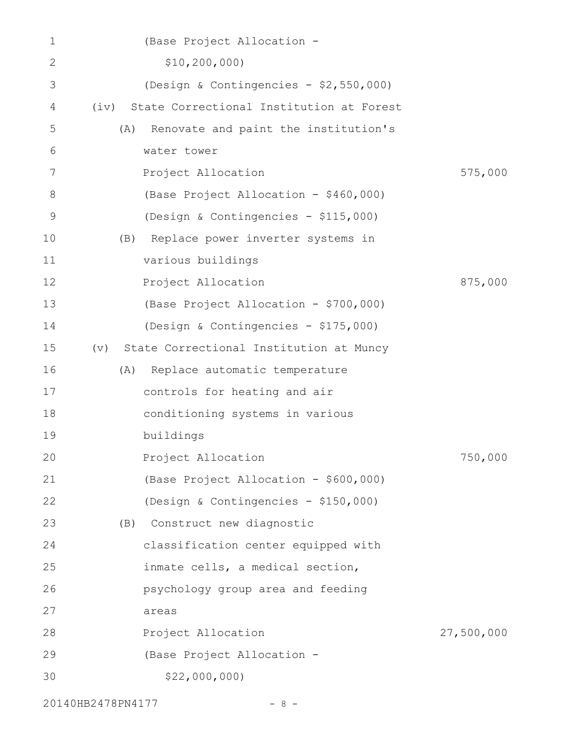(Base Project Allocation - $10,200,000)

(Design & Contingencies - $2,550,000)

(iv) State Correctional Institution at Forest

(A) Renovate and paint the institution's water tower

Project Allocation 575,000

(Base Project Allocation - $460,000)

(Design & Contingencies - $115,000)

(B) Replace power inverter systems in various buildings

Project Allocation 875,000

(Base Project Allocation - $700,000)

(Design & Contingencies - $175,000)

(v) State Correctional Institution at Muncy

(A) Replace automatic temperature controls for heating and air conditioning systems in various buildings

Project Allocation 750,000

(Base Project Allocation - $600,000)

(Design & Contingencies - $150,000)

(B) Construct new diagnostic classification center equipped with inmate cells, a medical section, psychology group area and feeding areas

Project Allocation 27,500,000

(Base Project Allocation - $22,000,000)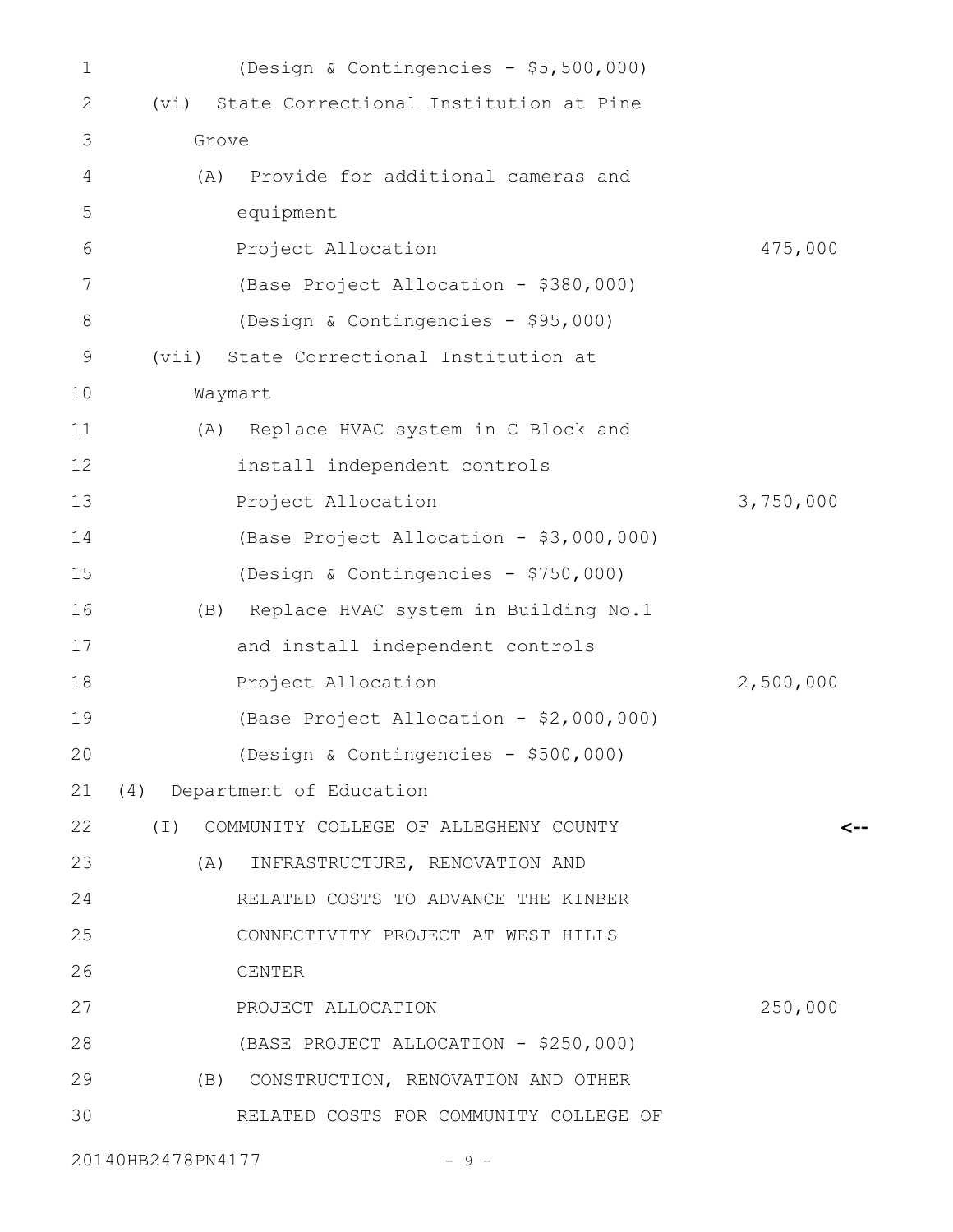(Design & Contingencies - $5,500,000)

(vi) State Correctional Institution at Pine Grove

(A) Provide for additional cameras and equipment

Project Allocation 475,000

(Base Project Allocation - $380,000)

(Design & Contingencies - $95,000)

(vii) State Correctional Institution at Waymart

(A) Replace HVAC system in C Block and install independent controls

Project Allocation 3,750,000

(Base Project Allocation - $3,000,000)

(Design & Contingencies - $750,000)

(B) Replace HVAC system in Building No.1 and install independent controls

Project Allocation 2,500,000

(Base Project Allocation - $2,000,000)

(Design & Contingencies - $500,000)

(4) Department of Education

(I) COMMUNITY COLLEGE OF ALLEGHENY COUNTY <--

(A) INFRASTRUCTURE, RENOVATION AND RELATED COSTS TO ADVANCE THE KINBER CONNECTIVITY PROJECT AT WEST HILLS CENTER

PROJECT ALLOCATION 250,000

(BASE PROJECT ALLOCATION - $250,000)

(B) CONSTRUCTION, RENOVATION AND OTHER RELATED COSTS FOR COMMUNITY COLLEGE OF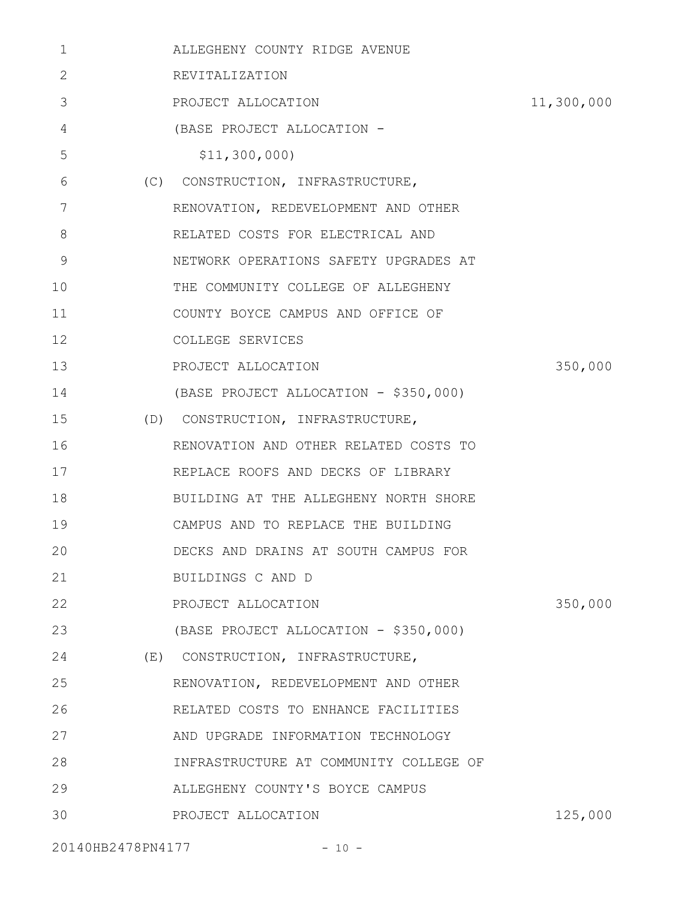ALLEGHENY COUNTY RIDGE AVENUE
REVITALIZATION
PROJECT ALLOCATION 11,300,000
(BASE PROJECT ALLOCATION -
$11,300,000)

(C) CONSTRUCTION, INFRASTRUCTURE,
RENOVATION, REDEVELOPMENT AND OTHER
RELATED COSTS FOR ELECTRICAL AND
NETWORK OPERATIONS SAFETY UPGRADES AT
THE COMMUNITY COLLEGE OF ALLEGHENY
COUNTY BOYCE CAMPUS AND OFFICE OF
COLLEGE SERVICES
PROJECT ALLOCATION 350,000
(BASE PROJECT ALLOCATION - $350,000)

(D) CONSTRUCTION, INFRASTRUCTURE,
RENOVATION AND OTHER RELATED COSTS TO
REPLACE ROOFS AND DECKS OF LIBRARY
BUILDING AT THE ALLEGHENY NORTH SHORE
CAMPUS AND TO REPLACE THE BUILDING
DECKS AND DRAINS AT SOUTH CAMPUS FOR
BUILDINGS C AND D
PROJECT ALLOCATION 350,000
(BASE PROJECT ALLOCATION - $350,000)

(E) CONSTRUCTION, INFRASTRUCTURE,
RENOVATION, REDEVELOPMENT AND OTHER
RELATED COSTS TO ENHANCE FACILITIES
AND UPGRADE INFORMATION TECHNOLOGY
INFRASTRUCTURE AT COMMUNITY COLLEGE OF
ALLEGHENY COUNTY'S BOYCE CAMPUS
PROJECT ALLOCATION 125,000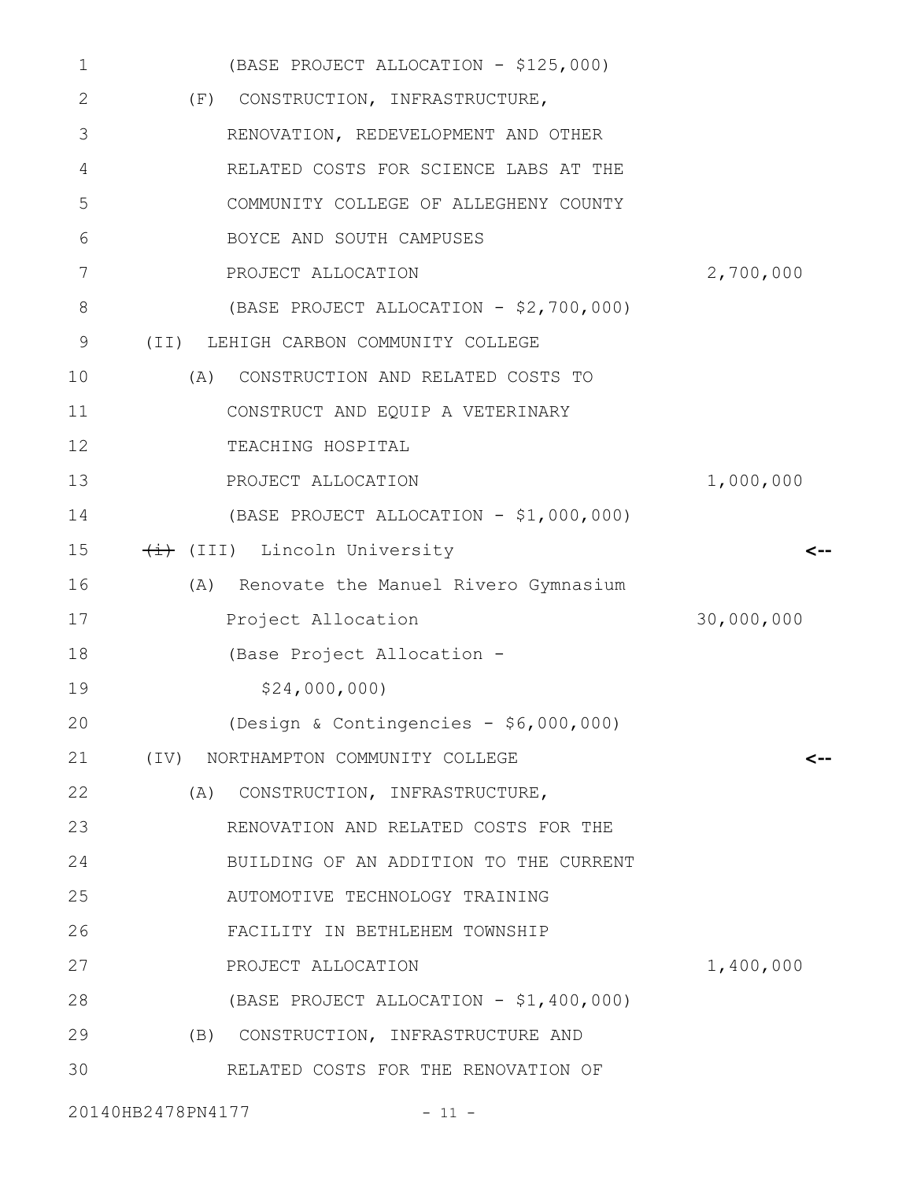(BASE PROJECT ALLOCATION - $125,000)

(F) CONSTRUCTION, INFRASTRUCTURE, RENOVATION, REDEVELOPMENT AND OTHER RELATED COSTS FOR SCIENCE LABS AT THE COMMUNITY COLLEGE OF ALLEGHENY COUNTY BOYCE AND SOUTH CAMPUSES

PROJECT ALLOCATION 2,700,000

(BASE PROJECT ALLOCATION - $2,700,000)

(II) LEHIGH CARBON COMMUNITY COLLEGE

(A) CONSTRUCTION AND RELATED COSTS TO CONSTRUCT AND EQUIP A VETERINARY TEACHING HOSPITAL

PROJECT ALLOCATION 1,000,000

(BASE PROJECT ALLOCATION - $1,000,000)

~~(i)~~ (III) Lincoln University <--

(A) Renovate the Manuel Rivero Gymnasium

Project Allocation 30,000,000

(Base Project Allocation - $24,000,000)

(Design & Contingencies - $6,000,000)

(IV) NORTHAMPTON COMMUNITY COLLEGE <--

(A) CONSTRUCTION, INFRASTRUCTURE, RENOVATION AND RELATED COSTS FOR THE BUILDING OF AN ADDITION TO THE CURRENT AUTOMOTIVE TECHNOLOGY TRAINING FACILITY IN BETHLEHEM TOWNSHIP

PROJECT ALLOCATION 1,400,000

(BASE PROJECT ALLOCATION - $1,400,000)

(B) CONSTRUCTION, INFRASTRUCTURE AND RELATED COSTS FOR THE RENOVATION OF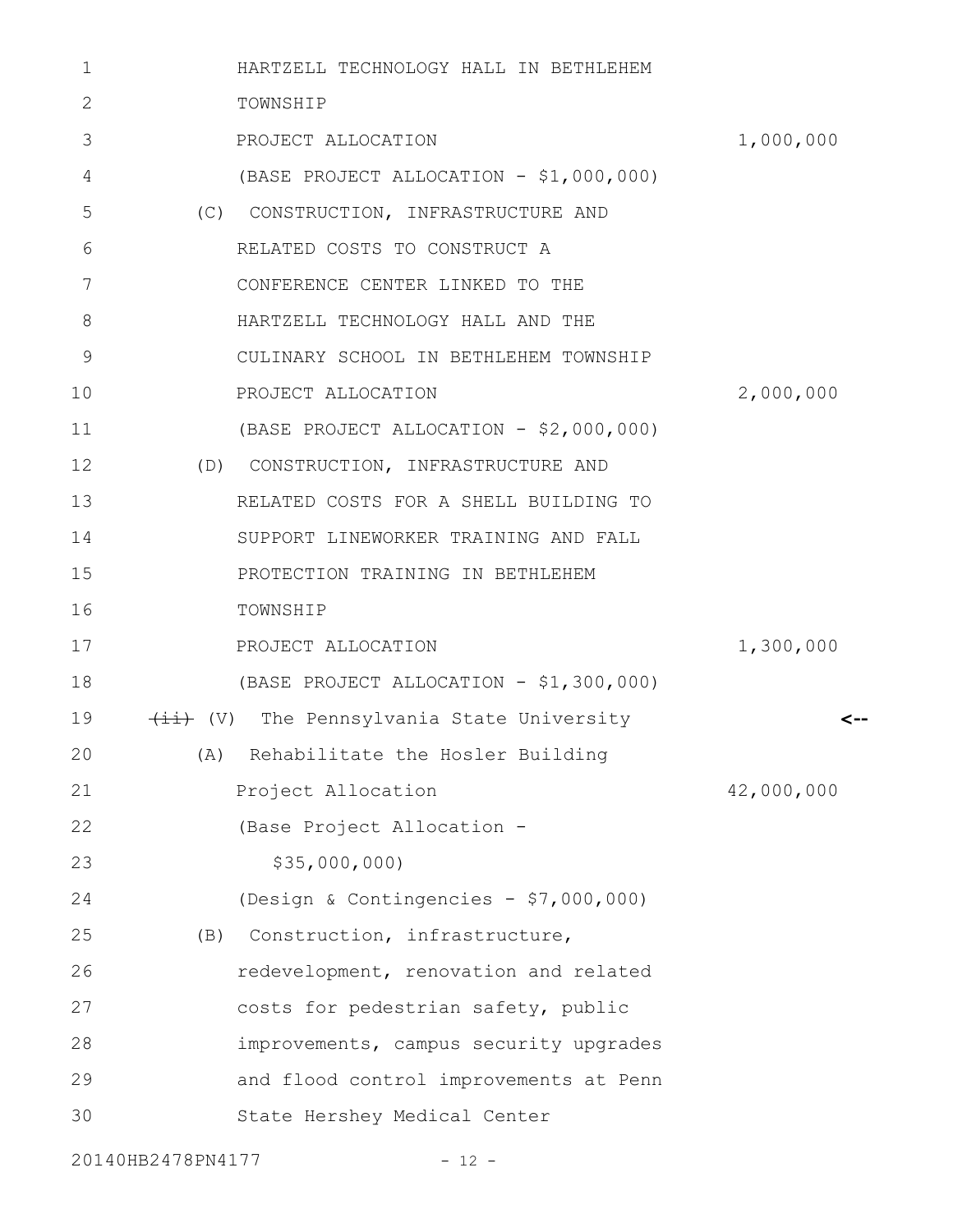HARTZELL TECHNOLOGY HALL IN BETHLEHEM TOWNSHIP

PROJECT ALLOCATION 1,000,000

(BASE PROJECT ALLOCATION - $1,000,000)

(C) CONSTRUCTION, INFRASTRUCTURE AND RELATED COSTS TO CONSTRUCT A CONFERENCE CENTER LINKED TO THE HARTZELL TECHNOLOGY HALL AND THE CULINARY SCHOOL IN BETHLEHEM TOWNSHIP

PROJECT ALLOCATION 2,000,000

(BASE PROJECT ALLOCATION - $2,000,000)

(D) CONSTRUCTION, INFRASTRUCTURE AND RELATED COSTS FOR A SHELL BUILDING TO SUPPORT LINEWORKER TRAINING AND FALL PROTECTION TRAINING IN BETHLEHEM TOWNSHIP

PROJECT ALLOCATION 1,300,000

(BASE PROJECT ALLOCATION - $1,300,000)

~~(ii)~~ (V) The Pennsylvania State University <--

(A) Rehabilitate the Hosler Building

Project Allocation 42,000,000

(Base Project Allocation - $35,000,000)

(Design & Contingencies - $7,000,000)

(B) Construction, infrastructure, redevelopment, renovation and related costs for pedestrian safety, public improvements, campus security upgrades and flood control improvements at Penn State Hershey Medical Center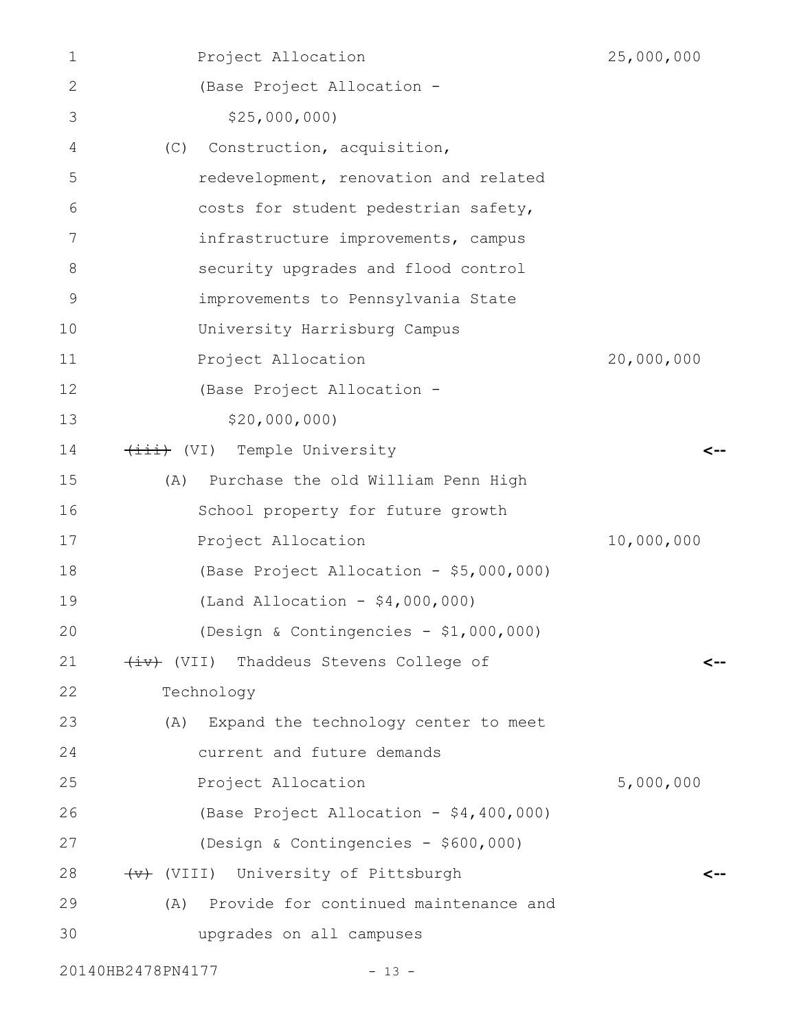Project Allocation 25,000,000

(Base Project Allocation - $25,000,000)

(C) Construction, acquisition, redevelopment, renovation and related costs for student pedestrian safety, infrastructure improvements, campus security upgrades and flood control improvements to Pennsylvania State University Harrisburg Campus

Project Allocation 20,000,000

(Base Project Allocation - $20,000,000)

~~(iii)~~ (VI) Temple University <--

(A) Purchase the old William Penn High School property for future growth

Project Allocation 10,000,000

(Base Project Allocation - $5,000,000)

(Land Allocation - $4,000,000)

(Design & Contingencies - $1,000,000)

~~(iv)~~ (VII) Thaddeus Stevens College of Technology <--

(A) Expand the technology center to meet current and future demands

Project Allocation 5,000,000

(Base Project Allocation - $4,400,000)

(Design & Contingencies - $600,000)

~~(v)~~ (VIII) University of Pittsburgh <--

(A) Provide for continued maintenance and upgrades on all campuses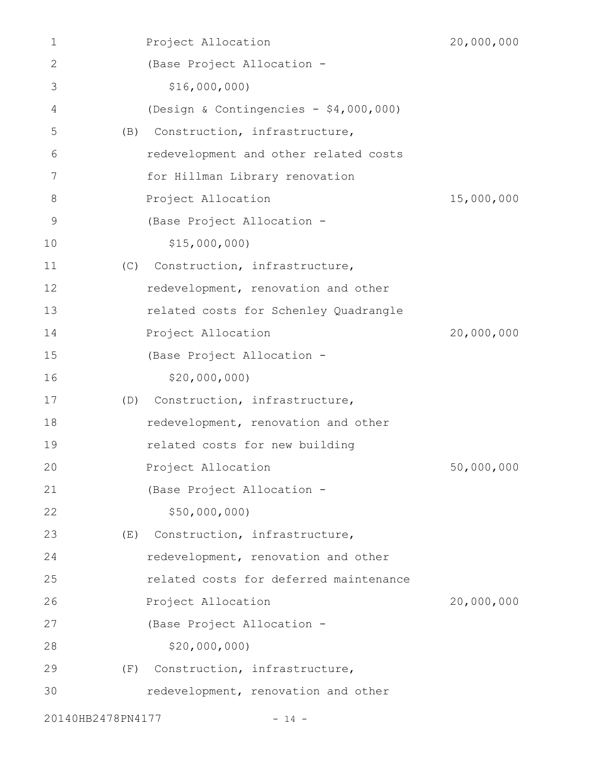Project Allocation 20,000,000

(Base Project Allocation - $16,000,000)

(Design & Contingencies - $4,000,000)

(B) Construction, infrastructure, redevelopment and other related costs for Hillman Library renovation

Project Allocation 15,000,000

(Base Project Allocation - $15,000,000)

(C) Construction, infrastructure, redevelopment, renovation and other related costs for Schenley Quadrangle

Project Allocation 20,000,000

(Base Project Allocation - $20,000,000)

(D) Construction, infrastructure, redevelopment, renovation and other related costs for new building

Project Allocation 50,000,000

(Base Project Allocation - $50,000,000)

(E) Construction, infrastructure, redevelopment, renovation and other related costs for deferred maintenance

Project Allocation 20,000,000

(Base Project Allocation - $20,000,000)

(F) Construction, infrastructure, redevelopment, renovation and other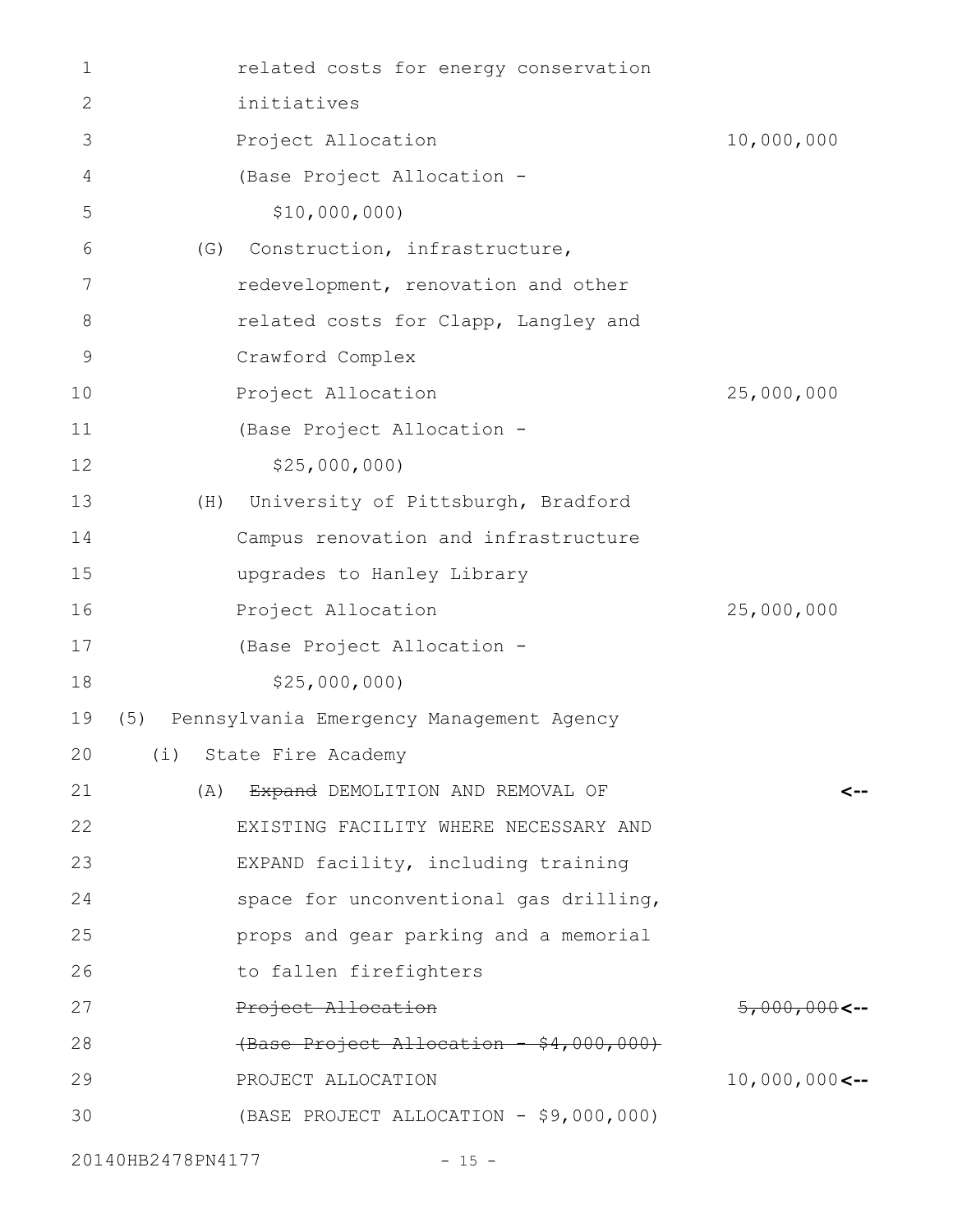related costs for energy conservation initiatives

Project Allocation 10,000,000

(Base Project Allocation - $10,000,000)

(G) Construction, infrastructure, redevelopment, renovation and other related costs for Clapp, Langley and Crawford Complex

Project Allocation 25,000,000

(Base Project Allocation - $25,000,000)

(H) University of Pittsburgh, Bradford Campus renovation and infrastructure upgrades to Hanley Library

Project Allocation 25,000,000

(Base Project Allocation - $25,000,000)

(5) Pennsylvania Emergency Management Agency

(i) State Fire Academy

(A) ~~Expand~~ DEMOLITION AND REMOVAL OF EXISTING FACILITY WHERE NECESSARY AND EXPAND facility, including training space for unconventional gas drilling, props and gear parking and a memorial to fallen firefighters <--

~~Project Allocation 5,000,000~~ <--

~~(Base Project Allocation - $4,000,000)~~

PROJECT ALLOCATION 10,000,000 <--

(BASE PROJECT ALLOCATION - $9,000,000)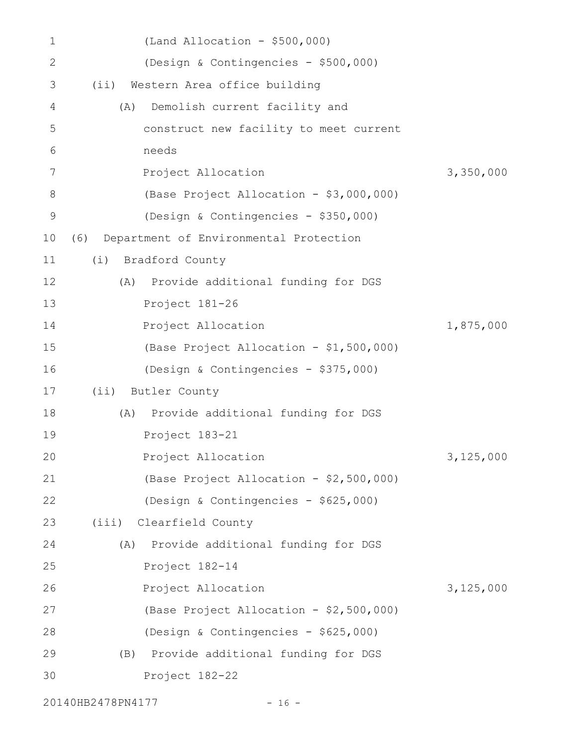(Land Allocation - $500,000)

(Design & Contingencies - $500,000)

(ii) Western Area office building

(A) Demolish current facility and construct new facility to meet current needs

Project Allocation 3,350,000

(Base Project Allocation - $3,000,000)

(Design & Contingencies - $350,000)

(6) Department of Environmental Protection

(i) Bradford County

(A) Provide additional funding for DGS Project 181-26

Project Allocation 1,875,000

(Base Project Allocation - $1,500,000)

(Design & Contingencies - $375,000)

(ii) Butler County

(A) Provide additional funding for DGS Project 183-21

Project Allocation 3,125,000

(Base Project Allocation - $2,500,000)

(Design & Contingencies - $625,000)

(iii) Clearfield County

(A) Provide additional funding for DGS Project 182-14

Project Allocation 3,125,000

(Base Project Allocation - $2,500,000)

(Design & Contingencies - $625,000)

(B) Provide additional funding for DGS Project 182-22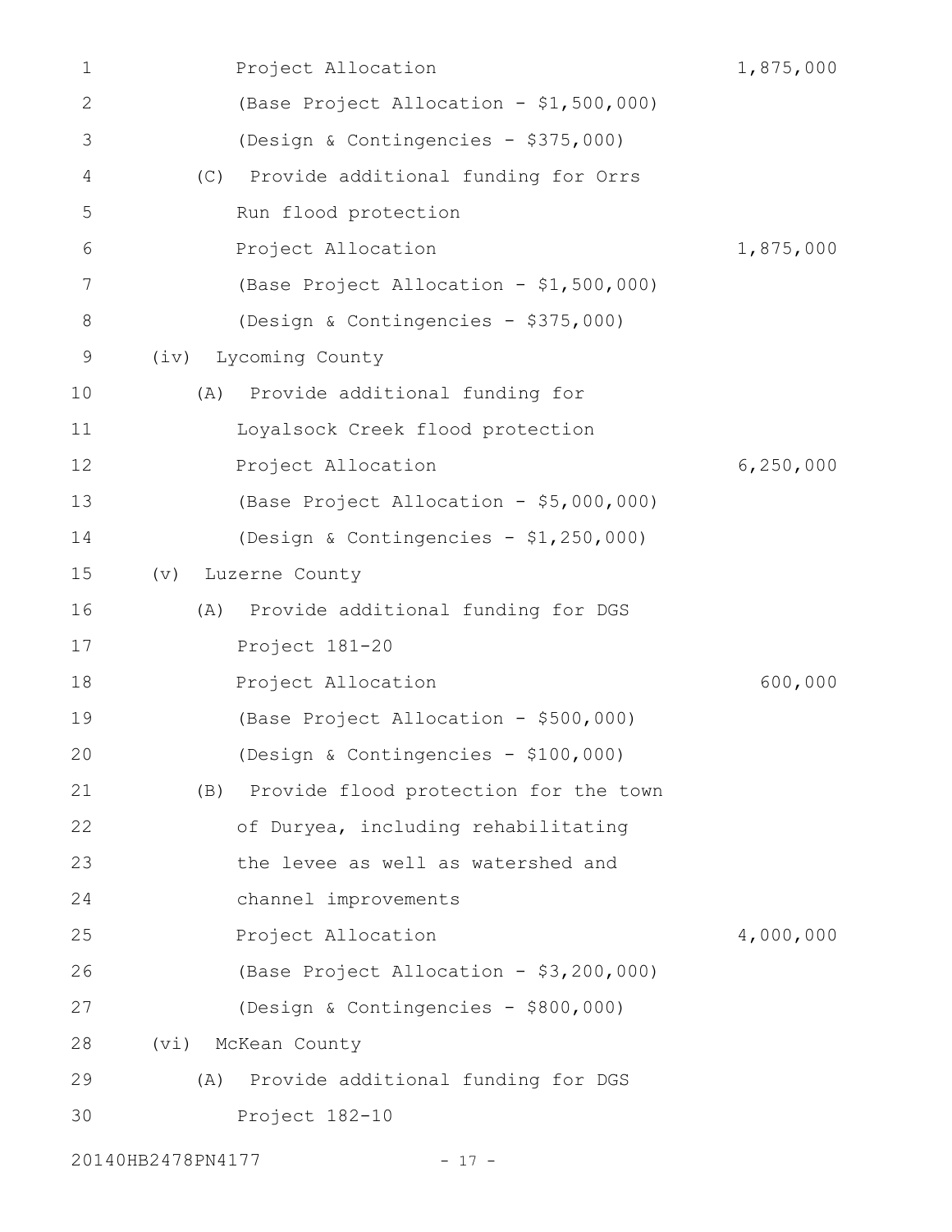Project Allocation 1,875,000

(Base Project Allocation - $1,500,000)

(Design & Contingencies - $375,000)

(C) Provide additional funding for Orrs Run flood protection

Project Allocation 1,875,000

(Base Project Allocation - $1,500,000)

(Design & Contingencies - $375,000)

(iv) Lycoming County

(A) Provide additional funding for Loyalsock Creek flood protection

Project Allocation 6,250,000

(Base Project Allocation - $5,000,000)

(Design & Contingencies - $1,250,000)

(v) Luzerne County

(A) Provide additional funding for DGS Project 181-20

Project Allocation 600,000

(Base Project Allocation - $500,000)

(Design & Contingencies - $100,000)

(B) Provide flood protection for the town of Duryea, including rehabilitating the levee as well as watershed and channel improvements

Project Allocation 4,000,000

(Base Project Allocation - $3,200,000)

(Design & Contingencies - $800,000)

(vi) McKean County

(A) Provide additional funding for DGS Project 182-10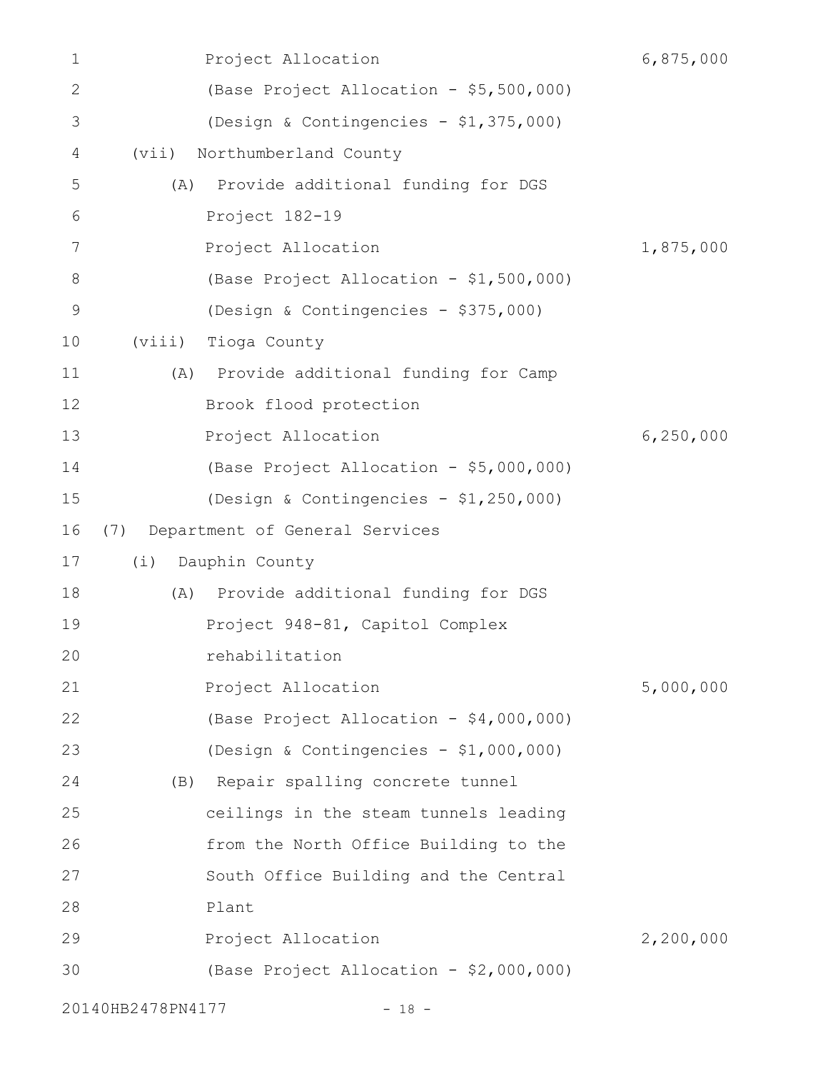Project Allocation 6,875,000

(Base Project Allocation - $5,500,000)

(Design & Contingencies - $1,375,000)

(vii) Northumberland County

(A) Provide additional funding for DGS Project 182-19

Project Allocation 1,875,000

(Base Project Allocation - $1,500,000)

(Design & Contingencies - $375,000)

(viii) Tioga County

(A) Provide additional funding for Camp Brook flood protection

Project Allocation 6,250,000

(Base Project Allocation - $5,000,000)

(Design & Contingencies - $1,250,000)

(7) Department of General Services

(i) Dauphin County

(A) Provide additional funding for DGS Project 948-81, Capitol Complex rehabilitation

Project Allocation 5,000,000

(Base Project Allocation - $4,000,000)

(Design & Contingencies - $1,000,000)

(B) Repair spalling concrete tunnel ceilings in the steam tunnels leading from the North Office Building to the South Office Building and the Central Plant

Project Allocation 2,200,000

(Base Project Allocation - $2,000,000)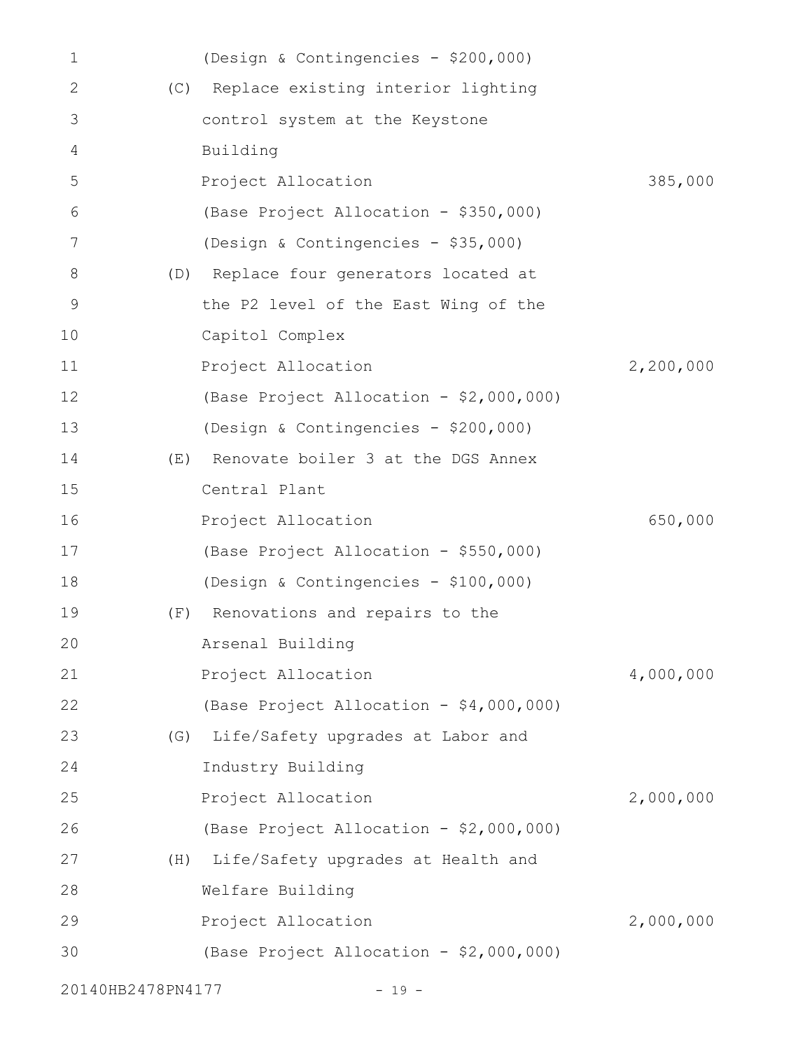(Design & Contingencies - $200,000)

(C) Replace existing interior lighting control system at the Keystone Building

Project Allocation 385,000

(Base Project Allocation - $350,000)

(Design & Contingencies - $35,000)

(D) Replace four generators located at the P2 level of the East Wing of the Capitol Complex

Project Allocation 2,200,000

(Base Project Allocation - $2,000,000)

(Design & Contingencies - $200,000)

(E) Renovate boiler 3 at the DGS Annex Central Plant

Project Allocation 650,000

(Base Project Allocation - $550,000)

(Design & Contingencies - $100,000)

(F) Renovations and repairs to the Arsenal Building

Project Allocation 4,000,000

(Base Project Allocation - $4,000,000)

(G) Life/Safety upgrades at Labor and Industry Building

Project Allocation 2,000,000

(Base Project Allocation - $2,000,000)

(H) Life/Safety upgrades at Health and Welfare Building

Project Allocation 2,000,000

(Base Project Allocation - $2,000,000)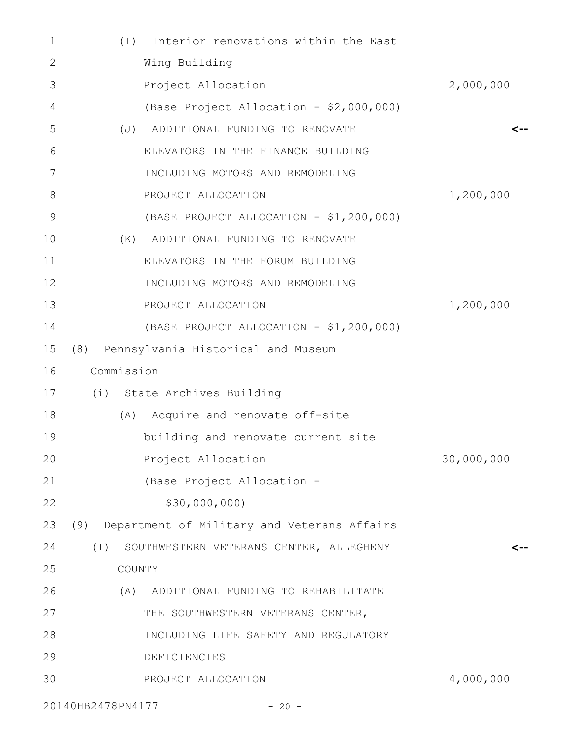(I) Interior renovations within the East Wing Building

Project Allocation 2,000,000

(Base Project Allocation - $2,000,000)

(J) ADDITIONAL FUNDING TO RENOVATE ELEVATORS IN THE FINANCE BUILDING INCLUDING MOTORS AND REMODELING <--

PROJECT ALLOCATION 1,200,000

(BASE PROJECT ALLOCATION - $1,200,000)

(K) ADDITIONAL FUNDING TO RENOVATE ELEVATORS IN THE FORUM BUILDING INCLUDING MOTORS AND REMODELING

PROJECT ALLOCATION 1,200,000

(BASE PROJECT ALLOCATION - $1,200,000)

(8) Pennsylvania Historical and Museum Commission

(i) State Archives Building

(A) Acquire and renovate off-site building and renovate current site

Project Allocation 30,000,000

(Base Project Allocation - $30,000,000)

(9) Department of Military and Veterans Affairs

(I) SOUTHWESTERN VETERANS CENTER, ALLEGHENY COUNTY <--

(A) ADDITIONAL FUNDING TO REHABILITATE THE SOUTHWESTERN VETERANS CENTER, INCLUDING LIFE SAFETY AND REGULATORY DEFICIENCIES

PROJECT ALLOCATION 4,000,000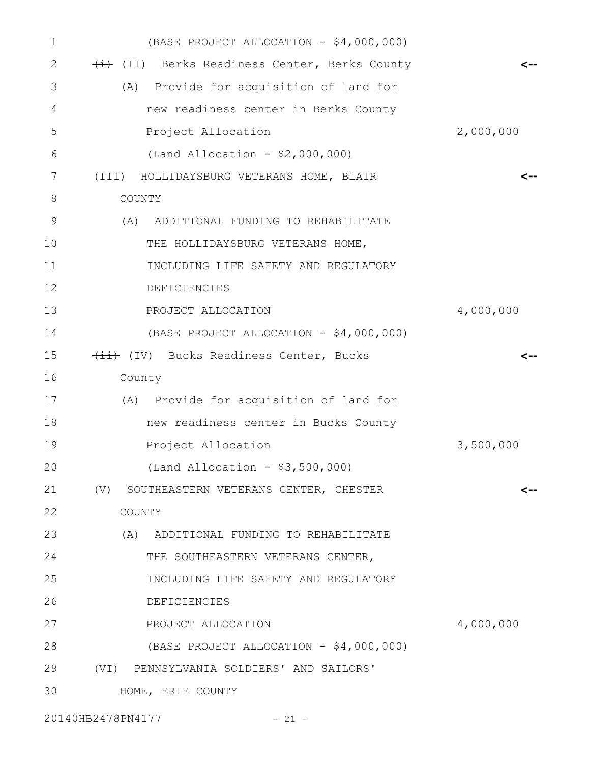(BASE PROJECT ALLOCATION - $4,000,000)

~~(i)~~ (II) Berks Readiness Center, Berks County

(A) Provide for acquisition of land for new readiness center in Berks County

Project Allocation 2,000,000

(Land Allocation - $2,000,000)

(III) HOLLIDAYSBURG VETERANS HOME, BLAIR COUNTY

(A) ADDITIONAL FUNDING TO REHABILITATE THE HOLLIDAYSBURG VETERANS HOME, INCLUDING LIFE SAFETY AND REGULATORY DEFICIENCIES

PROJECT ALLOCATION 4,000,000

(BASE PROJECT ALLOCATION - $4,000,000)

~~(ii)~~ (IV) Bucks Readiness Center, Bucks County

(A) Provide for acquisition of land for new readiness center in Bucks County

Project Allocation 3,500,000

(Land Allocation - $3,500,000)

(V) SOUTHEASTERN VETERANS CENTER, CHESTER COUNTY

(A) ADDITIONAL FUNDING TO REHABILITATE THE SOUTHEASTERN VETERANS CENTER, INCLUDING LIFE SAFETY AND REGULATORY DEFICIENCIES

PROJECT ALLOCATION 4,000,000

(BASE PROJECT ALLOCATION - $4,000,000)

(VI) PENNSYLVANIA SOLDIERS' AND SAILORS' HOME, ERIE COUNTY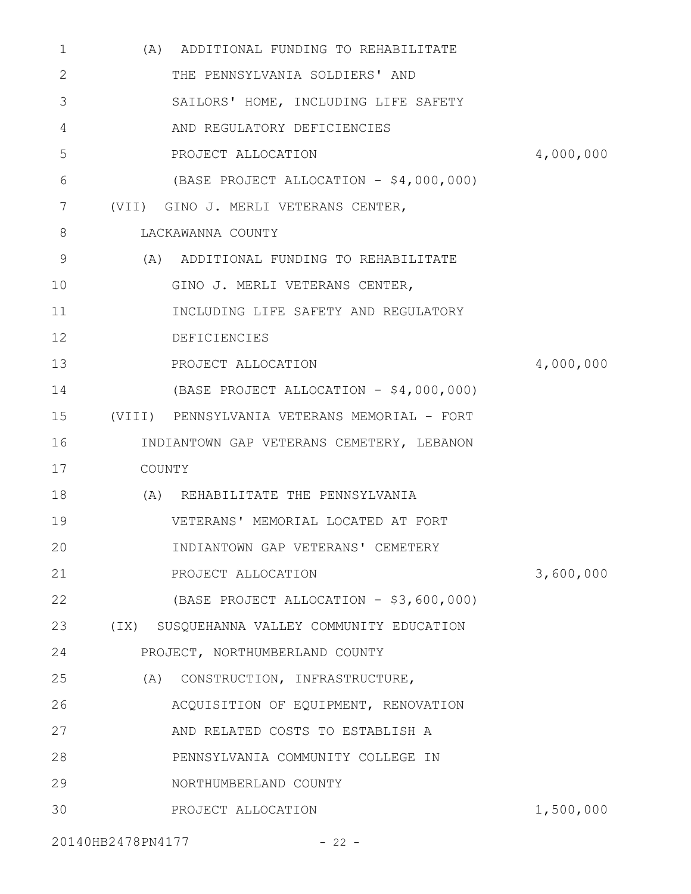(A) ADDITIONAL FUNDING TO REHABILITATE THE PENNSYLVANIA SOLDIERS' AND SAILORS' HOME, INCLUDING LIFE SAFETY AND REGULATORY DEFICIENCIES

PROJECT ALLOCATION 4,000,000

(BASE PROJECT ALLOCATION - $4,000,000)

(VII) GINO J. MERLI VETERANS CENTER, LACKAWANNA COUNTY

(A) ADDITIONAL FUNDING TO REHABILITATE GINO J. MERLI VETERANS CENTER, INCLUDING LIFE SAFETY AND REGULATORY DEFICIENCIES

PROJECT ALLOCATION 4,000,000

(BASE PROJECT ALLOCATION - $4,000,000)

(VIII) PENNSYLVANIA VETERANS MEMORIAL - FORT INDIANTOWN GAP VETERANS CEMETERY, LEBANON COUNTY

(A) REHABILITATE THE PENNSYLVANIA VETERANS' MEMORIAL LOCATED AT FORT INDIANTOWN GAP VETERANS' CEMETERY

PROJECT ALLOCATION 3,600,000

(BASE PROJECT ALLOCATION - $3,600,000)

(IX) SUSQUEHANNA VALLEY COMMUNITY EDUCATION PROJECT, NORTHUMBERLAND COUNTY

(A) CONSTRUCTION, INFRASTRUCTURE, ACQUISITION OF EQUIPMENT, RENOVATION AND RELATED COSTS TO ESTABLISH A PENNSYLVANIA COMMUNITY COLLEGE IN NORTHUMBERLAND COUNTY

PROJECT ALLOCATION 1,500,000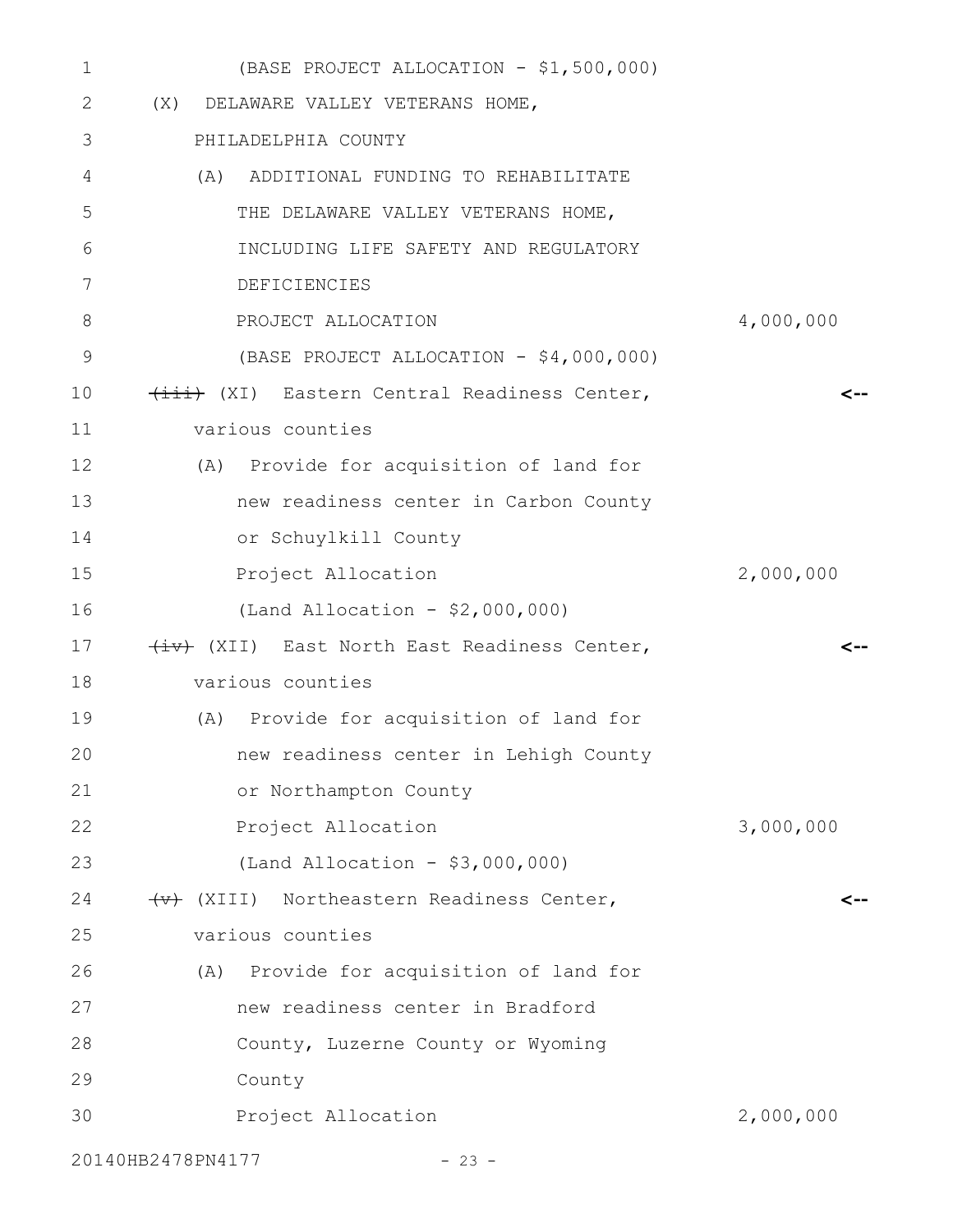(BASE PROJECT ALLOCATION - $1,500,000)

(X) DELAWARE VALLEY VETERANS HOME, PHILADELPHIA COUNTY

(A) ADDITIONAL FUNDING TO REHABILITATE THE DELAWARE VALLEY VETERANS HOME, INCLUDING LIFE SAFETY AND REGULATORY DEFICIENCIES

PROJECT ALLOCATION 4,000,000

(BASE PROJECT ALLOCATION - $4,000,000)

~~(iii)~~ (XI) Eastern Central Readiness Center, various counties

(A) Provide for acquisition of land for new readiness center in Carbon County or Schuylkill County

Project Allocation 2,000,000

(Land Allocation - $2,000,000)

~~(iv)~~ (XII) East North East Readiness Center, various counties

(A) Provide for acquisition of land for new readiness center in Lehigh County or Northampton County

Project Allocation 3,000,000

(Land Allocation - $3,000,000)

~~(v)~~ (XIII) Northeastern Readiness Center, various counties

(A) Provide for acquisition of land for new readiness center in Bradford County, Luzerne County or Wyoming County

Project Allocation 2,000,000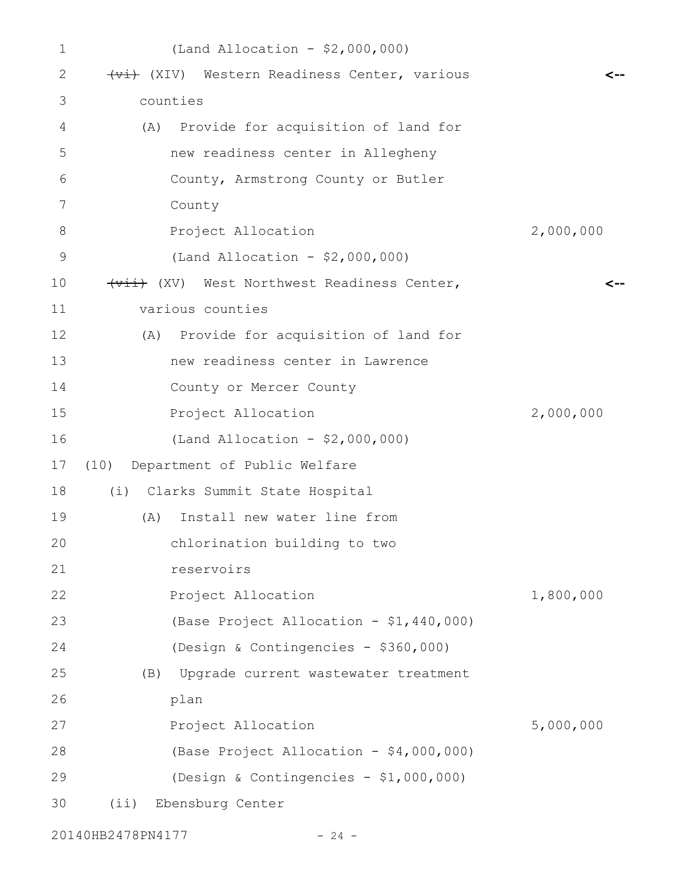(Land Allocation - $2,000,000)

~~(vi)~~ (XIV) Western Readiness Center, various counties

(A) Provide for acquisition of land for new readiness center in Allegheny County, Armstrong County or Butler County

| | |
|---|---|
| Project Allocation | 2,000,000 |

(Land Allocation - $2,000,000)

~~(vii)~~ (XV) West Northwest Readiness Center, various counties

(A) Provide for acquisition of land for new readiness center in Lawrence County or Mercer County

| | |
|---|---|
| Project Allocation | 2,000,000 |

(Land Allocation - $2,000,000)

(10) Department of Public Welfare

(i) Clarks Summit State Hospital

(A) Install new water line from chlorination building to two reservoirs

| | |
|---|---|
| Project Allocation | 1,800,000 |

(Base Project Allocation - $1,440,000)

(Design & Contingencies - $360,000)

(B) Upgrade current wastewater treatment plan

| | |
|---|---|
| Project Allocation | 5,000,000 |

(Base Project Allocation - $4,000,000)

(Design & Contingencies - $1,000,000)

(ii) Ebensburg Center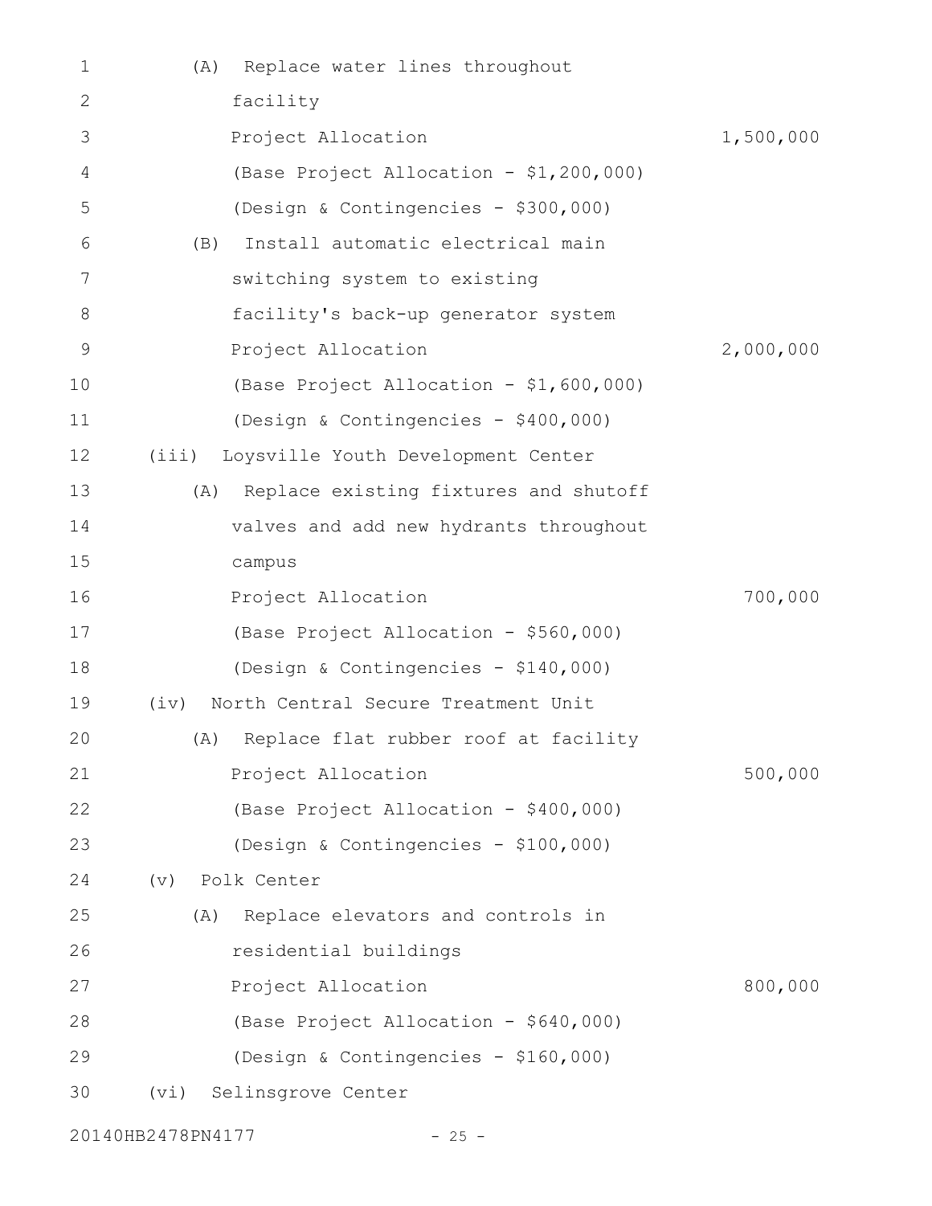(A) Replace water lines throughout facility

Project Allocation 1,500,000

(Base Project Allocation - $1,200,000)

(Design & Contingencies - $300,000)

(B) Install automatic electrical main switching system to existing facility's back-up generator system

Project Allocation 2,000,000

(Base Project Allocation - $1,600,000)

(Design & Contingencies - $400,000)

(iii) Loysville Youth Development Center

(A) Replace existing fixtures and shutoff valves and add new hydrants throughout campus

Project Allocation 700,000

(Base Project Allocation - $560,000)

(Design & Contingencies - $140,000)

(iv) North Central Secure Treatment Unit

(A) Replace flat rubber roof at facility

Project Allocation 500,000

(Base Project Allocation - $400,000)

(Design & Contingencies - $100,000)

(v) Polk Center

(A) Replace elevators and controls in residential buildings

Project Allocation 800,000

(Base Project Allocation - $640,000)

(Design & Contingencies - $160,000)

(vi) Selinsgrove Center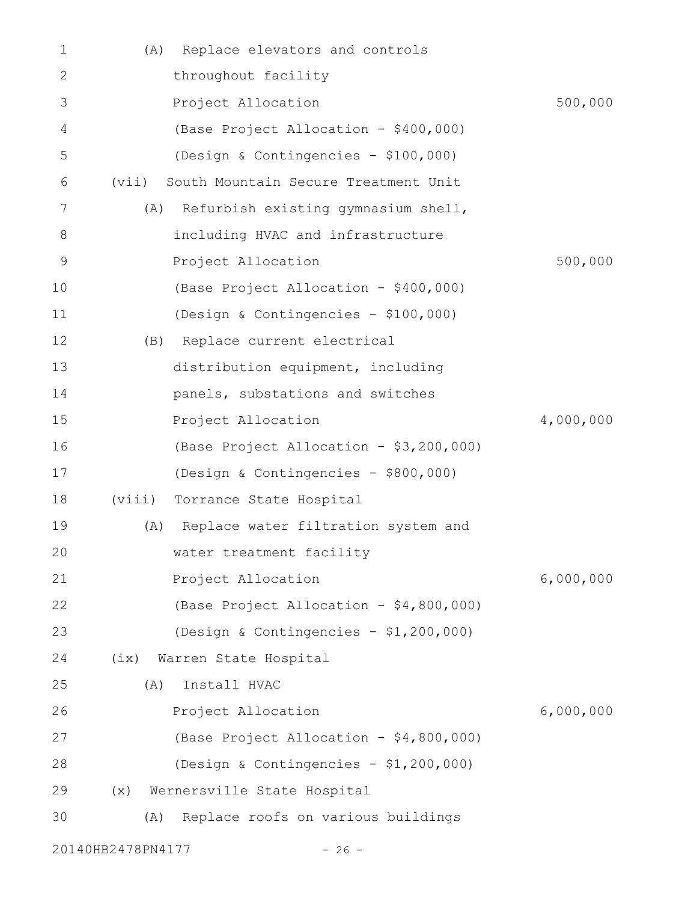(A) Replace elevators and controls throughout facility

Project Allocation 500,000

(Base Project Allocation - $400,000)

(Design & Contingencies - $100,000)

(vii) South Mountain Secure Treatment Unit

(A) Refurbish existing gymnasium shell, including HVAC and infrastructure

Project Allocation 500,000

(Base Project Allocation - $400,000)

(Design & Contingencies - $100,000)

(B) Replace current electrical distribution equipment, including panels, substations and switches

Project Allocation 4,000,000

(Base Project Allocation - $3,200,000)

(Design & Contingencies - $800,000)

(viii) Torrance State Hospital

(A) Replace water filtration system and water treatment facility

Project Allocation 6,000,000

(Base Project Allocation - $4,800,000)

(Design & Contingencies - $1,200,000)

(ix) Warren State Hospital

(A) Install HVAC

Project Allocation 6,000,000

(Base Project Allocation - $4,800,000)

(Design & Contingencies - $1,200,000)

(x) Wernersville State Hospital

(A) Replace roofs on various buildings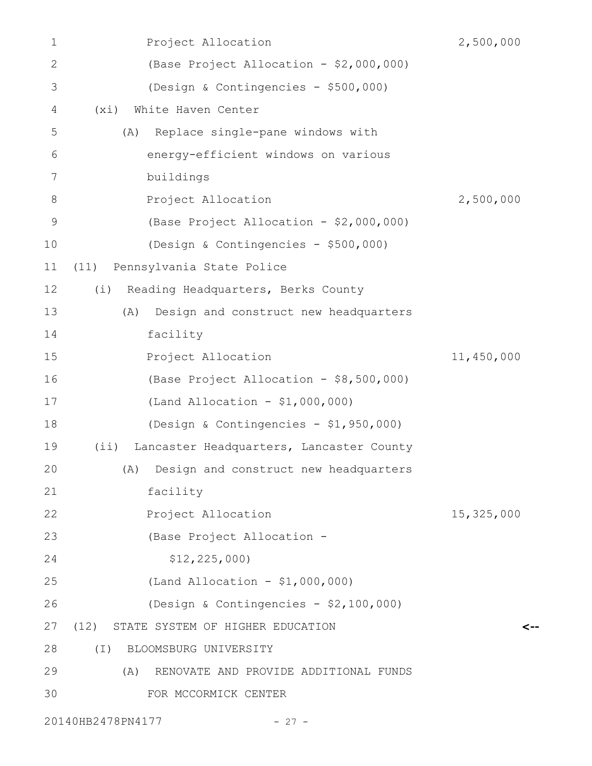Project Allocation 2,500,000

(Base Project Allocation - $2,000,000)

(Design & Contingencies - $500,000)

(xi) White Haven Center

(A) Replace single-pane windows with energy-efficient windows on various buildings

Project Allocation 2,500,000

(Base Project Allocation - $2,000,000)

(Design & Contingencies - $500,000)

(11) Pennsylvania State Police

(i) Reading Headquarters, Berks County

(A) Design and construct new headquarters facility

Project Allocation 11,450,000

(Base Project Allocation - $8,500,000)

(Land Allocation - $1,000,000)

(Design & Contingencies - $1,950,000)

(ii) Lancaster Headquarters, Lancaster County

(A) Design and construct new headquarters facility

Project Allocation 15,325,000

(Base Project Allocation - $12,225,000)

(Land Allocation - $1,000,000)

(Design & Contingencies - $2,100,000)

(12) STATE SYSTEM OF HIGHER EDUCATION <--

(I) BLOOMSBURG UNIVERSITY

(A) RENOVATE AND PROVIDE ADDITIONAL FUNDS FOR MCCORMICK CENTER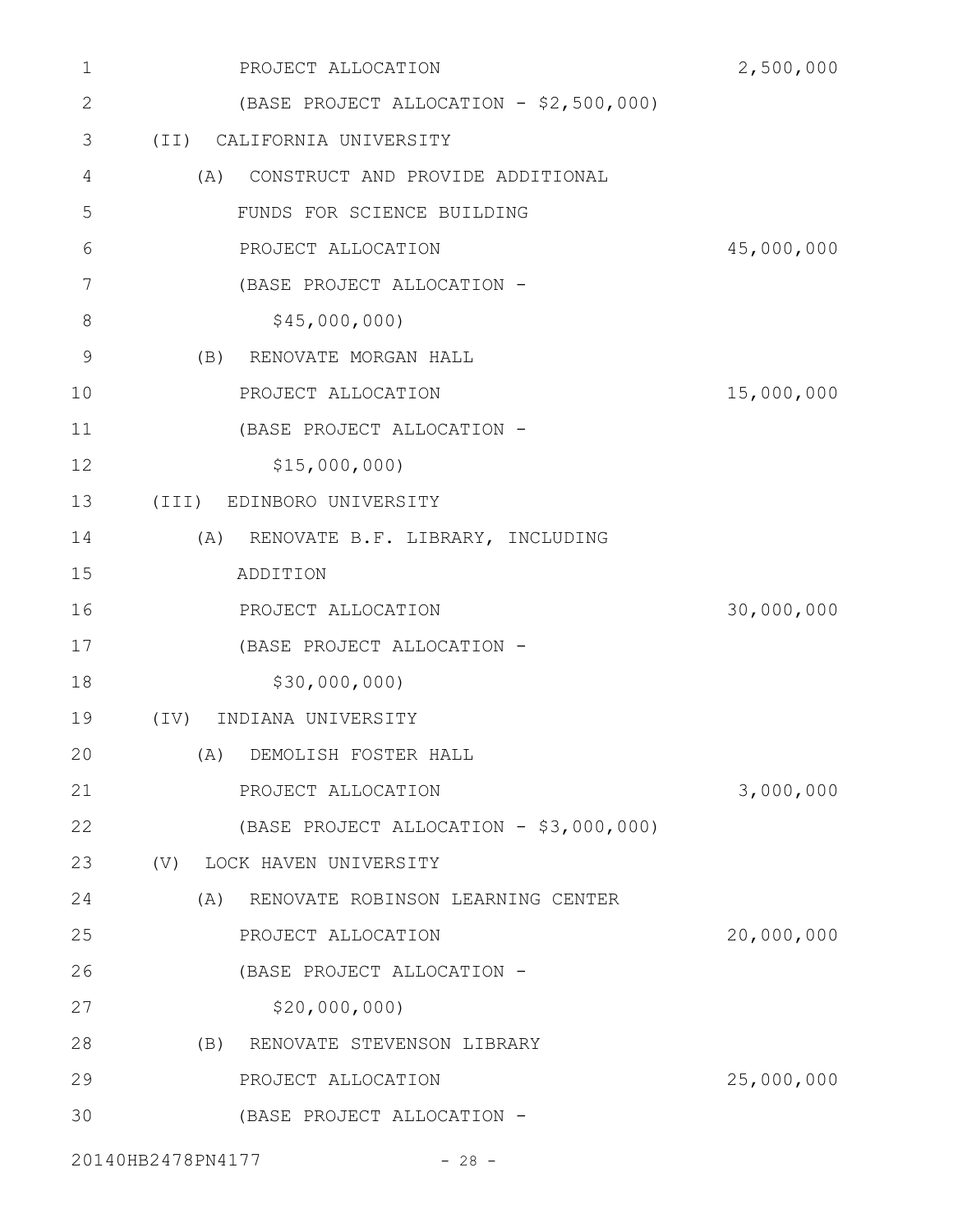PROJECT ALLOCATION 2,500,000

(BASE PROJECT ALLOCATION - $2,500,000)

(II) CALIFORNIA UNIVERSITY

(A) CONSTRUCT AND PROVIDE ADDITIONAL FUNDS FOR SCIENCE BUILDING

PROJECT ALLOCATION 45,000,000

(BASE PROJECT ALLOCATION - $45,000,000)

(B) RENOVATE MORGAN HALL

PROJECT ALLOCATION 15,000,000

(BASE PROJECT ALLOCATION - $15,000,000)

(III) EDINBORO UNIVERSITY

(A) RENOVATE B.F. LIBRARY, INCLUDING ADDITION

PROJECT ALLOCATION 30,000,000

(BASE PROJECT ALLOCATION - $30,000,000)

(IV) INDIANA UNIVERSITY

(A) DEMOLISH FOSTER HALL

PROJECT ALLOCATION 3,000,000

(BASE PROJECT ALLOCATION - $3,000,000)

(V) LOCK HAVEN UNIVERSITY

(A) RENOVATE ROBINSON LEARNING CENTER

PROJECT ALLOCATION 20,000,000

(BASE PROJECT ALLOCATION - $20,000,000)

(B) RENOVATE STEVENSON LIBRARY

PROJECT ALLOCATION 25,000,000

(BASE PROJECT ALLOCATION -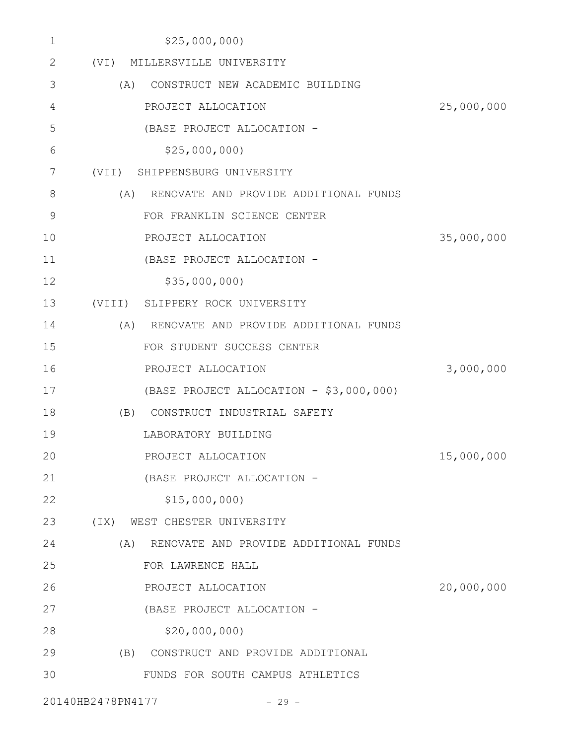$25,000,000)

(VI) MILLERSVILLE UNIVERSITY

(A) CONSTRUCT NEW ACADEMIC BUILDING

PROJECT ALLOCATION 25,000,000

(BASE PROJECT ALLOCATION -

$25,000,000)

(VII) SHIPPENSBURG UNIVERSITY

(A) RENOVATE AND PROVIDE ADDITIONAL FUNDS

FOR FRANKLIN SCIENCE CENTER

PROJECT ALLOCATION 35,000,000

(BASE PROJECT ALLOCATION -

$35,000,000)

(VIII) SLIPPERY ROCK UNIVERSITY

(A) RENOVATE AND PROVIDE ADDITIONAL FUNDS

FOR STUDENT SUCCESS CENTER

PROJECT ALLOCATION 3,000,000

(BASE PROJECT ALLOCATION - $3,000,000)

(B) CONSTRUCT INDUSTRIAL SAFETY

LABORATORY BUILDING

PROJECT ALLOCATION 15,000,000

(BASE PROJECT ALLOCATION -

$15,000,000)

(IX) WEST CHESTER UNIVERSITY

(A) RENOVATE AND PROVIDE ADDITIONAL FUNDS

FOR LAWRENCE HALL

PROJECT ALLOCATION 20,000,000

(BASE PROJECT ALLOCATION -

$20,000,000)

(B) CONSTRUCT AND PROVIDE ADDITIONAL

FUNDS FOR SOUTH CAMPUS ATHLETICS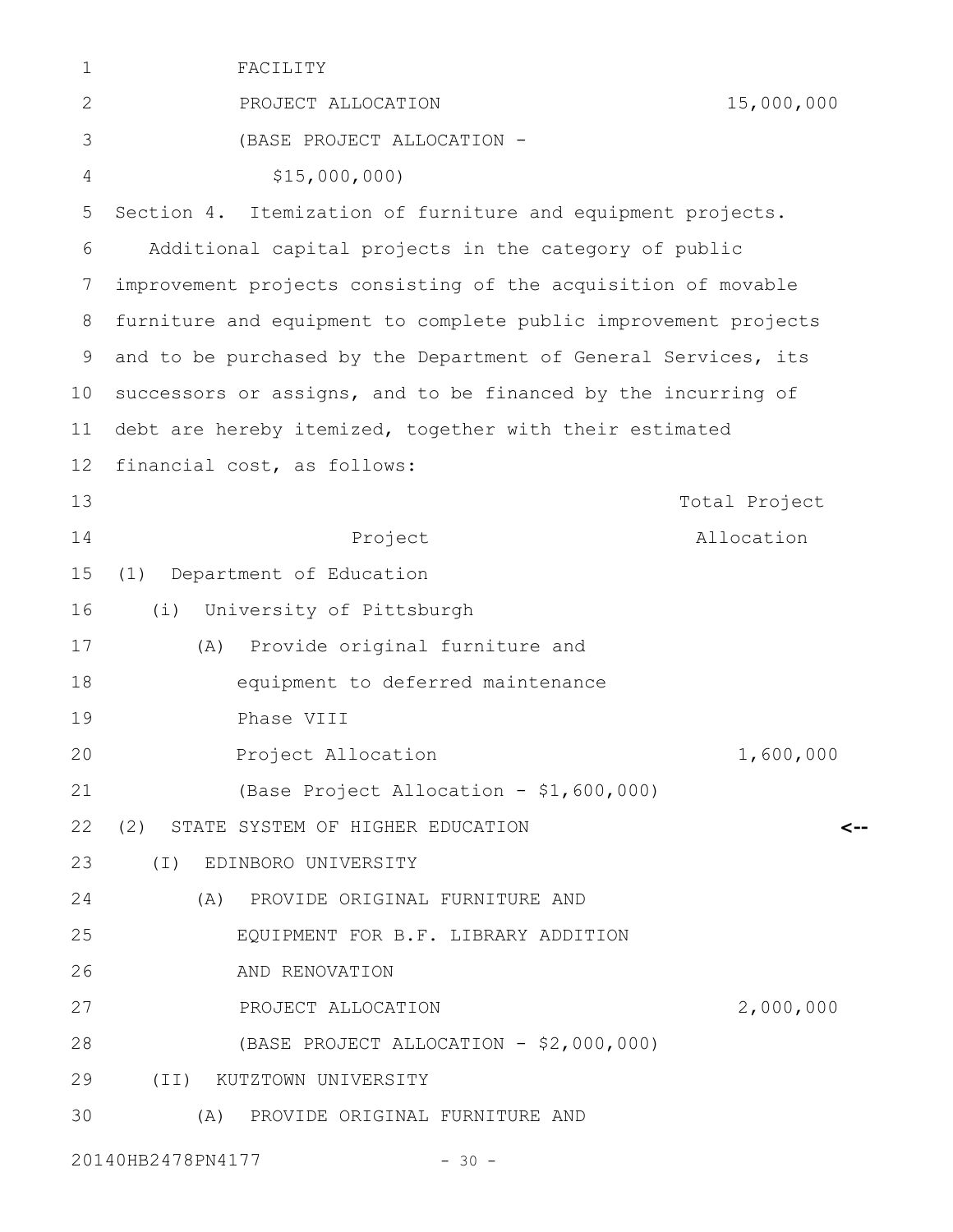FACILITY
PROJECT ALLOCATION 15,000,000
(BASE PROJECT ALLOCATION -
$15,000,000)

Section 4. Itemization of furniture and equipment projects.

Additional capital projects in the category of public improvement projects consisting of the acquisition of movable furniture and equipment to complete public improvement projects and to be purchased by the Department of General Services, its successors or assigns, and to be financed by the incurring of debt are hereby itemized, together with their estimated financial cost, as follows:

| Project | Total Project Allocation |
|---|---|
| (1) Department of Education | |
| (i) University of Pittsburgh | |
| (A) Provide original furniture and equipment to deferred maintenance Phase VIII | |
| Project Allocation | 1,600,000 |
| (Base Project Allocation - $1,600,000) | |
| (2) STATE SYSTEM OF HIGHER EDUCATION | |
| (I) EDINBORO UNIVERSITY | |
| (A) PROVIDE ORIGINAL FURNITURE AND EQUIPMENT FOR B.F. LIBRARY ADDITION AND RENOVATION | |
| PROJECT ALLOCATION | 2,000,000 |
| (BASE PROJECT ALLOCATION - $2,000,000) | |
| (II) KUTZTOWN UNIVERSITY | |
| (A) PROVIDE ORIGINAL FURNITURE AND | |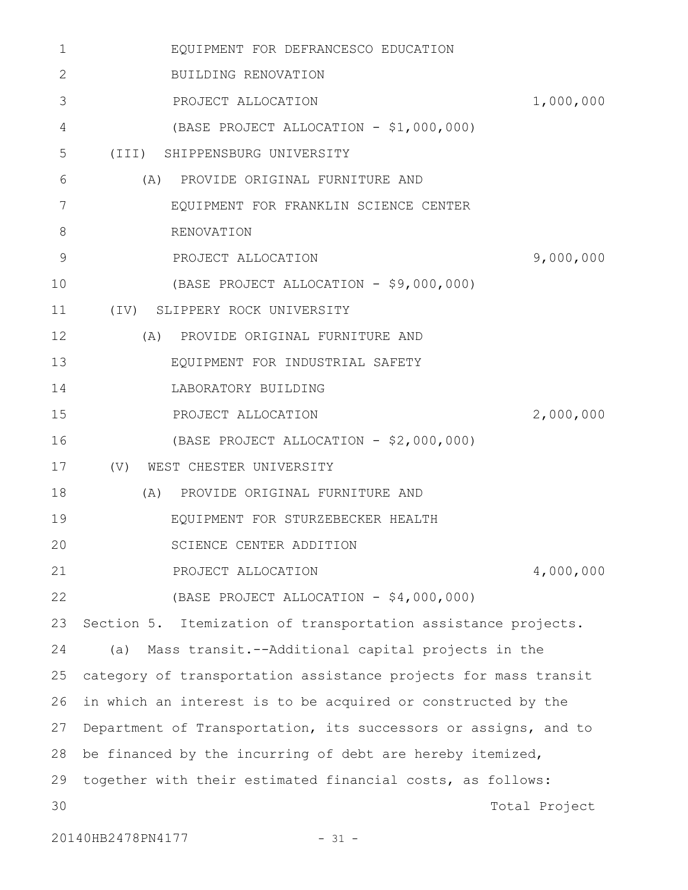EQUIPMENT FOR DEFRANCESCO EDUCATION
BUILDING RENOVATION

| | |
|---|---|
| PROJECT ALLOCATION | 1,000,000 |
| (BASE PROJECT ALLOCATION - $1,000,000) | |

(III) SHIPPENSBURG UNIVERSITY

(A) PROVIDE ORIGINAL FURNITURE AND EQUIPMENT FOR FRANKLIN SCIENCE CENTER RENOVATION

| | |
|---|---|
| PROJECT ALLOCATION | 9,000,000 |
| (BASE PROJECT ALLOCATION - $9,000,000) | |

(IV) SLIPPERY ROCK UNIVERSITY

(A) PROVIDE ORIGINAL FURNITURE AND EQUIPMENT FOR INDUSTRIAL SAFETY LABORATORY BUILDING

| | |
|---|---|
| PROJECT ALLOCATION | 2,000,000 |
| (BASE PROJECT ALLOCATION - $2,000,000) | |

(V) WEST CHESTER UNIVERSITY

(A) PROVIDE ORIGINAL FURNITURE AND EQUIPMENT FOR STURZEBECKER HEALTH SCIENCE CENTER ADDITION

| | |
|---|---|
| PROJECT ALLOCATION | 4,000,000 |
| (BASE PROJECT ALLOCATION - $4,000,000) | |

Section 5. Itemization of transportation assistance projects.

(a) Mass transit.--Additional capital projects in the category of transportation assistance projects for mass transit in which an interest is to be acquired or constructed by the Department of Transportation, its successors or assigns, and to be financed by the incurring of debt are hereby itemized, together with their estimated financial costs, as follows:

Total Project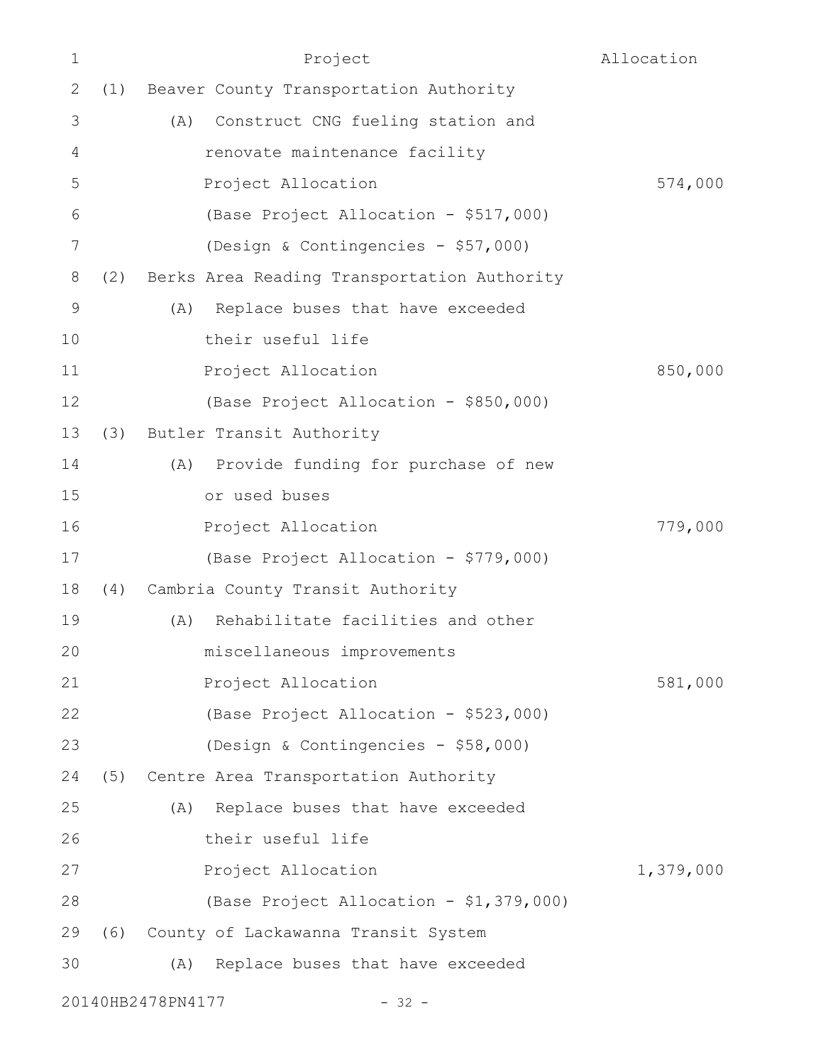| Project | Allocation |
|---|---|
| (1) Beaver County Transportation Authority | |
| (A) Construct CNG fueling station and renovate maintenance facility | |
| Project Allocation | 574,000 |
| (Base Project Allocation - $517,000) | |
| (Design & Contingencies - $57,000) | |
| (2) Berks Area Reading Transportation Authority | |
| (A) Replace buses that have exceeded their useful life | |
| Project Allocation | 850,000 |
| (Base Project Allocation - $850,000) | |
| (3) Butler Transit Authority | |
| (A) Provide funding for purchase of new or used buses | |
| Project Allocation | 779,000 |
| (Base Project Allocation - $779,000) | |
| (4) Cambria County Transit Authority | |
| (A) Rehabilitate facilities and other miscellaneous improvements | |
| Project Allocation | 581,000 |
| (Base Project Allocation - $523,000) | |
| (Design & Contingencies - $58,000) | |
| (5) Centre Area Transportation Authority | |
| (A) Replace buses that have exceeded their useful life | |
| Project Allocation | 1,379,000 |
| (Base Project Allocation - $1,379,000) | |
| (6) County of Lackawanna Transit System | |
| (A) Replace buses that have exceeded | |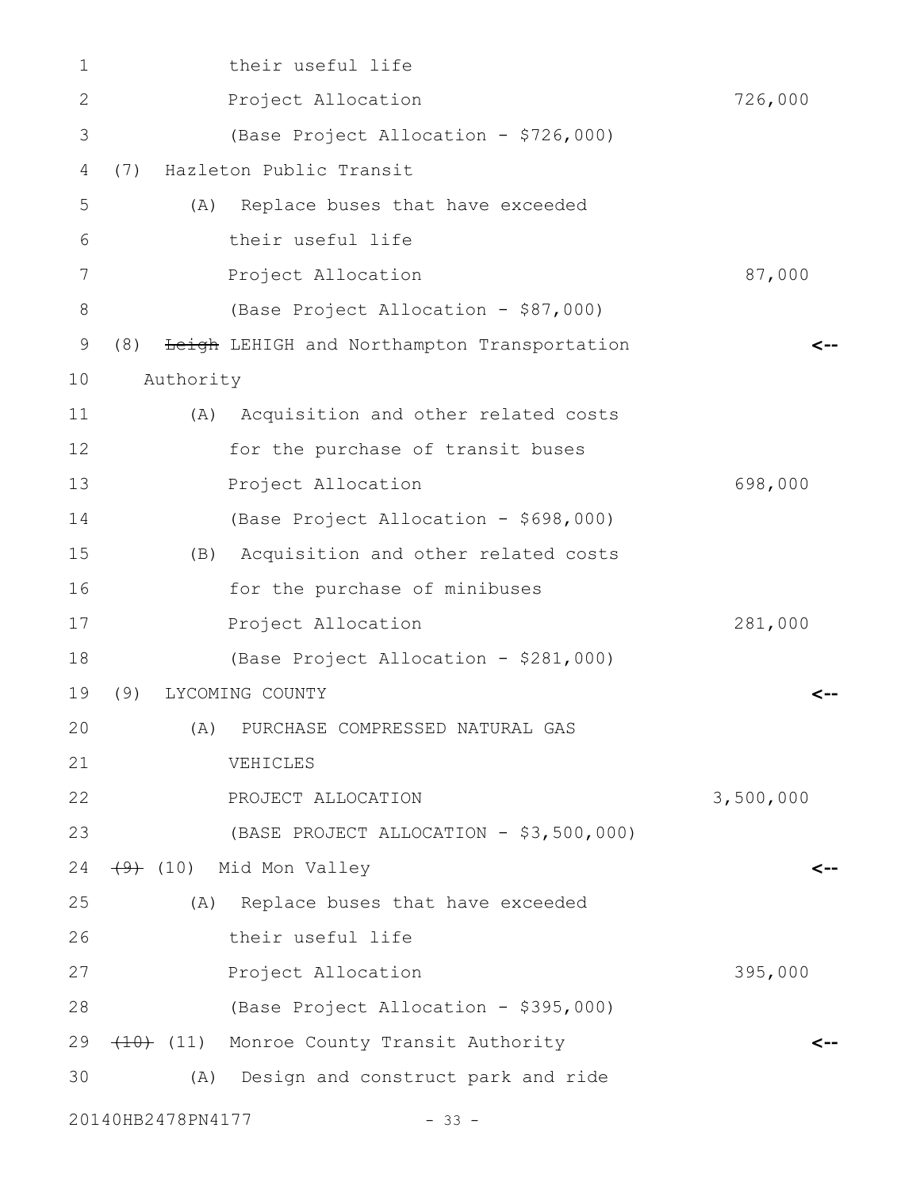their useful life
Project Allocation 726,000
(Base Project Allocation - $726,000)

(7) Hazleton Public Transit

(A) Replace buses that have exceeded their useful life
Project Allocation 87,000
(Base Project Allocation - $87,000)

(8) ~~Leigh~~ LEHIGH and Northampton Transportation Authority <--

(A) Acquisition and other related costs for the purchase of transit buses
Project Allocation 698,000
(Base Project Allocation - $698,000)

(B) Acquisition and other related costs for the purchase of minibuses
Project Allocation 281,000
(Base Project Allocation - $281,000)

(9) LYCOMING COUNTY <--

(A) PURCHASE COMPRESSED NATURAL GAS VEHICLES
PROJECT ALLOCATION 3,500,000
(BASE PROJECT ALLOCATION - $3,500,000)

~~(9)~~ (10) Mid Mon Valley <--

(A) Replace buses that have exceeded their useful life
Project Allocation 395,000
(Base Project Allocation - $395,000)

~~(10)~~ (11) Monroe County Transit Authority <--

(A) Design and construct park and ride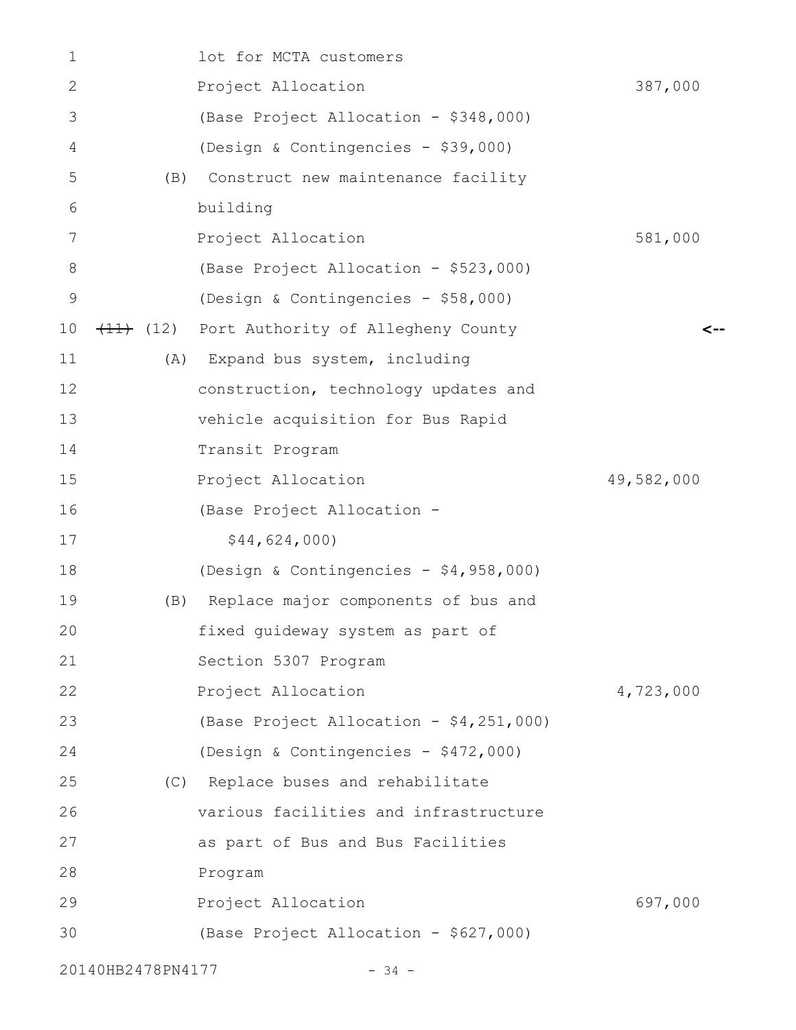lot for MCTA customers
Project Allocation 387,000
(Base Project Allocation - $348,000)
(Design & Contingencies - $39,000)

(B) Construct new maintenance facility building
Project Allocation 581,000
(Base Project Allocation - $523,000)
(Design & Contingencies - $58,000)

~~(11)~~ (12) Port Authority of Allegheny County

(A) Expand bus system, including construction, technology updates and vehicle acquisition for Bus Rapid Transit Program
Project Allocation 49,582,000
(Base Project Allocation - $44,624,000)
(Design & Contingencies - $4,958,000)

(B) Replace major components of bus and fixed guideway system as part of Section 5307 Program
Project Allocation 4,723,000
(Base Project Allocation - $4,251,000)
(Design & Contingencies - $472,000)

(C) Replace buses and rehabilitate various facilities and infrastructure as part of Bus and Bus Facilities Program
Project Allocation 697,000
(Base Project Allocation - $627,000)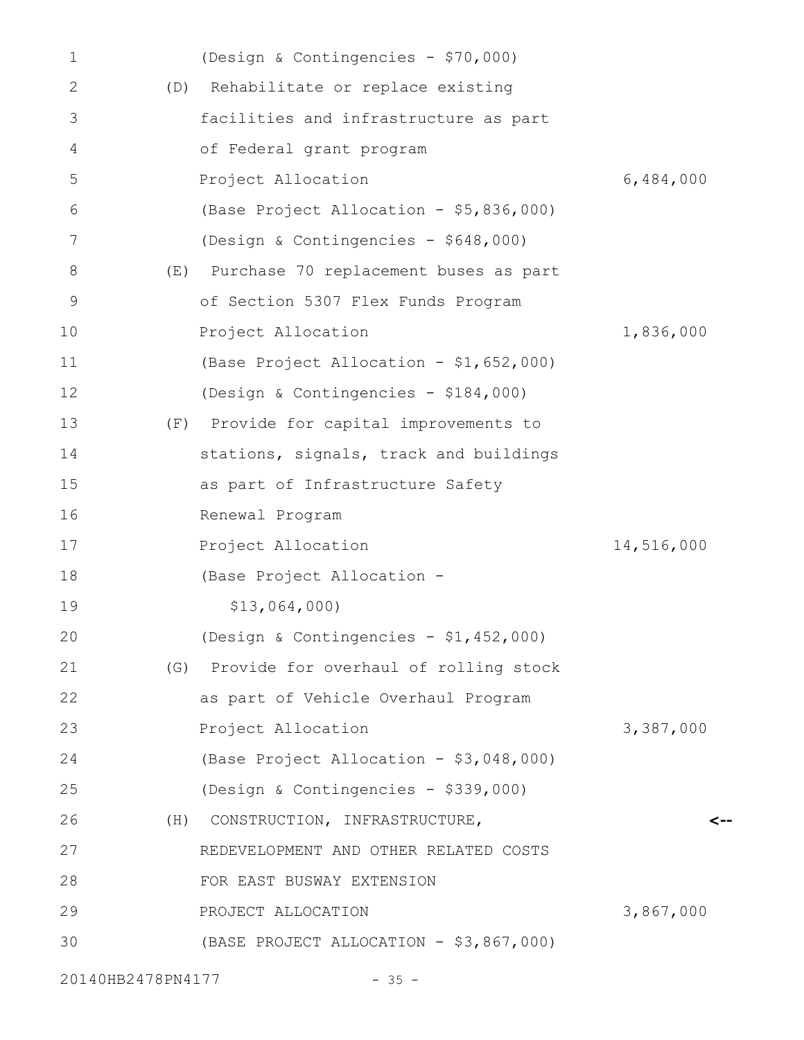(Design & Contingencies - $70,000)

(D) Rehabilitate or replace existing facilities and infrastructure as part of Federal grant program

| | |
|---|---|
| Project Allocation | 6,484,000 |
| (Base Project Allocation - $5,836,000) | |
| (Design & Contingencies - $648,000) | |

(E) Purchase 70 replacement buses as part of Section 5307 Flex Funds Program

| | |
|---|---|
| Project Allocation | 1,836,000 |
| (Base Project Allocation - $1,652,000) | |
| (Design & Contingencies - $184,000) | |

(F) Provide for capital improvements to stations, signals, track and buildings as part of Infrastructure Safety Renewal Program

| | |
|---|---|
| Project Allocation | 14,516,000 |
| (Base Project Allocation - $13,064,000) | |
| (Design & Contingencies - $1,452,000) | |

(G) Provide for overhaul of rolling stock as part of Vehicle Overhaul Program

| | |
|---|---|
| Project Allocation | 3,387,000 |
| (Base Project Allocation - $3,048,000) | |
| (Design & Contingencies - $339,000) | |

(H) CONSTRUCTION, INFRASTRUCTURE, REDEVELOPMENT AND OTHER RELATED COSTS FOR EAST BUSWAY EXTENSION <--

| | |
|---|---|
| PROJECT ALLOCATION | 3,867,000 |
| (BASE PROJECT ALLOCATION - $3,867,000) | |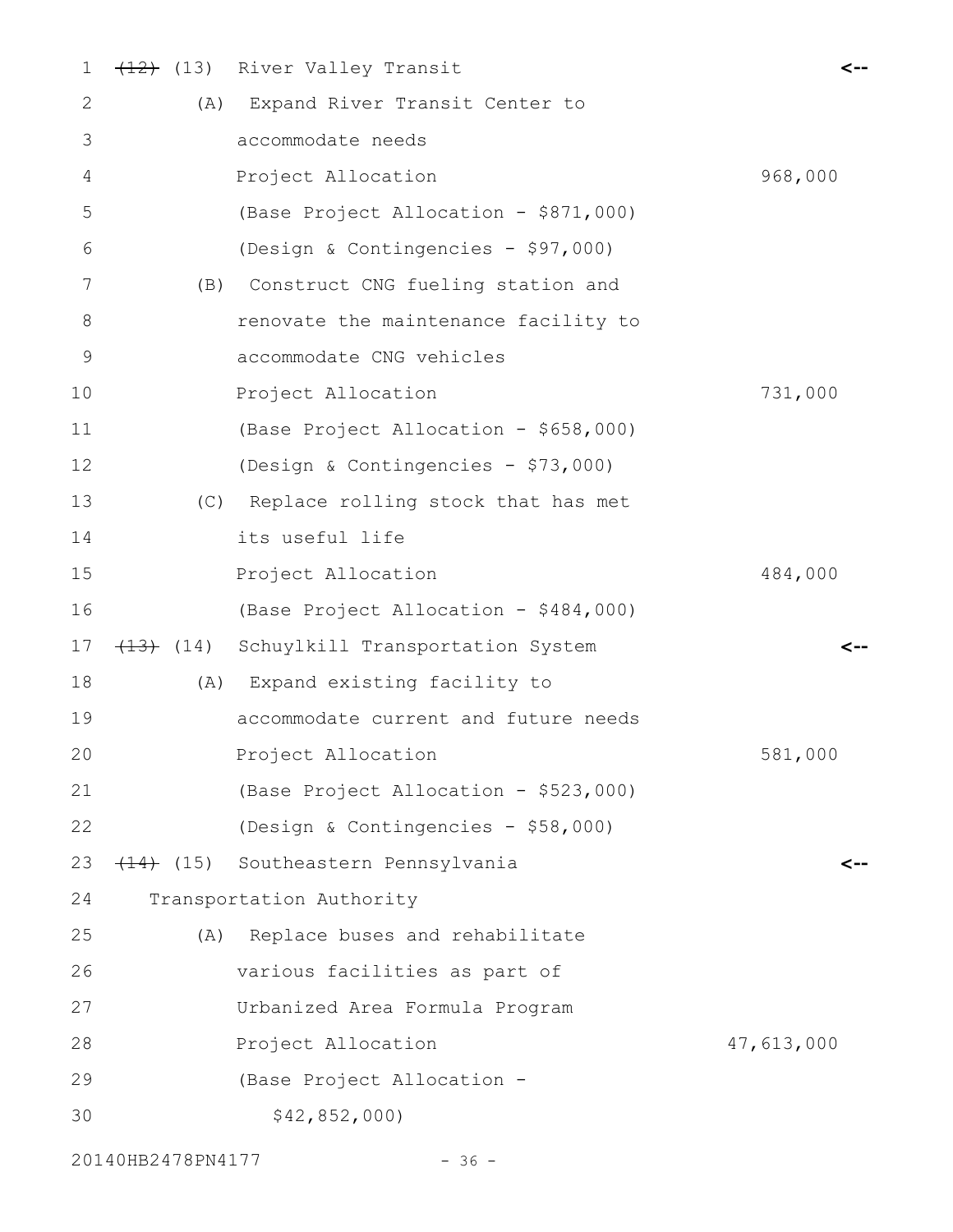~~(12)~~ (13) River Valley Transit

(A) Expand River Transit Center to accommodate needs

Project Allocation 968,000

(Base Project Allocation - $871,000)

(Design & Contingencies - $97,000)

(B) Construct CNG fueling station and renovate the maintenance facility to accommodate CNG vehicles

Project Allocation 731,000

(Base Project Allocation - $658,000)

(Design & Contingencies - $73,000)

(C) Replace rolling stock that has met its useful life

Project Allocation 484,000

(Base Project Allocation - $484,000)

~~(13)~~ (14) Schuylkill Transportation System

(A) Expand existing facility to accommodate current and future needs

Project Allocation 581,000

(Base Project Allocation - $523,000)

(Design & Contingencies - $58,000)

~~(14)~~ (15) Southeastern Pennsylvania Transportation Authority

(A) Replace buses and rehabilitate various facilities as part of Urbanized Area Formula Program

Project Allocation 47,613,000

(Base Project Allocation - $42,852,000)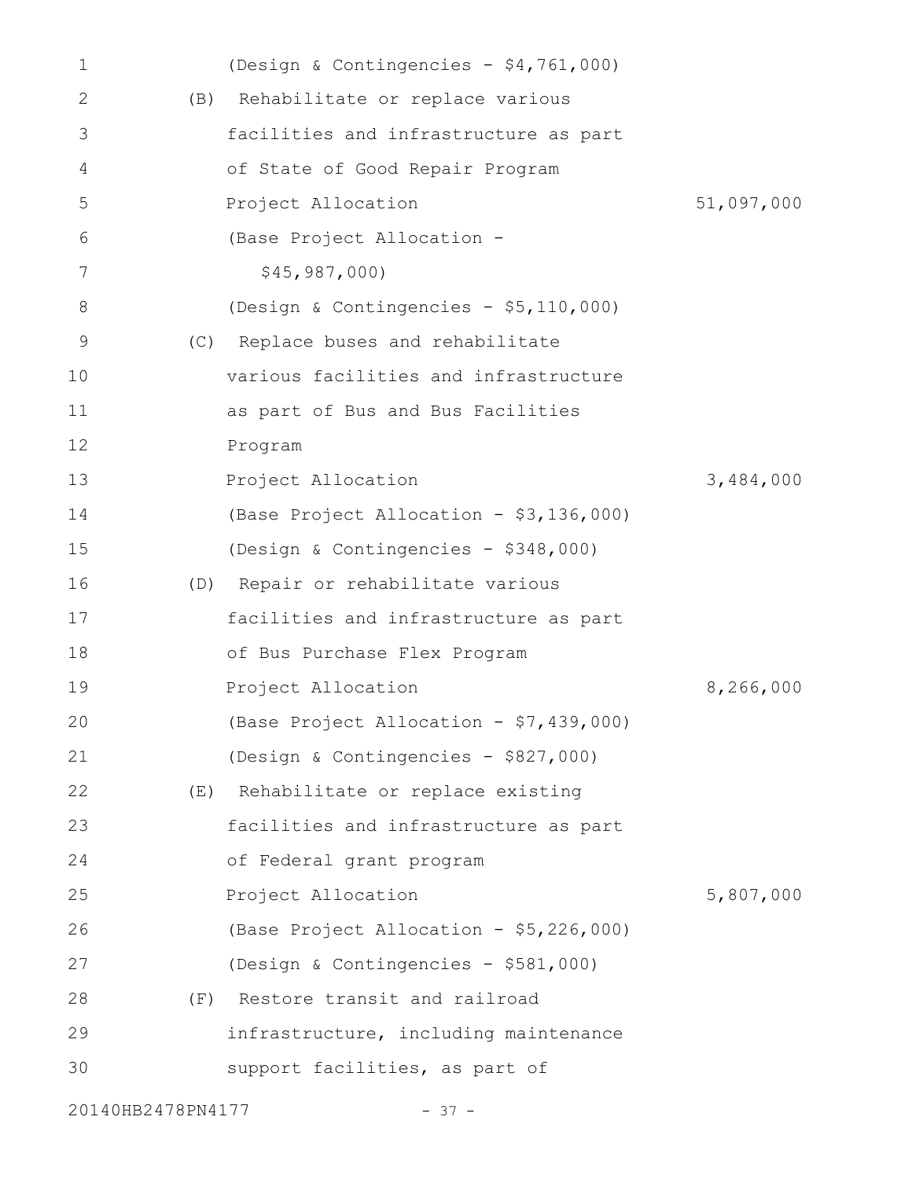(Design & Contingencies - $4,761,000)

(B) Rehabilitate or replace various facilities and infrastructure as part of State of Good Repair Program

Project Allocation 51,097,000

(Base Project Allocation - $45,987,000)

(Design & Contingencies - $5,110,000)

(C) Replace buses and rehabilitate various facilities and infrastructure as part of Bus and Bus Facilities Program

Project Allocation 3,484,000

(Base Project Allocation - $3,136,000)

(Design & Contingencies - $348,000)

(D) Repair or rehabilitate various facilities and infrastructure as part of Bus Purchase Flex Program

Project Allocation 8,266,000

(Base Project Allocation - $7,439,000)

(Design & Contingencies - $827,000)

(E) Rehabilitate or replace existing facilities and infrastructure as part of Federal grant program

Project Allocation 5,807,000

(Base Project Allocation - $5,226,000)

(Design & Contingencies - $581,000)

(F) Restore transit and railroad infrastructure, including maintenance support facilities, as part of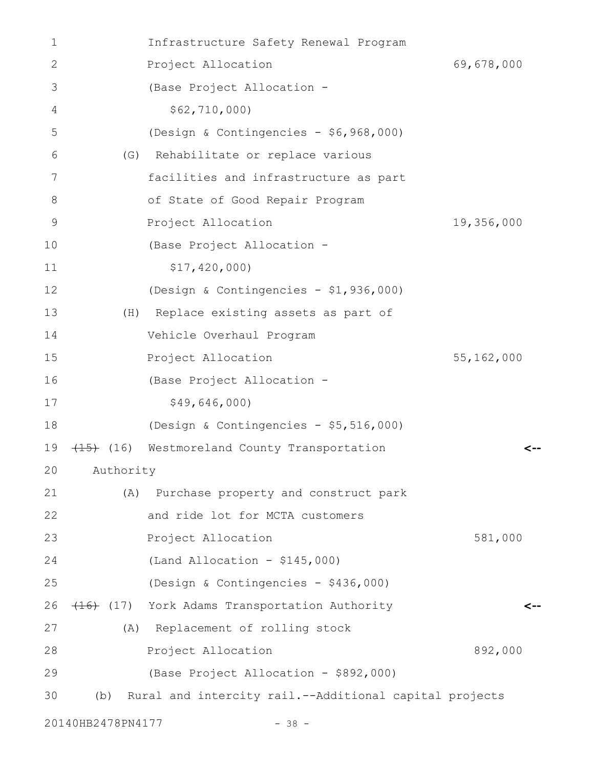Infrastructure Safety Renewal Program
Project Allocation 69,678,000
(Base Project Allocation - $62,710,000)
(Design & Contingencies - $6,968,000)

(G) Rehabilitate or replace various facilities and infrastructure as part of State of Good Repair Program
Project Allocation 19,356,000
(Base Project Allocation - $17,420,000)
(Design & Contingencies - $1,936,000)

(H) Replace existing assets as part of Vehicle Overhaul Program
Project Allocation 55,162,000
(Base Project Allocation - $49,646,000)
(Design & Contingencies - $5,516,000)

~~(15)~~ (16) Westmoreland County Transportation Authority <--

(A) Purchase property and construct park and ride lot for MCTA customers
Project Allocation 581,000
(Land Allocation - $145,000)
(Design & Contingencies - $436,000)

~~(16)~~ (17) York Adams Transportation Authority <--

(A) Replacement of rolling stock
Project Allocation 892,000
(Base Project Allocation - $892,000)

(b) Rural and intercity rail.--Additional capital projects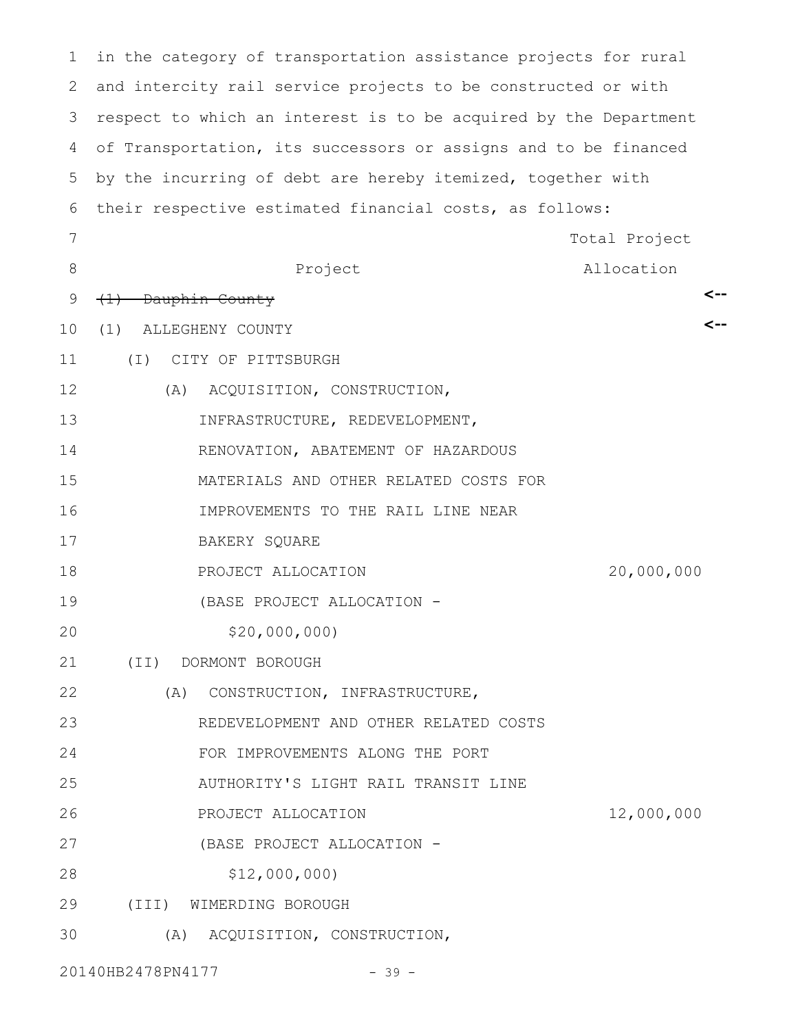in the category of transportation assistance projects for rural and intercity rail service projects to be constructed or with respect to which an interest is to be acquired by the Department of Transportation, its successors or assigns and to be financed by the incurring of debt are hereby itemized, together with their respective estimated financial costs, as follows:

| Project | Total Project Allocation |
|---|---|
| ~~(1) Dauphin County~~ | |
| (1) ALLEGHENY COUNTY | |
| (I) CITY OF PITTSBURGH | |
| (A) ACQUISITION, CONSTRUCTION, INFRASTRUCTURE, REDEVELOPMENT, RENOVATION, ABATEMENT OF HAZARDOUS MATERIALS AND OTHER RELATED COSTS FOR IMPROVEMENTS TO THE RAIL LINE NEAR BAKERY SQUARE | |
| PROJECT ALLOCATION | 20,000,000 |
| (BASE PROJECT ALLOCATION - $20,000,000) | |
| (II) DORMONT BOROUGH | |
| (A) CONSTRUCTION, INFRASTRUCTURE, REDEVELOPMENT AND OTHER RELATED COSTS FOR IMPROVEMENTS ALONG THE PORT AUTHORITY'S LIGHT RAIL TRANSIT LINE | |
| PROJECT ALLOCATION | 12,000,000 |
| (BASE PROJECT ALLOCATION - $12,000,000) | |
| (III) WIMERDING BOROUGH | |
| (A) ACQUISITION, CONSTRUCTION, | |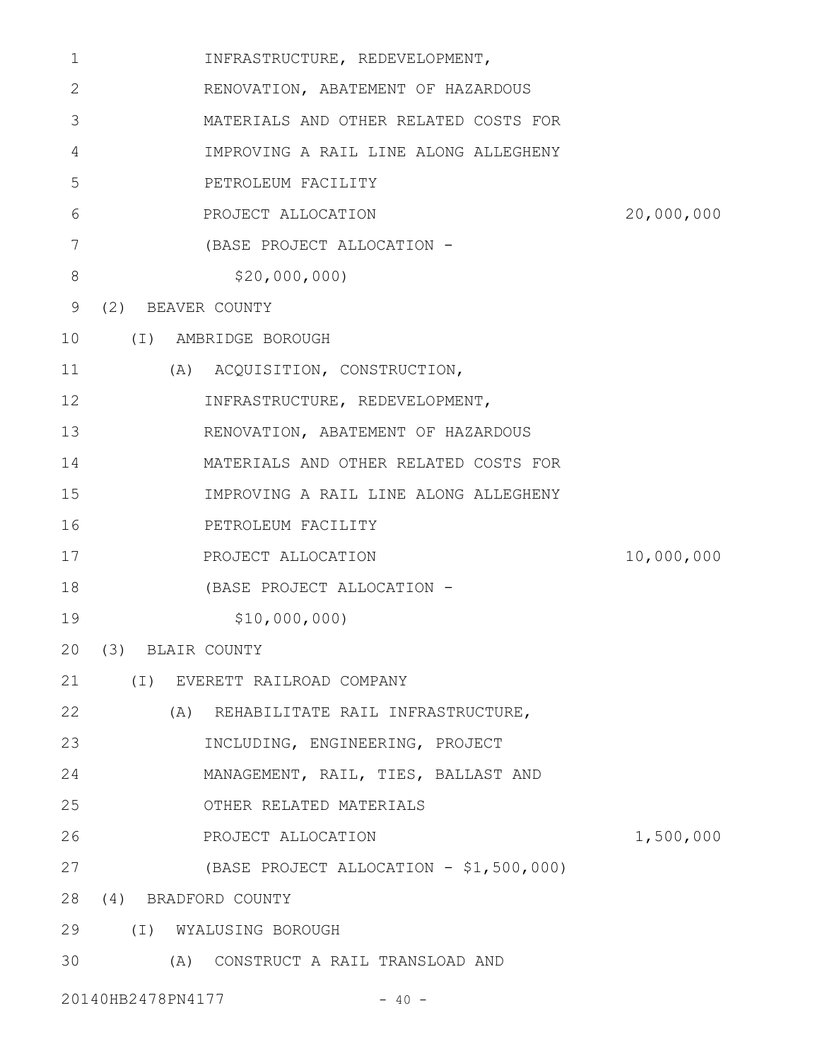INFRASTRUCTURE, REDEVELOPMENT, RENOVATION, ABATEMENT OF HAZARDOUS MATERIALS AND OTHER RELATED COSTS FOR IMPROVING A RAIL LINE ALONG ALLEGHENY PETROLEUM FACILITY

PROJECT ALLOCATION 20,000,000

(BASE PROJECT ALLOCATION - $20,000,000)

(2) BEAVER COUNTY

(I) AMBRIDGE BOROUGH

(A) ACQUISITION, CONSTRUCTION, INFRASTRUCTURE, REDEVELOPMENT, RENOVATION, ABATEMENT OF HAZARDOUS MATERIALS AND OTHER RELATED COSTS FOR IMPROVING A RAIL LINE ALONG ALLEGHENY PETROLEUM FACILITY

PROJECT ALLOCATION 10,000,000

(BASE PROJECT ALLOCATION - $10,000,000)

(3) BLAIR COUNTY

(I) EVERETT RAILROAD COMPANY

(A) REHABILITATE RAIL INFRASTRUCTURE, INCLUDING, ENGINEERING, PROJECT MANAGEMENT, RAIL, TIES, BALLAST AND OTHER RELATED MATERIALS

PROJECT ALLOCATION 1,500,000

(BASE PROJECT ALLOCATION - $1,500,000)

(4) BRADFORD COUNTY

(I) WYALUSING BOROUGH

(A) CONSTRUCT A RAIL TRANSLOAD AND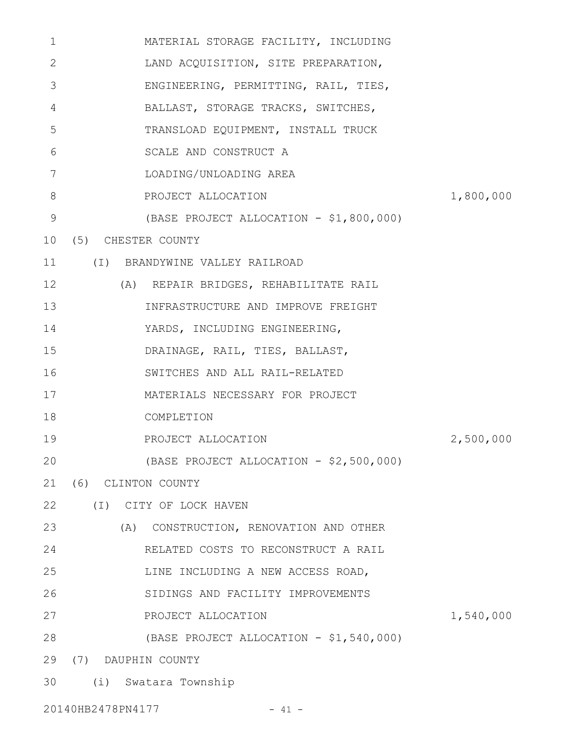MATERIAL STORAGE FACILITY, INCLUDING LAND ACQUISITION, SITE PREPARATION, ENGINEERING, PERMITTING, RAIL, TIES, BALLAST, STORAGE TRACKS, SWITCHES, TRANSLOAD EQUIPMENT, INSTALL TRUCK SCALE AND CONSTRUCT A LOADING/UNLOADING AREA

PROJECT ALLOCATION 1,800,000

(BASE PROJECT ALLOCATION - $1,800,000)

(5) CHESTER COUNTY

(I) BRANDYWINE VALLEY RAILROAD

(A) REPAIR BRIDGES, REHABILITATE RAIL INFRASTRUCTURE AND IMPROVE FREIGHT YARDS, INCLUDING ENGINEERING, DRAINAGE, RAIL, TIES, BALLAST, SWITCHES AND ALL RAIL-RELATED MATERIALS NECESSARY FOR PROJECT COMPLETION

PROJECT ALLOCATION 2,500,000

(BASE PROJECT ALLOCATION - $2,500,000)

(6) CLINTON COUNTY

(I) CITY OF LOCK HAVEN

(A) CONSTRUCTION, RENOVATION AND OTHER RELATED COSTS TO RECONSTRUCT A RAIL LINE INCLUDING A NEW ACCESS ROAD, SIDINGS AND FACILITY IMPROVEMENTS

PROJECT ALLOCATION 1,540,000

(BASE PROJECT ALLOCATION - $1,540,000)

(7) DAUPHIN COUNTY

(i) Swatara Township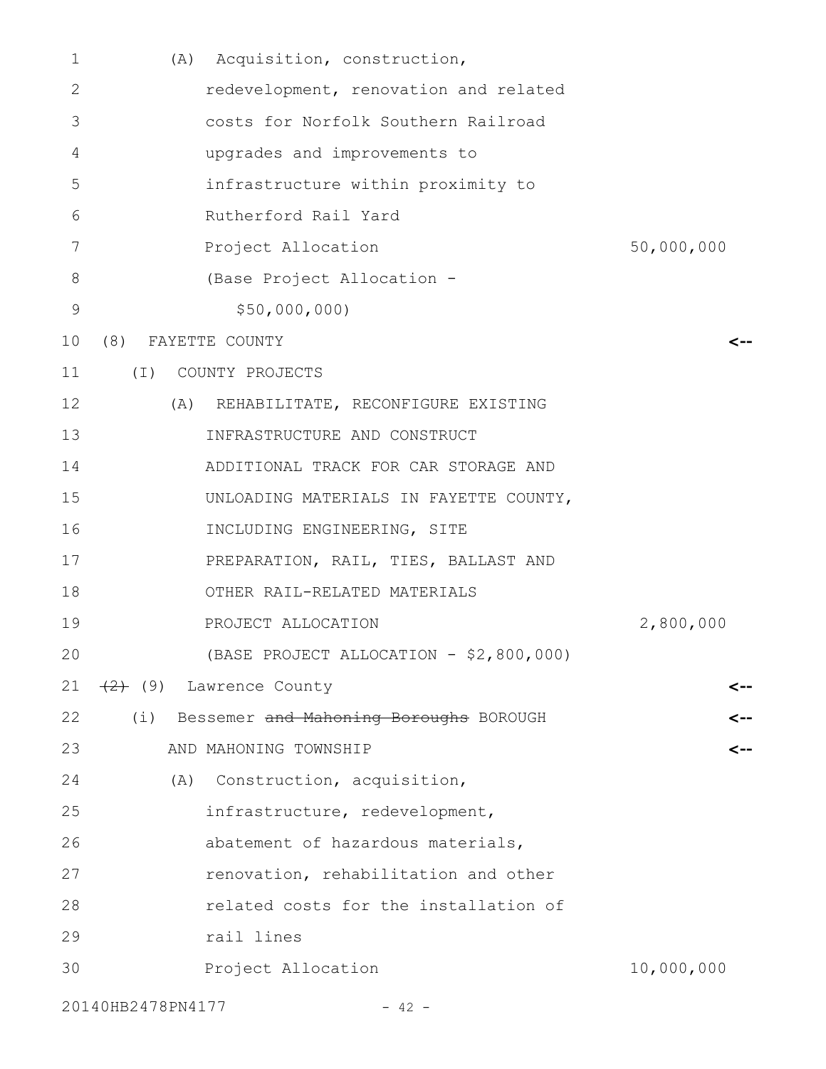(A) Acquisition, construction, redevelopment, renovation and related costs for Norfolk Southern Railroad upgrades and improvements to infrastructure within proximity to Rutherford Rail Yard

Project Allocation 50,000,000

(Base Project Allocation - $50,000,000)

(8) FAYETTE COUNTY <--

(I) COUNTY PROJECTS

(A) REHABILITATE, RECONFIGURE EXISTING INFRASTRUCTURE AND CONSTRUCT ADDITIONAL TRACK FOR CAR STORAGE AND UNLOADING MATERIALS IN FAYETTE COUNTY, INCLUDING ENGINEERING, SITE PREPARATION, RAIL, TIES, BALLAST AND OTHER RAIL-RELATED MATERIALS

PROJECT ALLOCATION 2,800,000

(BASE PROJECT ALLOCATION - $2,800,000)

~~(2)~~ (9) Lawrence County <--

(i) Bessemer ~~and Mahoning Boroughs~~ BOROUGH AND MAHONING TOWNSHIP <--

(A) Construction, acquisition, infrastructure, redevelopment, abatement of hazardous materials, renovation, rehabilitation and other related costs for the installation of rail lines

Project Allocation 10,000,000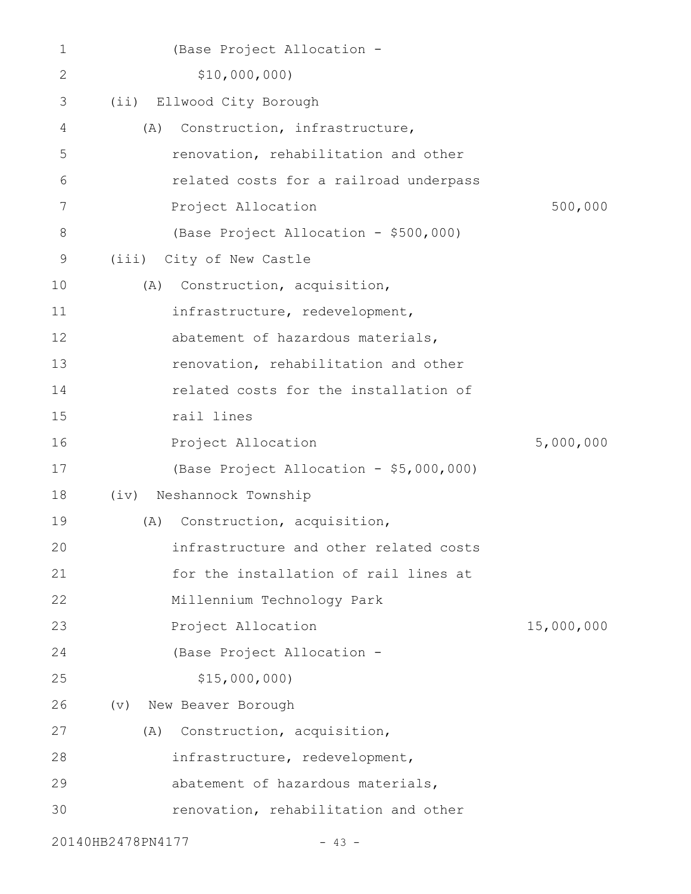(Base Project Allocation -
$10,000,000)

(ii) Ellwood City Borough

(A) Construction, infrastructure, renovation, rehabilitation and other related costs for a railroad underpass

Project Allocation 500,000

(Base Project Allocation - $500,000)

(iii) City of New Castle

(A) Construction, acquisition, infrastructure, redevelopment, abatement of hazardous materials, renovation, rehabilitation and other related costs for the installation of rail lines

Project Allocation 5,000,000

(Base Project Allocation - $5,000,000)

(iv) Neshannock Township

(A) Construction, acquisition, infrastructure and other related costs for the installation of rail lines at Millennium Technology Park

Project Allocation 15,000,000

(Base Project Allocation -
$15,000,000)

(v) New Beaver Borough

(A) Construction, acquisition, infrastructure, redevelopment, abatement of hazardous materials, renovation, rehabilitation and other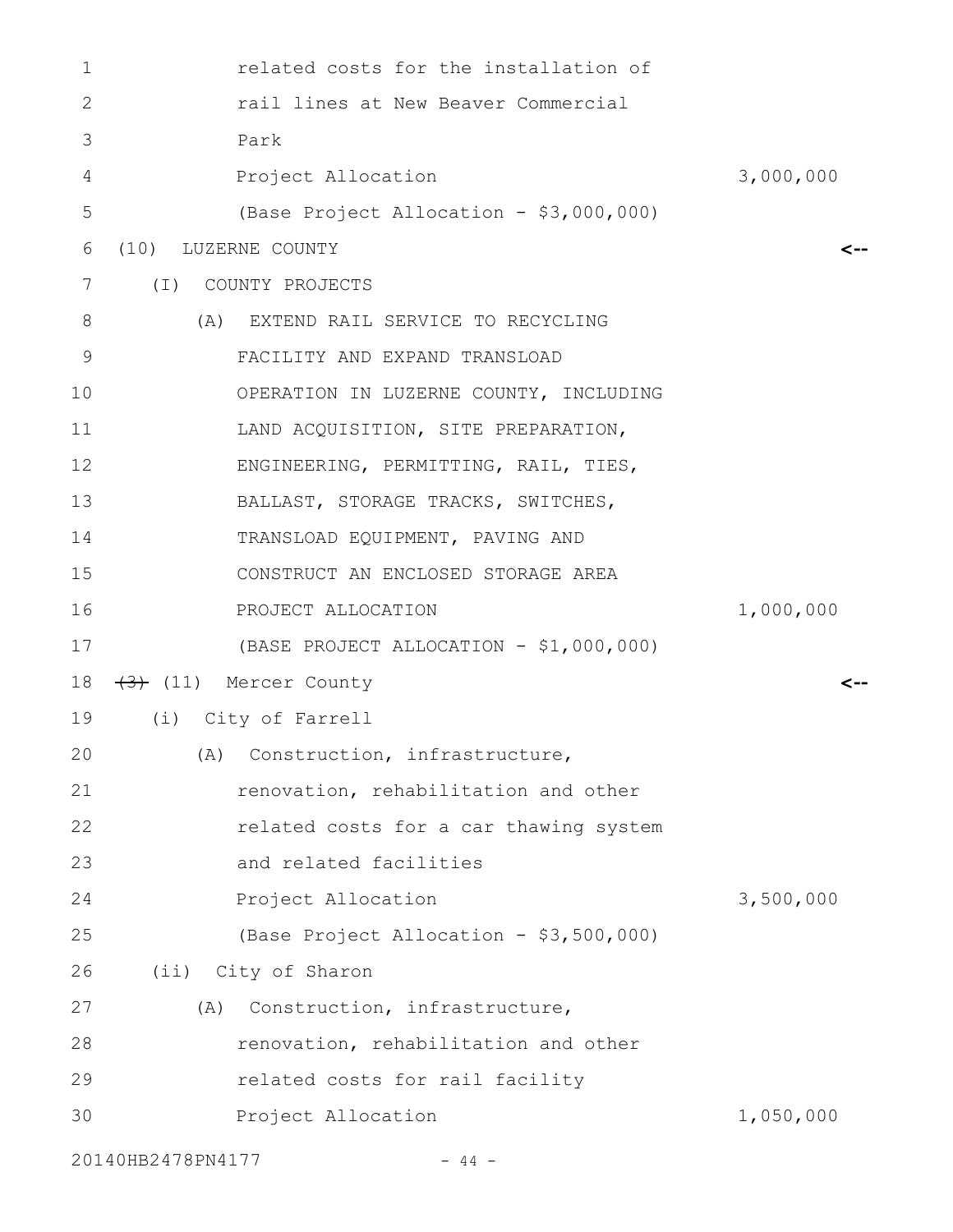related costs for the installation of rail lines at New Beaver Commercial Park

Project Allocation 3,000,000

(Base Project Allocation - $3,000,000)

(10) LUZERNE COUNTY <--

(I) COUNTY PROJECTS

(A) EXTEND RAIL SERVICE TO RECYCLING FACILITY AND EXPAND TRANSLOAD OPERATION IN LUZERNE COUNTY, INCLUDING LAND ACQUISITION, SITE PREPARATION, ENGINEERING, PERMITTING, RAIL, TIES, BALLAST, STORAGE TRACKS, SWITCHES, TRANSLOAD EQUIPMENT, PAVING AND CONSTRUCT AN ENCLOSED STORAGE AREA

PROJECT ALLOCATION 1,000,000

(BASE PROJECT ALLOCATION - $1,000,000)

~~(3)~~ (11) Mercer County <--

(i) City of Farrell

(A) Construction, infrastructure, renovation, rehabilitation and other related costs for a car thawing system and related facilities

Project Allocation 3,500,000

(Base Project Allocation - $3,500,000)

(ii) City of Sharon

(A) Construction, infrastructure, renovation, rehabilitation and other related costs for rail facility

Project Allocation 1,050,000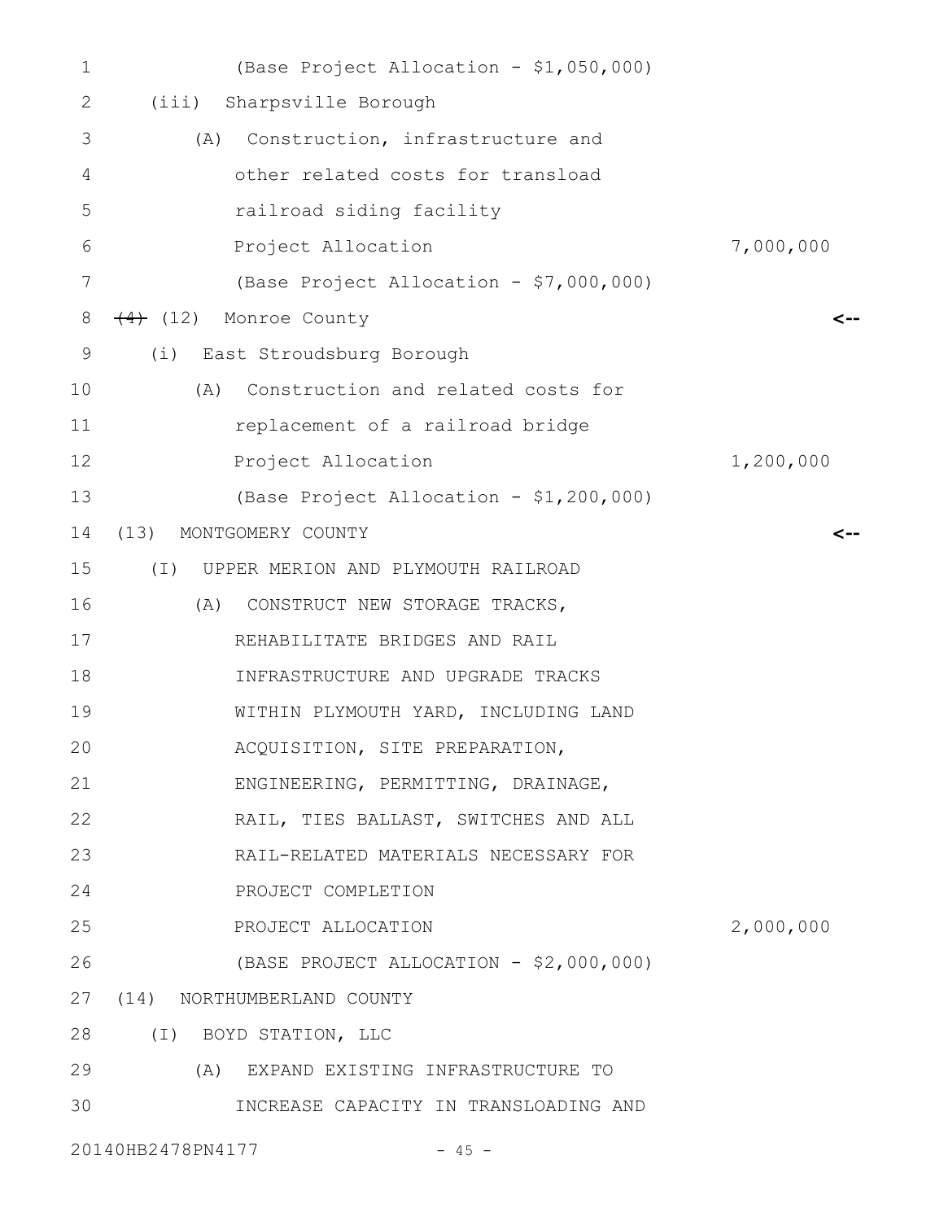(Base Project Allocation - $1,050,000)

(iii) Sharpsville Borough

(A) Construction, infrastructure and other related costs for transload railroad siding facility

Project Allocation 7,000,000

(Base Project Allocation - $7,000,000)

~~(4)~~ (12) Monroe County <--

(i) East Stroudsburg Borough

(A) Construction and related costs for replacement of a railroad bridge

Project Allocation 1,200,000

(Base Project Allocation - $1,200,000)

(13) MONTGOMERY COUNTY <--

(I) UPPER MERION AND PLYMOUTH RAILROAD

(A) CONSTRUCT NEW STORAGE TRACKS, REHABILITATE BRIDGES AND RAIL INFRASTRUCTURE AND UPGRADE TRACKS WITHIN PLYMOUTH YARD, INCLUDING LAND ACQUISITION, SITE PREPARATION, ENGINEERING, PERMITTING, DRAINAGE, RAIL, TIES BALLAST, SWITCHES AND ALL RAIL-RELATED MATERIALS NECESSARY FOR PROJECT COMPLETION

PROJECT ALLOCATION 2,000,000

(BASE PROJECT ALLOCATION - $2,000,000)

(14) NORTHUMBERLAND COUNTY

(I) BOYD STATION, LLC

(A) EXPAND EXISTING INFRASTRUCTURE TO INCREASE CAPACITY IN TRANSLOADING AND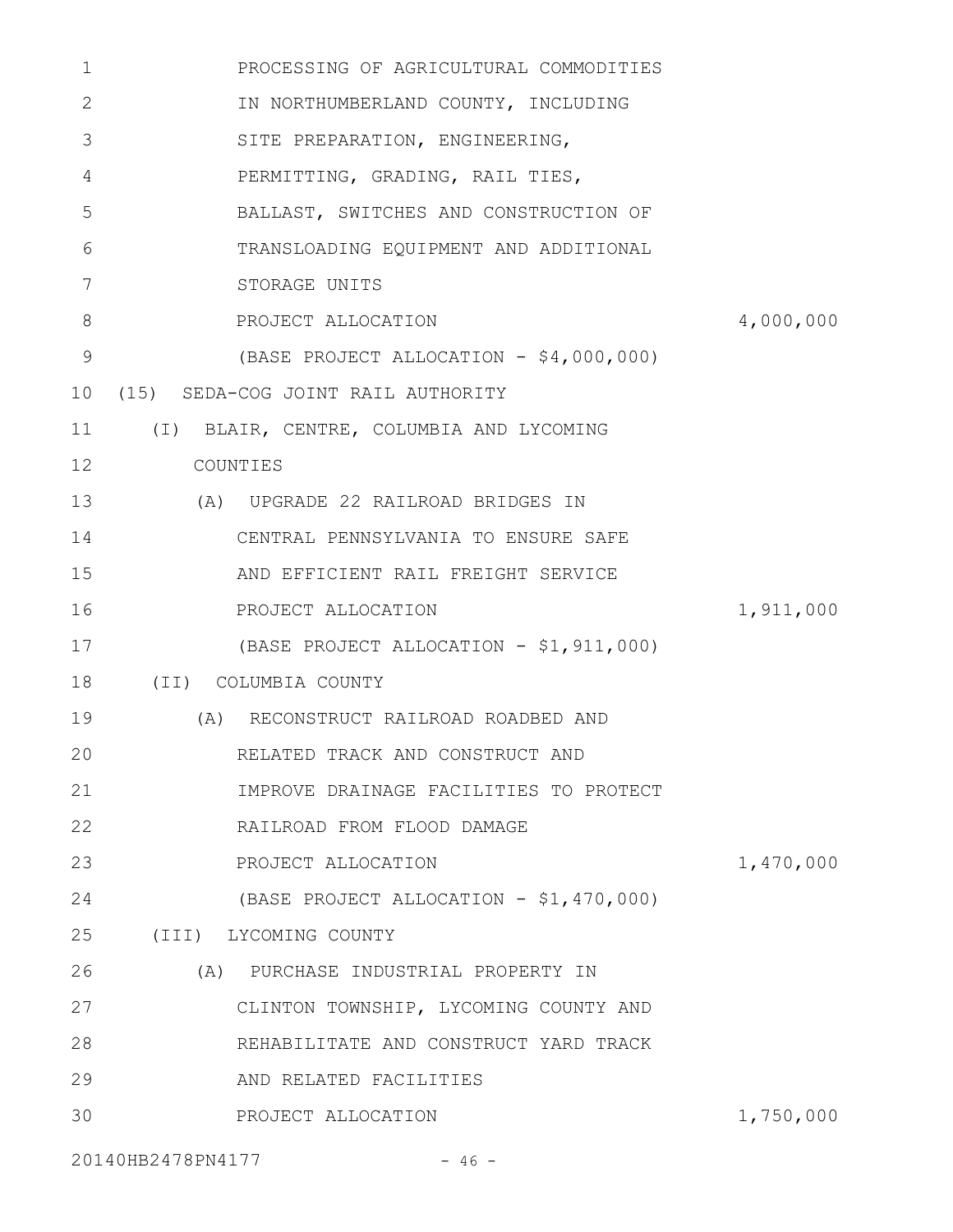PROCESSING OF AGRICULTURAL COMMODITIES IN NORTHUMBERLAND COUNTY, INCLUDING SITE PREPARATION, ENGINEERING, PERMITTING, GRADING, RAIL TIES, BALLAST, SWITCHES AND CONSTRUCTION OF TRANSLOADING EQUIPMENT AND ADDITIONAL STORAGE UNITS

PROJECT ALLOCATION 4,000,000

(BASE PROJECT ALLOCATION - $4,000,000)

(15) SEDA-COG JOINT RAIL AUTHORITY

(I) BLAIR, CENTRE, COLUMBIA AND LYCOMING COUNTIES

(A) UPGRADE 22 RAILROAD BRIDGES IN CENTRAL PENNSYLVANIA TO ENSURE SAFE AND EFFICIENT RAIL FREIGHT SERVICE

PROJECT ALLOCATION 1,911,000

(BASE PROJECT ALLOCATION - $1,911,000)

(II) COLUMBIA COUNTY

(A) RECONSTRUCT RAILROAD ROADBED AND RELATED TRACK AND CONSTRUCT AND IMPROVE DRAINAGE FACILITIES TO PROTECT RAILROAD FROM FLOOD DAMAGE

PROJECT ALLOCATION 1,470,000

(BASE PROJECT ALLOCATION - $1,470,000)

(III) LYCOMING COUNTY

(A) PURCHASE INDUSTRIAL PROPERTY IN CLINTON TOWNSHIP, LYCOMING COUNTY AND REHABILITATE AND CONSTRUCT YARD TRACK AND RELATED FACILITIES

PROJECT ALLOCATION 1,750,000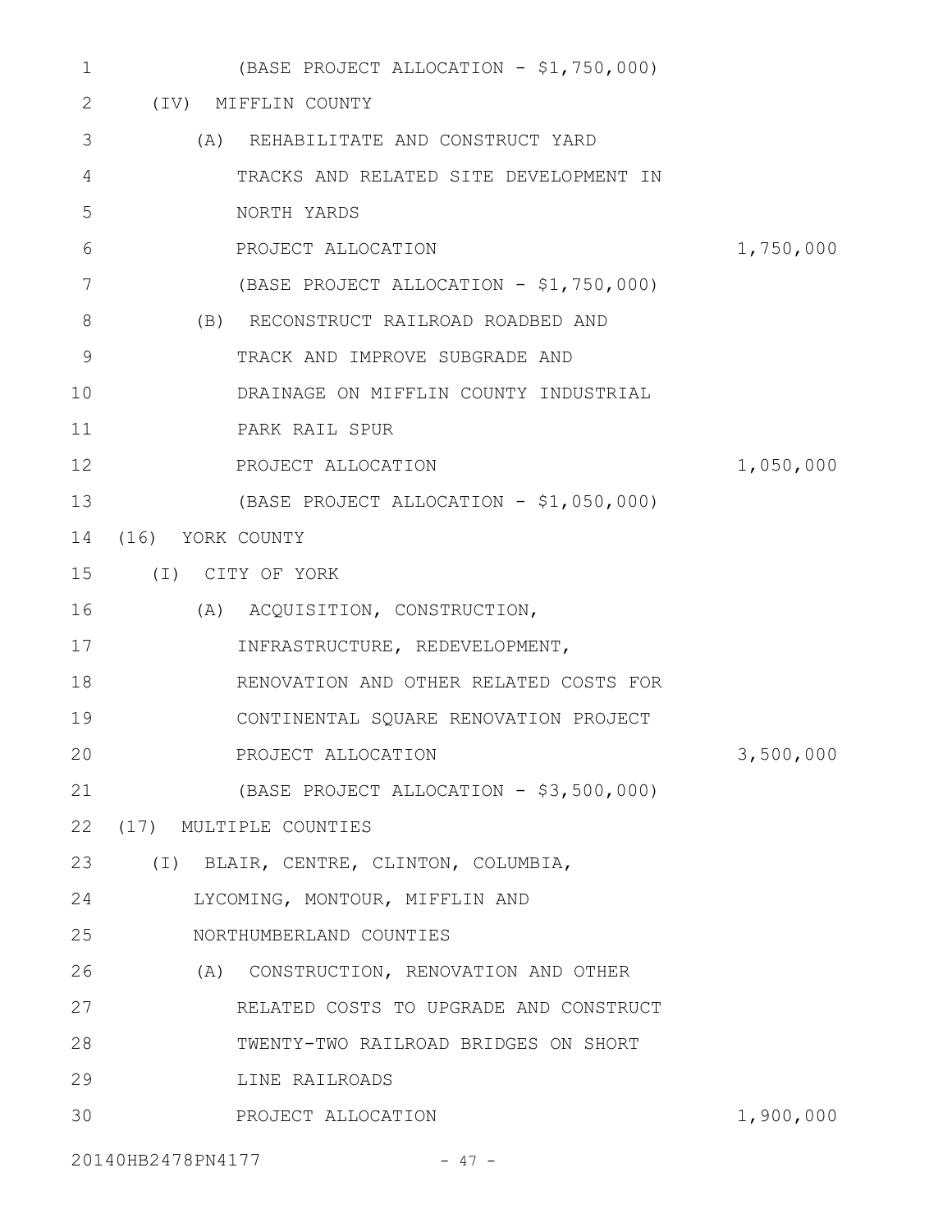(BASE PROJECT ALLOCATION - $1,750,000)

(IV) MIFFLIN COUNTY

(A) REHABILITATE AND CONSTRUCT YARD TRACKS AND RELATED SITE DEVELOPMENT IN NORTH YARDS

PROJECT ALLOCATION 1,750,000

(BASE PROJECT ALLOCATION - $1,750,000)

(B) RECONSTRUCT RAILROAD ROADBED AND TRACK AND IMPROVE SUBGRADE AND DRAINAGE ON MIFFLIN COUNTY INDUSTRIAL PARK RAIL SPUR

PROJECT ALLOCATION 1,050,000

(BASE PROJECT ALLOCATION - $1,050,000)

(16) YORK COUNTY

(I) CITY OF YORK

(A) ACQUISITION, CONSTRUCTION, INFRASTRUCTURE, REDEVELOPMENT, RENOVATION AND OTHER RELATED COSTS FOR CONTINENTAL SQUARE RENOVATION PROJECT

PROJECT ALLOCATION 3,500,000

(BASE PROJECT ALLOCATION - $3,500,000)

(17) MULTIPLE COUNTIES

(I) BLAIR, CENTRE, CLINTON, COLUMBIA, LYCOMING, MONTOUR, MIFFLIN AND NORTHUMBERLAND COUNTIES

(A) CONSTRUCTION, RENOVATION AND OTHER RELATED COSTS TO UPGRADE AND CONSTRUCT TWENTY-TWO RAILROAD BRIDGES ON SHORT LINE RAILROADS

PROJECT ALLOCATION 1,900,000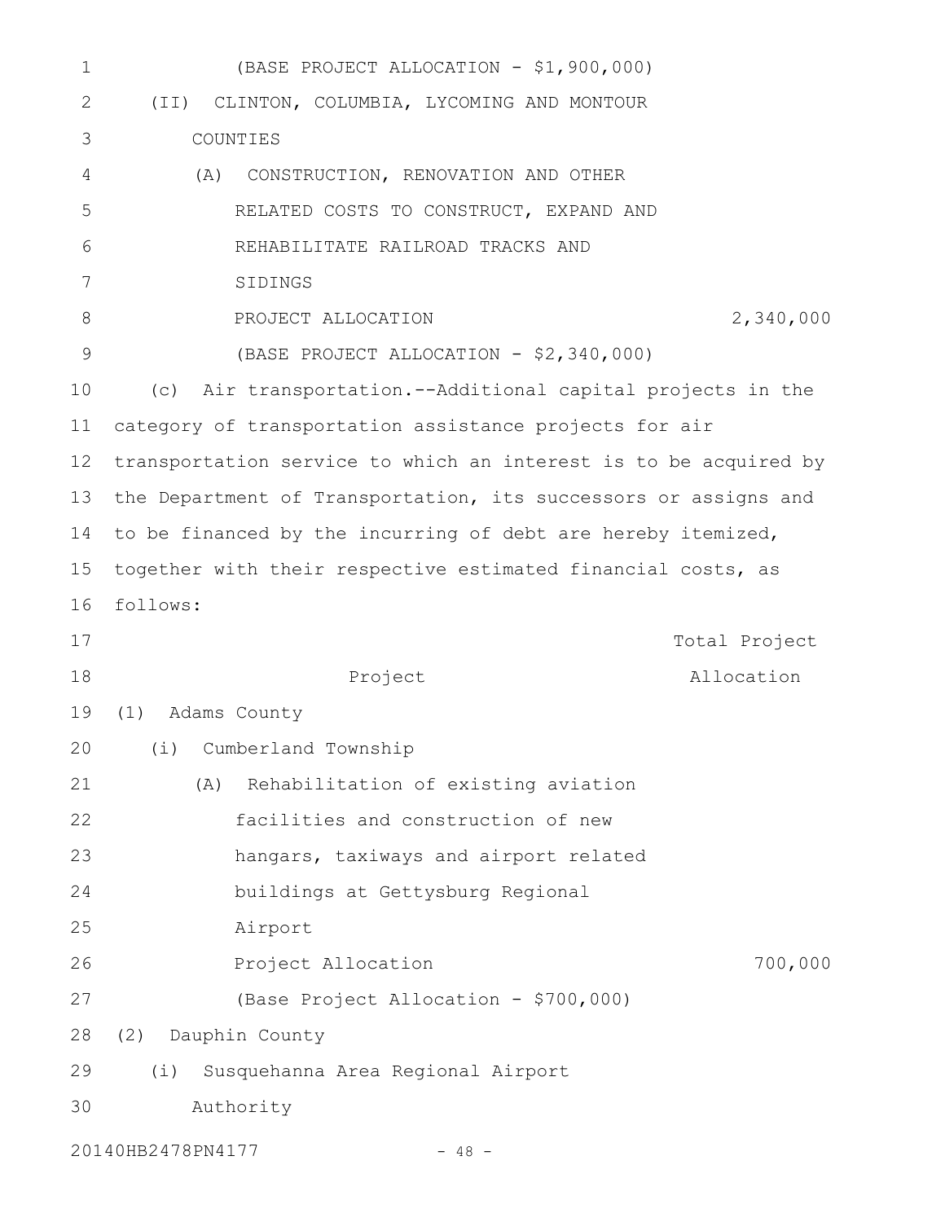(BASE PROJECT ALLOCATION - $1,900,000)

(II) CLINTON, COLUMBIA, LYCOMING AND MONTOUR COUNTIES

(A) CONSTRUCTION, RENOVATION AND OTHER RELATED COSTS TO CONSTRUCT, EXPAND AND REHABILITATE RAILROAD TRACKS AND SIDINGS

PROJECT ALLOCATION 2,340,000

(BASE PROJECT ALLOCATION - $2,340,000)

(c) Air transportation.--Additional capital projects in the category of transportation assistance projects for air transportation service to which an interest is to be acquired by the Department of Transportation, its successors or assigns and to be financed by the incurring of debt are hereby itemized, together with their respective estimated financial costs, as follows:

| Project | Total Project Allocation |
|---|---|
| (1) Adams County | |
| (i) Cumberland Township | |
| (A) Rehabilitation of existing aviation facilities and construction of new hangars, taxiways and airport related buildings at Gettysburg Regional Airport | |
| Project Allocation | 700,000 |
| (Base Project Allocation - $700,000) | |
| (2) Dauphin County | |
| (i) Susquehanna Area Regional Airport Authority | |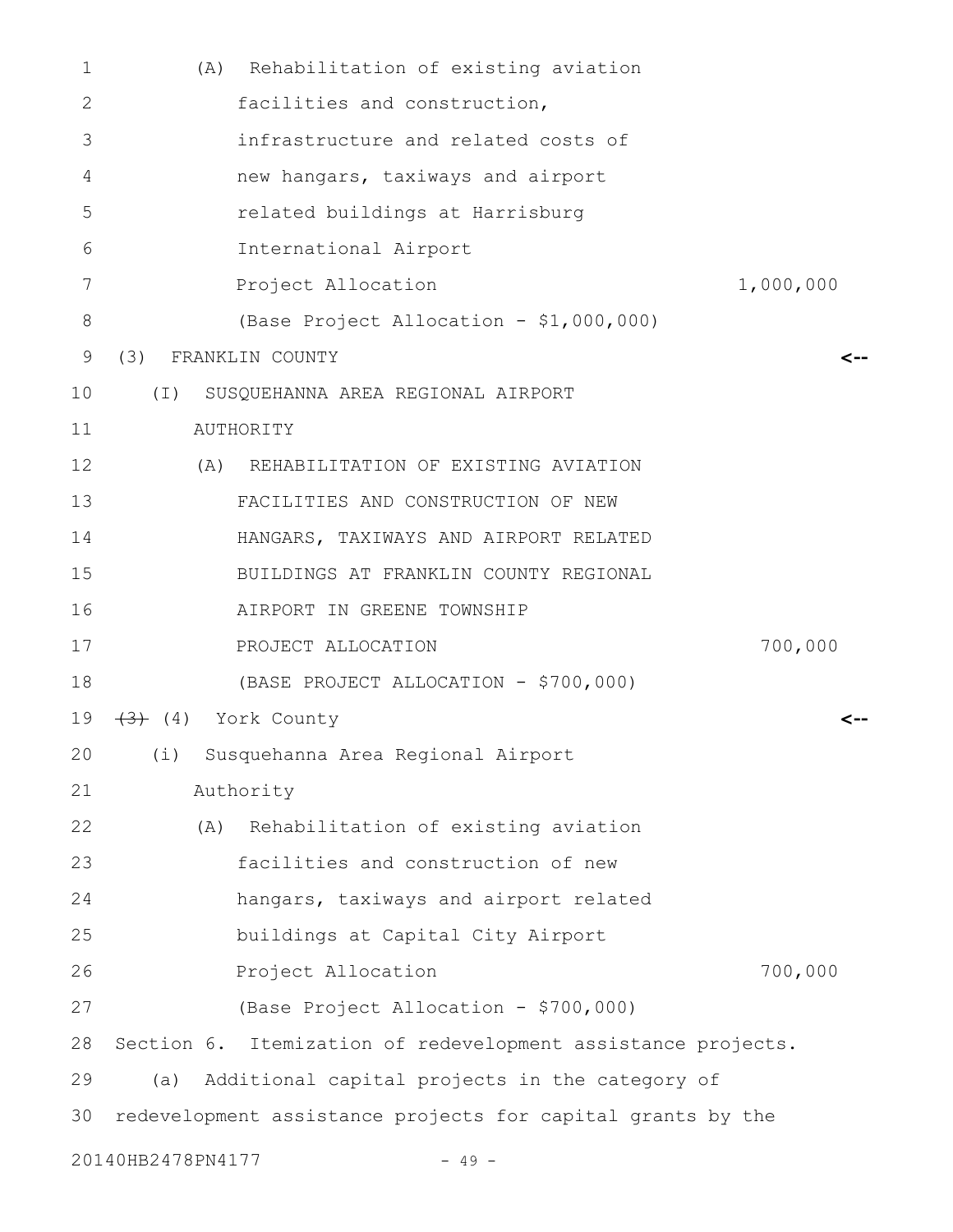(A) Rehabilitation of existing aviation facilities and construction, infrastructure and related costs of new hangars, taxiways and airport related buildings at Harrisburg International Airport
Project Allocation 1,000,000
(Base Project Allocation - $1,000,000)

(3) FRANKLIN COUNTY <--

(I) SUSQUEHANNA AREA REGIONAL AIRPORT AUTHORITY

(A) REHABILITATION OF EXISTING AVIATION FACILITIES AND CONSTRUCTION OF NEW HANGARS, TAXIWAYS AND AIRPORT RELATED BUILDINGS AT FRANKLIN COUNTY REGIONAL AIRPORT IN GREENE TOWNSHIP
PROJECT ALLOCATION 700,000
(BASE PROJECT ALLOCATION - $700,000)

~~(3)~~ (4) York County <--

(i) Susquehanna Area Regional Airport Authority

(A) Rehabilitation of existing aviation facilities and construction of new hangars, taxiways and airport related buildings at Capital City Airport
Project Allocation 700,000
(Base Project Allocation - $700,000)

Section 6. Itemization of redevelopment assistance projects.

(a) Additional capital projects in the category of redevelopment assistance projects for capital grants by the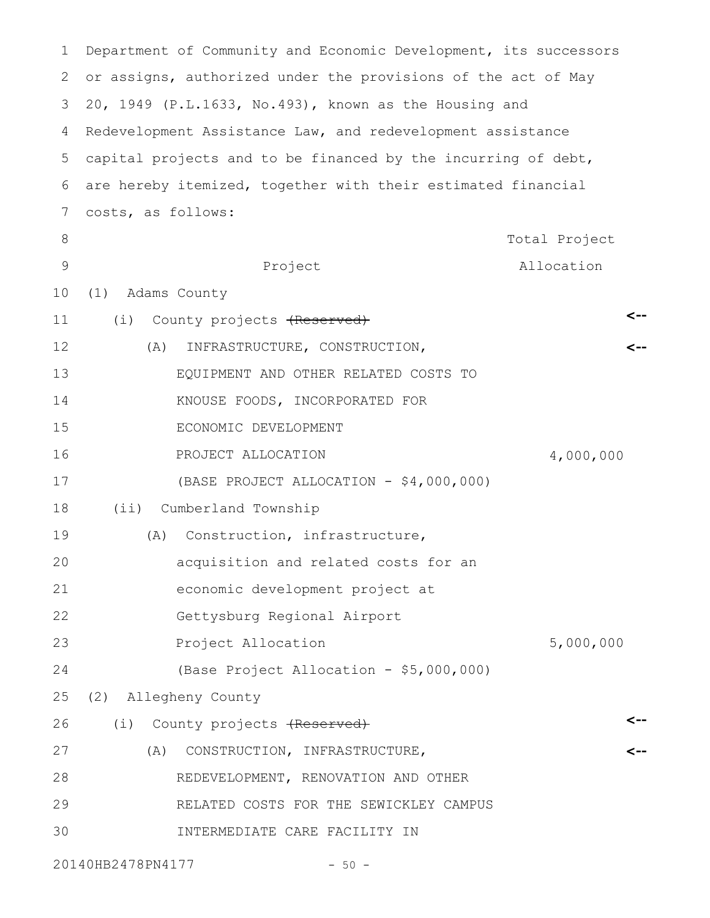Department of Community and Economic Development, its successors or assigns, authorized under the provisions of the act of May 20, 1949 (P.L.1633, No.493), known as the Housing and Redevelopment Assistance Law, and redevelopment assistance capital projects and to be financed by the incurring of debt, are hereby itemized, together with their estimated financial costs, as follows:

| Project | Total Project Allocation |
|---|---|
| (1) Adams County | |
| (i) County projects ~~(Reserved)~~ | |
| (A) INFRASTRUCTURE, CONSTRUCTION, EQUIPMENT AND OTHER RELATED COSTS TO KNOUSE FOODS, INCORPORATED FOR ECONOMIC DEVELOPMENT | |
| PROJECT ALLOCATION | 4,000,000 |
| (BASE PROJECT ALLOCATION - $4,000,000) | |
| (ii) Cumberland Township | |
| (A) Construction, infrastructure, acquisition and related costs for an economic development project at Gettysburg Regional Airport | |
| Project Allocation | 5,000,000 |
| (Base Project Allocation - $5,000,000) | |
| (2) Allegheny County | |
| (i) County projects ~~(Reserved)~~ | |
| (A) CONSTRUCTION, INFRASTRUCTURE, REDEVELOPMENT, RENOVATION AND OTHER RELATED COSTS FOR THE SEWICKLEY CAMPUS INTERMEDIATE CARE FACILITY IN | |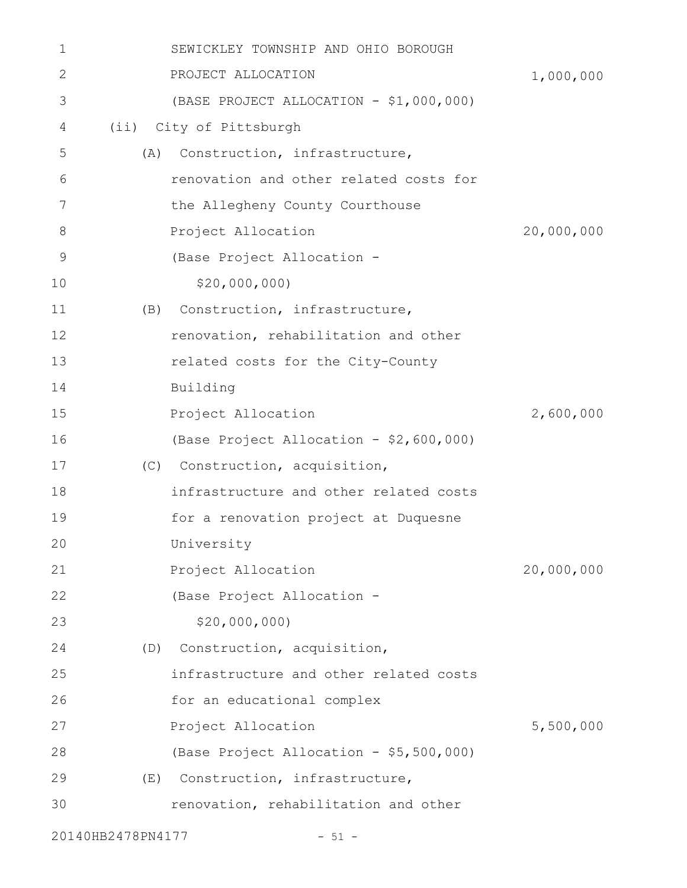SEWICKLEY TOWNSHIP AND OHIO BOROUGH
PROJECT ALLOCATION 1,000,000
(BASE PROJECT ALLOCATION - $1,000,000)

(ii) City of Pittsburgh

(A) Construction, infrastructure, renovation and other related costs for the Allegheny County Courthouse
Project Allocation 20,000,000
(Base Project Allocation - $20,000,000)

(B) Construction, infrastructure, renovation, rehabilitation and other related costs for the City-County Building
Project Allocation 2,600,000
(Base Project Allocation - $2,600,000)

(C) Construction, acquisition, infrastructure and other related costs for a renovation project at Duquesne University
Project Allocation 20,000,000
(Base Project Allocation - $20,000,000)

(D) Construction, acquisition, infrastructure and other related costs for an educational complex
Project Allocation 5,500,000
(Base Project Allocation - $5,500,000)

(E) Construction, infrastructure, renovation, rehabilitation and other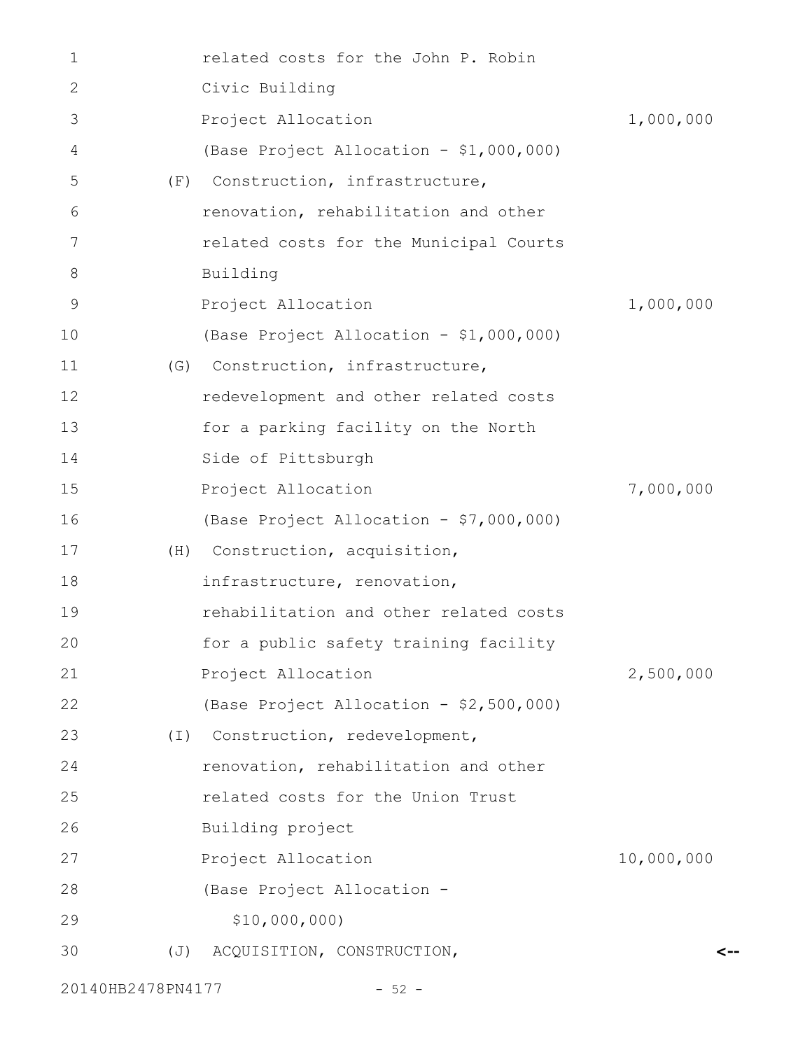related costs for the John P. Robin Civic Building

Project Allocation 1,000,000

(Base Project Allocation - $1,000,000)

(F) Construction, infrastructure, renovation, rehabilitation and other related costs for the Municipal Courts Building

Project Allocation 1,000,000

(Base Project Allocation - $1,000,000)

(G) Construction, infrastructure, redevelopment and other related costs for a parking facility on the North Side of Pittsburgh

Project Allocation 7,000,000

(Base Project Allocation - $7,000,000)

(H) Construction, acquisition, infrastructure, renovation, rehabilitation and other related costs for a public safety training facility

Project Allocation 2,500,000

(Base Project Allocation - $2,500,000)

(I) Construction, redevelopment, renovation, rehabilitation and other related costs for the Union Trust Building project

Project Allocation 10,000,000

(Base Project Allocation - $10,000,000)

(J) ACQUISITION, CONSTRUCTION, <--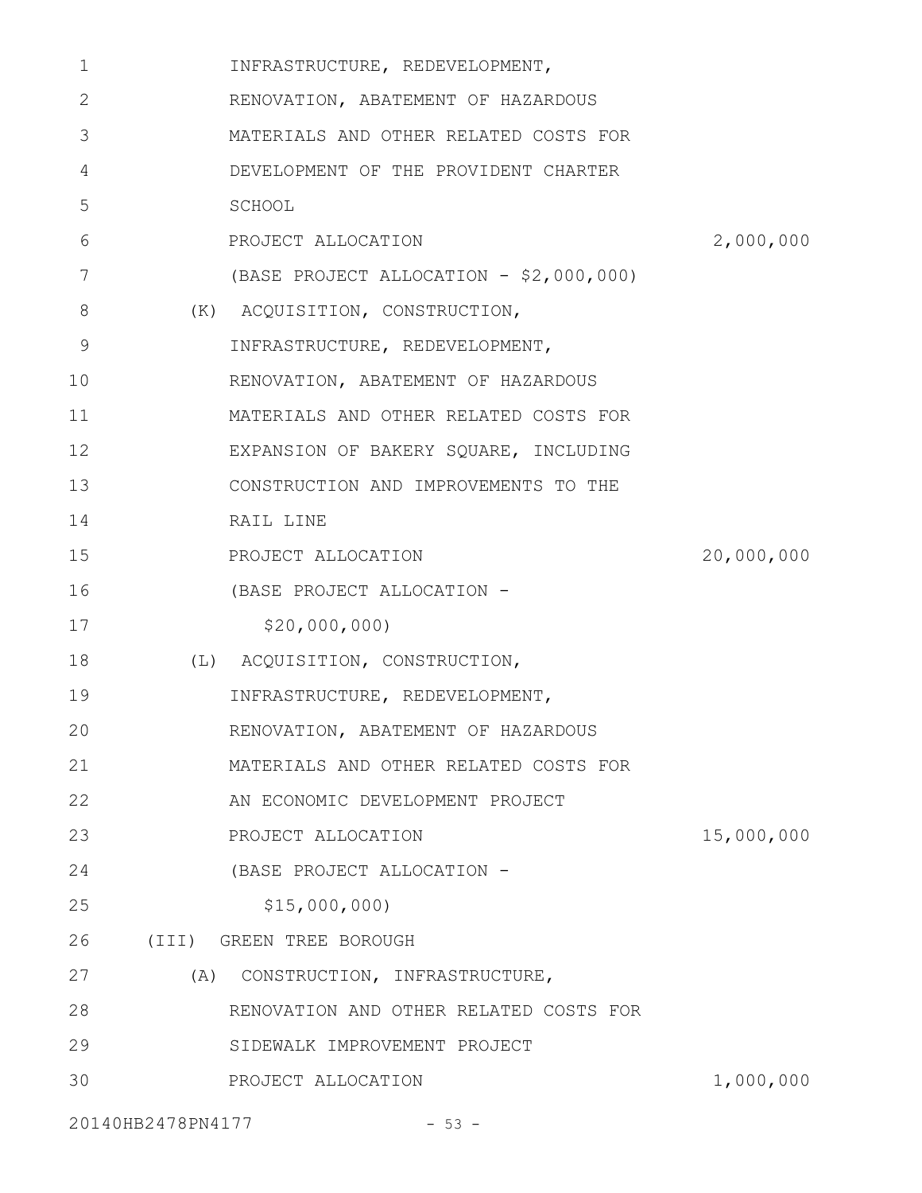INFRASTRUCTURE, REDEVELOPMENT,
RENOVATION, ABATEMENT OF HAZARDOUS
MATERIALS AND OTHER RELATED COSTS FOR
DEVELOPMENT OF THE PROVIDENT CHARTER
SCHOOL
PROJECT ALLOCATION 2,000,000
(BASE PROJECT ALLOCATION - $2,000,000)

(K) ACQUISITION, CONSTRUCTION,
INFRASTRUCTURE, REDEVELOPMENT,
RENOVATION, ABATEMENT OF HAZARDOUS
MATERIALS AND OTHER RELATED COSTS FOR
EXPANSION OF BAKERY SQUARE, INCLUDING
CONSTRUCTION AND IMPROVEMENTS TO THE
RAIL LINE
PROJECT ALLOCATION 20,000,000
(BASE PROJECT ALLOCATION -
$20,000,000)

(L) ACQUISITION, CONSTRUCTION,
INFRASTRUCTURE, REDEVELOPMENT,
RENOVATION, ABATEMENT OF HAZARDOUS
MATERIALS AND OTHER RELATED COSTS FOR
AN ECONOMIC DEVELOPMENT PROJECT
PROJECT ALLOCATION 15,000,000
(BASE PROJECT ALLOCATION -
$15,000,000)

(III) GREEN TREE BOROUGH

(A) CONSTRUCTION, INFRASTRUCTURE,
RENOVATION AND OTHER RELATED COSTS FOR
SIDEWALK IMPROVEMENT PROJECT
PROJECT ALLOCATION 1,000,000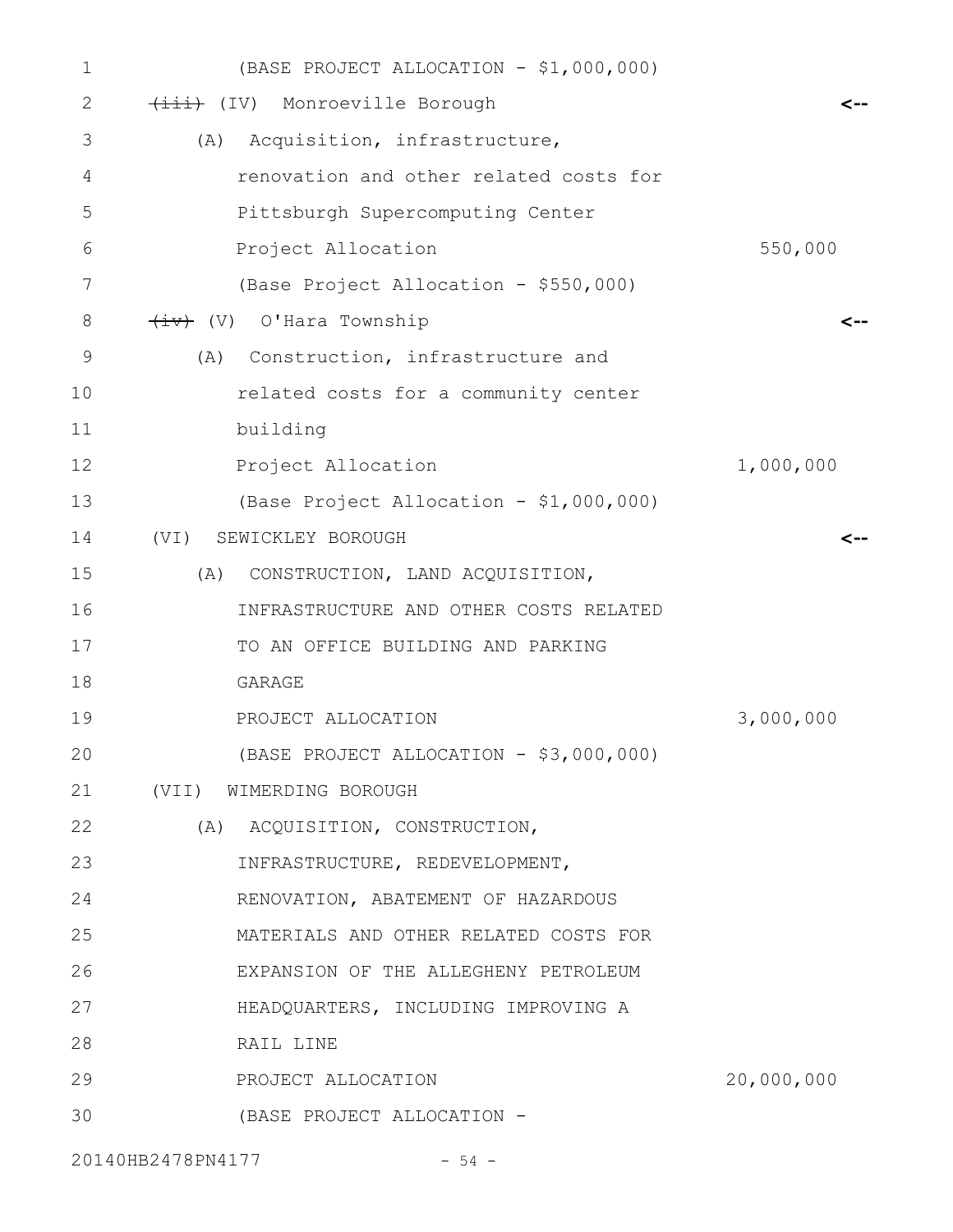(BASE PROJECT ALLOCATION - $1,000,000)

~~(iii)~~ (IV) Monroeville Borough

(A) Acquisition, infrastructure, renovation and other related costs for Pittsburgh Supercomputing Center

Project Allocation 550,000

(Base Project Allocation - $550,000)

~~(iv)~~ (V) O'Hara Township

(A) Construction, infrastructure and related costs for a community center building

Project Allocation 1,000,000

(Base Project Allocation - $1,000,000)

(VI) SEWICKLEY BOROUGH

(A) CONSTRUCTION, LAND ACQUISITION, INFRASTRUCTURE AND OTHER COSTS RELATED TO AN OFFICE BUILDING AND PARKING GARAGE

PROJECT ALLOCATION 3,000,000

(BASE PROJECT ALLOCATION - $3,000,000)

(VII) WIMERDING BOROUGH

(A) ACQUISITION, CONSTRUCTION, INFRASTRUCTURE, REDEVELOPMENT, RENOVATION, ABATEMENT OF HAZARDOUS MATERIALS AND OTHER RELATED COSTS FOR EXPANSION OF THE ALLEGHENY PETROLEUM HEADQUARTERS, INCLUDING IMPROVING A RAIL LINE

PROJECT ALLOCATION 20,000,000

(BASE PROJECT ALLOCATION -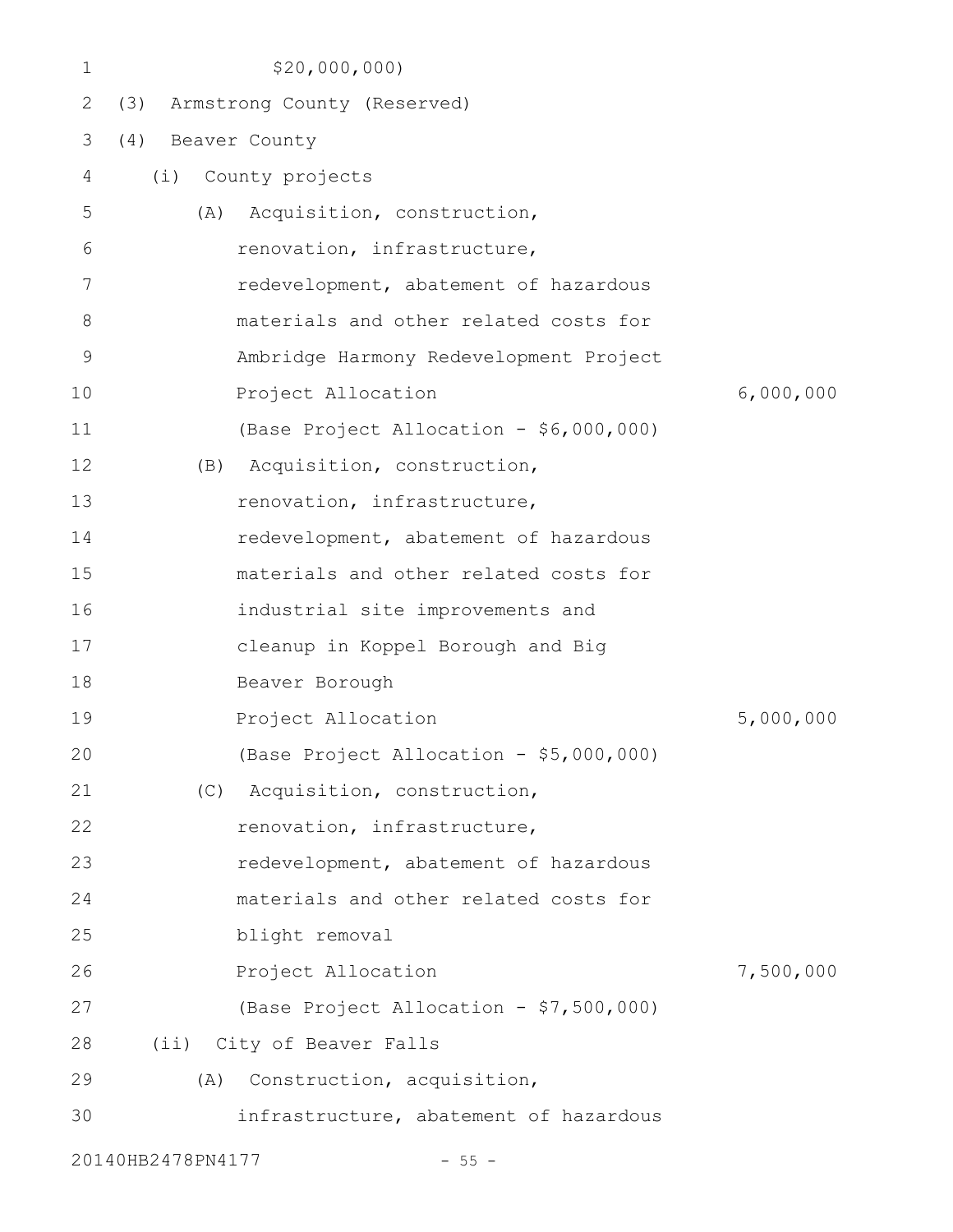$20,000,000)

(3) Armstrong County (Reserved)

(4) Beaver County

(i) County projects

(A) Acquisition, construction, renovation, infrastructure, redevelopment, abatement of hazardous materials and other related costs for Ambridge Harmony Redevelopment Project

Project Allocation 6,000,000

(Base Project Allocation - $6,000,000)

(B) Acquisition, construction, renovation, infrastructure, redevelopment, abatement of hazardous materials and other related costs for industrial site improvements and cleanup in Koppel Borough and Big Beaver Borough

Project Allocation 5,000,000

(Base Project Allocation - $5,000,000)

(C) Acquisition, construction, renovation, infrastructure, redevelopment, abatement of hazardous materials and other related costs for blight removal

Project Allocation 7,500,000

(Base Project Allocation - $7,500,000)

(ii) City of Beaver Falls

(A) Construction, acquisition, infrastructure, abatement of hazardous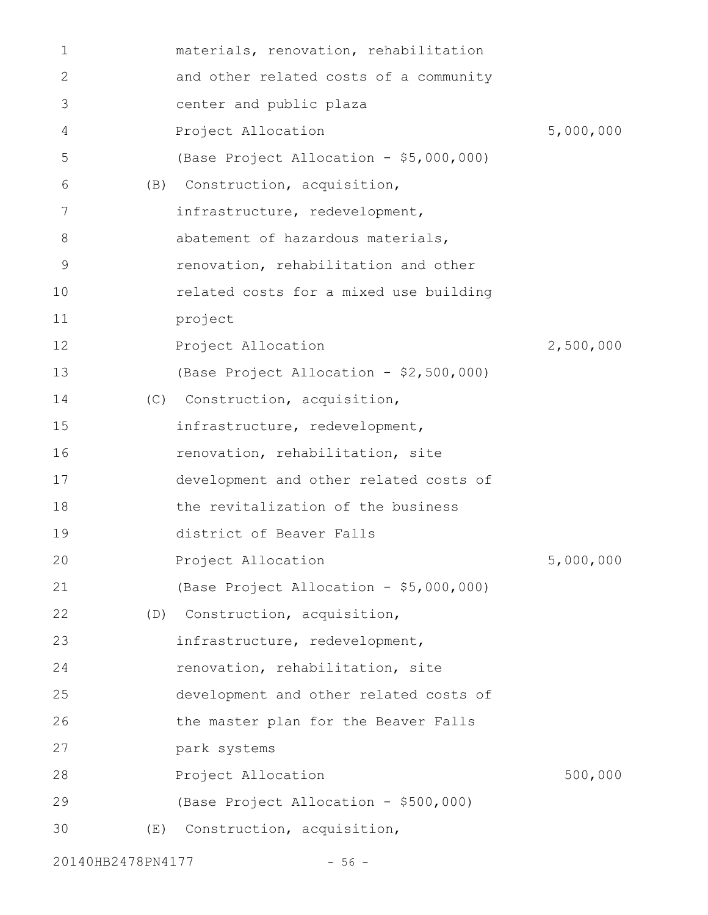materials, renovation, rehabilitation and other related costs of a community center and public plaza

Project Allocation 5,000,000

(Base Project Allocation - $5,000,000)

(B) Construction, acquisition, infrastructure, redevelopment, abatement of hazardous materials, renovation, rehabilitation and other related costs for a mixed use building project

Project Allocation 2,500,000

(Base Project Allocation - $2,500,000)

(C) Construction, acquisition, infrastructure, redevelopment, renovation, rehabilitation, site development and other related costs of the revitalization of the business district of Beaver Falls

Project Allocation 5,000,000

(Base Project Allocation - $5,000,000)

(D) Construction, acquisition, infrastructure, redevelopment, renovation, rehabilitation, site development and other related costs of the master plan for the Beaver Falls park systems

Project Allocation 500,000

(Base Project Allocation - $500,000)

(E) Construction, acquisition,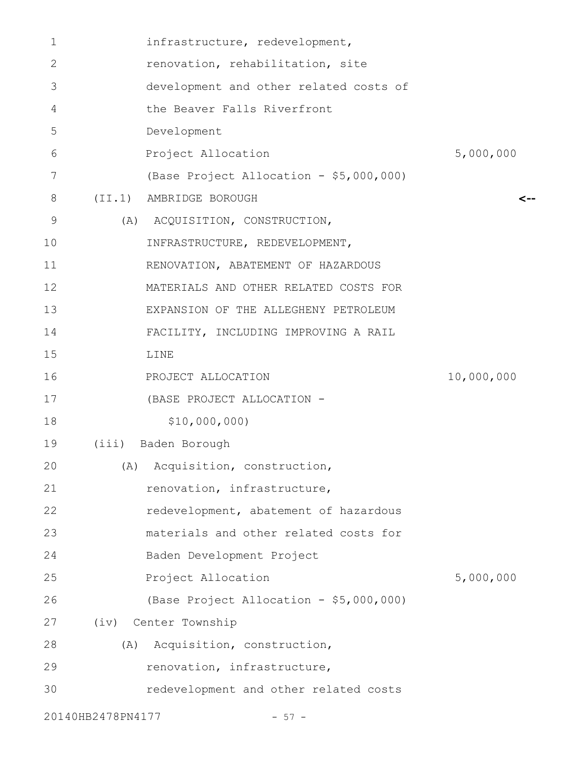infrastructure, redevelopment, renovation, rehabilitation, site development and other related costs of the Beaver Falls Riverfront Development

Project Allocation 5,000,000

(Base Project Allocation - $5,000,000)

(II.1) AMBRIDGE BOROUGH <--

(A) ACQUISITION, CONSTRUCTION, INFRASTRUCTURE, REDEVELOPMENT, RENOVATION, ABATEMENT OF HAZARDOUS MATERIALS AND OTHER RELATED COSTS FOR EXPANSION OF THE ALLEGHENY PETROLEUM FACILITY, INCLUDING IMPROVING A RAIL LINE

PROJECT ALLOCATION 10,000,000

(BASE PROJECT ALLOCATION - $10,000,000)

(iii) Baden Borough

(A) Acquisition, construction, renovation, infrastructure, redevelopment, abatement of hazardous materials and other related costs for Baden Development Project

Project Allocation 5,000,000

(Base Project Allocation - $5,000,000)

(iv) Center Township

(A) Acquisition, construction, renovation, infrastructure, redevelopment and other related costs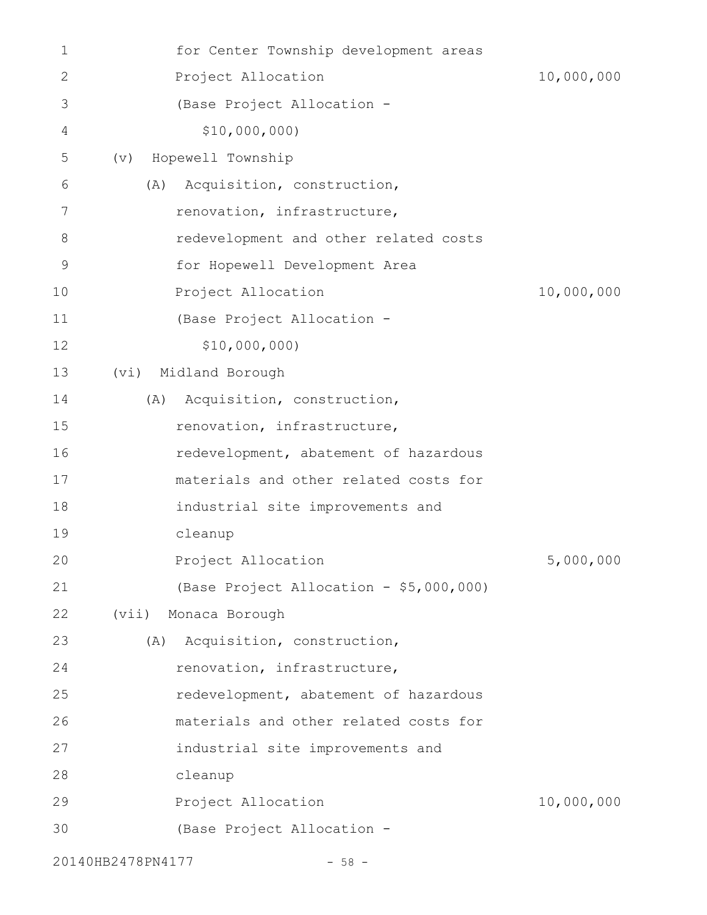for Center Township development areas

Project Allocation 10,000,000

(Base Project Allocation - $10,000,000)

(v) Hopewell Township

(A) Acquisition, construction, renovation, infrastructure, redevelopment and other related costs for Hopewell Development Area

Project Allocation 10,000,000

(Base Project Allocation - $10,000,000)

(vi) Midland Borough

(A) Acquisition, construction, renovation, infrastructure, redevelopment, abatement of hazardous materials and other related costs for industrial site improvements and cleanup

Project Allocation 5,000,000

(Base Project Allocation - $5,000,000)

(vii) Monaca Borough

(A) Acquisition, construction, renovation, infrastructure, redevelopment, abatement of hazardous materials and other related costs for industrial site improvements and cleanup

Project Allocation 10,000,000

(Base Project Allocation -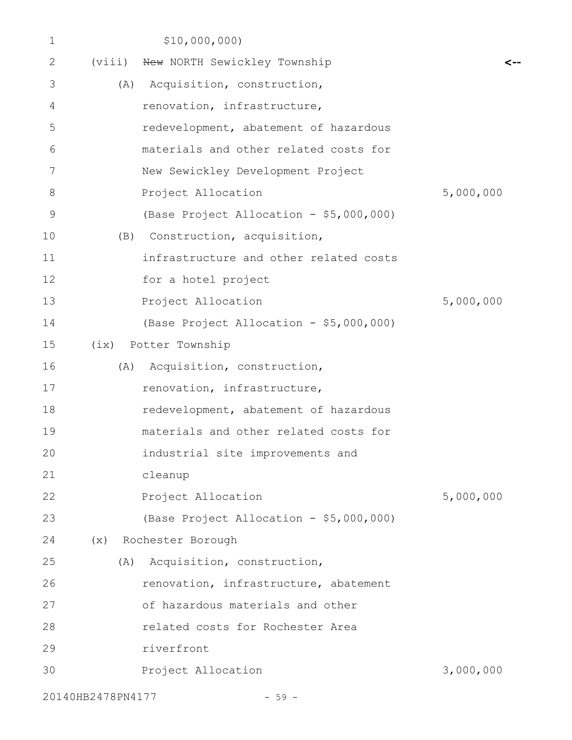$10,000,000)

(viii) ~~New~~ NORTH Sewickley Township <--

(A) Acquisition, construction, renovation, infrastructure, redevelopment, abatement of hazardous materials and other related costs for New Sewickley Development Project

Project Allocation 5,000,000

(Base Project Allocation - $5,000,000)

(B) Construction, acquisition, infrastructure and other related costs for a hotel project

Project Allocation 5,000,000

(Base Project Allocation - $5,000,000)

(ix) Potter Township

(A) Acquisition, construction, renovation, infrastructure, redevelopment, abatement of hazardous materials and other related costs for industrial site improvements and cleanup

Project Allocation 5,000,000

(Base Project Allocation - $5,000,000)

(x) Rochester Borough

(A) Acquisition, construction, renovation, infrastructure, abatement of hazardous materials and other related costs for Rochester Area riverfront

Project Allocation 3,000,000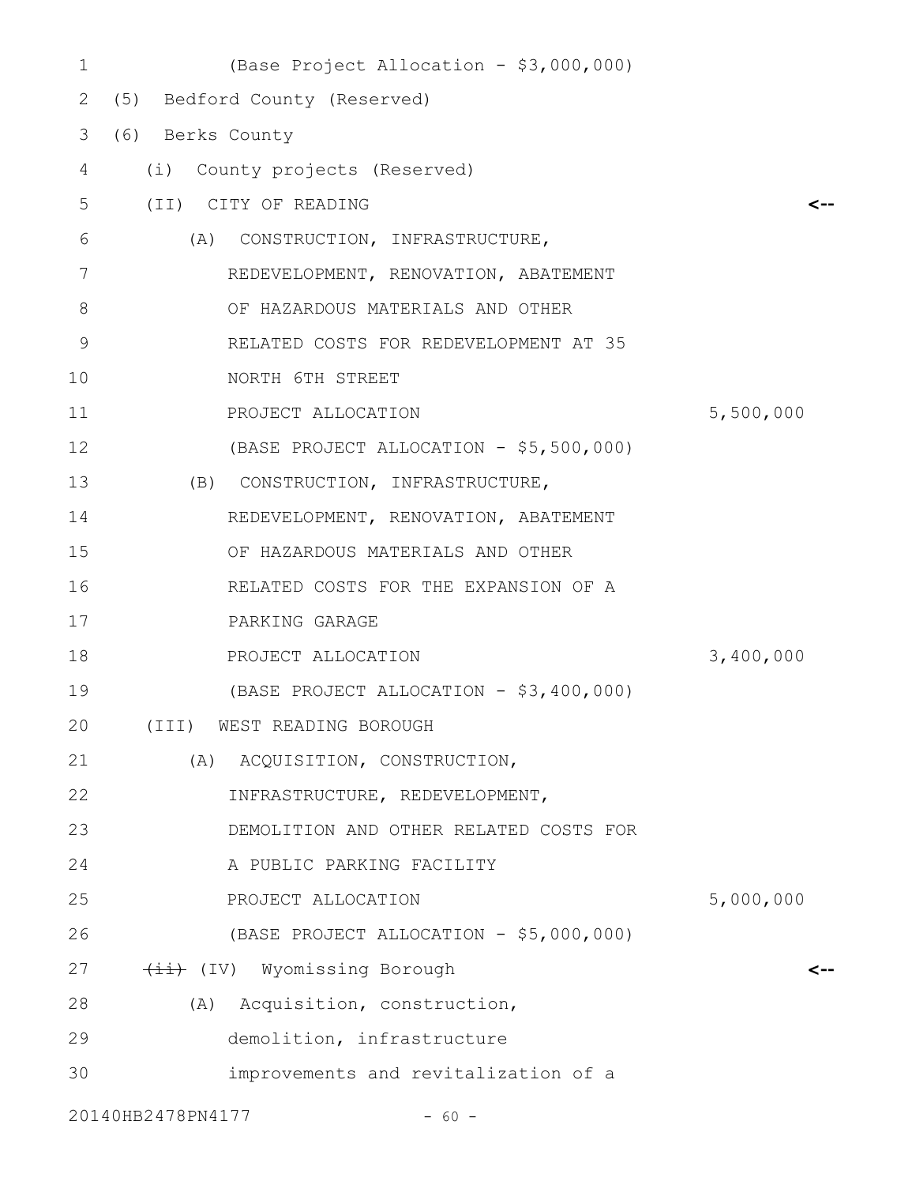(Base Project Allocation - $3,000,000)

(5) Bedford County (Reserved)

(6) Berks County

(i) County projects (Reserved)

(II) CITY OF READING <--

(A) CONSTRUCTION, INFRASTRUCTURE, REDEVELOPMENT, RENOVATION, ABATEMENT OF HAZARDOUS MATERIALS AND OTHER RELATED COSTS FOR REDEVELOPMENT AT 35 NORTH 6TH STREET

PROJECT ALLOCATION 5,500,000

(BASE PROJECT ALLOCATION - $5,500,000)

(B) CONSTRUCTION, INFRASTRUCTURE, REDEVELOPMENT, RENOVATION, ABATEMENT OF HAZARDOUS MATERIALS AND OTHER RELATED COSTS FOR THE EXPANSION OF A PARKING GARAGE

PROJECT ALLOCATION 3,400,000

(BASE PROJECT ALLOCATION - $3,400,000)

(III) WEST READING BOROUGH

(A) ACQUISITION, CONSTRUCTION, INFRASTRUCTURE, REDEVELOPMENT, DEMOLITION AND OTHER RELATED COSTS FOR A PUBLIC PARKING FACILITY

PROJECT ALLOCATION 5,000,000

(BASE PROJECT ALLOCATION - $5,000,000)

~~(ii)~~ (IV) Wyomissing Borough <--

(A) Acquisition, construction, demolition, infrastructure improvements and revitalization of a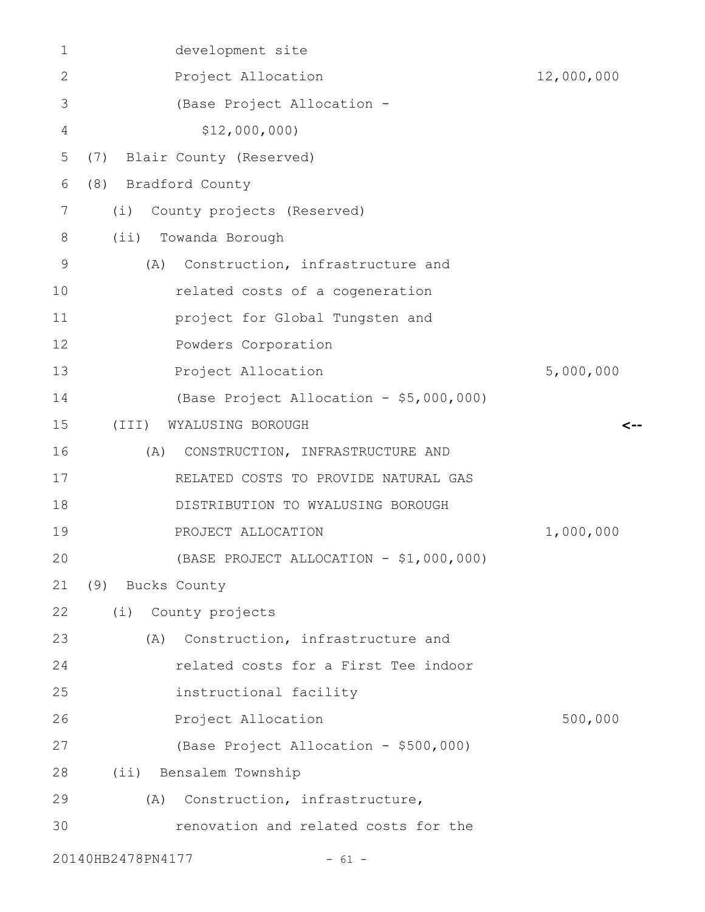development site
Project Allocation 12,000,000
(Base Project Allocation -
$12,000,000)

(7) Blair County (Reserved)

(8) Bradford County

(i) County projects (Reserved)

(ii) Towanda Borough

(A) Construction, infrastructure and related costs of a cogeneration project for Global Tungsten and Powders Corporation
Project Allocation 5,000,000
(Base Project Allocation - $5,000,000)

(III) WYALUSING BOROUGH <--

(A) CONSTRUCTION, INFRASTRUCTURE AND RELATED COSTS TO PROVIDE NATURAL GAS DISTRIBUTION TO WYALUSING BOROUGH
PROJECT ALLOCATION 1,000,000
(BASE PROJECT ALLOCATION - $1,000,000)

(9) Bucks County

(i) County projects

(A) Construction, infrastructure and related costs for a First Tee indoor instructional facility
Project Allocation 500,000
(Base Project Allocation - $500,000)

(ii) Bensalem Township

(A) Construction, infrastructure, renovation and related costs for the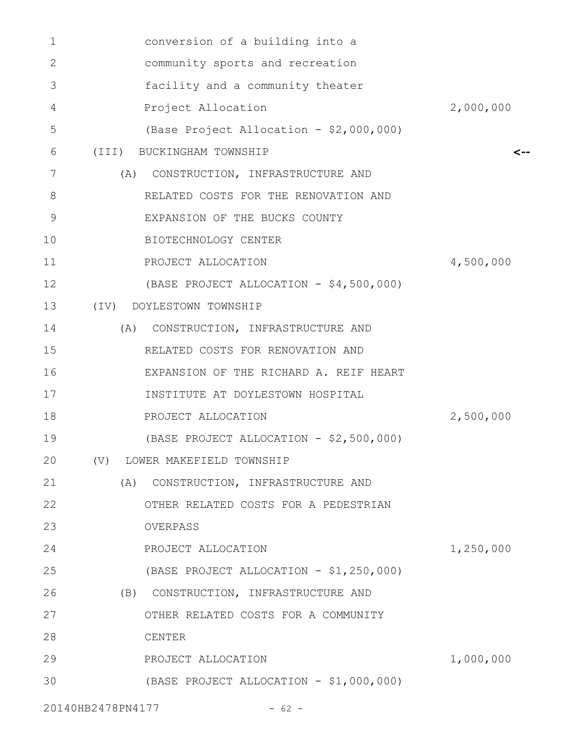conversion of a building into a
community sports and recreation
facility and a community theater
Project Allocation 2,000,000
(Base Project Allocation - $2,000,000)

(III) BUCKINGHAM TOWNSHIP <--

(A) CONSTRUCTION, INFRASTRUCTURE AND
RELATED COSTS FOR THE RENOVATION AND
EXPANSION OF THE BUCKS COUNTY
BIOTECHNOLOGY CENTER
PROJECT ALLOCATION 4,500,000
(BASE PROJECT ALLOCATION - $4,500,000)

(IV) DOYLESTOWN TOWNSHIP

(A) CONSTRUCTION, INFRASTRUCTURE AND
RELATED COSTS FOR RENOVATION AND
EXPANSION OF THE RICHARD A. REIF HEART
INSTITUTE AT DOYLESTOWN HOSPITAL
PROJECT ALLOCATION 2,500,000
(BASE PROJECT ALLOCATION - $2,500,000)

(V) LOWER MAKEFIELD TOWNSHIP

(A) CONSTRUCTION, INFRASTRUCTURE AND
OTHER RELATED COSTS FOR A PEDESTRIAN
OVERPASS
PROJECT ALLOCATION 1,250,000
(BASE PROJECT ALLOCATION - $1,250,000)

(B) CONSTRUCTION, INFRASTRUCTURE AND
OTHER RELATED COSTS FOR A COMMUNITY
CENTER
PROJECT ALLOCATION 1,000,000
(BASE PROJECT ALLOCATION - $1,000,000)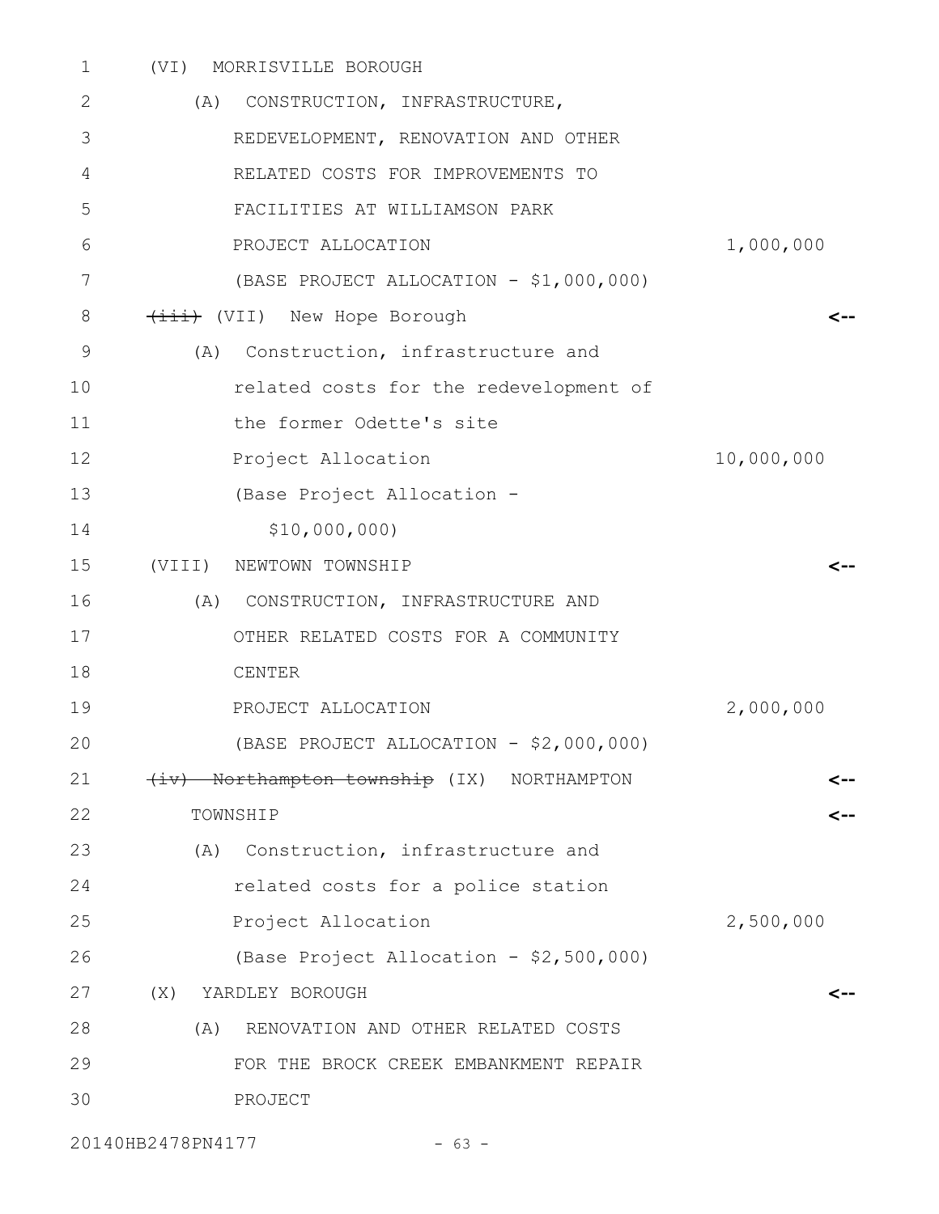(VI) MORRISVILLE BOROUGH

(A) CONSTRUCTION, INFRASTRUCTURE, REDEVELOPMENT, RENOVATION AND OTHER RELATED COSTS FOR IMPROVEMENTS TO FACILITIES AT WILLIAMSON PARK

PROJECT ALLOCATION 1,000,000

(BASE PROJECT ALLOCATION - $1,000,000)

~~(iii)~~ (VII) New Hope Borough <--

(A) Construction, infrastructure and related costs for the redevelopment of the former Odette's site

Project Allocation 10,000,000

(Base Project Allocation - $10,000,000)

(VIII) NEWTOWN TOWNSHIP <--

(A) CONSTRUCTION, INFRASTRUCTURE AND OTHER RELATED COSTS FOR A COMMUNITY CENTER

PROJECT ALLOCATION 2,000,000

(BASE PROJECT ALLOCATION - $2,000,000)

~~(iv) Northampton township~~ (IX) NORTHAMPTON TOWNSHIP <--

(A) Construction, infrastructure and related costs for a police station

Project Allocation 2,500,000

(Base Project Allocation - $2,500,000)

(X) YARDLEY BOROUGH <--

(A) RENOVATION AND OTHER RELATED COSTS FOR THE BROCK CREEK EMBANKMENT REPAIR PROJECT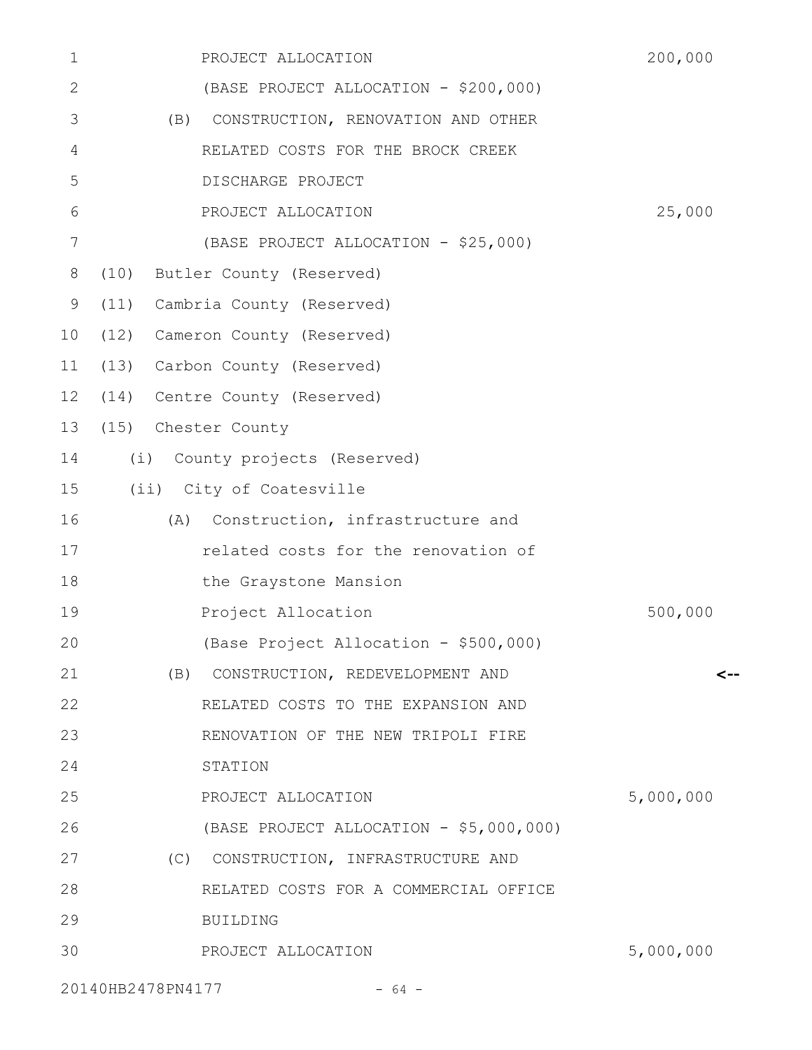PROJECT ALLOCATION 200,000
(BASE PROJECT ALLOCATION - $200,000)

(B) CONSTRUCTION, RENOVATION AND OTHER RELATED COSTS FOR THE BROCK CREEK DISCHARGE PROJECT
PROJECT ALLOCATION 25,000
(BASE PROJECT ALLOCATION - $25,000)

(10) Butler County (Reserved)

(11) Cambria County (Reserved)

(12) Cameron County (Reserved)

(13) Carbon County (Reserved)

(14) Centre County (Reserved)

(15) Chester County

(i) County projects (Reserved)

(ii) City of Coatesville

(A) Construction, infrastructure and related costs for the renovation of the Graystone Mansion
Project Allocation 500,000
(Base Project Allocation - $500,000)

(B) CONSTRUCTION, REDEVELOPMENT AND RELATED COSTS TO THE EXPANSION AND RENOVATION OF THE NEW TRIPOLI FIRE STATION <--
PROJECT ALLOCATION 5,000,000
(BASE PROJECT ALLOCATION - $5,000,000)

(C) CONSTRUCTION, INFRASTRUCTURE AND RELATED COSTS FOR A COMMERCIAL OFFICE BUILDING
PROJECT ALLOCATION 5,000,000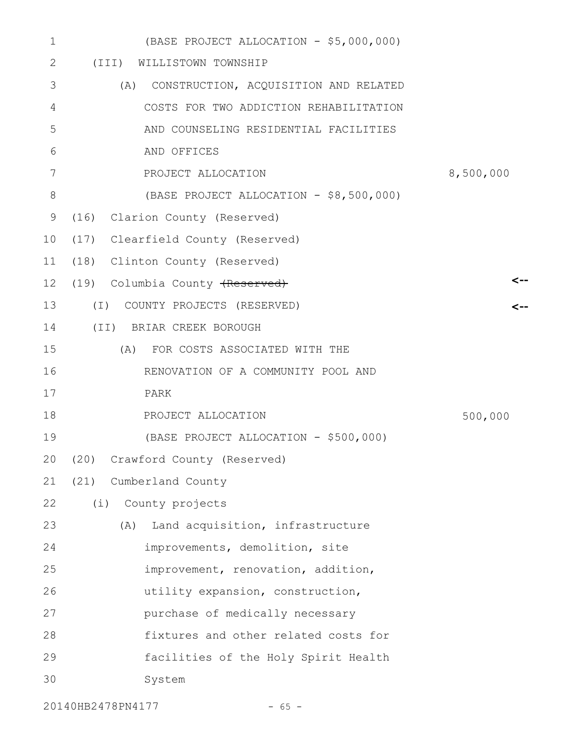(BASE PROJECT ALLOCATION - $5,000,000)

(III) WILLISTOWN TOWNSHIP

(A) CONSTRUCTION, ACQUISITION AND RELATED COSTS FOR TWO ADDICTION REHABILITATION AND COUNSELING RESIDENTIAL FACILITIES AND OFFICES

PROJECT ALLOCATION 8,500,000

(BASE PROJECT ALLOCATION - $8,500,000)

(16) Clarion County (Reserved)

(17) Clearfield County (Reserved)

(18) Clinton County (Reserved)

(19) Columbia County ~~(Reserved)~~ <--

(I) COUNTY PROJECTS (RESERVED) <--

(II) BRIAR CREEK BOROUGH

(A) FOR COSTS ASSOCIATED WITH THE RENOVATION OF A COMMUNITY POOL AND PARK

PROJECT ALLOCATION 500,000

(BASE PROJECT ALLOCATION - $500,000)

(20) Crawford County (Reserved)

(21) Cumberland County

(i) County projects

(A) Land acquisition, infrastructure improvements, demolition, site improvement, renovation, addition, utility expansion, construction, purchase of medically necessary fixtures and other related costs for facilities of the Holy Spirit Health System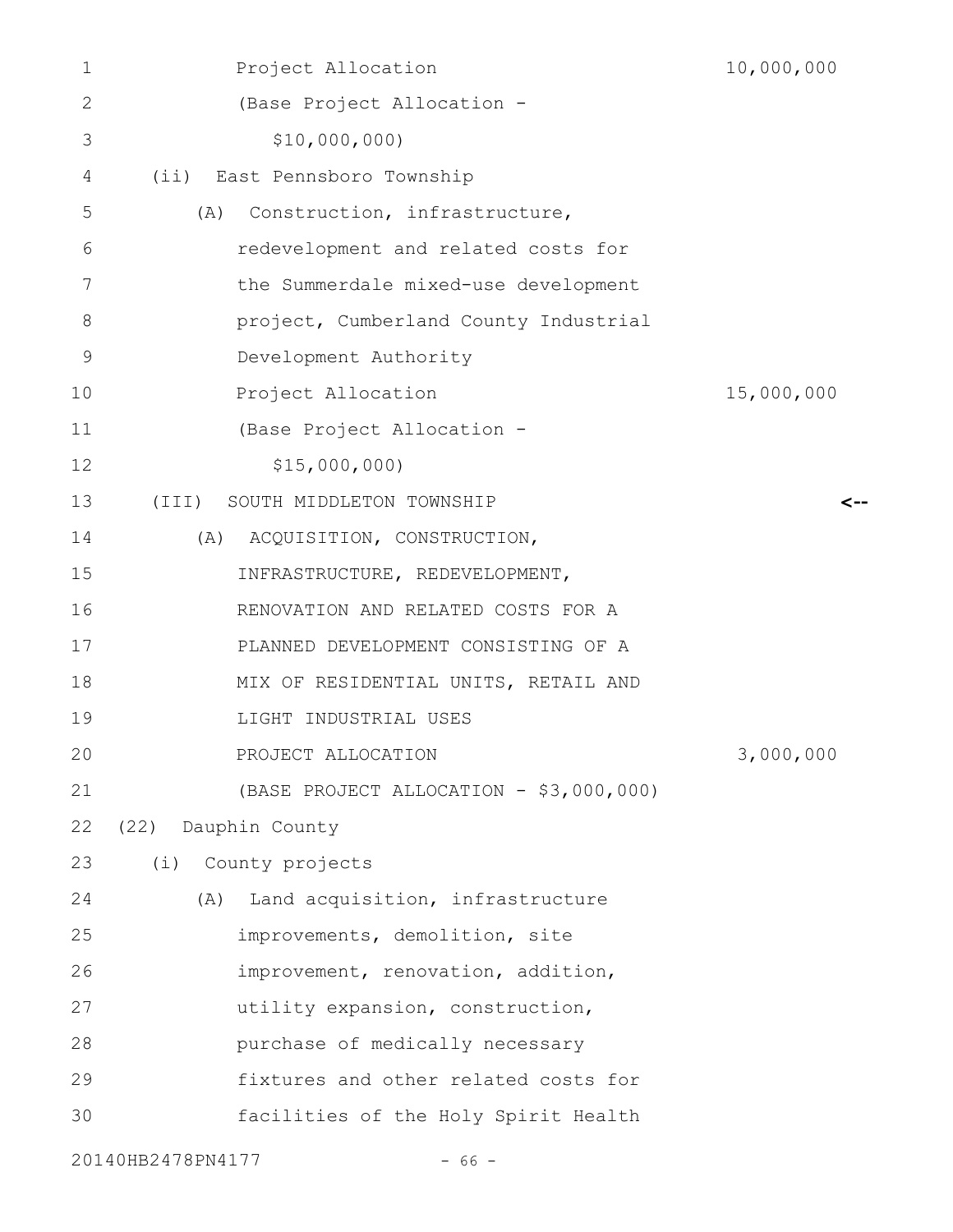Project Allocation 10,000,000

(Base Project Allocation -
$10,000,000)

(ii) East Pennsboro Township

(A) Construction, infrastructure, redevelopment and related costs for the Summerdale mixed-use development project, Cumberland County Industrial Development Authority

Project Allocation 15,000,000

(Base Project Allocation -
$15,000,000)

(III) SOUTH MIDDLETON TOWNSHIP <--

(A) ACQUISITION, CONSTRUCTION, INFRASTRUCTURE, REDEVELOPMENT, RENOVATION AND RELATED COSTS FOR A PLANNED DEVELOPMENT CONSISTING OF A MIX OF RESIDENTIAL UNITS, RETAIL AND LIGHT INDUSTRIAL USES

PROJECT ALLOCATION 3,000,000

(BASE PROJECT ALLOCATION - $3,000,000)

(22) Dauphin County

(i) County projects

(A) Land acquisition, infrastructure improvements, demolition, site improvement, renovation, addition, utility expansion, construction, purchase of medically necessary fixtures and other related costs for facilities of the Holy Spirit Health

20140HB2478PN4177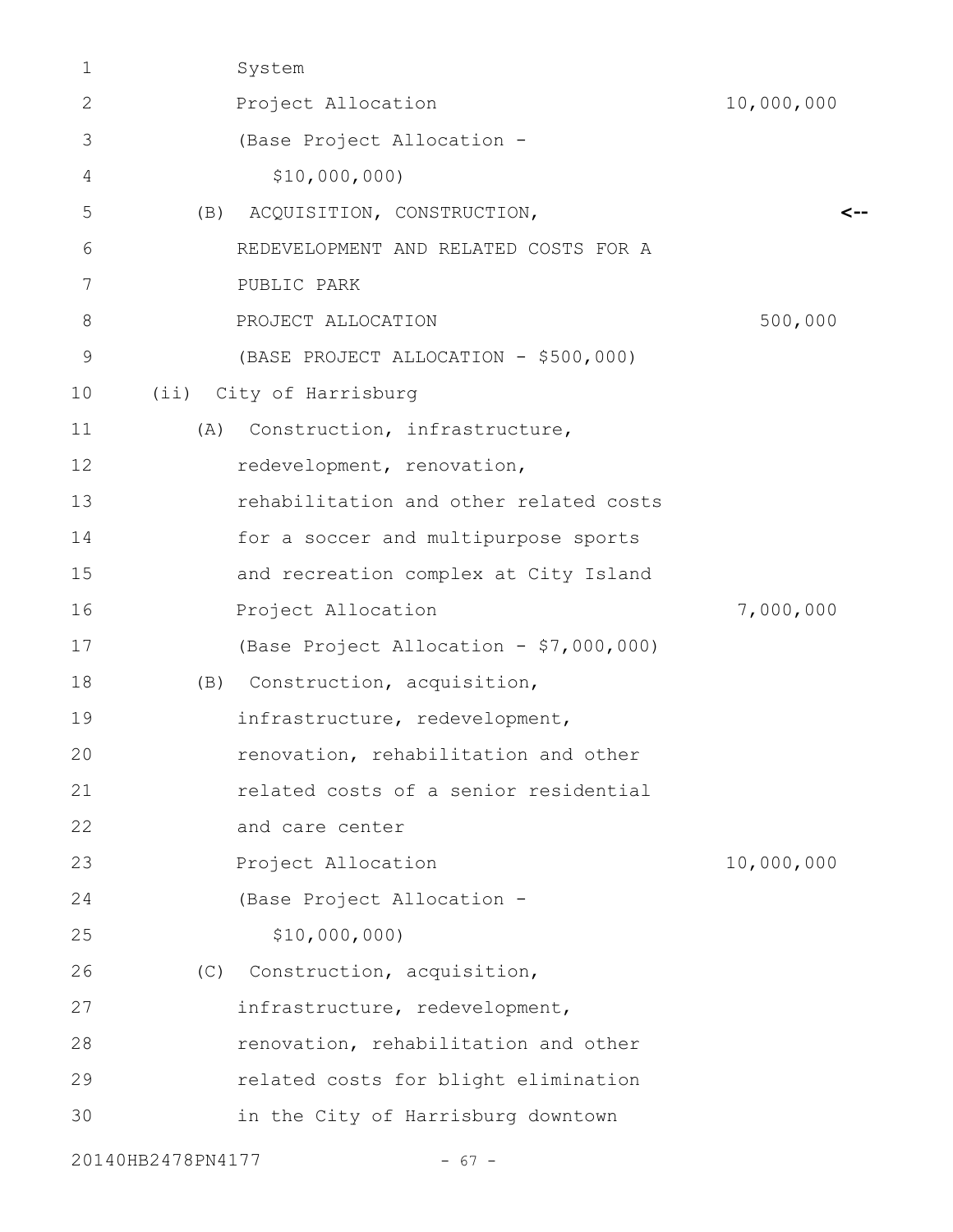System

Project Allocation 10,000,000

(Base Project Allocation -

$10,000,000)

(B) ACQUISITION, CONSTRUCTION, <--

REDEVELOPMENT AND RELATED COSTS FOR A

PUBLIC PARK

PROJECT ALLOCATION 500,000

(BASE PROJECT ALLOCATION - $500,000)

(ii) City of Harrisburg

(A) Construction, infrastructure,

redevelopment, renovation,

rehabilitation and other related costs

for a soccer and multipurpose sports

and recreation complex at City Island

Project Allocation 7,000,000

(Base Project Allocation - $7,000,000)

(B) Construction, acquisition,

infrastructure, redevelopment,

renovation, rehabilitation and other

related costs of a senior residential

and care center

Project Allocation 10,000,000

(Base Project Allocation -

$10,000,000)

(C) Construction, acquisition,

infrastructure, redevelopment,

renovation, rehabilitation and other

related costs for blight elimination

in the City of Harrisburg downtown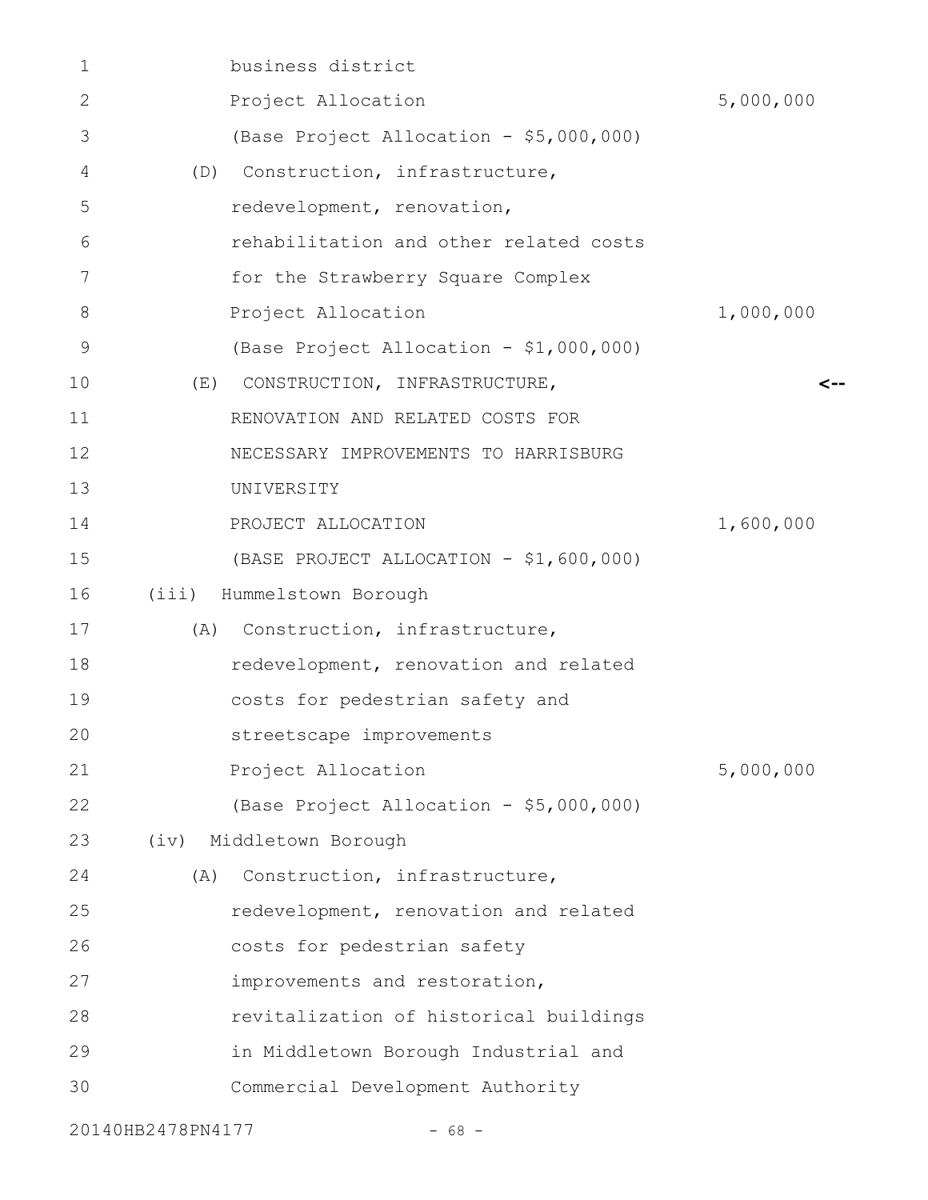business district
Project Allocation 5,000,000
(Base Project Allocation - $5,000,000)

(D) Construction, infrastructure, redevelopment, renovation, rehabilitation and other related costs for the Strawberry Square Complex
Project Allocation 1,000,000
(Base Project Allocation - $1,000,000)

(E) CONSTRUCTION, INFRASTRUCTURE, RENOVATION AND RELATED COSTS FOR NECESSARY IMPROVEMENTS TO HARRISBURG UNIVERSITY <--
PROJECT ALLOCATION 1,600,000
(BASE PROJECT ALLOCATION - $1,600,000)

(iii) Hummelstown Borough

(A) Construction, infrastructure, redevelopment, renovation and related costs for pedestrian safety and streetscape improvements
Project Allocation 5,000,000
(Base Project Allocation - $5,000,000)

(iv) Middletown Borough

(A) Construction, infrastructure, redevelopment, renovation and related costs for pedestrian safety improvements and restoration, revitalization of historical buildings in Middletown Borough Industrial and Commercial Development Authority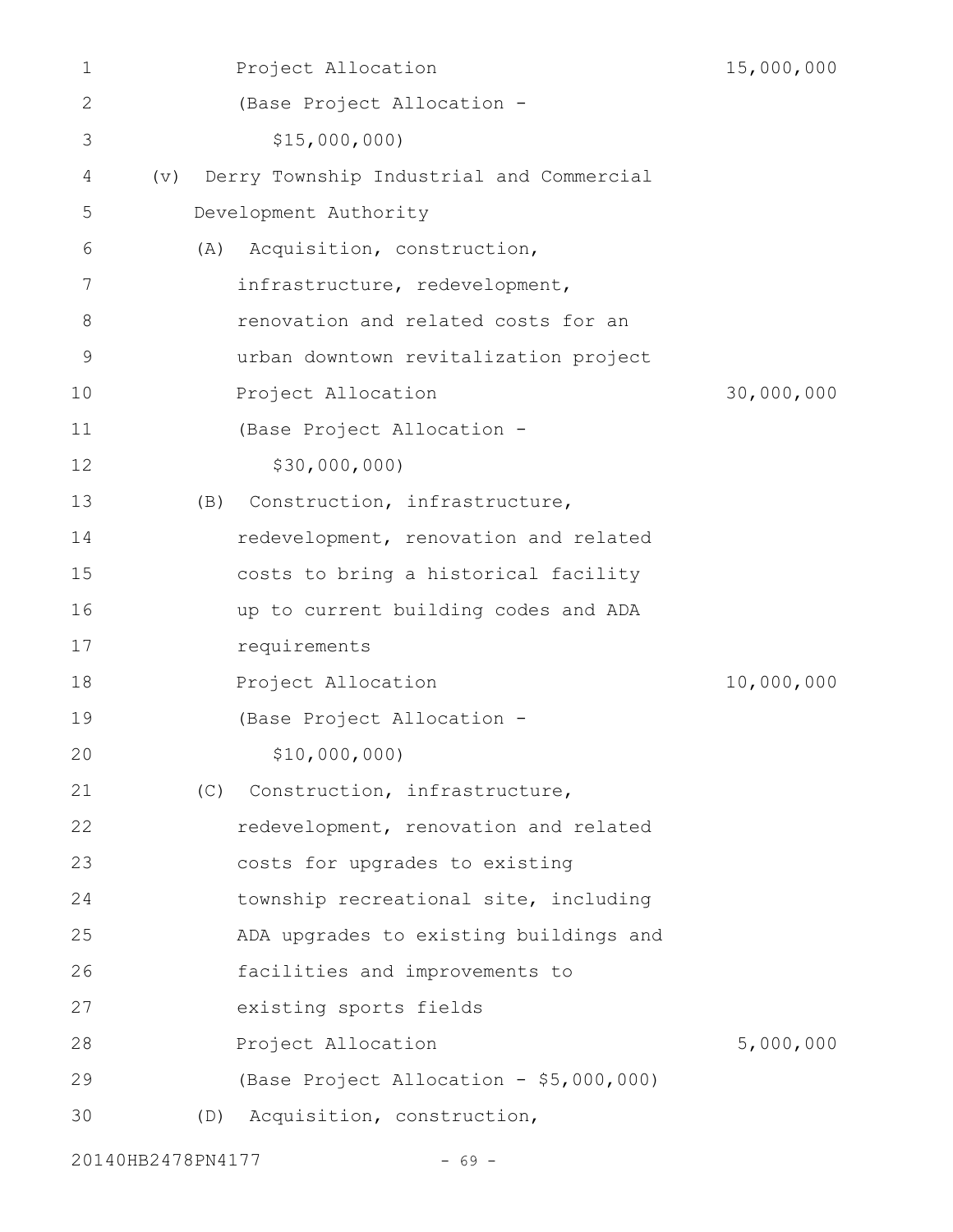Project Allocation 15,000,000

(Base Project Allocation -
$15,000,000)

(v) Derry Township Industrial and Commercial Development Authority

(A) Acquisition, construction, infrastructure, redevelopment, renovation and related costs for an urban downtown revitalization project

Project Allocation 30,000,000

(Base Project Allocation -
$30,000,000)

(B) Construction, infrastructure, redevelopment, renovation and related costs to bring a historical facility up to current building codes and ADA requirements

Project Allocation 10,000,000

(Base Project Allocation -
$10,000,000)

(C) Construction, infrastructure, redevelopment, renovation and related costs for upgrades to existing township recreational site, including ADA upgrades to existing buildings and facilities and improvements to existing sports fields

Project Allocation 5,000,000

(Base Project Allocation - $5,000,000)

(D) Acquisition, construction,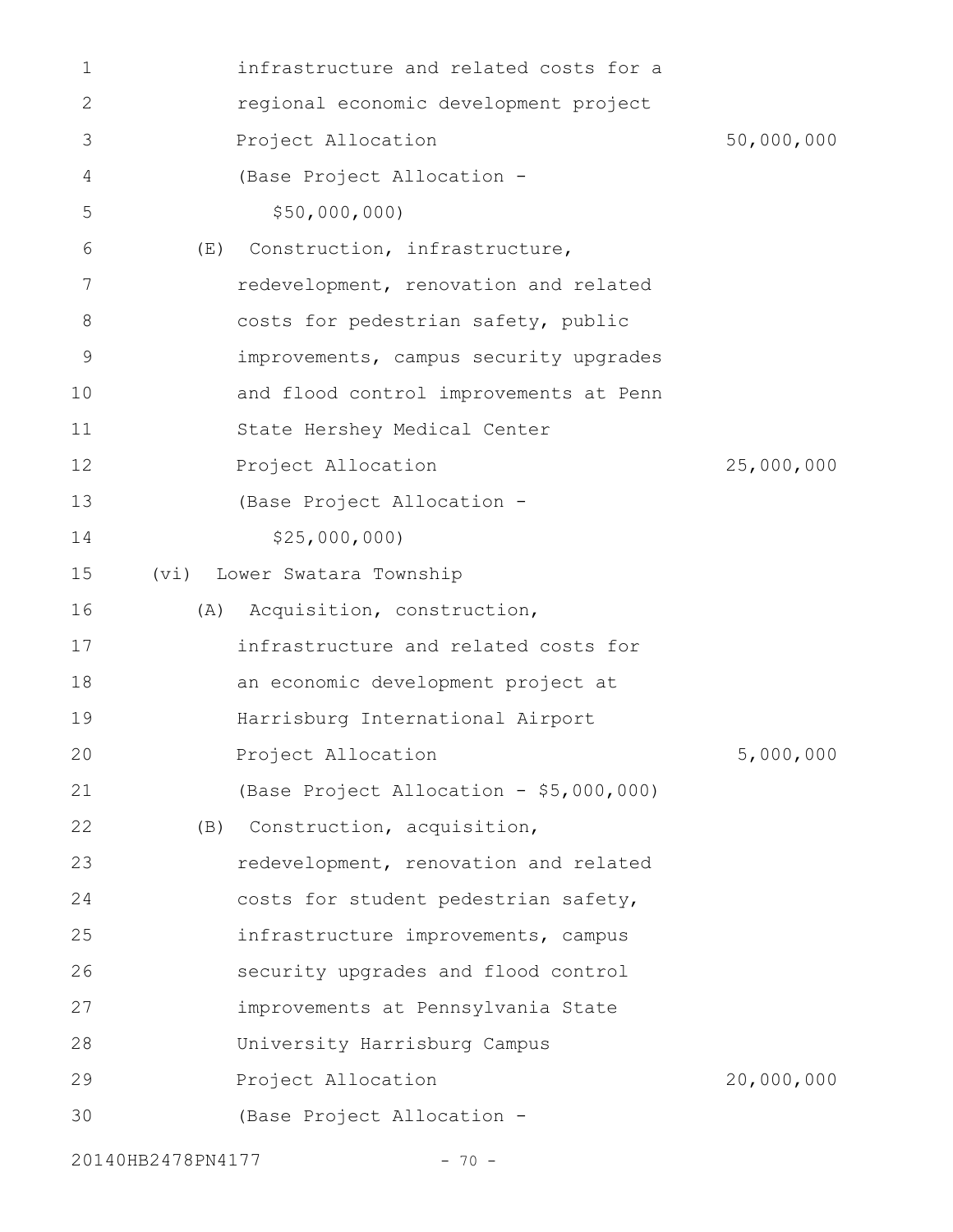infrastructure and related costs for a regional economic development project

Project Allocation 50,000,000

(Base Project Allocation - $50,000,000)

(E) Construction, infrastructure, redevelopment, renovation and related costs for pedestrian safety, public improvements, campus security upgrades and flood control improvements at Penn State Hershey Medical Center

Project Allocation 25,000,000

(Base Project Allocation - $25,000,000)

(vi) Lower Swatara Township

(A) Acquisition, construction, infrastructure and related costs for an economic development project at Harrisburg International Airport

Project Allocation 5,000,000

(Base Project Allocation - $5,000,000)

(B) Construction, acquisition, redevelopment, renovation and related costs for student pedestrian safety, infrastructure improvements, campus security upgrades and flood control improvements at Pennsylvania State University Harrisburg Campus

Project Allocation 20,000,000

(Base Project Allocation -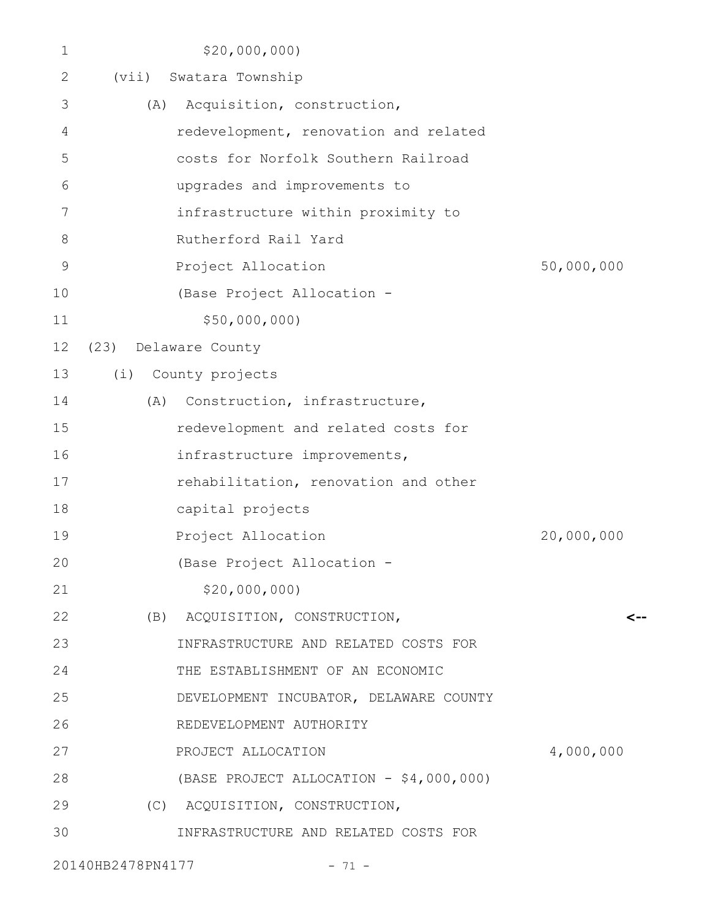$20,000,000)

(vii) Swatara Township

(A) Acquisition, construction, redevelopment, renovation and related costs for Norfolk Southern Railroad upgrades and improvements to infrastructure within proximity to Rutherford Rail Yard

Project Allocation 50,000,000

(Base Project Allocation - $50,000,000)

(23) Delaware County

(i) County projects

(A) Construction, infrastructure, redevelopment and related costs for infrastructure improvements, rehabilitation, renovation and other capital projects

Project Allocation 20,000,000

(Base Project Allocation - $20,000,000)

(B) ACQUISITION, CONSTRUCTION, INFRASTRUCTURE AND RELATED COSTS FOR THE ESTABLISHMENT OF AN ECONOMIC DEVELOPMENT INCUBATOR, DELAWARE COUNTY REDEVELOPMENT AUTHORITY <--

PROJECT ALLOCATION 4,000,000

(BASE PROJECT ALLOCATION - $4,000,000)

(C) ACQUISITION, CONSTRUCTION, INFRASTRUCTURE AND RELATED COSTS FOR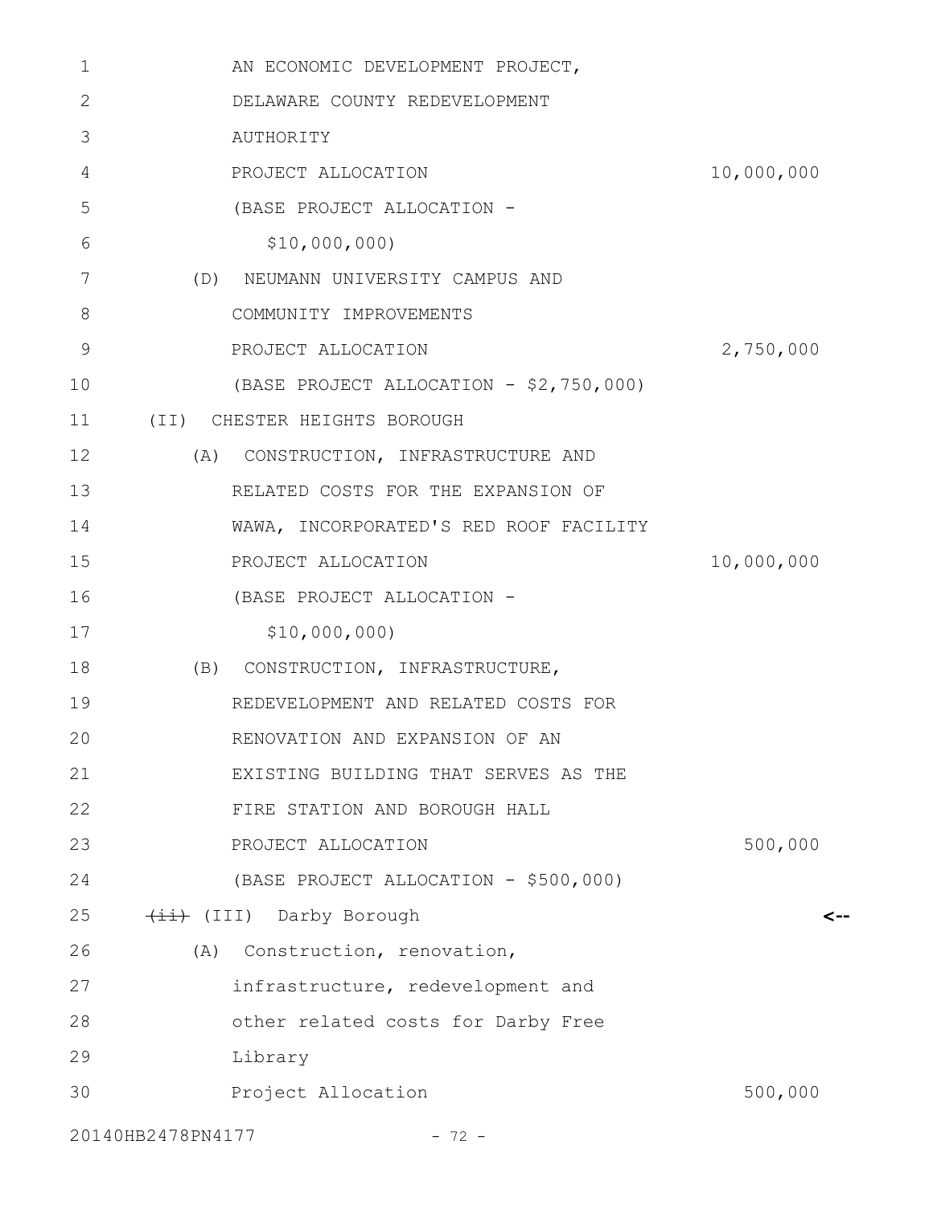AN ECONOMIC DEVELOPMENT PROJECT,
DELAWARE COUNTY REDEVELOPMENT
AUTHORITY
PROJECT ALLOCATION 10,000,000
(BASE PROJECT ALLOCATION -
$10,000,000)

(D) NEUMANN UNIVERSITY CAMPUS AND
COMMUNITY IMPROVEMENTS
PROJECT ALLOCATION 2,750,000
(BASE PROJECT ALLOCATION - $2,750,000)

(II) CHESTER HEIGHTS BOROUGH

(A) CONSTRUCTION, INFRASTRUCTURE AND
RELATED COSTS FOR THE EXPANSION OF
WAWA, INCORPORATED'S RED ROOF FACILITY
PROJECT ALLOCATION 10,000,000
(BASE PROJECT ALLOCATION -
$10,000,000)

(B) CONSTRUCTION, INFRASTRUCTURE,
REDEVELOPMENT AND RELATED COSTS FOR
RENOVATION AND EXPANSION OF AN
EXISTING BUILDING THAT SERVES AS THE
FIRE STATION AND BOROUGH HALL
PROJECT ALLOCATION 500,000
(BASE PROJECT ALLOCATION - $500,000)

~~(ii)~~ (III) Darby Borough <--

(A) Construction, renovation,
infrastructure, redevelopment and
other related costs for Darby Free
Library
Project Allocation 500,000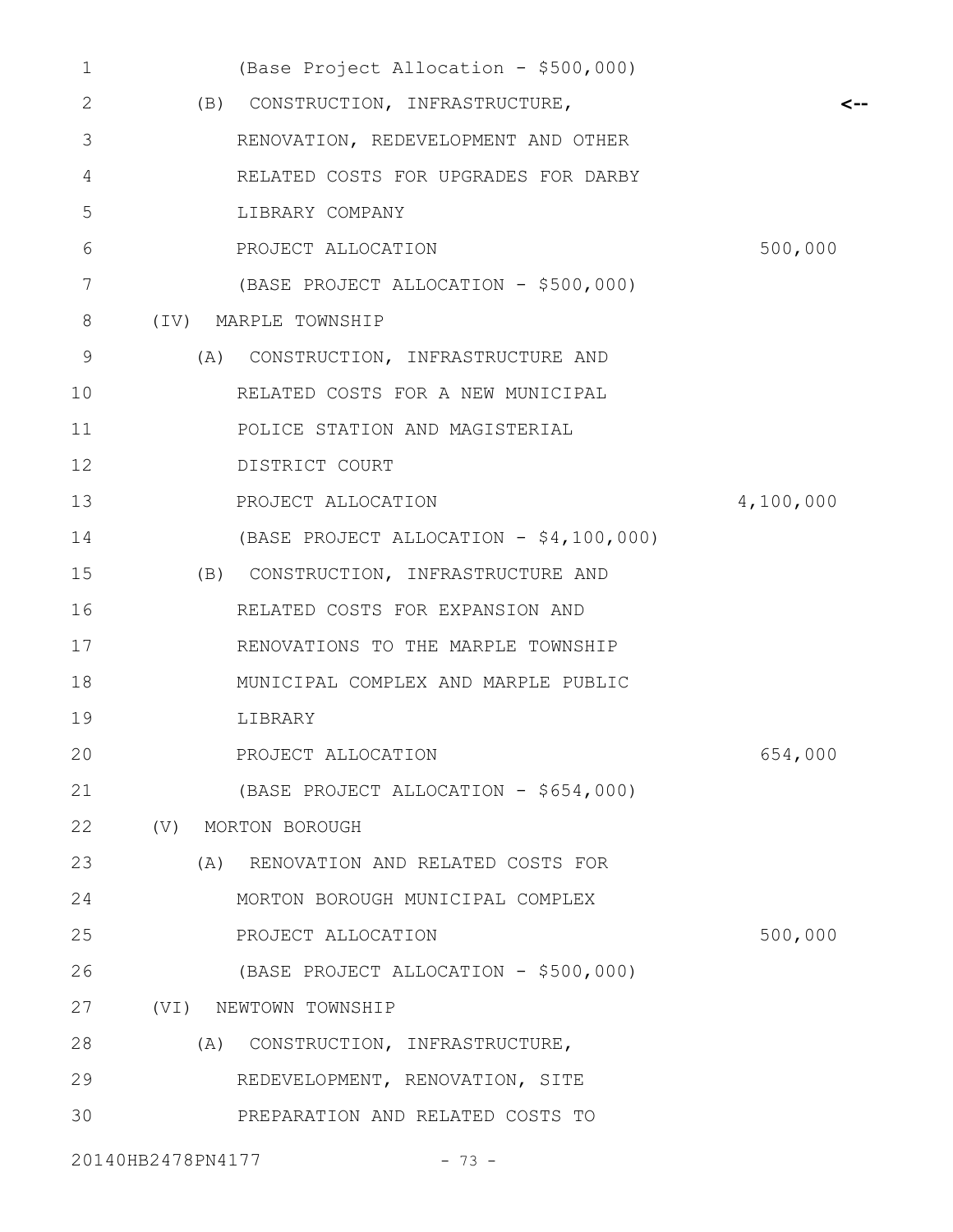(Base Project Allocation - $500,000)

(B) CONSTRUCTION, INFRASTRUCTURE, RENOVATION, REDEVELOPMENT AND OTHER RELATED COSTS FOR UPGRADES FOR DARBY LIBRARY COMPANY <--

PROJECT ALLOCATION 500,000

(BASE PROJECT ALLOCATION - $500,000)

(IV) MARPLE TOWNSHIP

(A) CONSTRUCTION, INFRASTRUCTURE AND RELATED COSTS FOR A NEW MUNICIPAL POLICE STATION AND MAGISTERIAL DISTRICT COURT

PROJECT ALLOCATION 4,100,000

(BASE PROJECT ALLOCATION - $4,100,000)

(B) CONSTRUCTION, INFRASTRUCTURE AND RELATED COSTS FOR EXPANSION AND RENOVATIONS TO THE MARPLE TOWNSHIP MUNICIPAL COMPLEX AND MARPLE PUBLIC LIBRARY

PROJECT ALLOCATION 654,000

(BASE PROJECT ALLOCATION - $654,000)

(V) MORTON BOROUGH

(A) RENOVATION AND RELATED COSTS FOR MORTON BOROUGH MUNICIPAL COMPLEX

PROJECT ALLOCATION 500,000

(BASE PROJECT ALLOCATION - $500,000)

(VI) NEWTOWN TOWNSHIP

(A) CONSTRUCTION, INFRASTRUCTURE, REDEVELOPMENT, RENOVATION, SITE PREPARATION AND RELATED COSTS TO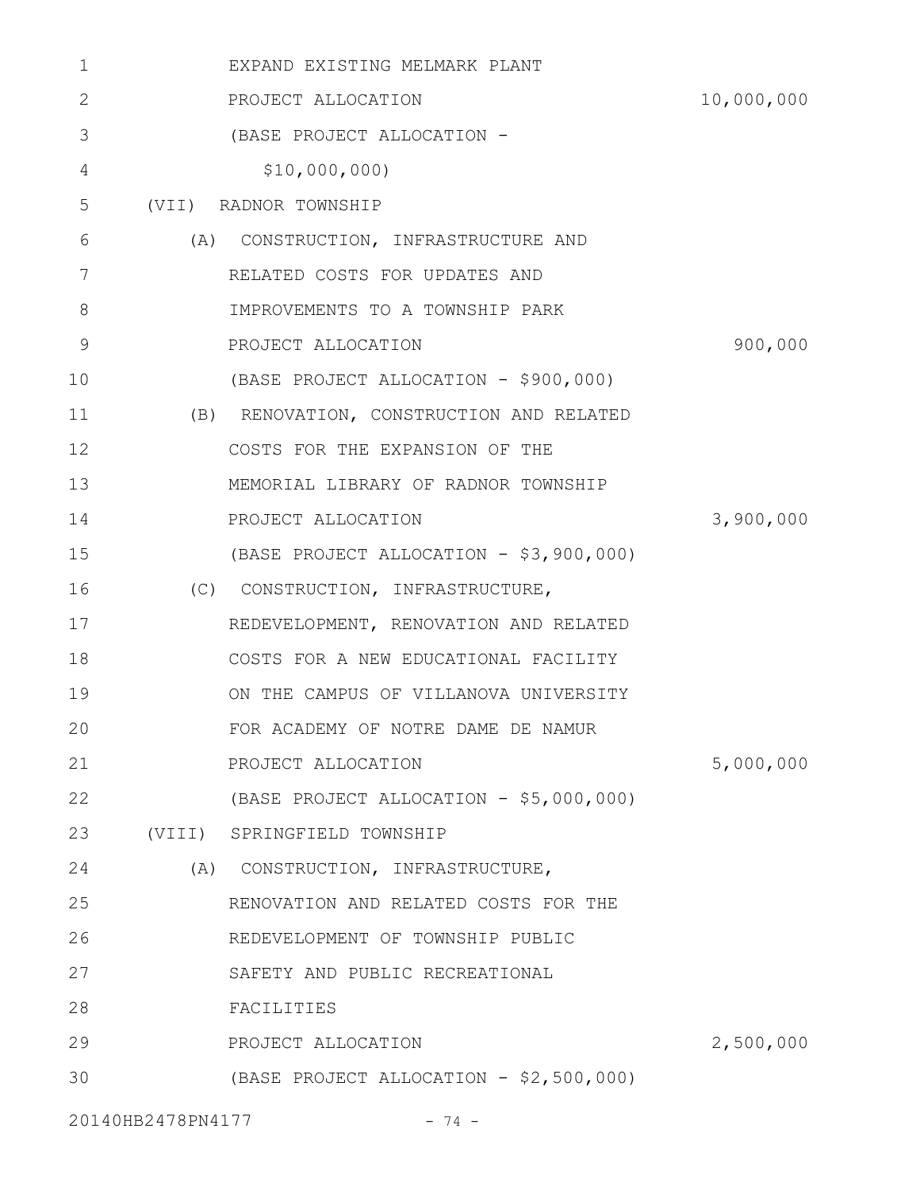EXPAND EXISTING MELMARK PLANT

PROJECT ALLOCATION 10,000,000

(BASE PROJECT ALLOCATION -
$10,000,000)

(VII) RADNOR TOWNSHIP

(A) CONSTRUCTION, INFRASTRUCTURE AND RELATED COSTS FOR UPDATES AND IMPROVEMENTS TO A TOWNSHIP PARK

PROJECT ALLOCATION 900,000

(BASE PROJECT ALLOCATION - $900,000)

(B) RENOVATION, CONSTRUCTION AND RELATED COSTS FOR THE EXPANSION OF THE MEMORIAL LIBRARY OF RADNOR TOWNSHIP

PROJECT ALLOCATION 3,900,000

(BASE PROJECT ALLOCATION - $3,900,000)

(C) CONSTRUCTION, INFRASTRUCTURE, REDEVELOPMENT, RENOVATION AND RELATED COSTS FOR A NEW EDUCATIONAL FACILITY ON THE CAMPUS OF VILLANOVA UNIVERSITY FOR ACADEMY OF NOTRE DAME DE NAMUR

PROJECT ALLOCATION 5,000,000

(BASE PROJECT ALLOCATION - $5,000,000)

(VIII) SPRINGFIELD TOWNSHIP

(A) CONSTRUCTION, INFRASTRUCTURE, RENOVATION AND RELATED COSTS FOR THE REDEVELOPMENT OF TOWNSHIP PUBLIC SAFETY AND PUBLIC RECREATIONAL FACILITIES

PROJECT ALLOCATION 2,500,000

(BASE PROJECT ALLOCATION - $2,500,000)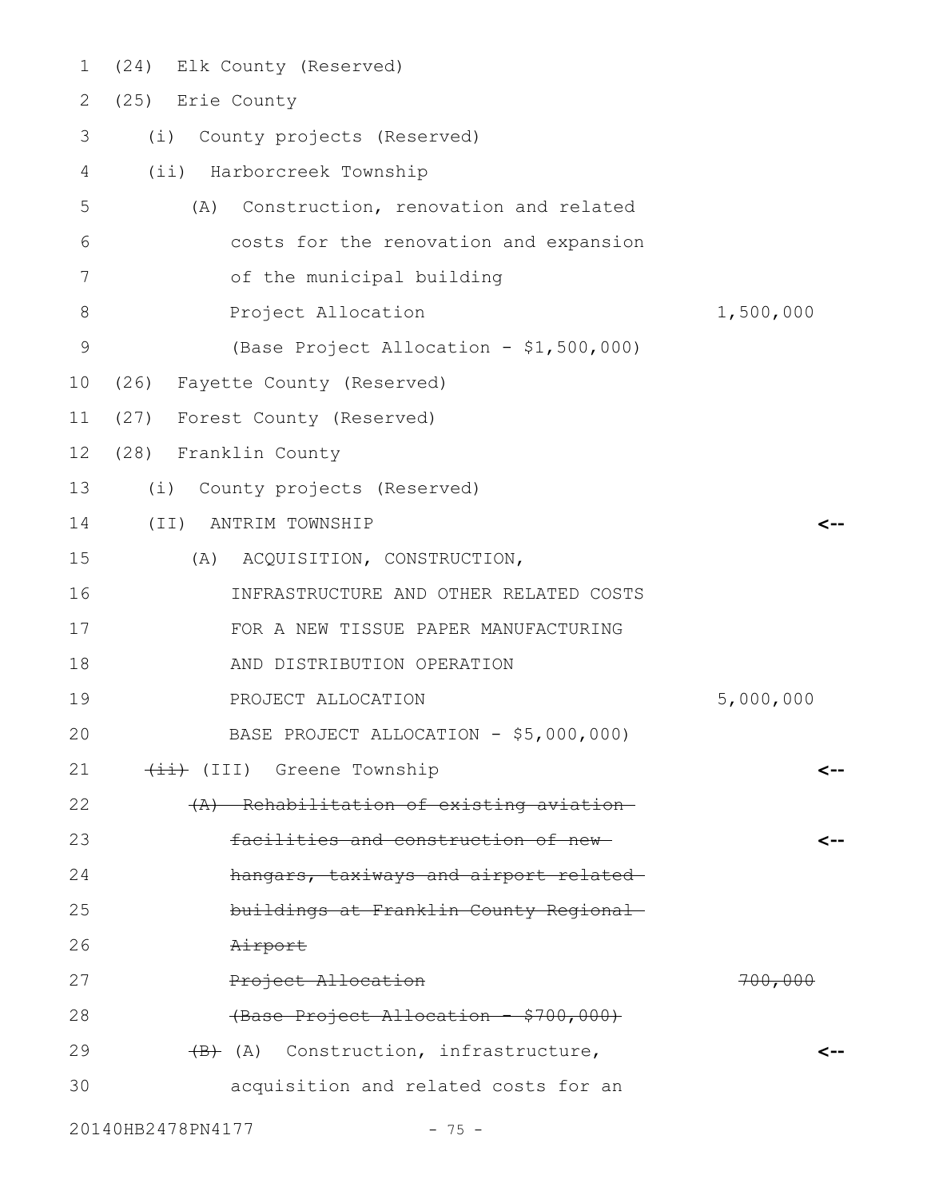(24) Elk County (Reserved)

(25) Erie County

(i) County projects (Reserved)

(ii) Harborcreek Township

(A) Construction, renovation and related costs for the renovation and expansion of the municipal building

Project Allocation 1,500,000

(Base Project Allocation - $1,500,000)

(26) Fayette County (Reserved)

(27) Forest County (Reserved)

(28) Franklin County

(i) County projects (Reserved)

(II) ANTRIM TOWNSHIP <--

(A) ACQUISITION, CONSTRUCTION, INFRASTRUCTURE AND OTHER RELATED COSTS FOR A NEW TISSUE PAPER MANUFACTURING AND DISTRIBUTION OPERATION

PROJECT ALLOCATION 5,000,000

BASE PROJECT ALLOCATION - $5,000,000)

~~(ii)~~ (III) Greene Township <--

~~(A) Rehabilitation of existing aviation facilities and construction of new hangars, taxiways and airport related buildings at Franklin County Regional Airport~~ <--

~~Project Allocation 700,000~~

~~(Base Project Allocation - $700,000)~~

~~(B)~~ (A) Construction, infrastructure, acquisition and related costs for an <--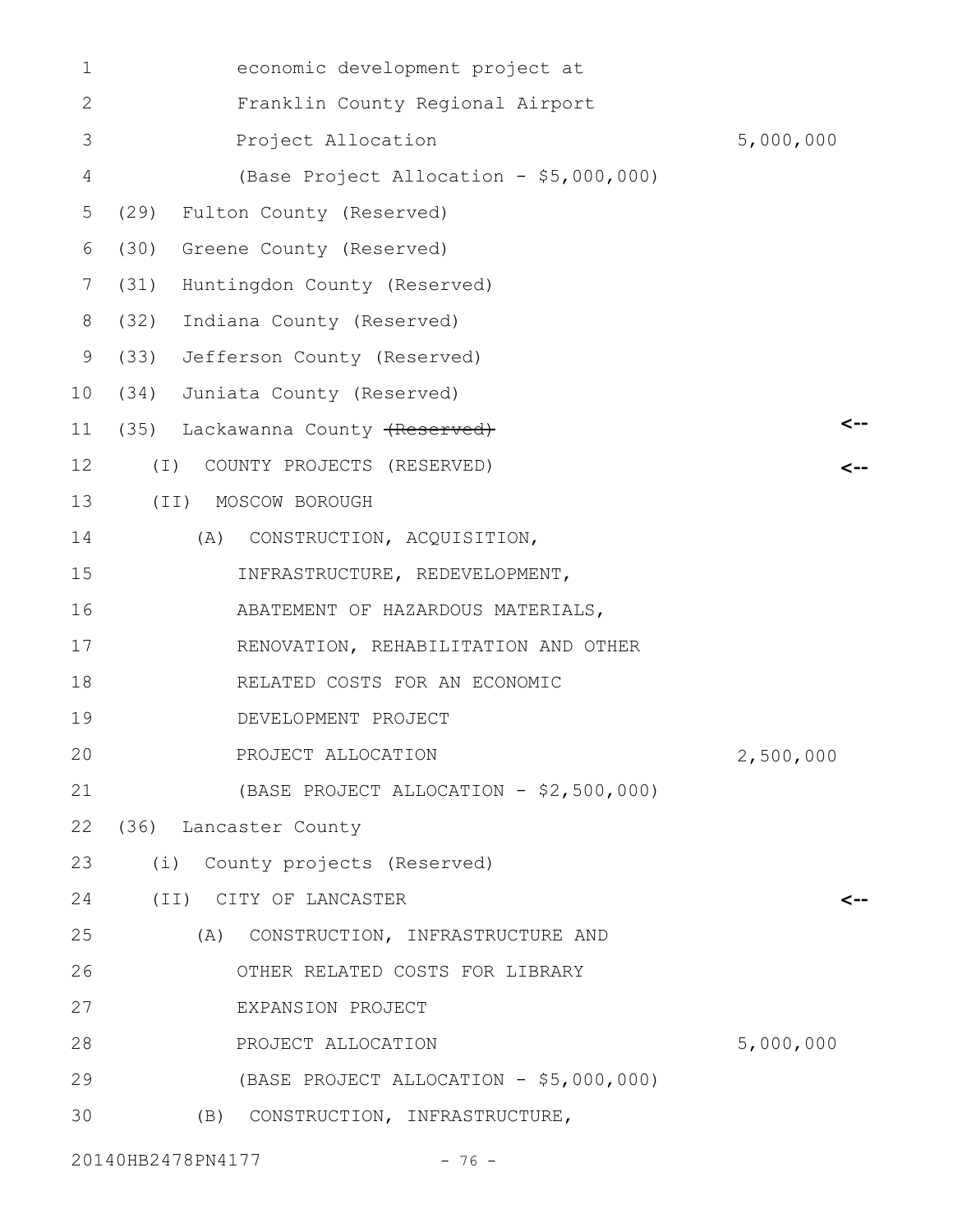economic development project at
Franklin County Regional Airport
Project Allocation 5,000,000
(Base Project Allocation - $5,000,000)

(29) Fulton County (Reserved)

(30) Greene County (Reserved)

(31) Huntingdon County (Reserved)

(32) Indiana County (Reserved)

(33) Jefferson County (Reserved)

(34) Juniata County (Reserved)

(35) Lackawanna County ~~(Reserved)~~ <--

(I) COUNTY PROJECTS (RESERVED) <--

(II) MOSCOW BOROUGH

(A) CONSTRUCTION, ACQUISITION,
INFRASTRUCTURE, REDEVELOPMENT,
ABATEMENT OF HAZARDOUS MATERIALS,
RENOVATION, REHABILITATION AND OTHER
RELATED COSTS FOR AN ECONOMIC
DEVELOPMENT PROJECT
PROJECT ALLOCATION 2,500,000
(BASE PROJECT ALLOCATION - $2,500,000)

(36) Lancaster County

(i) County projects (Reserved)

(II) CITY OF LANCASTER <--

(A) CONSTRUCTION, INFRASTRUCTURE AND
OTHER RELATED COSTS FOR LIBRARY
EXPANSION PROJECT
PROJECT ALLOCATION 5,000,000
(BASE PROJECT ALLOCATION - $5,000,000)

(B) CONSTRUCTION, INFRASTRUCTURE,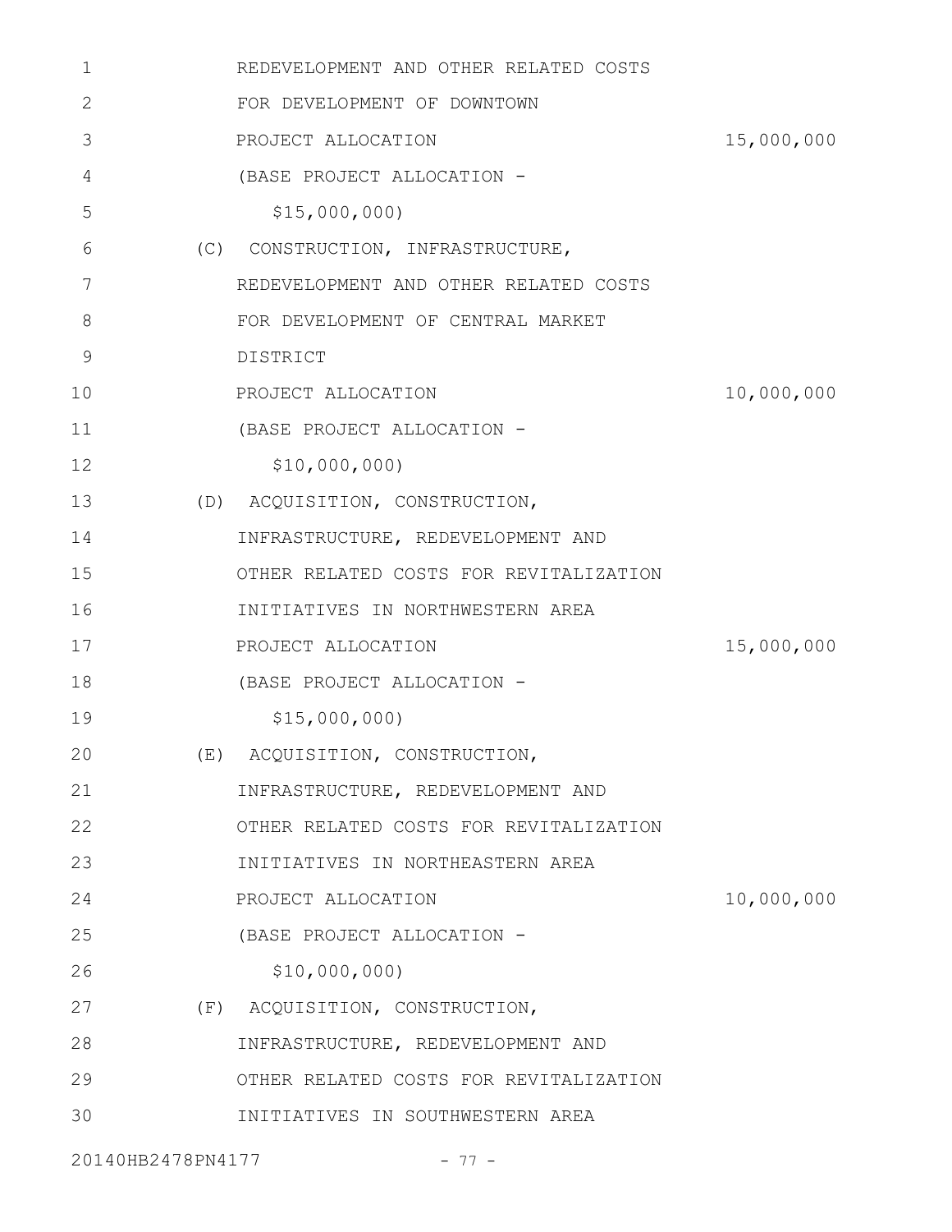REDEVELOPMENT AND OTHER RELATED COSTS
FOR DEVELOPMENT OF DOWNTOWN

PROJECT ALLOCATION 15,000,000

(BASE PROJECT ALLOCATION -
$15,000,000)

(C) CONSTRUCTION, INFRASTRUCTURE,
REDEVELOPMENT AND OTHER RELATED COSTS
FOR DEVELOPMENT OF CENTRAL MARKET
DISTRICT

PROJECT ALLOCATION 10,000,000

(BASE PROJECT ALLOCATION -
$10,000,000)

(D) ACQUISITION, CONSTRUCTION,
INFRASTRUCTURE, REDEVELOPMENT AND
OTHER RELATED COSTS FOR REVITALIZATION
INITIATIVES IN NORTHWESTERN AREA

PROJECT ALLOCATION 15,000,000

(BASE PROJECT ALLOCATION -
$15,000,000)

(E) ACQUISITION, CONSTRUCTION,
INFRASTRUCTURE, REDEVELOPMENT AND
OTHER RELATED COSTS FOR REVITALIZATION
INITIATIVES IN NORTHEASTERN AREA

PROJECT ALLOCATION 10,000,000

(BASE PROJECT ALLOCATION -
$10,000,000)

(F) ACQUISITION, CONSTRUCTION,
INFRASTRUCTURE, REDEVELOPMENT AND
OTHER RELATED COSTS FOR REVITALIZATION
INITIATIVES IN SOUTHWESTERN AREA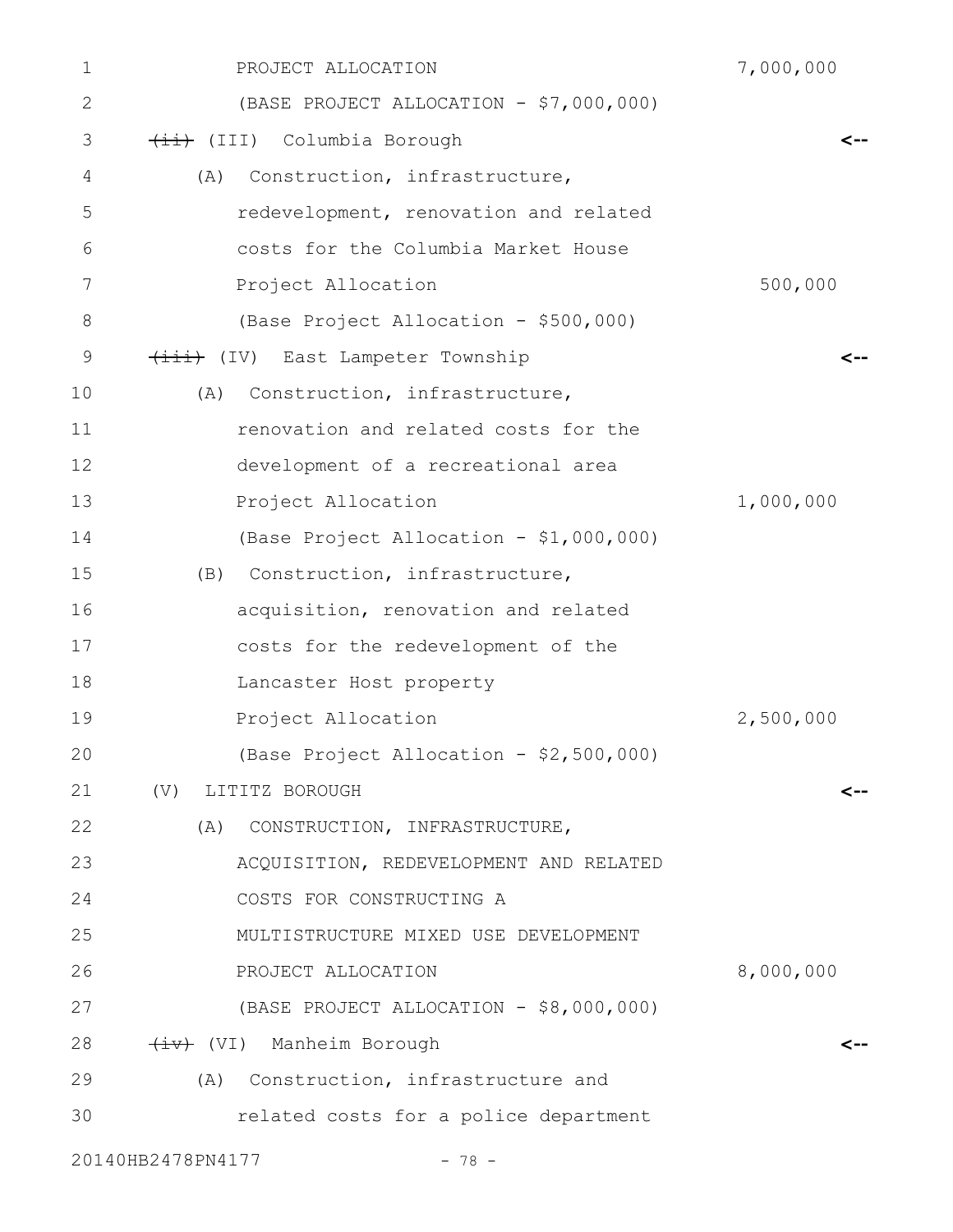PROJECT ALLOCATION 7,000,000

(BASE PROJECT ALLOCATION - $7,000,000)

~~(ii)~~ (III) Columbia Borough <--

(A) Construction, infrastructure, redevelopment, renovation and related costs for the Columbia Market House

Project Allocation 500,000

(Base Project Allocation - $500,000)

~~(iii)~~ (IV) East Lampeter Township <--

(A) Construction, infrastructure, renovation and related costs for the development of a recreational area

Project Allocation 1,000,000

(Base Project Allocation - $1,000,000)

(B) Construction, infrastructure, acquisition, renovation and related costs for the redevelopment of the Lancaster Host property

Project Allocation 2,500,000

(Base Project Allocation - $2,500,000)

(V) LITITZ BOROUGH <--

(A) CONSTRUCTION, INFRASTRUCTURE, ACQUISITION, REDEVELOPMENT AND RELATED COSTS FOR CONSTRUCTING A MULTISTRUCTURE MIXED USE DEVELOPMENT

PROJECT ALLOCATION 8,000,000

(BASE PROJECT ALLOCATION - $8,000,000)

~~(iv)~~ (VI) Manheim Borough <--

(A) Construction, infrastructure and related costs for a police department

20140HB2478PN4177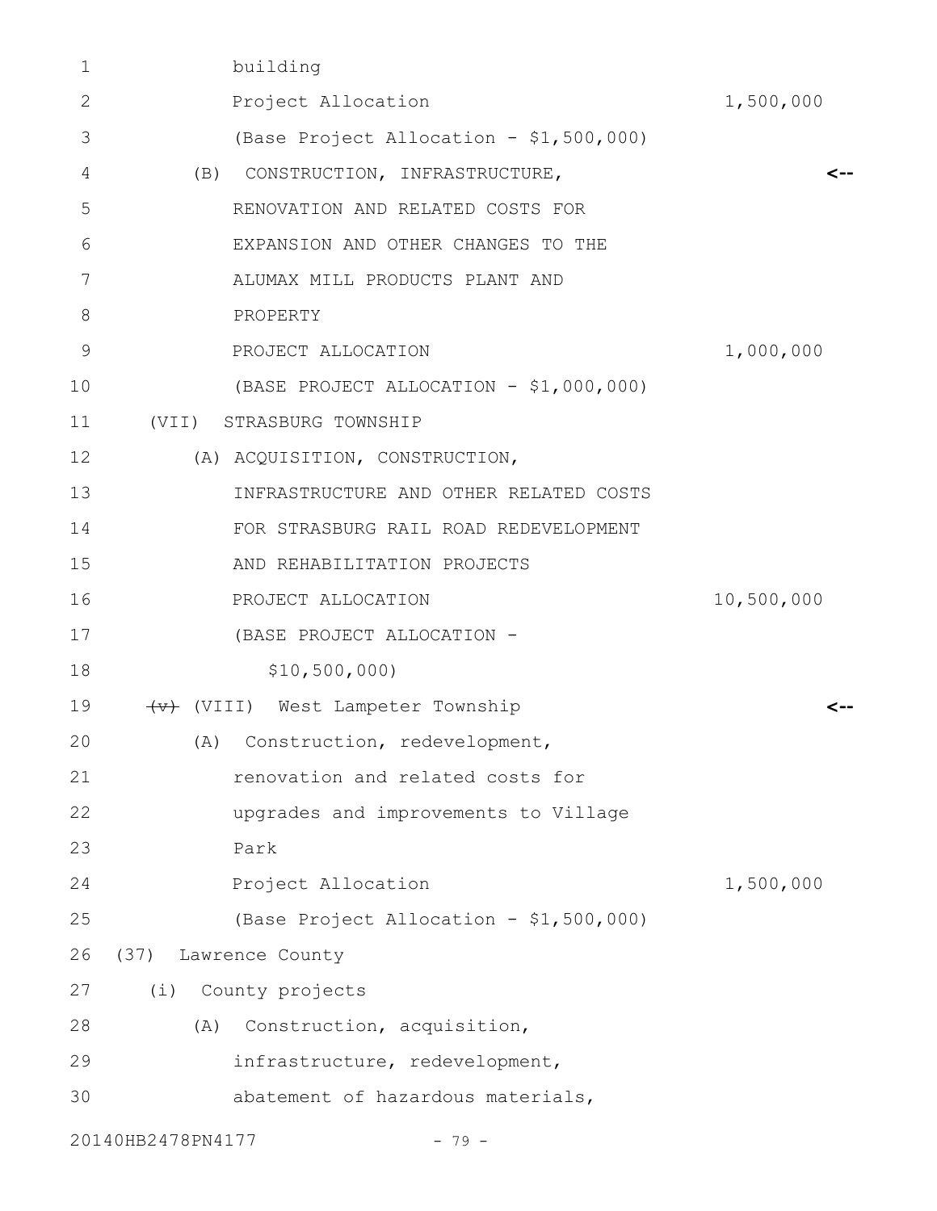building
Project Allocation 1,500,000
(Base Project Allocation - $1,500,000)

(B) CONSTRUCTION, INFRASTRUCTURE, RENOVATION AND RELATED COSTS FOR EXPANSION AND OTHER CHANGES TO THE ALUMAX MILL PRODUCTS PLANT AND PROPERTY <--
PROJECT ALLOCATION 1,000,000
(BASE PROJECT ALLOCATION - $1,000,000)

(VII) STRASBURG TOWNSHIP

(A) ACQUISITION, CONSTRUCTION, INFRASTRUCTURE AND OTHER RELATED COSTS FOR STRASBURG RAIL ROAD REDEVELOPMENT AND REHABILITATION PROJECTS
PROJECT ALLOCATION 10,500,000
(BASE PROJECT ALLOCATION - $10,500,000)

~~(v)~~ (VIII) West Lampeter Township <--

(A) Construction, redevelopment, renovation and related costs for upgrades and improvements to Village Park
Project Allocation 1,500,000
(Base Project Allocation - $1,500,000)

(37) Lawrence County

(i) County projects

(A) Construction, acquisition, infrastructure, redevelopment, abatement of hazardous materials,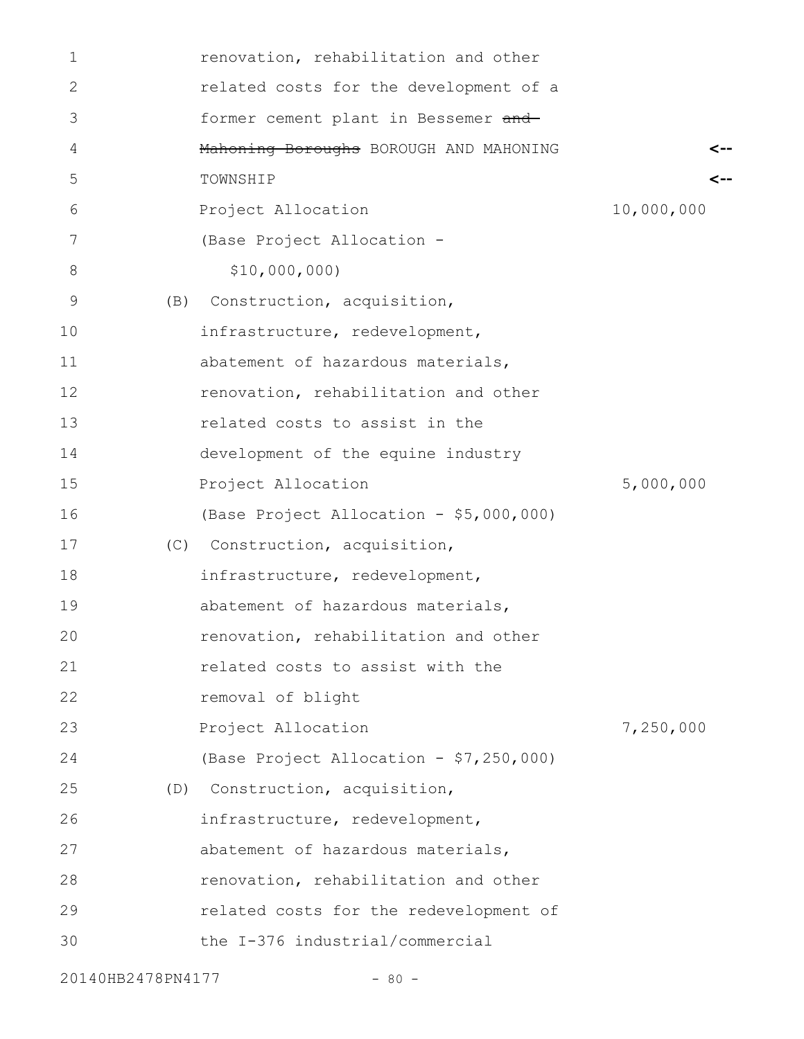renovation, rehabilitation and other related costs for the development of a former cement plant in Bessemer ~~and Mahoning Boroughs~~ BOROUGH AND MAHONING TOWNSHIP

Project Allocation 10,000,000

(Base Project Allocation - $10,000,000)

(B) Construction, acquisition, infrastructure, redevelopment, abatement of hazardous materials, renovation, rehabilitation and other related costs to assist in the development of the equine industry

Project Allocation 5,000,000

(Base Project Allocation - $5,000,000)

(C) Construction, acquisition, infrastructure, redevelopment, abatement of hazardous materials, renovation, rehabilitation and other related costs to assist with the removal of blight

Project Allocation 7,250,000

(Base Project Allocation - $7,250,000)

(D) Construction, acquisition, infrastructure, redevelopment, abatement of hazardous materials, renovation, rehabilitation and other related costs for the redevelopment of the I-376 industrial/commercial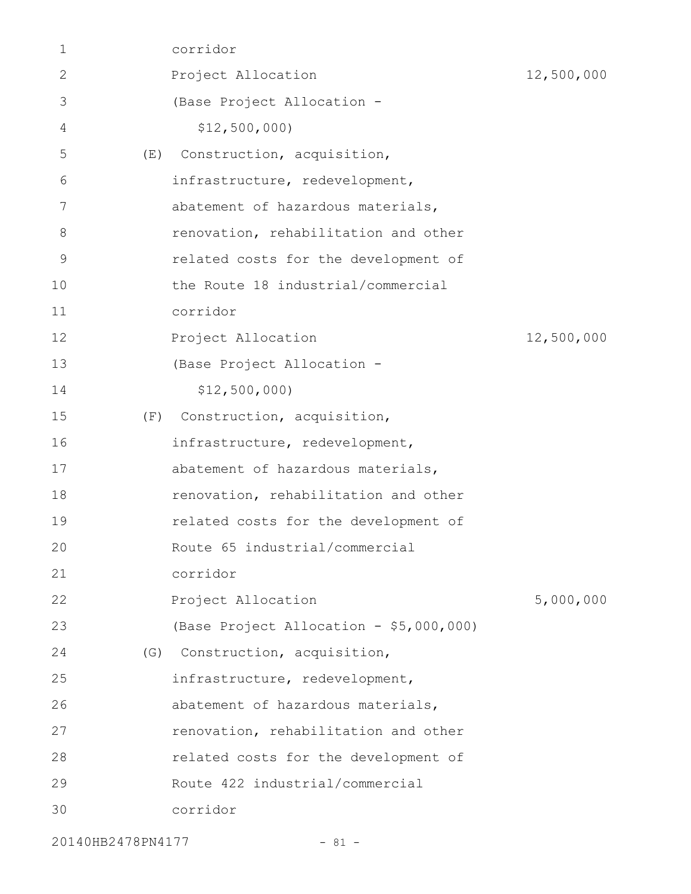corridor

Project Allocation 12,500,000

(Base Project Allocation - $12,500,000)

(E) Construction, acquisition, infrastructure, redevelopment, abatement of hazardous materials, renovation, rehabilitation and other related costs for the development of the Route 18 industrial/commercial corridor

Project Allocation 12,500,000

(Base Project Allocation - $12,500,000)

(F) Construction, acquisition, infrastructure, redevelopment, abatement of hazardous materials, renovation, rehabilitation and other related costs for the development of Route 65 industrial/commercial corridor

Project Allocation 5,000,000

(Base Project Allocation - $5,000,000)

(G) Construction, acquisition, infrastructure, redevelopment, abatement of hazardous materials, renovation, rehabilitation and other related costs for the development of Route 422 industrial/commercial corridor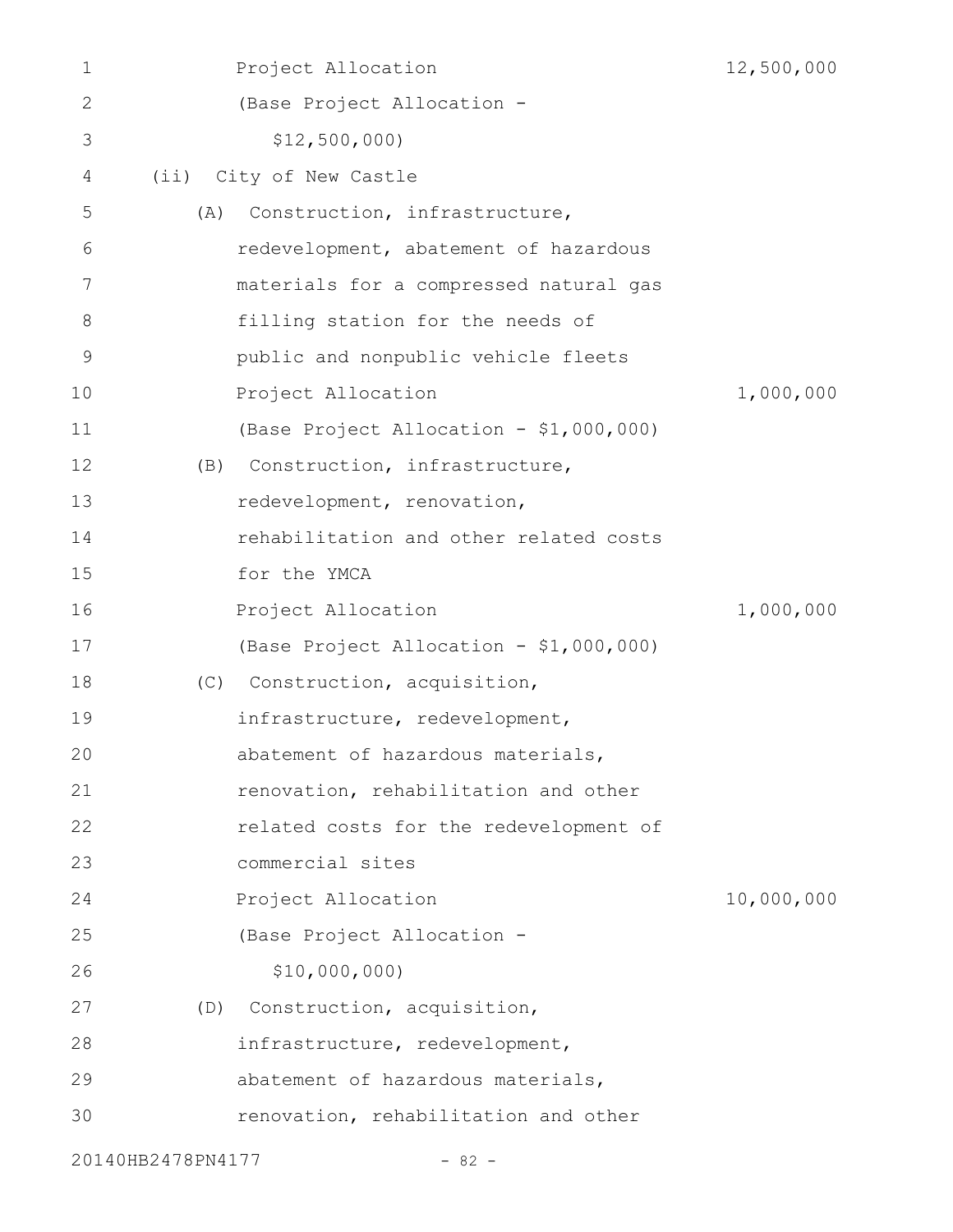Project Allocation 12,500,000

(Base Project Allocation - $12,500,000)

(ii) City of New Castle

(A) Construction, infrastructure, redevelopment, abatement of hazardous materials for a compressed natural gas filling station for the needs of public and nonpublic vehicle fleets

Project Allocation 1,000,000

(Base Project Allocation - $1,000,000)

(B) Construction, infrastructure, redevelopment, renovation, rehabilitation and other related costs for the YMCA

Project Allocation 1,000,000

(Base Project Allocation - $1,000,000)

(C) Construction, acquisition, infrastructure, redevelopment, abatement of hazardous materials, renovation, rehabilitation and other related costs for the redevelopment of commercial sites

Project Allocation 10,000,000

(Base Project Allocation - $10,000,000)

(D) Construction, acquisition, infrastructure, redevelopment, abatement of hazardous materials, renovation, rehabilitation and other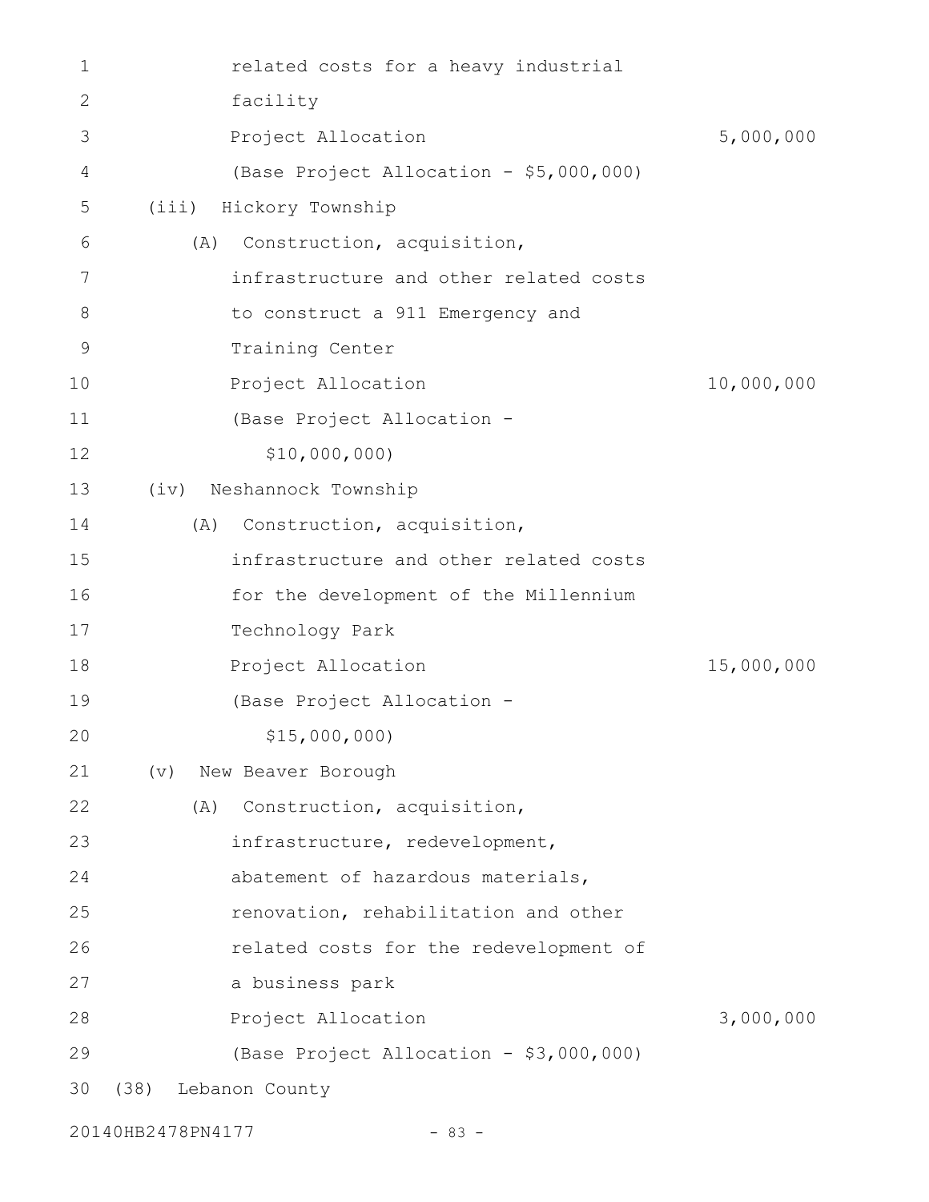related costs for a heavy industrial facility

Project Allocation 5,000,000

(Base Project Allocation - $5,000,000)

(iii) Hickory Township

(A) Construction, acquisition, infrastructure and other related costs to construct a 911 Emergency and Training Center

Project Allocation 10,000,000

(Base Project Allocation - $10,000,000)

(iv) Neshannock Township

(A) Construction, acquisition, infrastructure and other related costs for the development of the Millennium Technology Park

Project Allocation 15,000,000

(Base Project Allocation - $15,000,000)

(v) New Beaver Borough

(A) Construction, acquisition, infrastructure, redevelopment, abatement of hazardous materials, renovation, rehabilitation and other related costs for the redevelopment of a business park

Project Allocation 3,000,000

(Base Project Allocation - $3,000,000)

(38) Lebanon County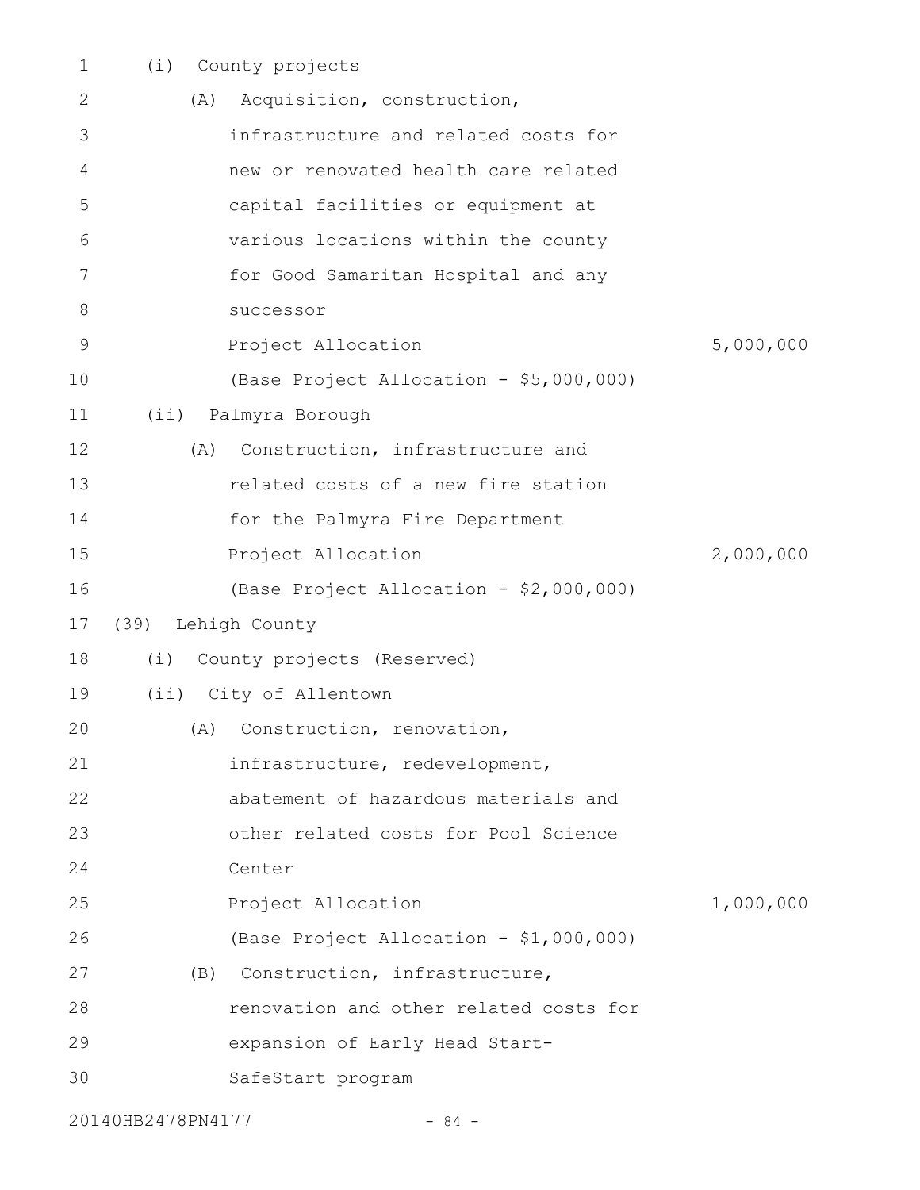(i) County projects

(A) Acquisition, construction, infrastructure and related costs for new or renovated health care related capital facilities or equipment at various locations within the county for Good Samaritan Hospital and any successor

Project Allocation 5,000,000

(Base Project Allocation - $5,000,000)

(ii) Palmyra Borough

(A) Construction, infrastructure and related costs of a new fire station for the Palmyra Fire Department

Project Allocation 2,000,000

(Base Project Allocation - $2,000,000)

(39) Lehigh County

(i) County projects (Reserved)

(ii) City of Allentown

(A) Construction, renovation, infrastructure, redevelopment, abatement of hazardous materials and other related costs for Pool Science Center

Project Allocation 1,000,000

(Base Project Allocation - $1,000,000)

(B) Construction, infrastructure, renovation and other related costs for expansion of Early Head Start-SafeStart program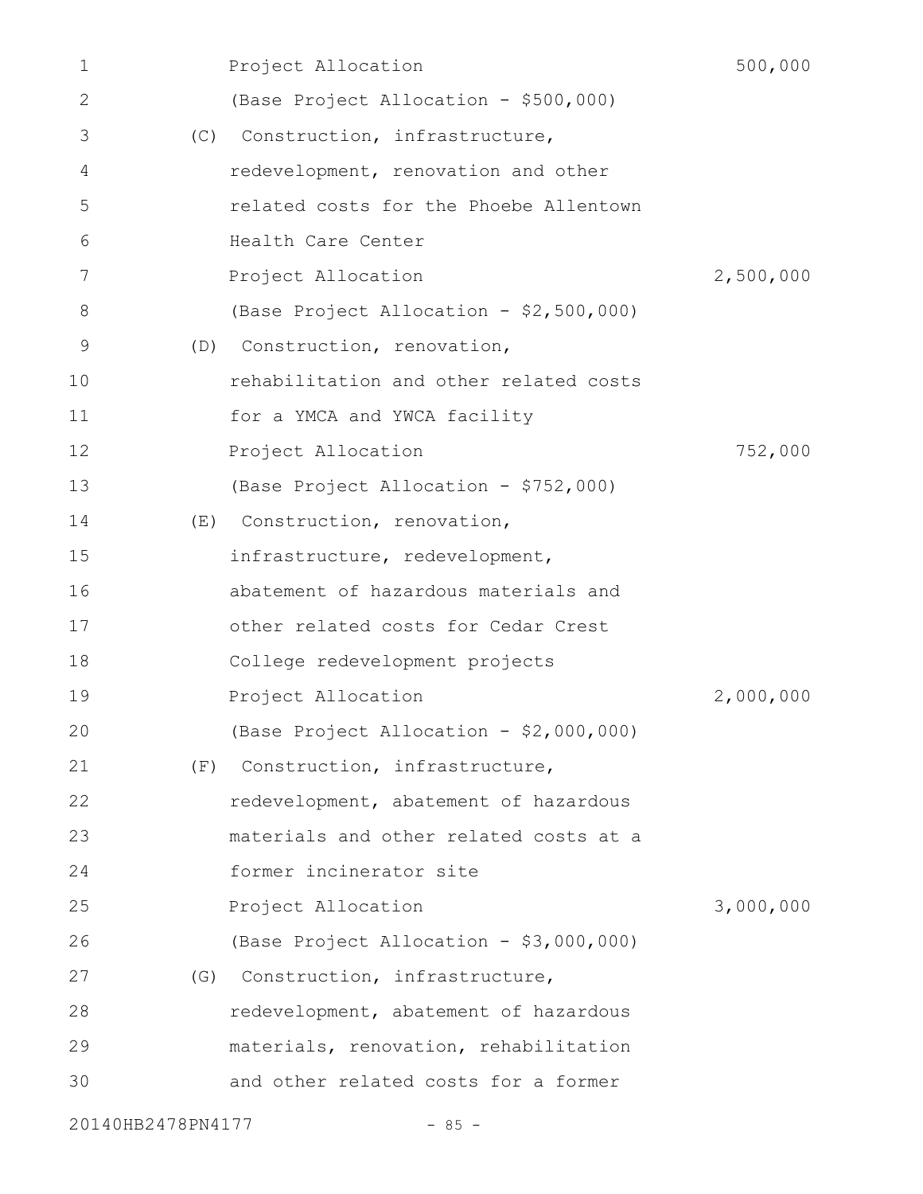Project Allocation 500,000

(Base Project Allocation - $500,000)

(C) Construction, infrastructure, redevelopment, renovation and other related costs for the Phoebe Allentown Health Care Center

Project Allocation 2,500,000

(Base Project Allocation - $2,500,000)

(D) Construction, renovation, rehabilitation and other related costs for a YMCA and YWCA facility

Project Allocation 752,000

(Base Project Allocation - $752,000)

(E) Construction, renovation, infrastructure, redevelopment, abatement of hazardous materials and other related costs for Cedar Crest College redevelopment projects

Project Allocation 2,000,000

(Base Project Allocation - $2,000,000)

(F) Construction, infrastructure, redevelopment, abatement of hazardous materials and other related costs at a former incinerator site

Project Allocation 3,000,000

(Base Project Allocation - $3,000,000)

(G) Construction, infrastructure, redevelopment, abatement of hazardous materials, renovation, rehabilitation and other related costs for a former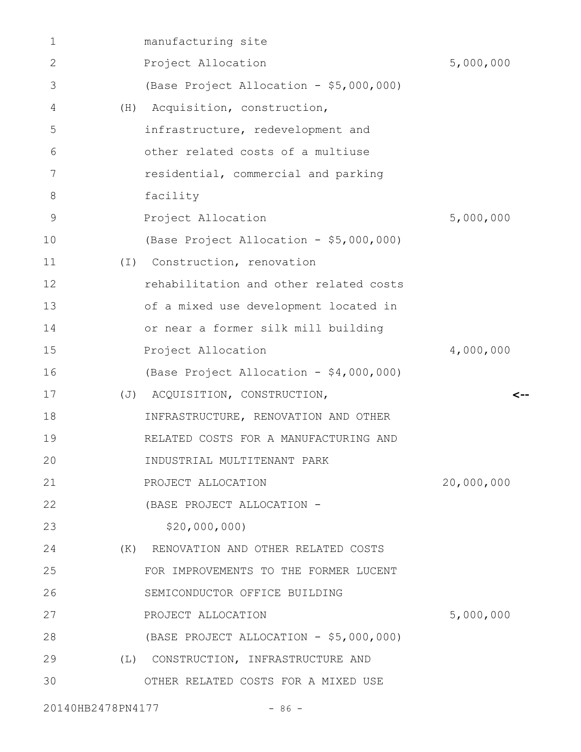manufacturing site
Project Allocation 5,000,000
(Base Project Allocation - $5,000,000)

(H) Acquisition, construction, infrastructure, redevelopment and other related costs of a multiuse residential, commercial and parking facility
Project Allocation 5,000,000
(Base Project Allocation - $5,000,000)

(I) Construction, renovation rehabilitation and other related costs of a mixed use development located in or near a former silk mill building
Project Allocation 4,000,000
(Base Project Allocation - $4,000,000)

(J) ACQUISITION, CONSTRUCTION, INFRASTRUCTURE, RENOVATION AND OTHER RELATED COSTS FOR A MANUFACTURING AND INDUSTRIAL MULTITENANT PARK <--
PROJECT ALLOCATION 20,000,000
(BASE PROJECT ALLOCATION - $20,000,000)

(K) RENOVATION AND OTHER RELATED COSTS FOR IMPROVEMENTS TO THE FORMER LUCENT SEMICONDUCTOR OFFICE BUILDING
PROJECT ALLOCATION 5,000,000
(BASE PROJECT ALLOCATION - $5,000,000)

(L) CONSTRUCTION, INFRASTRUCTURE AND OTHER RELATED COSTS FOR A MIXED USE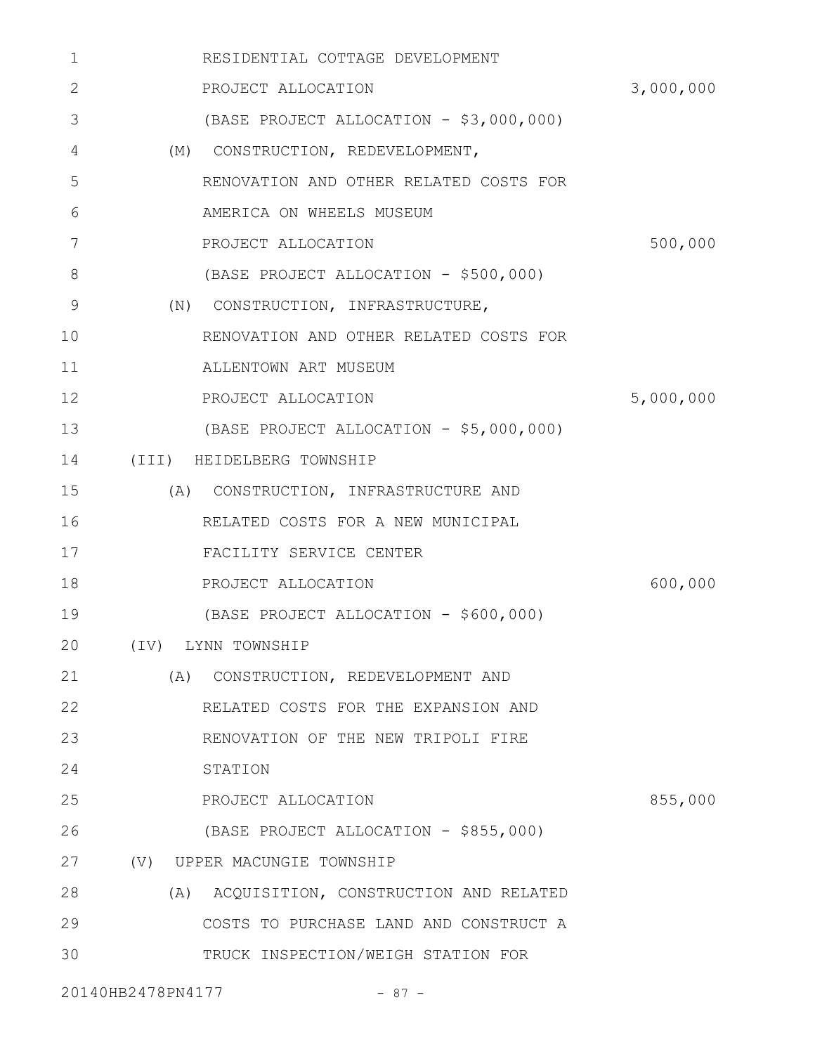RESIDENTIAL COTTAGE DEVELOPMENT
PROJECT ALLOCATION 3,000,000
(BASE PROJECT ALLOCATION - $3,000,000)

(M) CONSTRUCTION, REDEVELOPMENT,
RENOVATION AND OTHER RELATED COSTS FOR
AMERICA ON WHEELS MUSEUM
PROJECT ALLOCATION 500,000
(BASE PROJECT ALLOCATION - $500,000)

(N) CONSTRUCTION, INFRASTRUCTURE,
RENOVATION AND OTHER RELATED COSTS FOR
ALLENTOWN ART MUSEUM
PROJECT ALLOCATION 5,000,000
(BASE PROJECT ALLOCATION - $5,000,000)

(III) HEIDELBERG TOWNSHIP

(A) CONSTRUCTION, INFRASTRUCTURE AND
RELATED COSTS FOR A NEW MUNICIPAL
FACILITY SERVICE CENTER
PROJECT ALLOCATION 600,000
(BASE PROJECT ALLOCATION - $600,000)

(IV) LYNN TOWNSHIP

(A) CONSTRUCTION, REDEVELOPMENT AND
RELATED COSTS FOR THE EXPANSION AND
RENOVATION OF THE NEW TRIPOLI FIRE
STATION
PROJECT ALLOCATION 855,000
(BASE PROJECT ALLOCATION - $855,000)

(V) UPPER MACUNGIE TOWNSHIP

(A) ACQUISITION, CONSTRUCTION AND RELATED
COSTS TO PURCHASE LAND AND CONSTRUCT A
TRUCK INSPECTION/WEIGH STATION FOR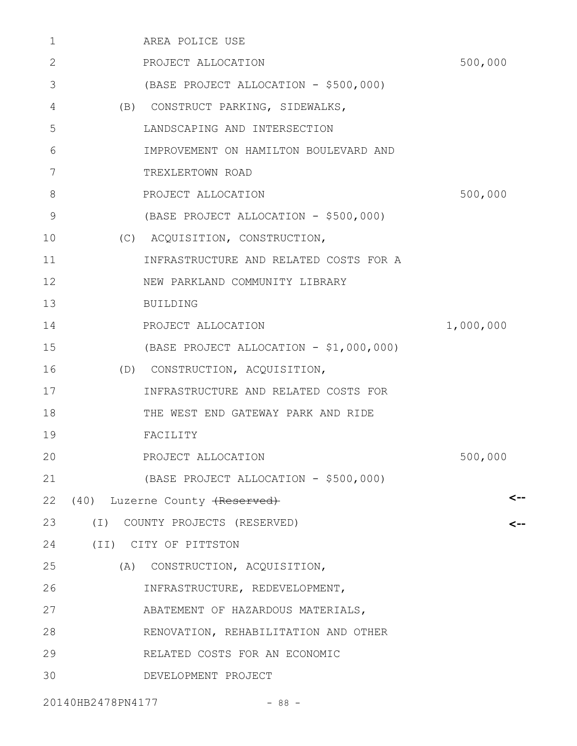AREA POLICE USE

PROJECT ALLOCATION 500,000

(BASE PROJECT ALLOCATION - $500,000)

(B) CONSTRUCT PARKING, SIDEWALKS, LANDSCAPING AND INTERSECTION IMPROVEMENT ON HAMILTON BOULEVARD AND TREXLERTOWN ROAD

PROJECT ALLOCATION 500,000

(BASE PROJECT ALLOCATION - $500,000)

(C) ACQUISITION, CONSTRUCTION, INFRASTRUCTURE AND RELATED COSTS FOR A NEW PARKLAND COMMUNITY LIBRARY BUILDING

PROJECT ALLOCATION 1,000,000

(BASE PROJECT ALLOCATION - $1,000,000)

(D) CONSTRUCTION, ACQUISITION, INFRASTRUCTURE AND RELATED COSTS FOR THE WEST END GATEWAY PARK AND RIDE FACILITY

PROJECT ALLOCATION 500,000

(BASE PROJECT ALLOCATION - $500,000)

(40) Luzerne County ~~(Reserved)~~ <--

(I) COUNTY PROJECTS (RESERVED) <--

(II) CITY OF PITTSTON

(A) CONSTRUCTION, ACQUISITION, INFRASTRUCTURE, REDEVELOPMENT, ABATEMENT OF HAZARDOUS MATERIALS, RENOVATION, REHABILITATION AND OTHER RELATED COSTS FOR AN ECONOMIC DEVELOPMENT PROJECT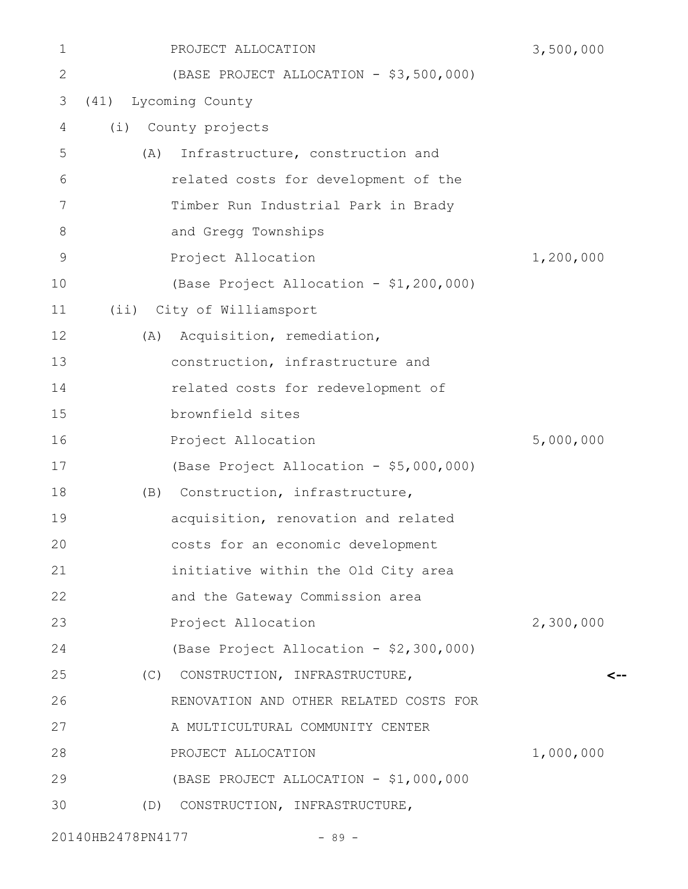PROJECT ALLOCATION 3,500,000

(BASE PROJECT ALLOCATION - $3,500,000)

(41) Lycoming County

(i) County projects

(A) Infrastructure, construction and related costs for development of the Timber Run Industrial Park in Brady and Gregg Townships

Project Allocation 1,200,000

(Base Project Allocation - $1,200,000)

(ii) City of Williamsport

(A) Acquisition, remediation, construction, infrastructure and related costs for redevelopment of brownfield sites

Project Allocation 5,000,000

(Base Project Allocation - $5,000,000)

(B) Construction, infrastructure, acquisition, renovation and related costs for an economic development initiative within the Old City area and the Gateway Commission area

Project Allocation 2,300,000

(Base Project Allocation - $2,300,000)

(C) CONSTRUCTION, INFRASTRUCTURE, RENOVATION AND OTHER RELATED COSTS FOR A MULTICULTURAL COMMUNITY CENTER <--

PROJECT ALLOCATION 1,000,000

(BASE PROJECT ALLOCATION - $1,000,000

(D) CONSTRUCTION, INFRASTRUCTURE,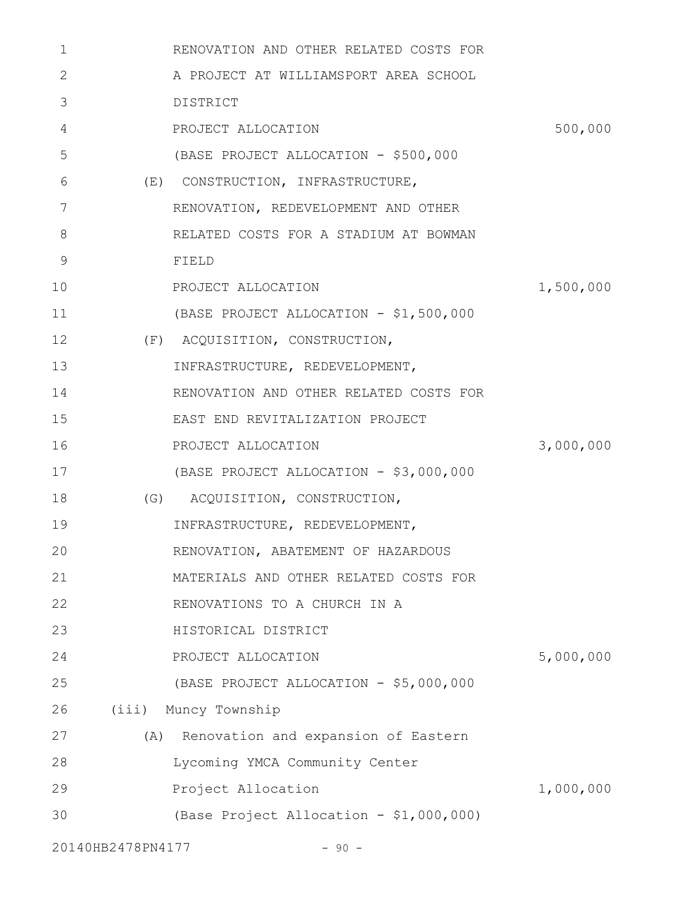RENOVATION AND OTHER RELATED COSTS FOR A PROJECT AT WILLIAMSPORT AREA SCHOOL DISTRICT

PROJECT ALLOCATION 500,000

(BASE PROJECT ALLOCATION - $500,000

(E) CONSTRUCTION, INFRASTRUCTURE, RENOVATION, REDEVELOPMENT AND OTHER RELATED COSTS FOR A STADIUM AT BOWMAN FIELD

PROJECT ALLOCATION 1,500,000

(BASE PROJECT ALLOCATION - $1,500,000

(F) ACQUISITION, CONSTRUCTION, INFRASTRUCTURE, REDEVELOPMENT, RENOVATION AND OTHER RELATED COSTS FOR EAST END REVITALIZATION PROJECT

PROJECT ALLOCATION 3,000,000

(BASE PROJECT ALLOCATION - $3,000,000

(G) ACQUISITION, CONSTRUCTION, INFRASTRUCTURE, REDEVELOPMENT, RENOVATION, ABATEMENT OF HAZARDOUS MATERIALS AND OTHER RELATED COSTS FOR RENOVATIONS TO A CHURCH IN A HISTORICAL DISTRICT

PROJECT ALLOCATION 5,000,000

(BASE PROJECT ALLOCATION - $5,000,000

(iii) Muncy Township

(A) Renovation and expansion of Eastern Lycoming YMCA Community Center

Project Allocation 1,000,000

(Base Project Allocation - $1,000,000)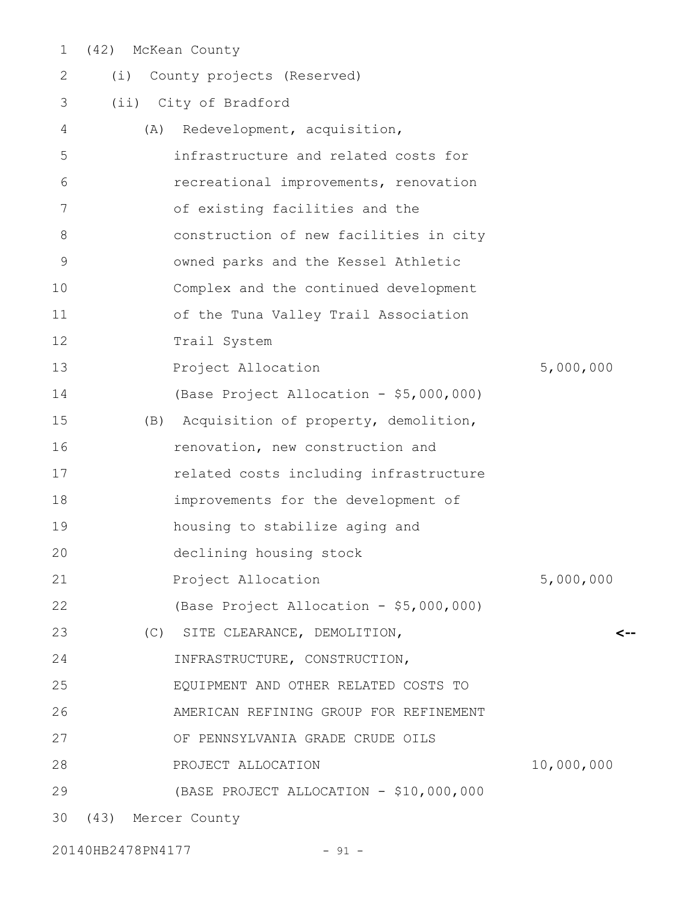(42) McKean County

(i) County projects (Reserved)

(ii) City of Bradford

(A) Redevelopment, acquisition, infrastructure and related costs for recreational improvements, renovation of existing facilities and the construction of new facilities in city owned parks and the Kessel Athletic Complex and the continued development of the Tuna Valley Trail Association Trail System

Project Allocation 5,000,000

(Base Project Allocation - $5,000,000)

(B) Acquisition of property, demolition, renovation, new construction and related costs including infrastructure improvements for the development of housing to stabilize aging and declining housing stock

Project Allocation 5,000,000

(Base Project Allocation - $5,000,000)

(C) SITE CLEARANCE, DEMOLITION, INFRASTRUCTURE, CONSTRUCTION, EQUIPMENT AND OTHER RELATED COSTS TO AMERICAN REFINING GROUP FOR REFINEMENT OF PENNSYLVANIA GRADE CRUDE OILS <--

PROJECT ALLOCATION 10,000,000

(BASE PROJECT ALLOCATION - $10,000,000

(43) Mercer County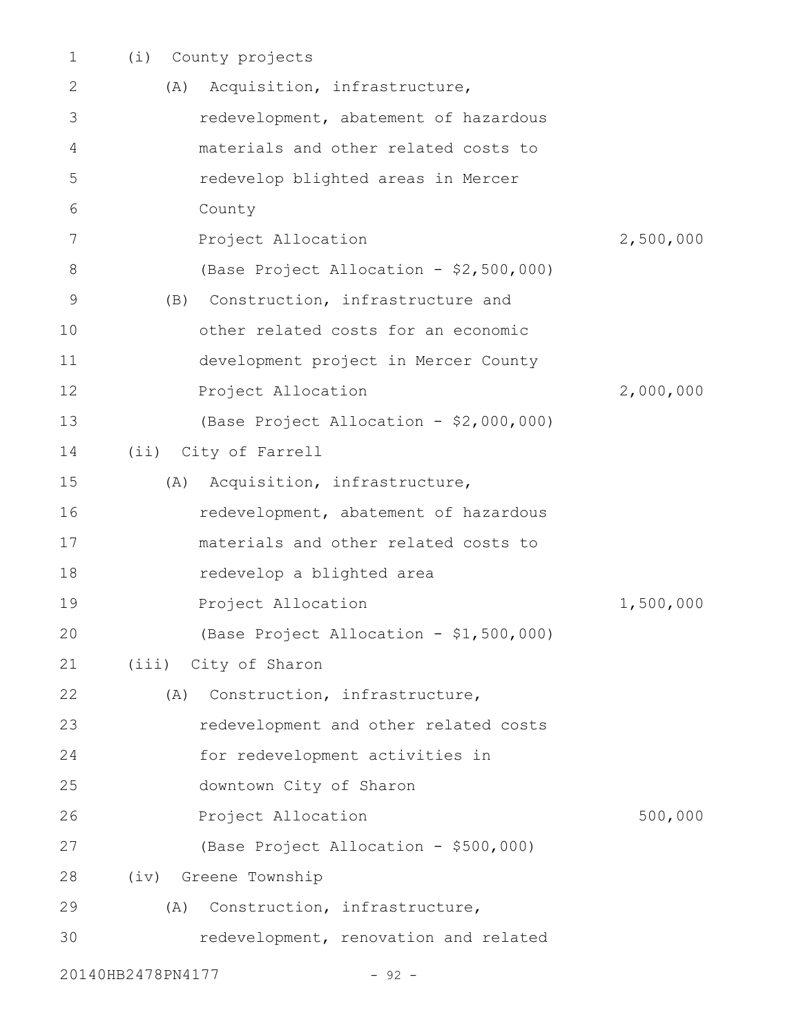(i) County projects

(A) Acquisition, infrastructure, redevelopment, abatement of hazardous materials and other related costs to redevelop blighted areas in Mercer County

Project Allocation 2,500,000

(Base Project Allocation - $2,500,000)

(B) Construction, infrastructure and other related costs for an economic development project in Mercer County

Project Allocation 2,000,000

(Base Project Allocation - $2,000,000)

(ii) City of Farrell

(A) Acquisition, infrastructure, redevelopment, abatement of hazardous materials and other related costs to redevelop a blighted area

Project Allocation 1,500,000

(Base Project Allocation - $1,500,000)

(iii) City of Sharon

(A) Construction, infrastructure, redevelopment and other related costs for redevelopment activities in downtown City of Sharon

Project Allocation 500,000

(Base Project Allocation - $500,000)

(iv) Greene Township

(A) Construction, infrastructure, redevelopment, renovation and related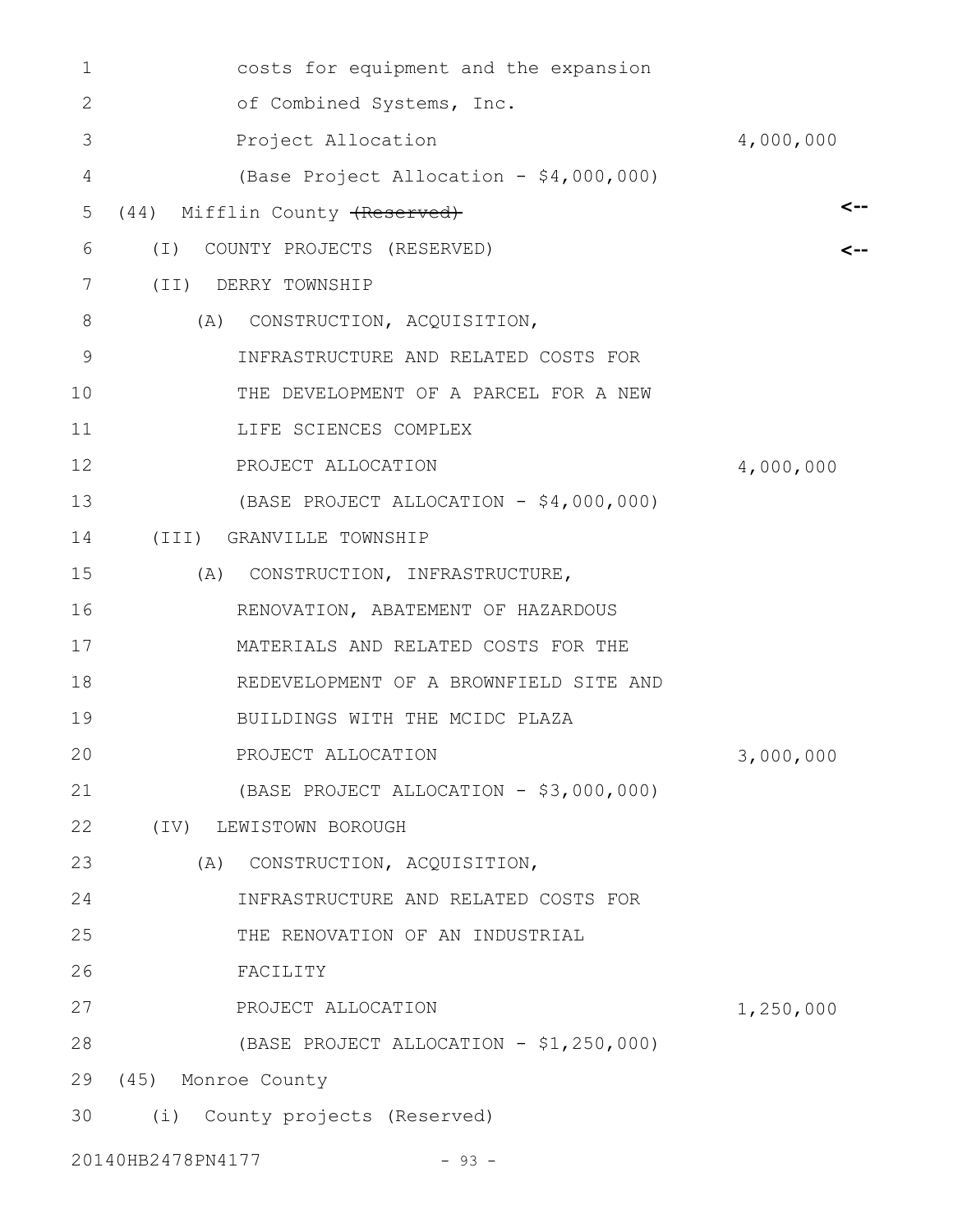costs for equipment and the expansion
of Combined Systems, Inc.
Project Allocation 4,000,000
(Base Project Allocation - $4,000,000)

(44) Mifflin County ~~(Reserved)~~

(I) COUNTY PROJECTS (RESERVED)

(II) DERRY TOWNSHIP

(A) CONSTRUCTION, ACQUISITION, INFRASTRUCTURE AND RELATED COSTS FOR THE DEVELOPMENT OF A PARCEL FOR A NEW LIFE SCIENCES COMPLEX
PROJECT ALLOCATION 4,000,000
(BASE PROJECT ALLOCATION - $4,000,000)

(III) GRANVILLE TOWNSHIP

(A) CONSTRUCTION, INFRASTRUCTURE, RENOVATION, ABATEMENT OF HAZARDOUS MATERIALS AND RELATED COSTS FOR THE REDEVELOPMENT OF A BROWNFIELD SITE AND BUILDINGS WITH THE MCIDC PLAZA
PROJECT ALLOCATION 3,000,000
(BASE PROJECT ALLOCATION - $3,000,000)

(IV) LEWISTOWN BOROUGH

(A) CONSTRUCTION, ACQUISITION, INFRASTRUCTURE AND RELATED COSTS FOR THE RENOVATION OF AN INDUSTRIAL FACILITY
PROJECT ALLOCATION 1,250,000
(BASE PROJECT ALLOCATION - $1,250,000)

(45) Monroe County

(i) County projects (Reserved)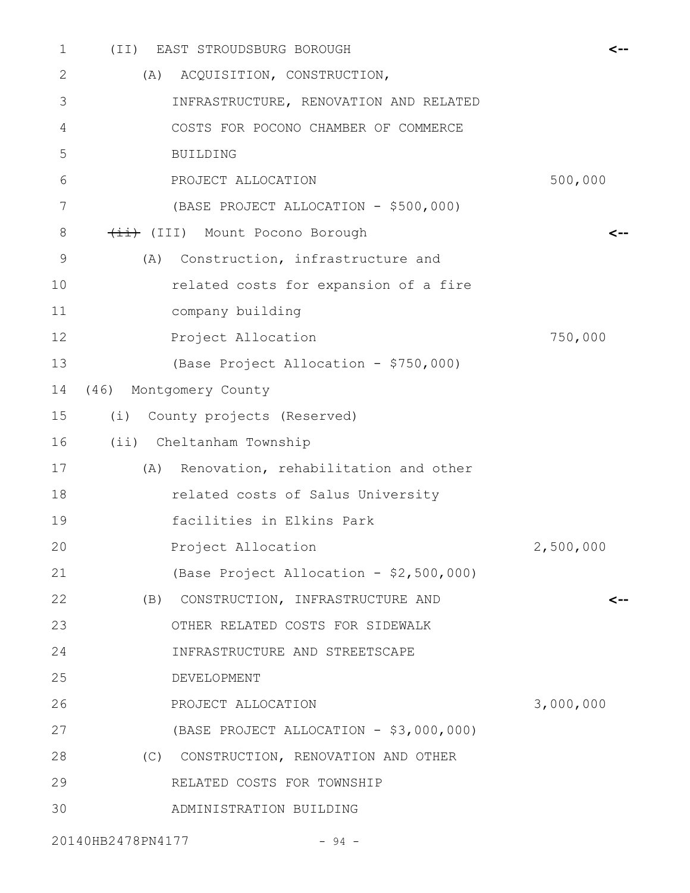(II) EAST STROUDSBURG BOROUGH <--

(A) ACQUISITION, CONSTRUCTION, INFRASTRUCTURE, RENOVATION AND RELATED COSTS FOR POCONO CHAMBER OF COMMERCE BUILDING

PROJECT ALLOCATION 500,000

(BASE PROJECT ALLOCATION - $500,000)

~~(ii)~~ (III) Mount Pocono Borough <--

(A) Construction, infrastructure and related costs for expansion of a fire company building

Project Allocation 750,000

(Base Project Allocation - $750,000)

(46) Montgomery County

(i) County projects (Reserved)

(ii) Cheltanham Township

(A) Renovation, rehabilitation and other related costs of Salus University facilities in Elkins Park

Project Allocation 2,500,000

(Base Project Allocation - $2,500,000)

(B) CONSTRUCTION, INFRASTRUCTURE AND OTHER RELATED COSTS FOR SIDEWALK INFRASTRUCTURE AND STREETSCAPE DEVELOPMENT <--

PROJECT ALLOCATION 3,000,000

(BASE PROJECT ALLOCATION - $3,000,000)

(C) CONSTRUCTION, RENOVATION AND OTHER RELATED COSTS FOR TOWNSHIP ADMINISTRATION BUILDING

20140HB2478PN4177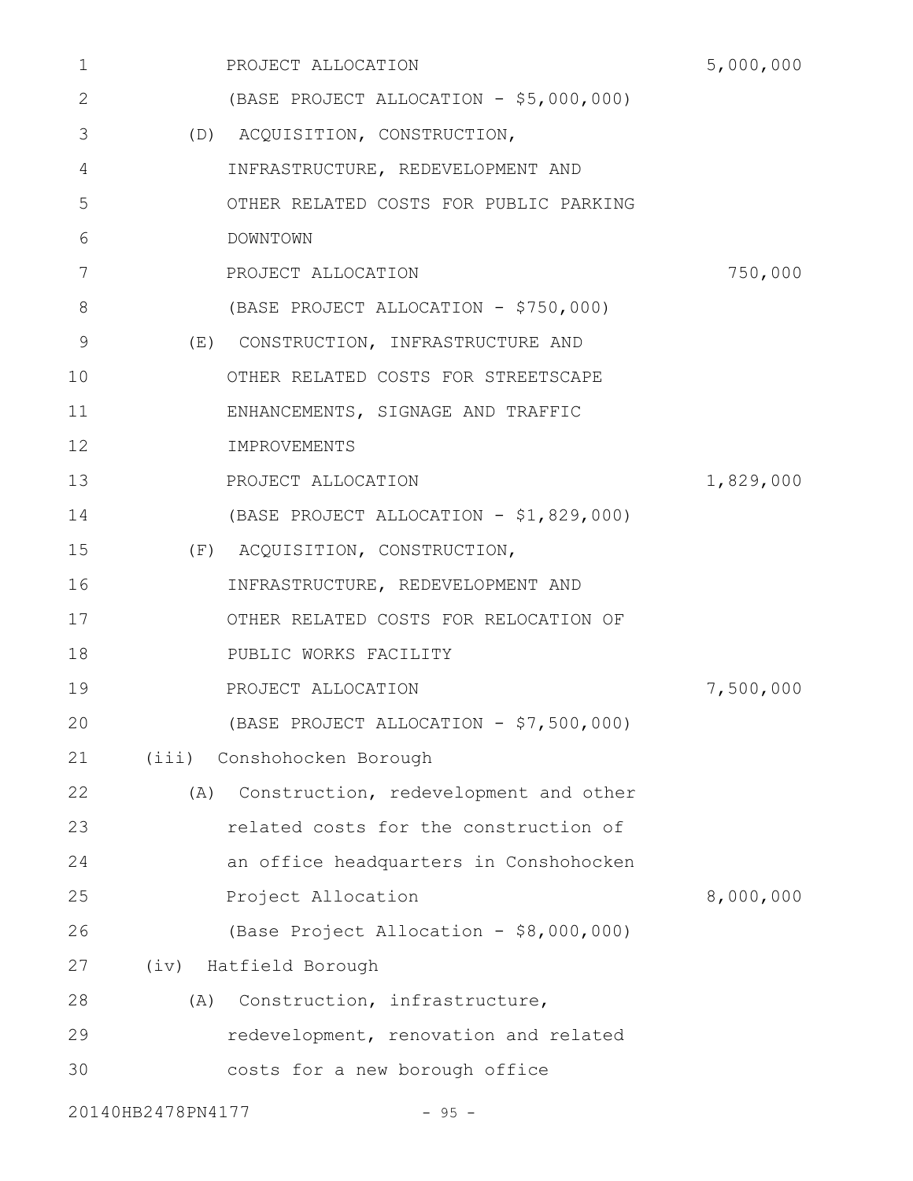PROJECT ALLOCATION 5,000,000

(BASE PROJECT ALLOCATION - $5,000,000)

(D) ACQUISITION, CONSTRUCTION, INFRASTRUCTURE, REDEVELOPMENT AND OTHER RELATED COSTS FOR PUBLIC PARKING DOWNTOWN

PROJECT ALLOCATION 750,000

(BASE PROJECT ALLOCATION - $750,000)

(E) CONSTRUCTION, INFRASTRUCTURE AND OTHER RELATED COSTS FOR STREETSCAPE ENHANCEMENTS, SIGNAGE AND TRAFFIC IMPROVEMENTS

PROJECT ALLOCATION 1,829,000

(BASE PROJECT ALLOCATION - $1,829,000)

(F) ACQUISITION, CONSTRUCTION, INFRASTRUCTURE, REDEVELOPMENT AND OTHER RELATED COSTS FOR RELOCATION OF PUBLIC WORKS FACILITY

PROJECT ALLOCATION 7,500,000

(BASE PROJECT ALLOCATION - $7,500,000)

(iii) Conshohocken Borough

(A) Construction, redevelopment and other related costs for the construction of an office headquarters in Conshohocken

Project Allocation 8,000,000

(Base Project Allocation - $8,000,000)

(iv) Hatfield Borough

(A) Construction, infrastructure, redevelopment, renovation and related costs for a new borough office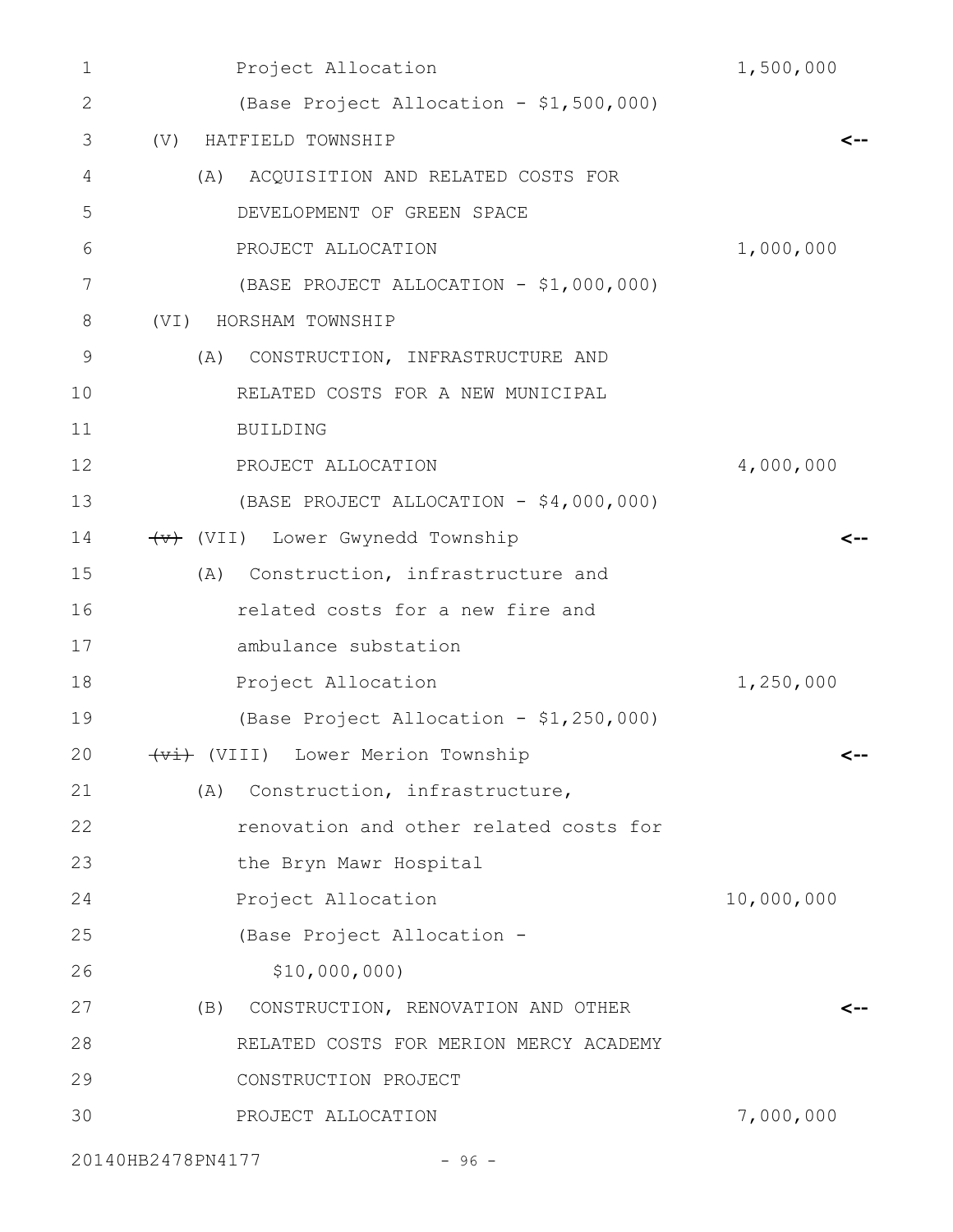Project Allocation 1,500,000

(Base Project Allocation - $1,500,000)

(V) HATFIELD TOWNSHIP <--

(A) ACQUISITION AND RELATED COSTS FOR DEVELOPMENT OF GREEN SPACE

PROJECT ALLOCATION 1,000,000

(BASE PROJECT ALLOCATION - $1,000,000)

(VI) HORSHAM TOWNSHIP

(A) CONSTRUCTION, INFRASTRUCTURE AND RELATED COSTS FOR A NEW MUNICIPAL BUILDING

PROJECT ALLOCATION 4,000,000

(BASE PROJECT ALLOCATION - $4,000,000)

~~(v)~~ (VII) Lower Gwynedd Township <--

(A) Construction, infrastructure and related costs for a new fire and ambulance substation

Project Allocation 1,250,000

(Base Project Allocation - $1,250,000)

~~(vi)~~ (VIII) Lower Merion Township <--

(A) Construction, infrastructure, renovation and other related costs for the Bryn Mawr Hospital

Project Allocation 10,000,000

(Base Project Allocation - $10,000,000)

(B) CONSTRUCTION, RENOVATION AND OTHER RELATED COSTS FOR MERION MERCY ACADEMY CONSTRUCTION PROJECT <--

PROJECT ALLOCATION 7,000,000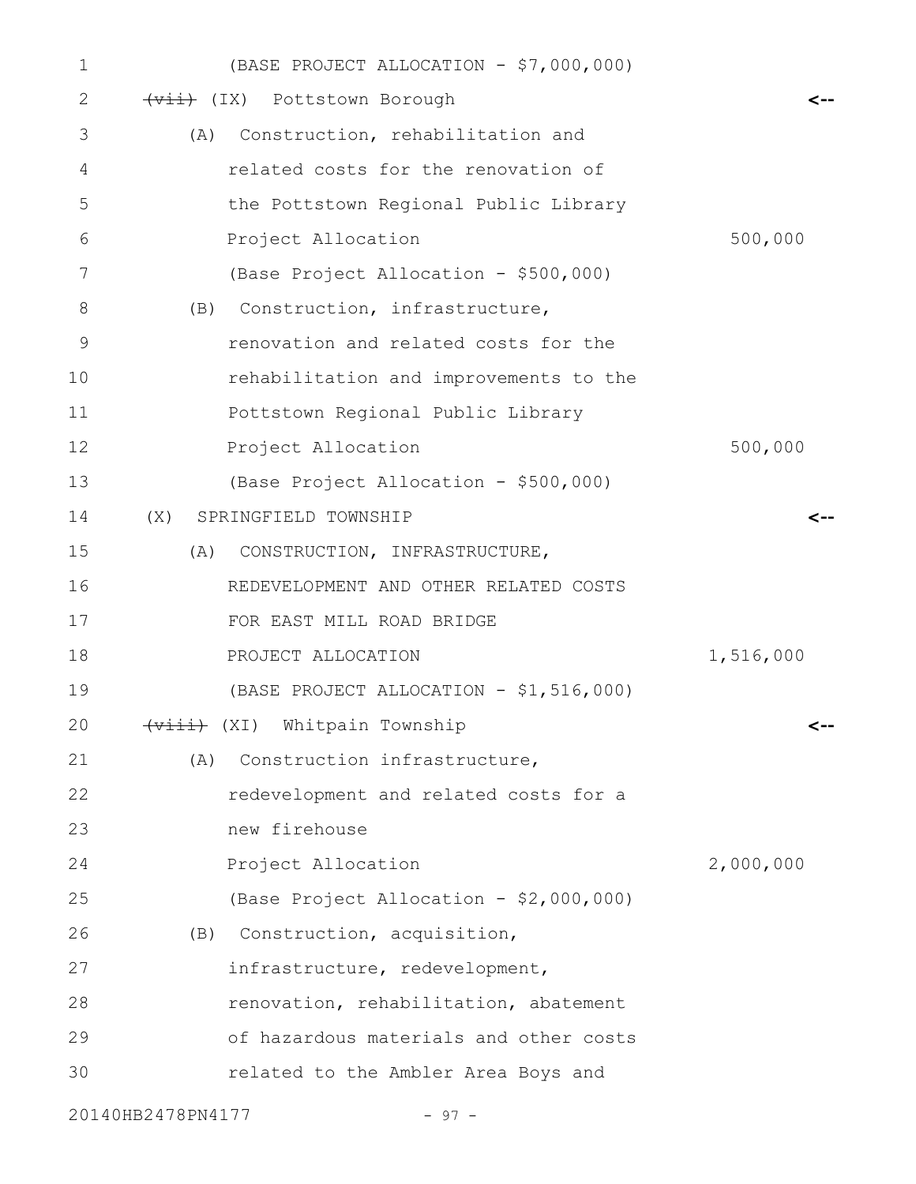(BASE PROJECT ALLOCATION - $7,000,000)

~~(vii)~~ (IX) Pottstown Borough

(A) Construction, rehabilitation and related costs for the renovation of the Pottstown Regional Public Library

Project Allocation 500,000

(Base Project Allocation - $500,000)

(B) Construction, infrastructure, renovation and related costs for the rehabilitation and improvements to the Pottstown Regional Public Library

Project Allocation 500,000

(Base Project Allocation - $500,000)

(X) SPRINGFIELD TOWNSHIP

(A) CONSTRUCTION, INFRASTRUCTURE, REDEVELOPMENT AND OTHER RELATED COSTS FOR EAST MILL ROAD BRIDGE

PROJECT ALLOCATION 1,516,000

(BASE PROJECT ALLOCATION - $1,516,000)

~~(viii)~~ (XI) Whitpain Township

(A) Construction infrastructure, redevelopment and related costs for a new firehouse

Project Allocation 2,000,000

(Base Project Allocation - $2,000,000)

(B) Construction, acquisition, infrastructure, redevelopment, renovation, rehabilitation, abatement of hazardous materials and other costs related to the Ambler Area Boys and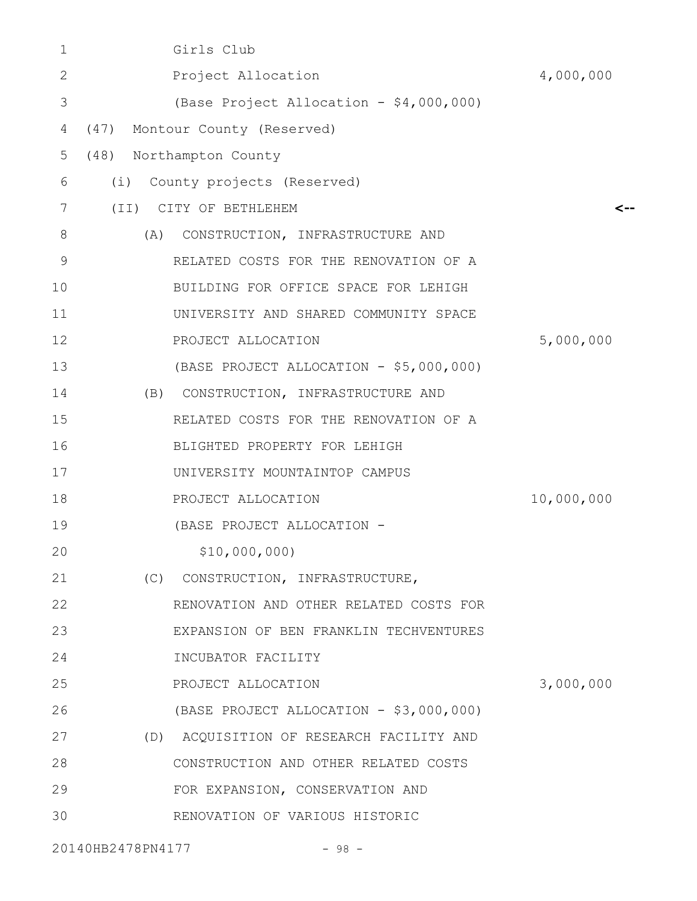Girls Club
Project Allocation 4,000,000
(Base Project Allocation - $4,000,000)

(47) Montour County (Reserved)

(48) Northampton County

(i) County projects (Reserved)

(II) CITY OF BETHLEHEM <--

(A) CONSTRUCTION, INFRASTRUCTURE AND RELATED COSTS FOR THE RENOVATION OF A BUILDING FOR OFFICE SPACE FOR LEHIGH UNIVERSITY AND SHARED COMMUNITY SPACE
PROJECT ALLOCATION 5,000,000
(BASE PROJECT ALLOCATION - $5,000,000)

(B) CONSTRUCTION, INFRASTRUCTURE AND RELATED COSTS FOR THE RENOVATION OF A BLIGHTED PROPERTY FOR LEHIGH UNIVERSITY MOUNTAINTOP CAMPUS
PROJECT ALLOCATION 10,000,000
(BASE PROJECT ALLOCATION - $10,000,000)

(C) CONSTRUCTION, INFRASTRUCTURE, RENOVATION AND OTHER RELATED COSTS FOR EXPANSION OF BEN FRANKLIN TECHVENTURES INCUBATOR FACILITY
PROJECT ALLOCATION 3,000,000
(BASE PROJECT ALLOCATION - $3,000,000)

(D) ACQUISITION OF RESEARCH FACILITY AND CONSTRUCTION AND OTHER RELATED COSTS FOR EXPANSION, CONSERVATION AND RENOVATION OF VARIOUS HISTORIC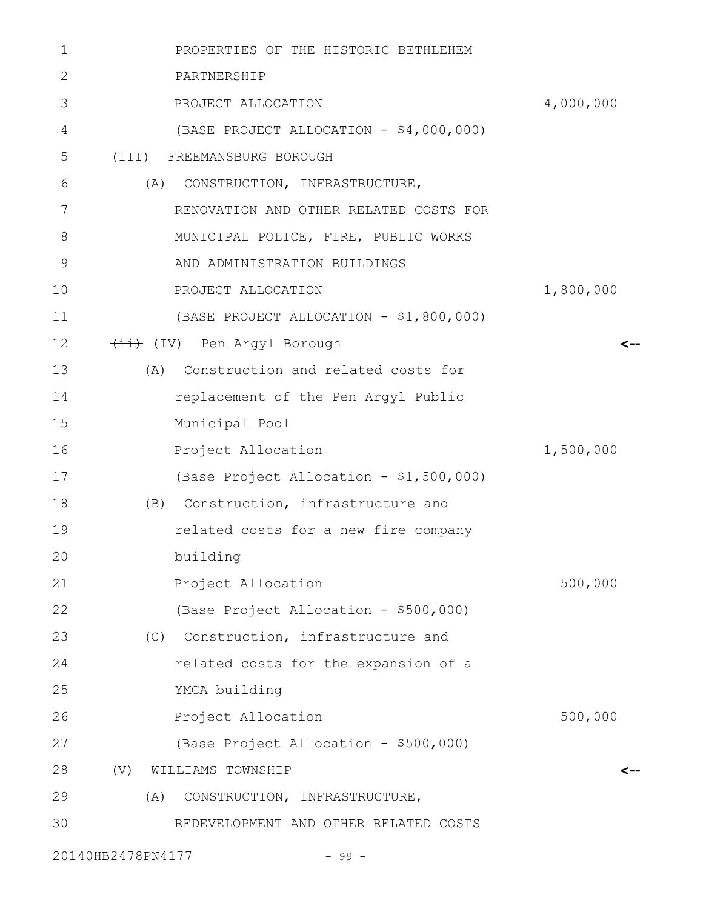PROPERTIES OF THE HISTORIC BETHLEHEM PARTNERSHIP

PROJECT ALLOCATION 4,000,000

(BASE PROJECT ALLOCATION - $4,000,000)

(III) FREEMANSBURG BOROUGH

(A) CONSTRUCTION, INFRASTRUCTURE, RENOVATION AND OTHER RELATED COSTS FOR MUNICIPAL POLICE, FIRE, PUBLIC WORKS AND ADMINISTRATION BUILDINGS

PROJECT ALLOCATION 1,800,000

(BASE PROJECT ALLOCATION - $1,800,000)

~~(ii)~~ (IV) Pen Argyl Borough <--

(A) Construction and related costs for replacement of the Pen Argyl Public Municipal Pool

Project Allocation 1,500,000

(Base Project Allocation - $1,500,000)

(B) Construction, infrastructure and related costs for a new fire company building

Project Allocation 500,000

(Base Project Allocation - $500,000)

(C) Construction, infrastructure and related costs for the expansion of a YMCA building

Project Allocation 500,000

(Base Project Allocation - $500,000)

(V) WILLIAMS TOWNSHIP <--

(A) CONSTRUCTION, INFRASTRUCTURE, REDEVELOPMENT AND OTHER RELATED COSTS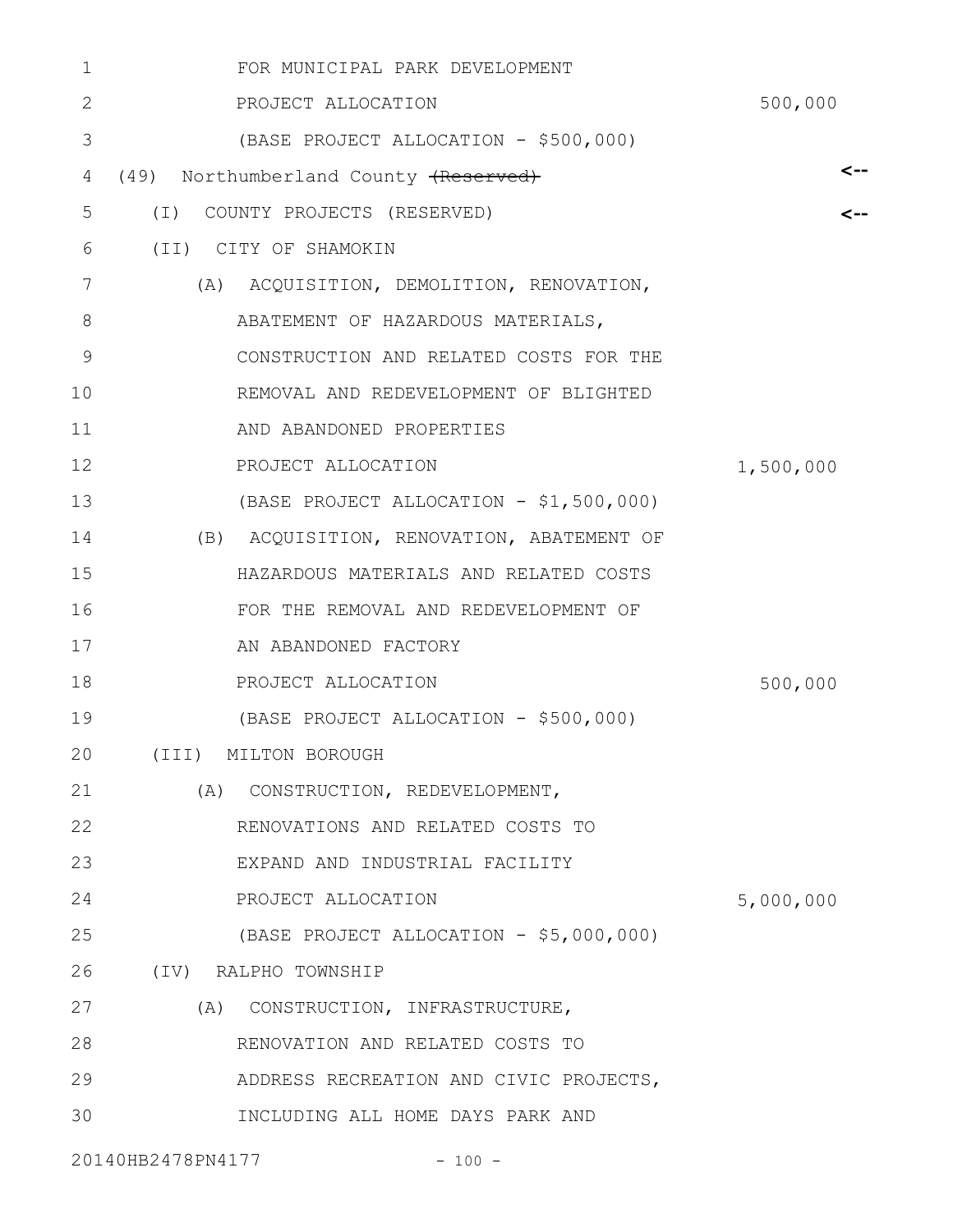FOR MUNICIPAL PARK DEVELOPMENT
PROJECT ALLOCATION 500,000
(BASE PROJECT ALLOCATION - $500,000)

(49) Northumberland County ~~(Reserved)~~ <--

(I) COUNTY PROJECTS (RESERVED) <--

(II) CITY OF SHAMOKIN

(A) ACQUISITION, DEMOLITION, RENOVATION, ABATEMENT OF HAZARDOUS MATERIALS, CONSTRUCTION AND RELATED COSTS FOR THE REMOVAL AND REDEVELOPMENT OF BLIGHTED AND ABANDONED PROPERTIES
PROJECT ALLOCATION 1,500,000
(BASE PROJECT ALLOCATION - $1,500,000)

(B) ACQUISITION, RENOVATION, ABATEMENT OF HAZARDOUS MATERIALS AND RELATED COSTS FOR THE REMOVAL AND REDEVELOPMENT OF AN ABANDONED FACTORY
PROJECT ALLOCATION 500,000
(BASE PROJECT ALLOCATION - $500,000)

(III) MILTON BOROUGH

(A) CONSTRUCTION, REDEVELOPMENT, RENOVATIONS AND RELATED COSTS TO EXPAND AND INDUSTRIAL FACILITY
PROJECT ALLOCATION 5,000,000
(BASE PROJECT ALLOCATION - $5,000,000)

(IV) RALPHO TOWNSHIP

(A) CONSTRUCTION, INFRASTRUCTURE, RENOVATION AND RELATED COSTS TO ADDRESS RECREATION AND CIVIC PROJECTS, INCLUDING ALL HOME DAYS PARK AND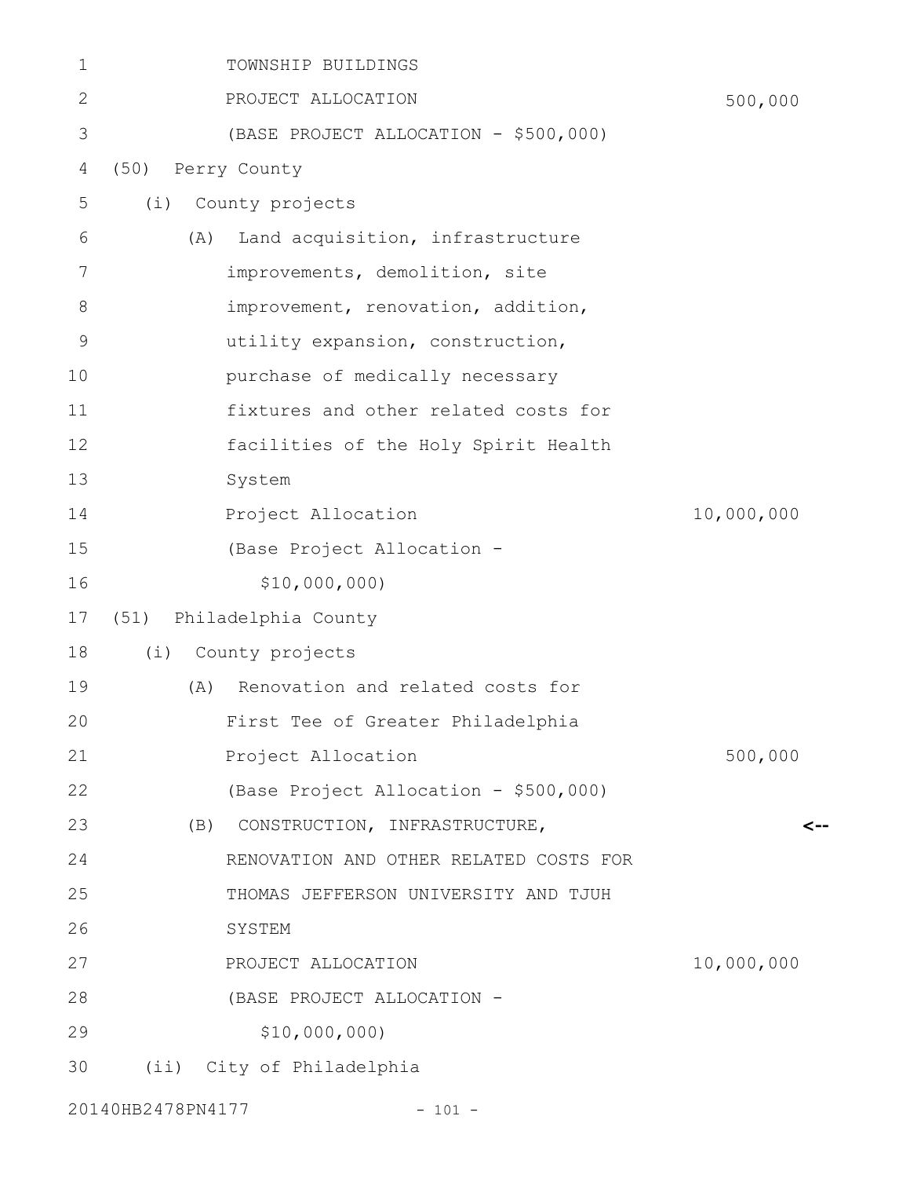TOWNSHIP BUILDINGS
PROJECT ALLOCATION 500,000
(BASE PROJECT ALLOCATION - $500,000)

(50) Perry County

(i) County projects

(A) Land acquisition, infrastructure improvements, demolition, site improvement, renovation, addition, utility expansion, construction, purchase of medically necessary fixtures and other related costs for facilities of the Holy Spirit Health System
Project Allocation 10,000,000
(Base Project Allocation - $10,000,000)

(51) Philadelphia County

(i) County projects

(A) Renovation and related costs for First Tee of Greater Philadelphia
Project Allocation 500,000
(Base Project Allocation - $500,000)

(B) CONSTRUCTION, INFRASTRUCTURE, RENOVATION AND OTHER RELATED COSTS FOR THOMAS JEFFERSON UNIVERSITY AND TJUH SYSTEM <--
PROJECT ALLOCATION 10,000,000
(BASE PROJECT ALLOCATION - $10,000,000)

(ii) City of Philadelphia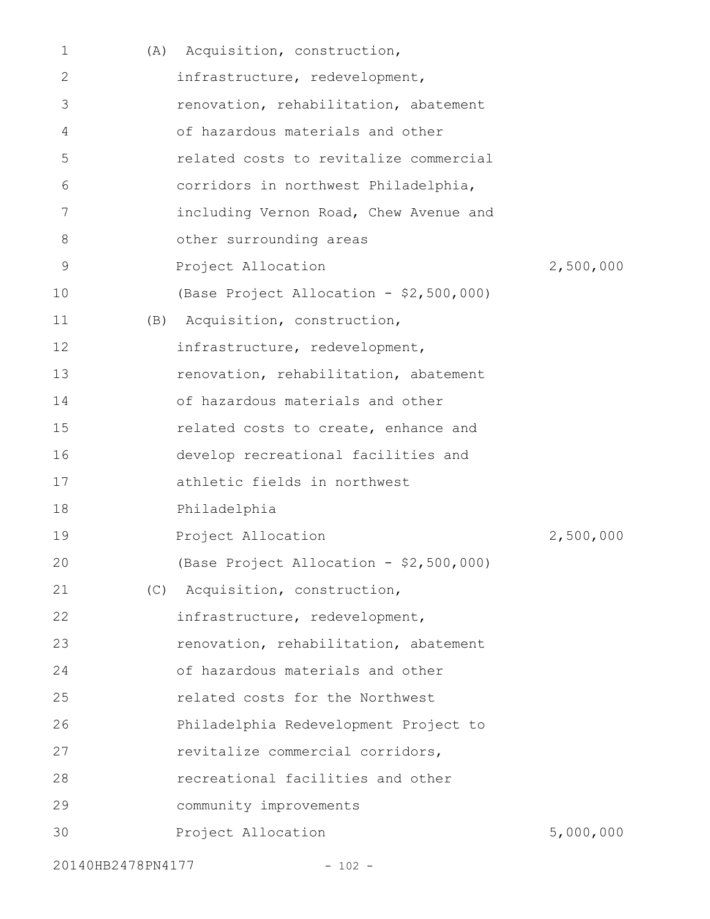(A) Acquisition, construction, infrastructure, redevelopment, renovation, rehabilitation, abatement of hazardous materials and other related costs to revitalize commercial corridors in northwest Philadelphia, including Vernon Road, Chew Avenue and other surrounding areas

Project Allocation 2,500,000

(Base Project Allocation - $2,500,000)

(B) Acquisition, construction, infrastructure, redevelopment, renovation, rehabilitation, abatement of hazardous materials and other related costs to create, enhance and develop recreational facilities and athletic fields in northwest Philadelphia

Project Allocation 2,500,000

(Base Project Allocation - $2,500,000)

(C) Acquisition, construction, infrastructure, redevelopment, renovation, rehabilitation, abatement of hazardous materials and other related costs for the Northwest Philadelphia Redevelopment Project to revitalize commercial corridors, recreational facilities and other community improvements

Project Allocation 5,000,000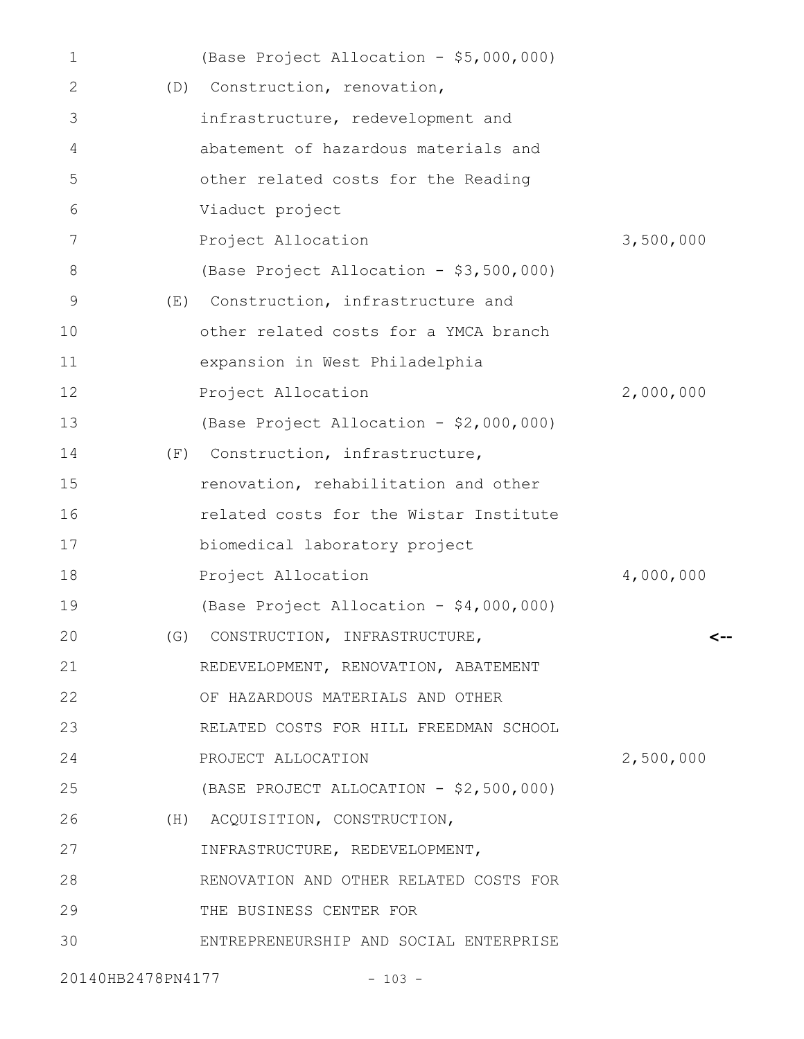(Base Project Allocation - $5,000,000)

(D) Construction, renovation, infrastructure, redevelopment and abatement of hazardous materials and other related costs for the Reading Viaduct project

Project Allocation 3,500,000

(Base Project Allocation - $3,500,000)

(E) Construction, infrastructure and other related costs for a YMCA branch expansion in West Philadelphia

Project Allocation 2,000,000

(Base Project Allocation - $2,000,000)

(F) Construction, infrastructure, renovation, rehabilitation and other related costs for the Wistar Institute biomedical laboratory project

Project Allocation 4,000,000

(Base Project Allocation - $4,000,000)

(G) CONSTRUCTION, INFRASTRUCTURE, REDEVELOPMENT, RENOVATION, ABATEMENT OF HAZARDOUS MATERIALS AND OTHER RELATED COSTS FOR HILL FREEDMAN SCHOOL <--

PROJECT ALLOCATION 2,500,000

(BASE PROJECT ALLOCATION - $2,500,000)

(H) ACQUISITION, CONSTRUCTION, INFRASTRUCTURE, REDEVELOPMENT, RENOVATION AND OTHER RELATED COSTS FOR THE BUSINESS CENTER FOR ENTREPRENEURSHIP AND SOCIAL ENTERPRISE

20140HB2478PN4177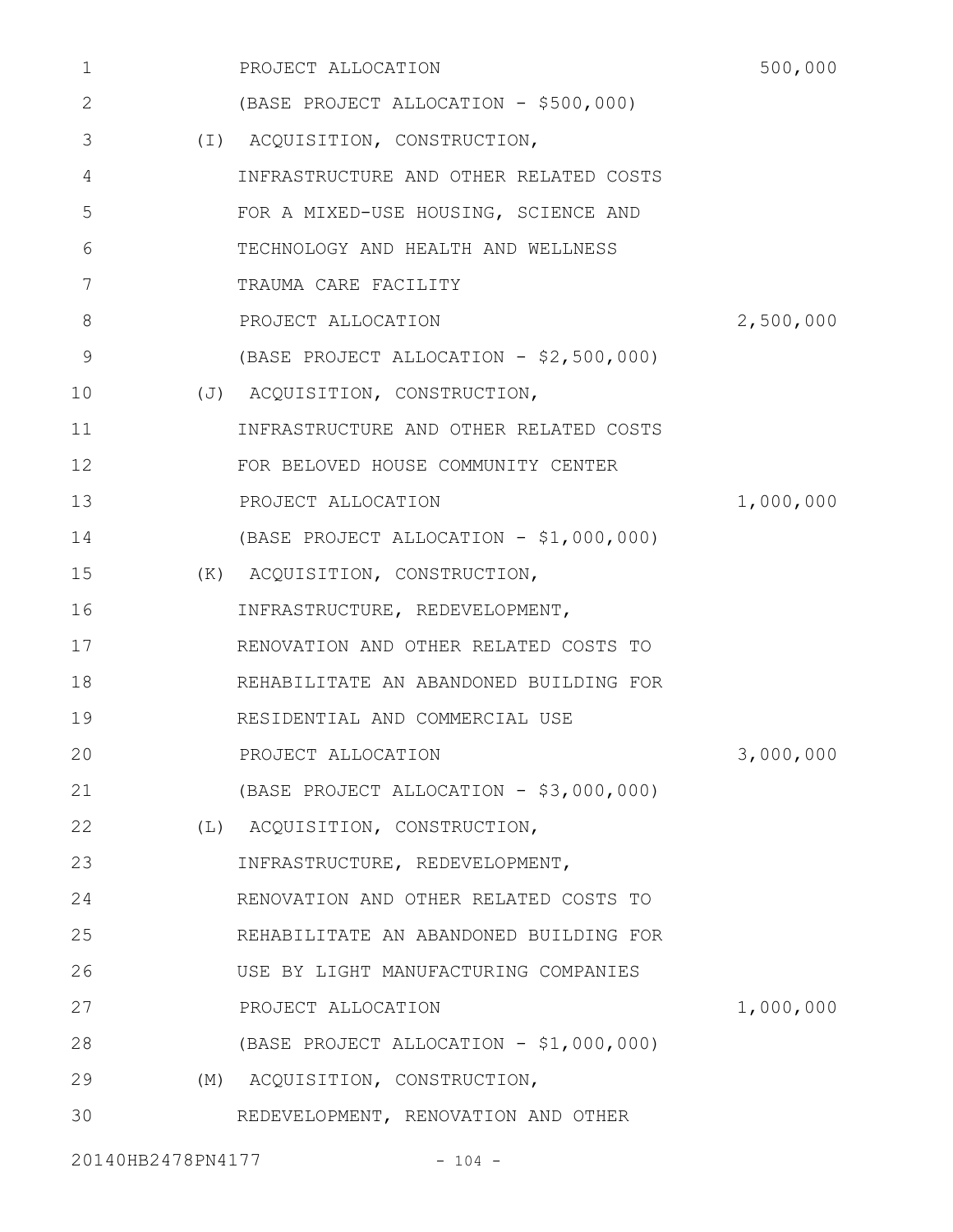PROJECT ALLOCATION 500,000
(BASE PROJECT ALLOCATION - $500,000)

(I) ACQUISITION, CONSTRUCTION, INFRASTRUCTURE AND OTHER RELATED COSTS FOR A MIXED-USE HOUSING, SCIENCE AND TECHNOLOGY AND HEALTH AND WELLNESS TRAUMA CARE FACILITY
PROJECT ALLOCATION 2,500,000
(BASE PROJECT ALLOCATION - $2,500,000)

(J) ACQUISITION, CONSTRUCTION, INFRASTRUCTURE AND OTHER RELATED COSTS FOR BELOVED HOUSE COMMUNITY CENTER
PROJECT ALLOCATION 1,000,000
(BASE PROJECT ALLOCATION - $1,000,000)

(K) ACQUISITION, CONSTRUCTION, INFRASTRUCTURE, REDEVELOPMENT, RENOVATION AND OTHER RELATED COSTS TO REHABILITATE AN ABANDONED BUILDING FOR RESIDENTIAL AND COMMERCIAL USE
PROJECT ALLOCATION 3,000,000
(BASE PROJECT ALLOCATION - $3,000,000)

(L) ACQUISITION, CONSTRUCTION, INFRASTRUCTURE, REDEVELOPMENT, RENOVATION AND OTHER RELATED COSTS TO REHABILITATE AN ABANDONED BUILDING FOR USE BY LIGHT MANUFACTURING COMPANIES
PROJECT ALLOCATION 1,000,000
(BASE PROJECT ALLOCATION - $1,000,000)

(M) ACQUISITION, CONSTRUCTION, REDEVELOPMENT, RENOVATION AND OTHER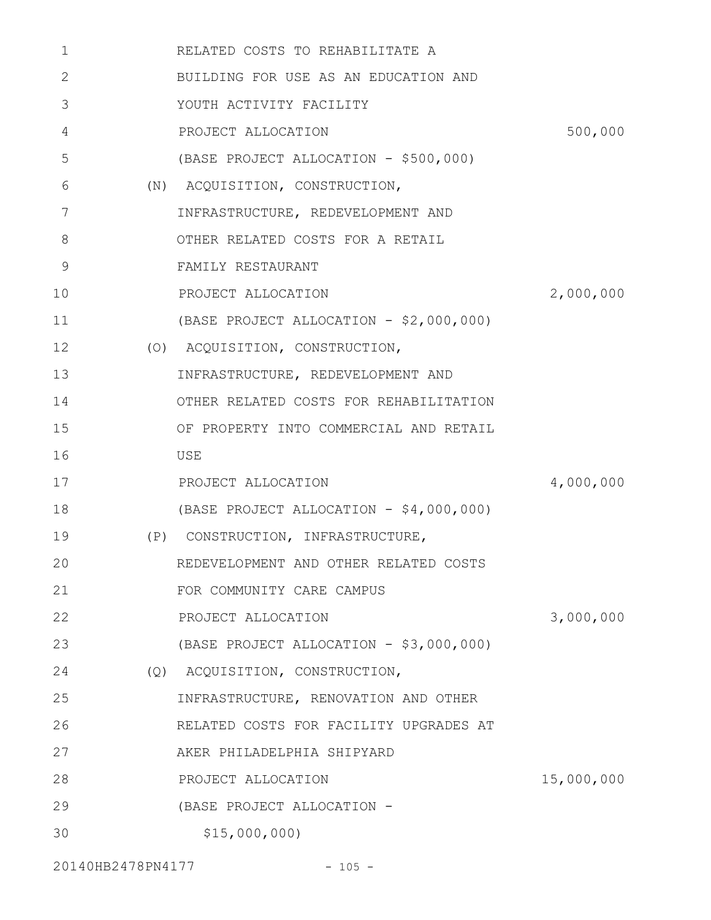RELATED COSTS TO REHABILITATE A BUILDING FOR USE AS AN EDUCATION AND YOUTH ACTIVITY FACILITY

PROJECT ALLOCATION 500,000

(BASE PROJECT ALLOCATION - $500,000)

(N) ACQUISITION, CONSTRUCTION, INFRASTRUCTURE, REDEVELOPMENT AND OTHER RELATED COSTS FOR A RETAIL FAMILY RESTAURANT

PROJECT ALLOCATION 2,000,000

(BASE PROJECT ALLOCATION - $2,000,000)

(O) ACQUISITION, CONSTRUCTION, INFRASTRUCTURE, REDEVELOPMENT AND OTHER RELATED COSTS FOR REHABILITATION OF PROPERTY INTO COMMERCIAL AND RETAIL USE

PROJECT ALLOCATION 4,000,000

(BASE PROJECT ALLOCATION - $4,000,000)

(P) CONSTRUCTION, INFRASTRUCTURE, REDEVELOPMENT AND OTHER RELATED COSTS FOR COMMUNITY CARE CAMPUS

PROJECT ALLOCATION 3,000,000

(BASE PROJECT ALLOCATION - $3,000,000)

(Q) ACQUISITION, CONSTRUCTION, INFRASTRUCTURE, RENOVATION AND OTHER RELATED COSTS FOR FACILITY UPGRADES AT AKER PHILADELPHIA SHIPYARD

PROJECT ALLOCATION 15,000,000

(BASE PROJECT ALLOCATION - $15,000,000)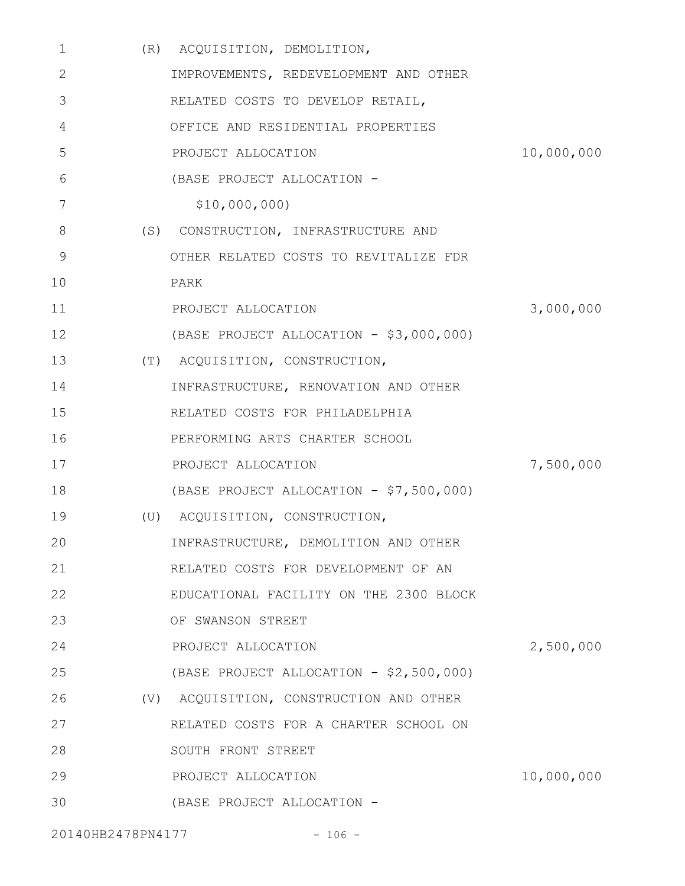(R) ACQUISITION, DEMOLITION, IMPROVEMENTS, REDEVELOPMENT AND OTHER RELATED COSTS TO DEVELOP RETAIL, OFFICE AND RESIDENTIAL PROPERTIES

PROJECT ALLOCATION 10,000,000

(BASE PROJECT ALLOCATION - $10,000,000)

(S) CONSTRUCTION, INFRASTRUCTURE AND OTHER RELATED COSTS TO REVITALIZE FDR PARK

PROJECT ALLOCATION 3,000,000

(BASE PROJECT ALLOCATION - $3,000,000)

(T) ACQUISITION, CONSTRUCTION, INFRASTRUCTURE, RENOVATION AND OTHER RELATED COSTS FOR PHILADELPHIA PERFORMING ARTS CHARTER SCHOOL

PROJECT ALLOCATION 7,500,000

(BASE PROJECT ALLOCATION - $7,500,000)

(U) ACQUISITION, CONSTRUCTION, INFRASTRUCTURE, DEMOLITION AND OTHER RELATED COSTS FOR DEVELOPMENT OF AN EDUCATIONAL FACILITY ON THE 2300 BLOCK OF SWANSON STREET

PROJECT ALLOCATION 2,500,000

(BASE PROJECT ALLOCATION - $2,500,000)

(V) ACQUISITION, CONSTRUCTION AND OTHER RELATED COSTS FOR A CHARTER SCHOOL ON SOUTH FRONT STREET

PROJECT ALLOCATION 10,000,000

(BASE PROJECT ALLOCATION -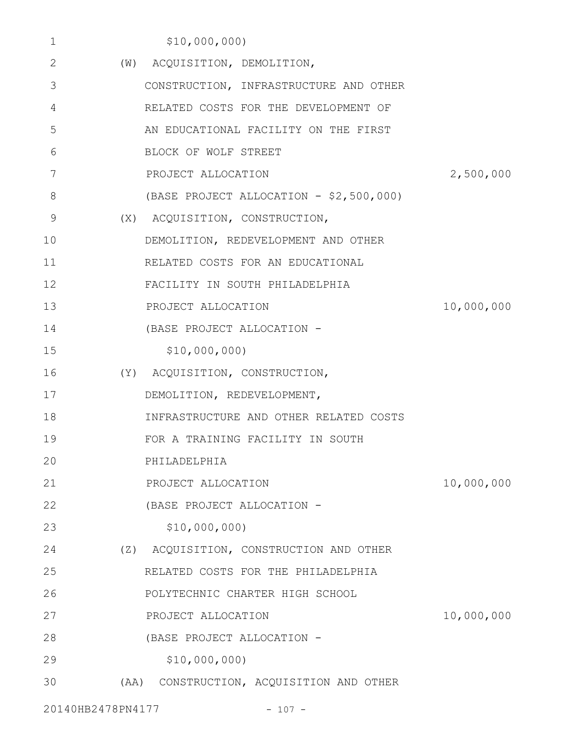$10,000,000)

(W) ACQUISITION, DEMOLITION, CONSTRUCTION, INFRASTRUCTURE AND OTHER RELATED COSTS FOR THE DEVELOPMENT OF AN EDUCATIONAL FACILITY ON THE FIRST BLOCK OF WOLF STREET

PROJECT ALLOCATION 2,500,000

(BASE PROJECT ALLOCATION - $2,500,000)

(X) ACQUISITION, CONSTRUCTION, DEMOLITION, REDEVELOPMENT AND OTHER RELATED COSTS FOR AN EDUCATIONAL FACILITY IN SOUTH PHILADELPHIA

PROJECT ALLOCATION 10,000,000

(BASE PROJECT ALLOCATION - $10,000,000)

(Y) ACQUISITION, CONSTRUCTION, DEMOLITION, REDEVELOPMENT, INFRASTRUCTURE AND OTHER RELATED COSTS FOR A TRAINING FACILITY IN SOUTH PHILADELPHIA

PROJECT ALLOCATION 10,000,000

(BASE PROJECT ALLOCATION - $10,000,000)

(Z) ACQUISITION, CONSTRUCTION AND OTHER RELATED COSTS FOR THE PHILADELPHIA POLYTECHNIC CHARTER HIGH SCHOOL

PROJECT ALLOCATION 10,000,000

(BASE PROJECT ALLOCATION - $10,000,000)

(AA) CONSTRUCTION, ACQUISITION AND OTHER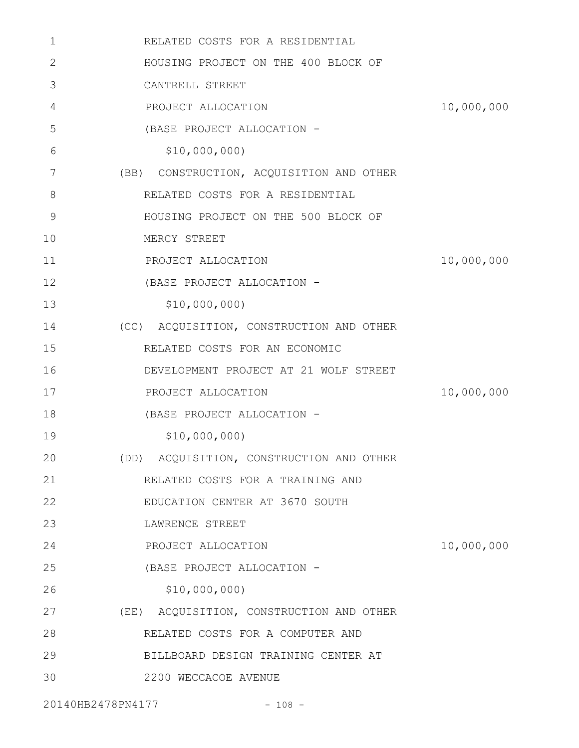RELATED COSTS FOR A RESIDENTIAL HOUSING PROJECT ON THE 400 BLOCK OF CANTRELL STREET

PROJECT ALLOCATION 10,000,000

(BASE PROJECT ALLOCATION - $10,000,000)

(BB) CONSTRUCTION, ACQUISITION AND OTHER RELATED COSTS FOR A RESIDENTIAL HOUSING PROJECT ON THE 500 BLOCK OF MERCY STREET

PROJECT ALLOCATION 10,000,000

(BASE PROJECT ALLOCATION - $10,000,000)

(CC) ACQUISITION, CONSTRUCTION AND OTHER RELATED COSTS FOR AN ECONOMIC DEVELOPMENT PROJECT AT 21 WOLF STREET

PROJECT ALLOCATION 10,000,000

(BASE PROJECT ALLOCATION - $10,000,000)

(DD) ACQUISITION, CONSTRUCTION AND OTHER RELATED COSTS FOR A TRAINING AND EDUCATION CENTER AT 3670 SOUTH LAWRENCE STREET

PROJECT ALLOCATION 10,000,000

(BASE PROJECT ALLOCATION - $10,000,000)

(EE) ACQUISITION, CONSTRUCTION AND OTHER RELATED COSTS FOR A COMPUTER AND BILLBOARD DESIGN TRAINING CENTER AT 2200 WECCACOE AVENUE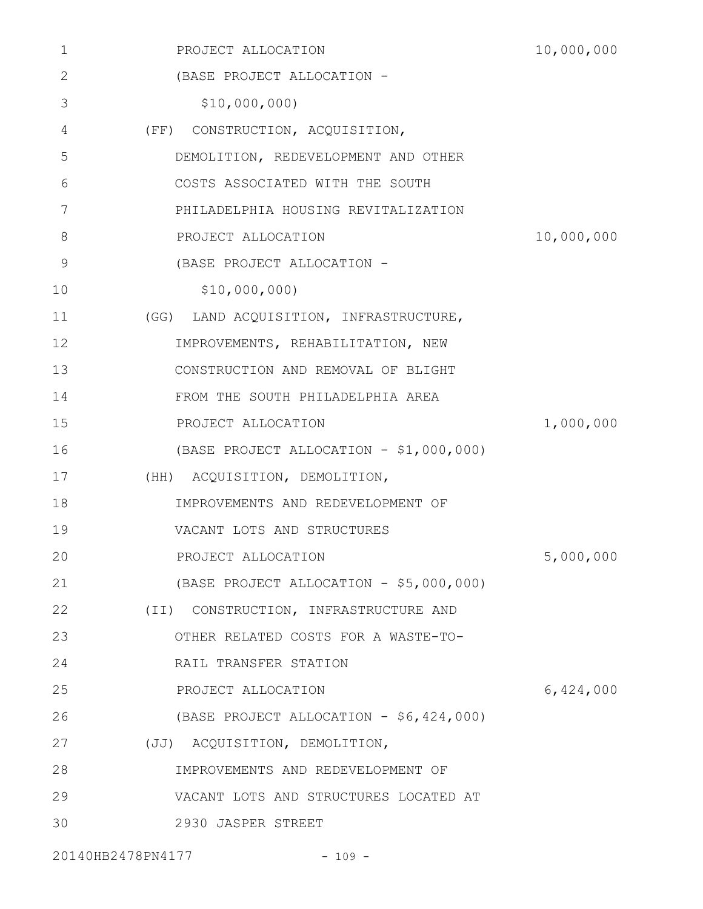PROJECT ALLOCATION 10,000,000

(BASE PROJECT ALLOCATION - $10,000,000)

(FF) CONSTRUCTION, ACQUISITION, DEMOLITION, REDEVELOPMENT AND OTHER COSTS ASSOCIATED WITH THE SOUTH PHILADELPHIA HOUSING REVITALIZATION

PROJECT ALLOCATION 10,000,000

(BASE PROJECT ALLOCATION - $10,000,000)

(GG) LAND ACQUISITION, INFRASTRUCTURE, IMPROVEMENTS, REHABILITATION, NEW CONSTRUCTION AND REMOVAL OF BLIGHT FROM THE SOUTH PHILADELPHIA AREA

PROJECT ALLOCATION 1,000,000

(BASE PROJECT ALLOCATION - $1,000,000)

(HH) ACQUISITION, DEMOLITION, IMPROVEMENTS AND REDEVELOPMENT OF VACANT LOTS AND STRUCTURES

PROJECT ALLOCATION 5,000,000

(BASE PROJECT ALLOCATION - $5,000,000)

(II) CONSTRUCTION, INFRASTRUCTURE AND OTHER RELATED COSTS FOR A WASTE-TO-RAIL TRANSFER STATION

PROJECT ALLOCATION 6,424,000

(BASE PROJECT ALLOCATION - $6,424,000)

(JJ) ACQUISITION, DEMOLITION, IMPROVEMENTS AND REDEVELOPMENT OF VACANT LOTS AND STRUCTURES LOCATED AT 2930 JASPER STREET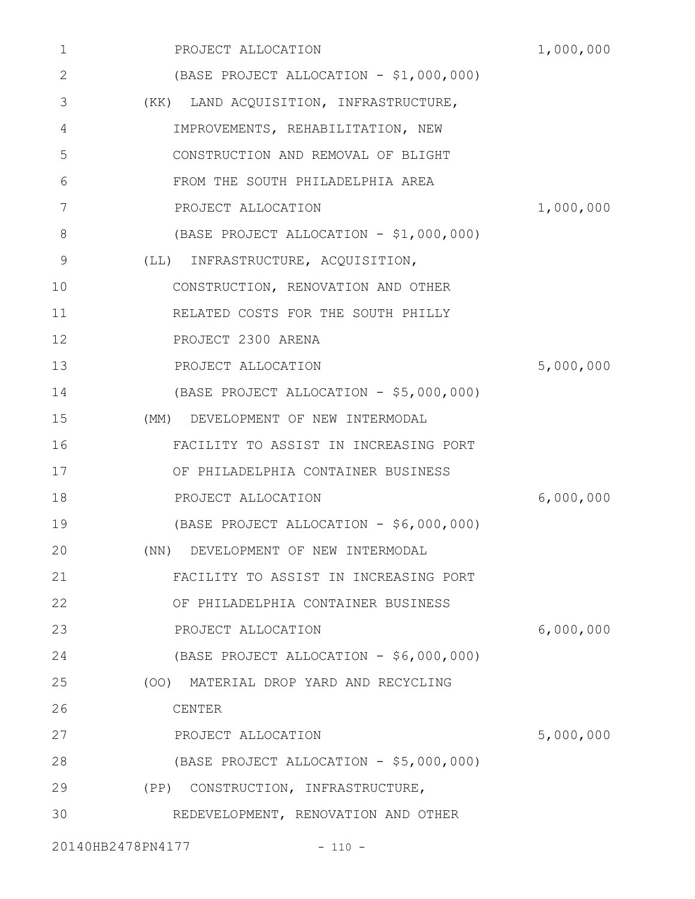PROJECT ALLOCATION 1,000,000
(BASE PROJECT ALLOCATION - $1,000,000)

(KK) LAND ACQUISITION, INFRASTRUCTURE, IMPROVEMENTS, REHABILITATION, NEW CONSTRUCTION AND REMOVAL OF BLIGHT FROM THE SOUTH PHILADELPHIA AREA
PROJECT ALLOCATION 1,000,000
(BASE PROJECT ALLOCATION - $1,000,000)

(LL) INFRASTRUCTURE, ACQUISITION, CONSTRUCTION, RENOVATION AND OTHER RELATED COSTS FOR THE SOUTH PHILLY PROJECT 2300 ARENA
PROJECT ALLOCATION 5,000,000
(BASE PROJECT ALLOCATION - $5,000,000)

(MM) DEVELOPMENT OF NEW INTERMODAL FACILITY TO ASSIST IN INCREASING PORT OF PHILADELPHIA CONTAINER BUSINESS
PROJECT ALLOCATION 6,000,000
(BASE PROJECT ALLOCATION - $6,000,000)

(NN) DEVELOPMENT OF NEW INTERMODAL FACILITY TO ASSIST IN INCREASING PORT OF PHILADELPHIA CONTAINER BUSINESS
PROJECT ALLOCATION 6,000,000
(BASE PROJECT ALLOCATION - $6,000,000)

(OO) MATERIAL DROP YARD AND RECYCLING CENTER
PROJECT ALLOCATION 5,000,000
(BASE PROJECT ALLOCATION - $5,000,000)

(PP) CONSTRUCTION, INFRASTRUCTURE, REDEVELOPMENT, RENOVATION AND OTHER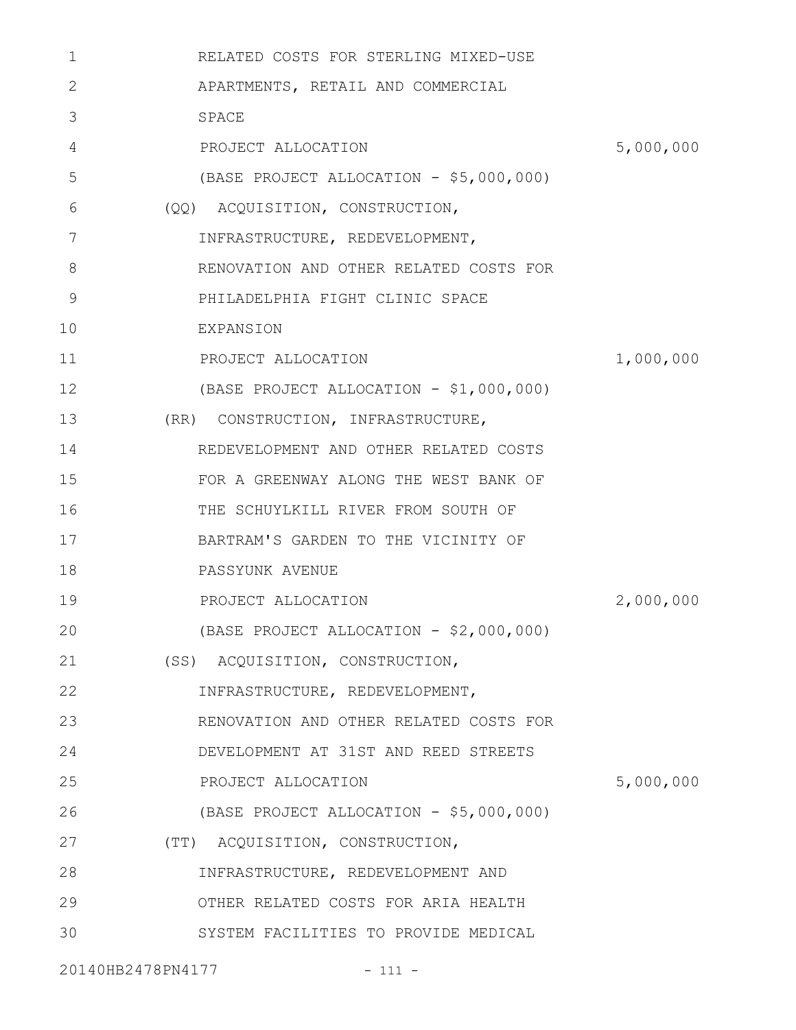RELATED COSTS FOR STERLING MIXED-USE APARTMENTS, RETAIL AND COMMERCIAL SPACE

PROJECT ALLOCATION 5,000,000

(BASE PROJECT ALLOCATION - $5,000,000)

(QQ) ACQUISITION, CONSTRUCTION, INFRASTRUCTURE, REDEVELOPMENT, RENOVATION AND OTHER RELATED COSTS FOR PHILADELPHIA FIGHT CLINIC SPACE EXPANSION

PROJECT ALLOCATION 1,000,000

(BASE PROJECT ALLOCATION - $1,000,000)

(RR) CONSTRUCTION, INFRASTRUCTURE, REDEVELOPMENT AND OTHER RELATED COSTS FOR A GREENWAY ALONG THE WEST BANK OF THE SCHUYLKILL RIVER FROM SOUTH OF BARTRAM'S GARDEN TO THE VICINITY OF PASSYUNK AVENUE

PROJECT ALLOCATION 2,000,000

(BASE PROJECT ALLOCATION - $2,000,000)

(SS) ACQUISITION, CONSTRUCTION, INFRASTRUCTURE, REDEVELOPMENT, RENOVATION AND OTHER RELATED COSTS FOR DEVELOPMENT AT 31ST AND REED STREETS

PROJECT ALLOCATION 5,000,000

(BASE PROJECT ALLOCATION - $5,000,000)

(TT) ACQUISITION, CONSTRUCTION, INFRASTRUCTURE, REDEVELOPMENT AND OTHER RELATED COSTS FOR ARIA HEALTH SYSTEM FACILITIES TO PROVIDE MEDICAL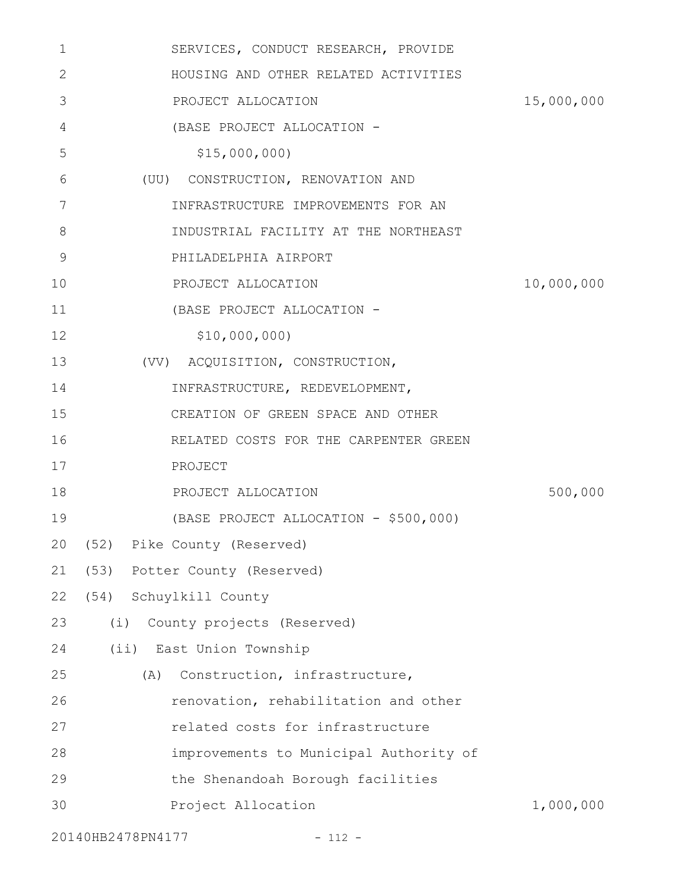SERVICES, CONDUCT RESEARCH, PROVIDE HOUSING AND OTHER RELATED ACTIVITIES

PROJECT ALLOCATION 15,000,000

(BASE PROJECT ALLOCATION - $15,000,000)

(UU) CONSTRUCTION, RENOVATION AND INFRASTRUCTURE IMPROVEMENTS FOR AN INDUSTRIAL FACILITY AT THE NORTHEAST PHILADELPHIA AIRPORT

PROJECT ALLOCATION 10,000,000

(BASE PROJECT ALLOCATION - $10,000,000)

(VV) ACQUISITION, CONSTRUCTION, INFRASTRUCTURE, REDEVELOPMENT, CREATION OF GREEN SPACE AND OTHER RELATED COSTS FOR THE CARPENTER GREEN PROJECT

PROJECT ALLOCATION 500,000

(BASE PROJECT ALLOCATION - $500,000)

(52) Pike County (Reserved)

(53) Potter County (Reserved)

(54) Schuylkill County

(i) County projects (Reserved)

(ii) East Union Township

(A) Construction, infrastructure, renovation, rehabilitation and other related costs for infrastructure improvements to Municipal Authority of the Shenandoah Borough facilities

Project Allocation 1,000,000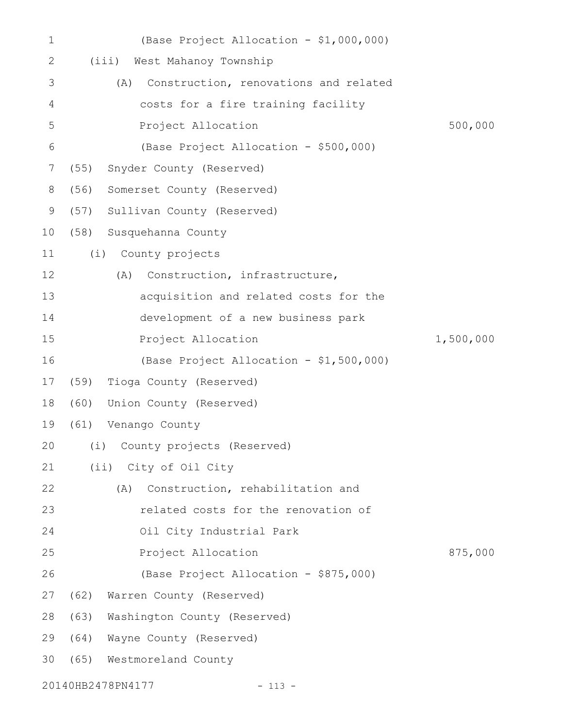(Base Project Allocation - $1,000,000)

(iii) West Mahanoy Township

(A) Construction, renovations and related costs for a fire training facility

Project Allocation 500,000

(Base Project Allocation - $500,000)

(55) Snyder County (Reserved)

(56) Somerset County (Reserved)

(57) Sullivan County (Reserved)

(58) Susquehanna County

(i) County projects

(A) Construction, infrastructure, acquisition and related costs for the development of a new business park

Project Allocation 1,500,000

(Base Project Allocation - $1,500,000)

(59) Tioga County (Reserved)

(60) Union County (Reserved)

(61) Venango County

(i) County projects (Reserved)

(ii) City of Oil City

(A) Construction, rehabilitation and related costs for the renovation of Oil City Industrial Park

Project Allocation 875,000

(Base Project Allocation - $875,000)

(62) Warren County (Reserved)

(63) Washington County (Reserved)

(64) Wayne County (Reserved)

(65) Westmoreland County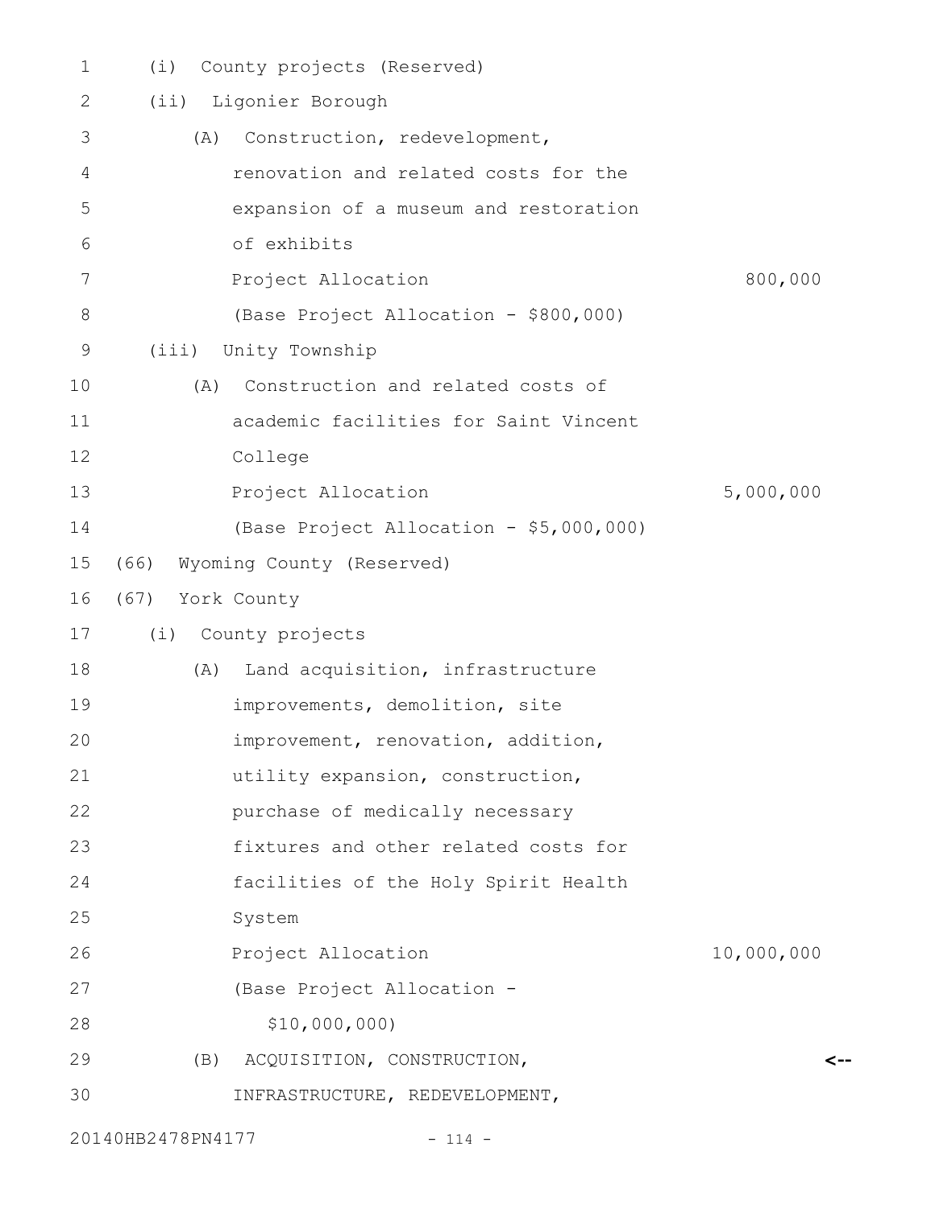(i) County projects (Reserved)

(ii) Ligonier Borough

(A) Construction, redevelopment, renovation and related costs for the expansion of a museum and restoration of exhibits

Project Allocation 800,000

(Base Project Allocation - $800,000)

(iii) Unity Township

(A) Construction and related costs of academic facilities for Saint Vincent College

Project Allocation 5,000,000

(Base Project Allocation - $5,000,000)

(66) Wyoming County (Reserved)

(67) York County

(i) County projects

(A) Land acquisition, infrastructure improvements, demolition, site improvement, renovation, addition, utility expansion, construction, purchase of medically necessary fixtures and other related costs for facilities of the Holy Spirit Health System

Project Allocation 10,000,000

(Base Project Allocation - $10,000,000)

(B) ACQUISITION, CONSTRUCTION, INFRASTRUCTURE, REDEVELOPMENT, <--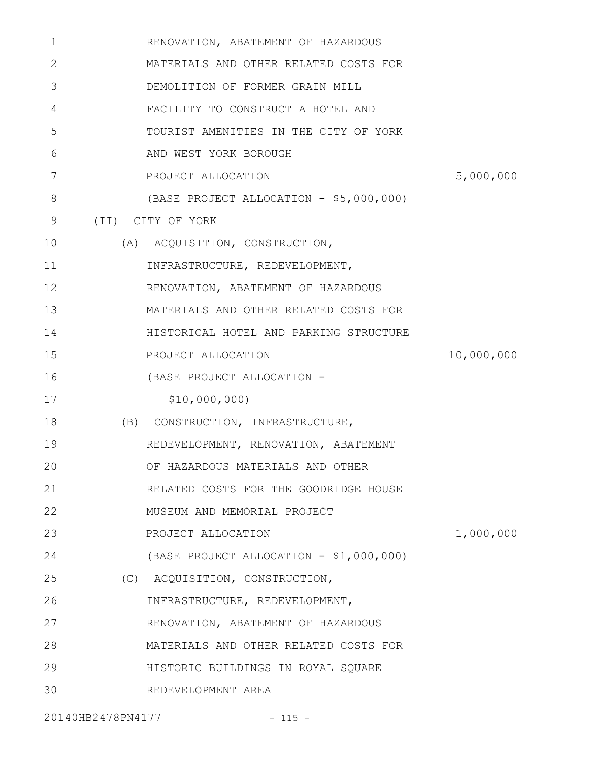RENOVATION, ABATEMENT OF HAZARDOUS MATERIALS AND OTHER RELATED COSTS FOR DEMOLITION OF FORMER GRAIN MILL FACILITY TO CONSTRUCT A HOTEL AND TOURIST AMENITIES IN THE CITY OF YORK AND WEST YORK BOROUGH

PROJECT ALLOCATION 5,000,000

(BASE PROJECT ALLOCATION - $5,000,000)

(II) CITY OF YORK

(A) ACQUISITION, CONSTRUCTION, INFRASTRUCTURE, REDEVELOPMENT, RENOVATION, ABATEMENT OF HAZARDOUS MATERIALS AND OTHER RELATED COSTS FOR HISTORICAL HOTEL AND PARKING STRUCTURE

PROJECT ALLOCATION 10,000,000

(BASE PROJECT ALLOCATION - $10,000,000)

(B) CONSTRUCTION, INFRASTRUCTURE, REDEVELOPMENT, RENOVATION, ABATEMENT OF HAZARDOUS MATERIALS AND OTHER RELATED COSTS FOR THE GOODRIDGE HOUSE MUSEUM AND MEMORIAL PROJECT

PROJECT ALLOCATION 1,000,000

(BASE PROJECT ALLOCATION - $1,000,000)

(C) ACQUISITION, CONSTRUCTION, INFRASTRUCTURE, REDEVELOPMENT, RENOVATION, ABATEMENT OF HAZARDOUS MATERIALS AND OTHER RELATED COSTS FOR HISTORIC BUILDINGS IN ROYAL SQUARE REDEVELOPMENT AREA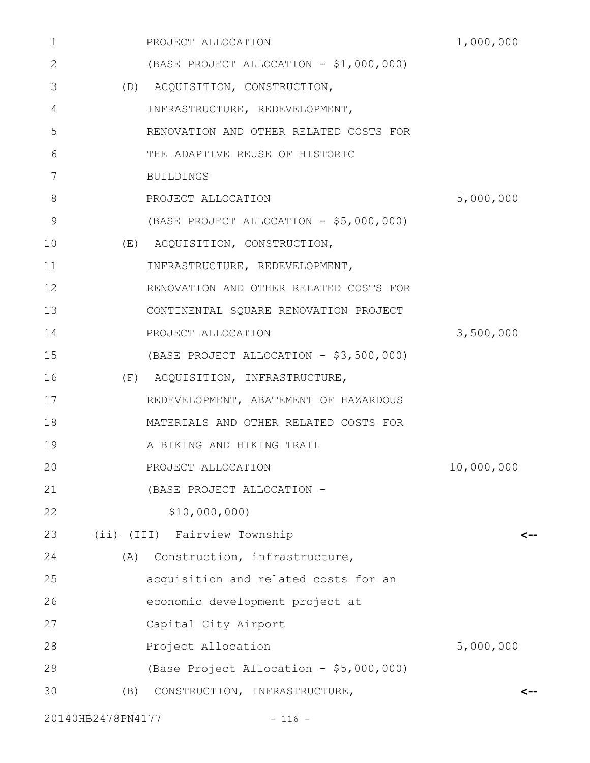PROJECT ALLOCATION 1,000,000

(BASE PROJECT ALLOCATION - $1,000,000)

(D) ACQUISITION, CONSTRUCTION, INFRASTRUCTURE, REDEVELOPMENT, RENOVATION AND OTHER RELATED COSTS FOR THE ADAPTIVE REUSE OF HISTORIC BUILDINGS

PROJECT ALLOCATION 5,000,000

(BASE PROJECT ALLOCATION - $5,000,000)

(E) ACQUISITION, CONSTRUCTION, INFRASTRUCTURE, REDEVELOPMENT, RENOVATION AND OTHER RELATED COSTS FOR CONTINENTAL SQUARE RENOVATION PROJECT

PROJECT ALLOCATION 3,500,000

(BASE PROJECT ALLOCATION - $3,500,000)

(F) ACQUISITION, INFRASTRUCTURE, REDEVELOPMENT, ABATEMENT OF HAZARDOUS MATERIALS AND OTHER RELATED COSTS FOR A BIKING AND HIKING TRAIL

PROJECT ALLOCATION 10,000,000

(BASE PROJECT ALLOCATION - $10,000,000)

~~(ii)~~ (III) Fairview Township <--

(A) Construction, infrastructure, acquisition and related costs for an economic development project at Capital City Airport

Project Allocation 5,000,000

(Base Project Allocation - $5,000,000)

(B) CONSTRUCTION, INFRASTRUCTURE, <--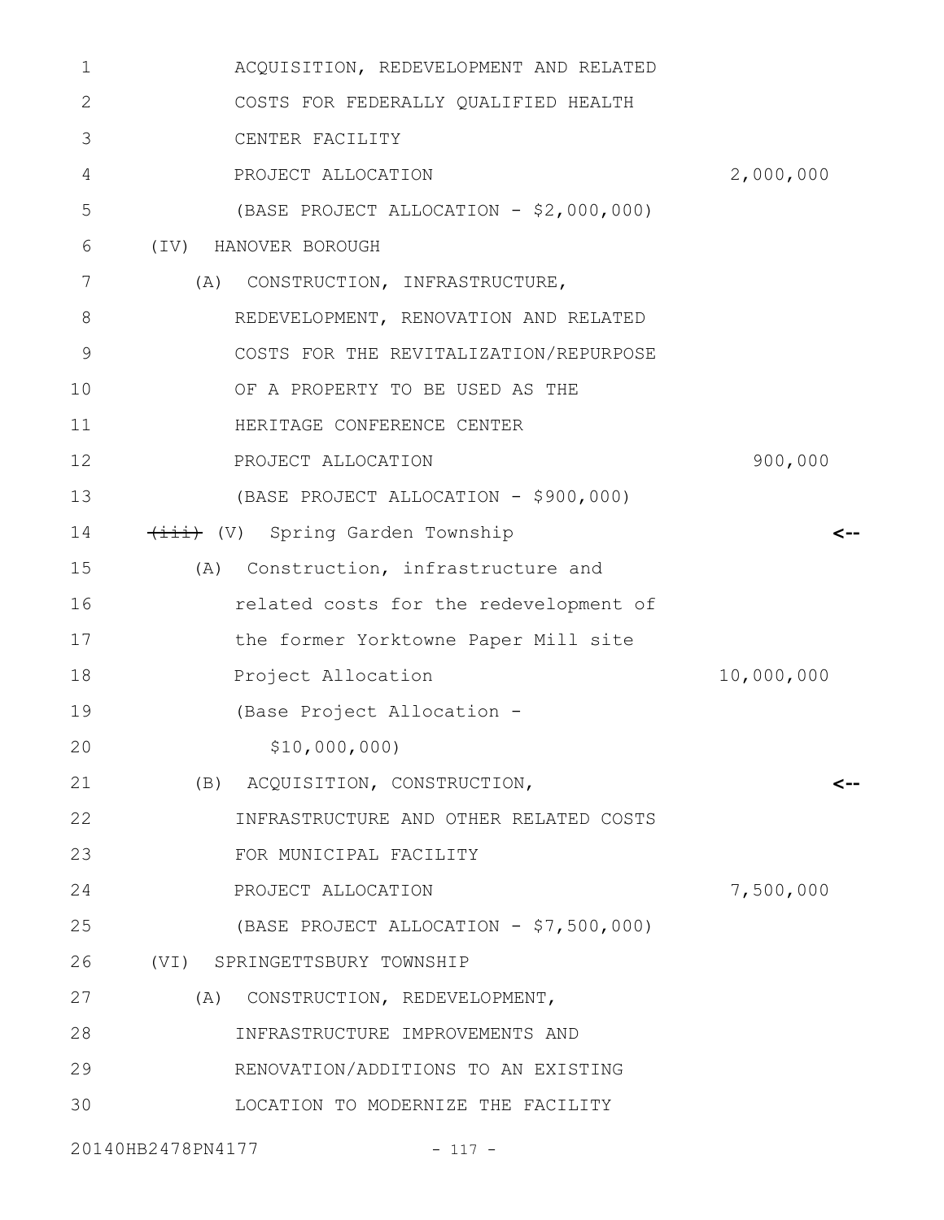ACQUISITION, REDEVELOPMENT AND RELATED COSTS FOR FEDERALLY QUALIFIED HEALTH CENTER FACILITY

PROJECT ALLOCATION 2,000,000

(BASE PROJECT ALLOCATION - $2,000,000)

(IV) HANOVER BOROUGH

(A) CONSTRUCTION, INFRASTRUCTURE, REDEVELOPMENT, RENOVATION AND RELATED COSTS FOR THE REVITALIZATION/REPURPOSE OF A PROPERTY TO BE USED AS THE HERITAGE CONFERENCE CENTER

PROJECT ALLOCATION 900,000

(BASE PROJECT ALLOCATION - $900,000)

~~(iii)~~ (V) Spring Garden Township <--

(A) Construction, infrastructure and related costs for the redevelopment of the former Yorktowne Paper Mill site

Project Allocation 10,000,000

(Base Project Allocation - $10,000,000)

(B) ACQUISITION, CONSTRUCTION, INFRASTRUCTURE AND OTHER RELATED COSTS FOR MUNICIPAL FACILITY <--

PROJECT ALLOCATION 7,500,000

(BASE PROJECT ALLOCATION - $7,500,000)

(VI) SPRINGETTSBURY TOWNSHIP

(A) CONSTRUCTION, REDEVELOPMENT, INFRASTRUCTURE IMPROVEMENTS AND RENOVATION/ADDITIONS TO AN EXISTING LOCATION TO MODERNIZE THE FACILITY

20140HB2478PN4177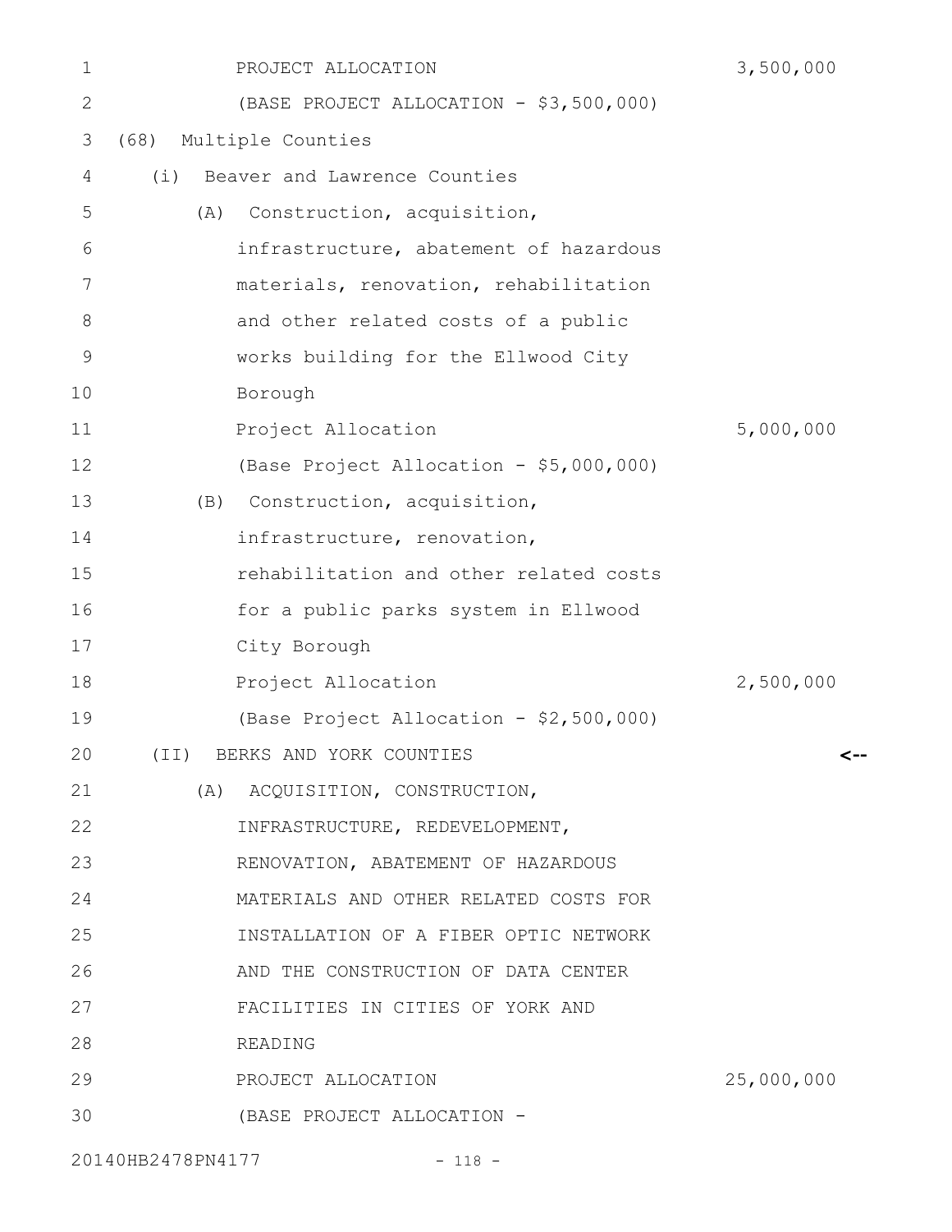PROJECT ALLOCATION 3,500,000

(BASE PROJECT ALLOCATION - $3,500,000)

(68) Multiple Counties

(i) Beaver and Lawrence Counties

(A) Construction, acquisition, infrastructure, abatement of hazardous materials, renovation, rehabilitation and other related costs of a public works building for the Ellwood City Borough

Project Allocation 5,000,000

(Base Project Allocation - $5,000,000)

(B) Construction, acquisition, infrastructure, renovation, rehabilitation and other related costs for a public parks system in Ellwood City Borough

Project Allocation 2,500,000

(Base Project Allocation - $2,500,000)

(II) BERKS AND YORK COUNTIES <--

(A) ACQUISITION, CONSTRUCTION, INFRASTRUCTURE, REDEVELOPMENT, RENOVATION, ABATEMENT OF HAZARDOUS MATERIALS AND OTHER RELATED COSTS FOR INSTALLATION OF A FIBER OPTIC NETWORK AND THE CONSTRUCTION OF DATA CENTER FACILITIES IN CITIES OF YORK AND READING

PROJECT ALLOCATION 25,000,000

(BASE PROJECT ALLOCATION -

20140HB2478PN4177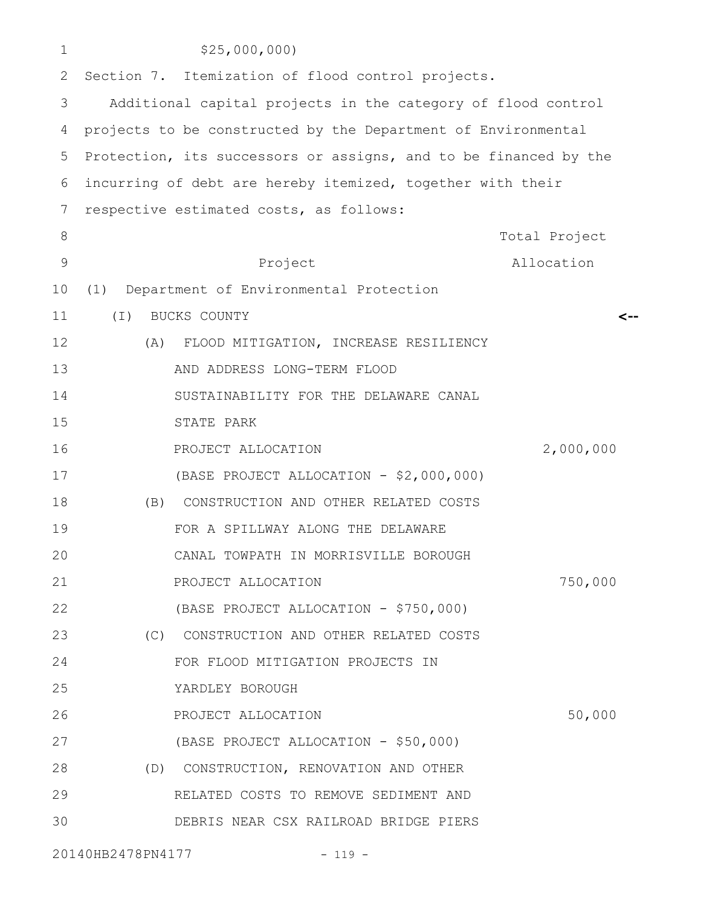$25,000,000)

Section 7. Itemization of flood control projects.

Additional capital projects in the category of flood control projects to be constructed by the Department of Environmental Protection, its successors or assigns, and to be financed by the incurring of debt are hereby itemized, together with their respective estimated costs, as follows:

| Project | Total Project Allocation |
|---|---|
| (1) Department of Environmental Protection | |
| (I) BUCKS COUNTY | |
| (A) FLOOD MITIGATION, INCREASE RESILIENCY AND ADDRESS LONG-TERM FLOOD SUSTAINABILITY FOR THE DELAWARE CANAL STATE PARK | |
| PROJECT ALLOCATION | 2,000,000 |
| (BASE PROJECT ALLOCATION - $2,000,000) | |
| (B) CONSTRUCTION AND OTHER RELATED COSTS FOR A SPILLWAY ALONG THE DELAWARE CANAL TOWPATH IN MORRISVILLE BOROUGH | |
| PROJECT ALLOCATION | 750,000 |
| (BASE PROJECT ALLOCATION - $750,000) | |
| (C) CONSTRUCTION AND OTHER RELATED COSTS FOR FLOOD MITIGATION PROJECTS IN YARDLEY BOROUGH | |
| PROJECT ALLOCATION | 50,000 |
| (BASE PROJECT ALLOCATION - $50,000) | |
| (D) CONSTRUCTION, RENOVATION AND OTHER RELATED COSTS TO REMOVE SEDIMENT AND DEBRIS NEAR CSX RAILROAD BRIDGE PIERS | |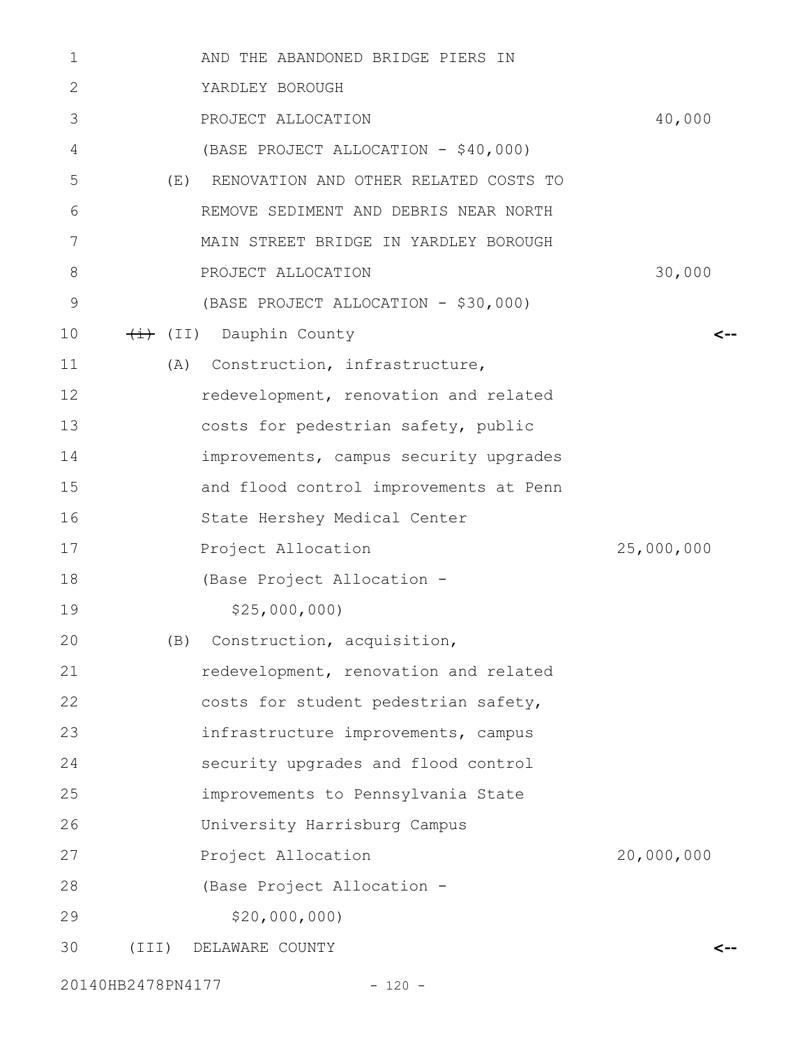AND THE ABANDONED BRIDGE PIERS IN
YARDLEY BOROUGH
PROJECT ALLOCATION 40,000
(BASE PROJECT ALLOCATION - $40,000)

(E) RENOVATION AND OTHER RELATED COSTS TO
REMOVE SEDIMENT AND DEBRIS NEAR NORTH
MAIN STREET BRIDGE IN YARDLEY BOROUGH
PROJECT ALLOCATION 30,000
(BASE PROJECT ALLOCATION - $30,000)

~~(i)~~ (II) Dauphin County <--

(A) Construction, infrastructure,
redevelopment, renovation and related
costs for pedestrian safety, public
improvements, campus security upgrades
and flood control improvements at Penn
State Hershey Medical Center
Project Allocation 25,000,000
(Base Project Allocation -
$25,000,000)

(B) Construction, acquisition,
redevelopment, renovation and related
costs for student pedestrian safety,
infrastructure improvements, campus
security upgrades and flood control
improvements to Pennsylvania State
University Harrisburg Campus
Project Allocation 20,000,000
(Base Project Allocation -
$20,000,000)

(III) DELAWARE COUNTY <--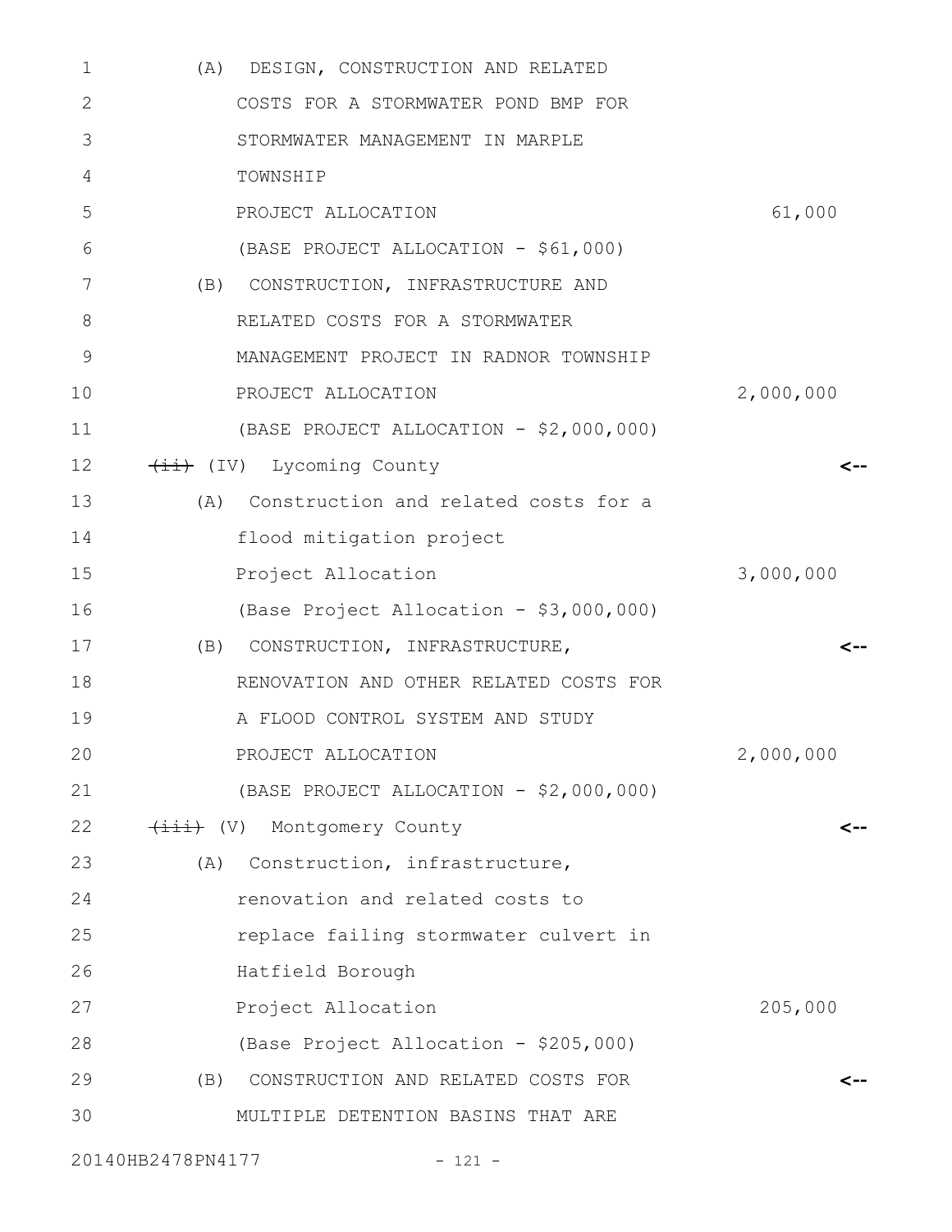(A) DESIGN, CONSTRUCTION AND RELATED COSTS FOR A STORMWATER POND BMP FOR STORMWATER MANAGEMENT IN MARPLE TOWNSHIP

PROJECT ALLOCATION 61,000

(BASE PROJECT ALLOCATION - $61,000)

(B) CONSTRUCTION, INFRASTRUCTURE AND RELATED COSTS FOR A STORMWATER MANAGEMENT PROJECT IN RADNOR TOWNSHIP

PROJECT ALLOCATION 2,000,000

(BASE PROJECT ALLOCATION - $2,000,000)

~~(ii)~~ (IV) Lycoming County <--

(A) Construction and related costs for a flood mitigation project

Project Allocation 3,000,000

(Base Project Allocation - $3,000,000)

(B) CONSTRUCTION, INFRASTRUCTURE, RENOVATION AND OTHER RELATED COSTS FOR A FLOOD CONTROL SYSTEM AND STUDY <--

PROJECT ALLOCATION 2,000,000

(BASE PROJECT ALLOCATION - $2,000,000)

~~(iii)~~ (V) Montgomery County <--

(A) Construction, infrastructure, renovation and related costs to replace failing stormwater culvert in Hatfield Borough

Project Allocation 205,000

(Base Project Allocation - $205,000)

(B) CONSTRUCTION AND RELATED COSTS FOR MULTIPLE DETENTION BASINS THAT ARE <--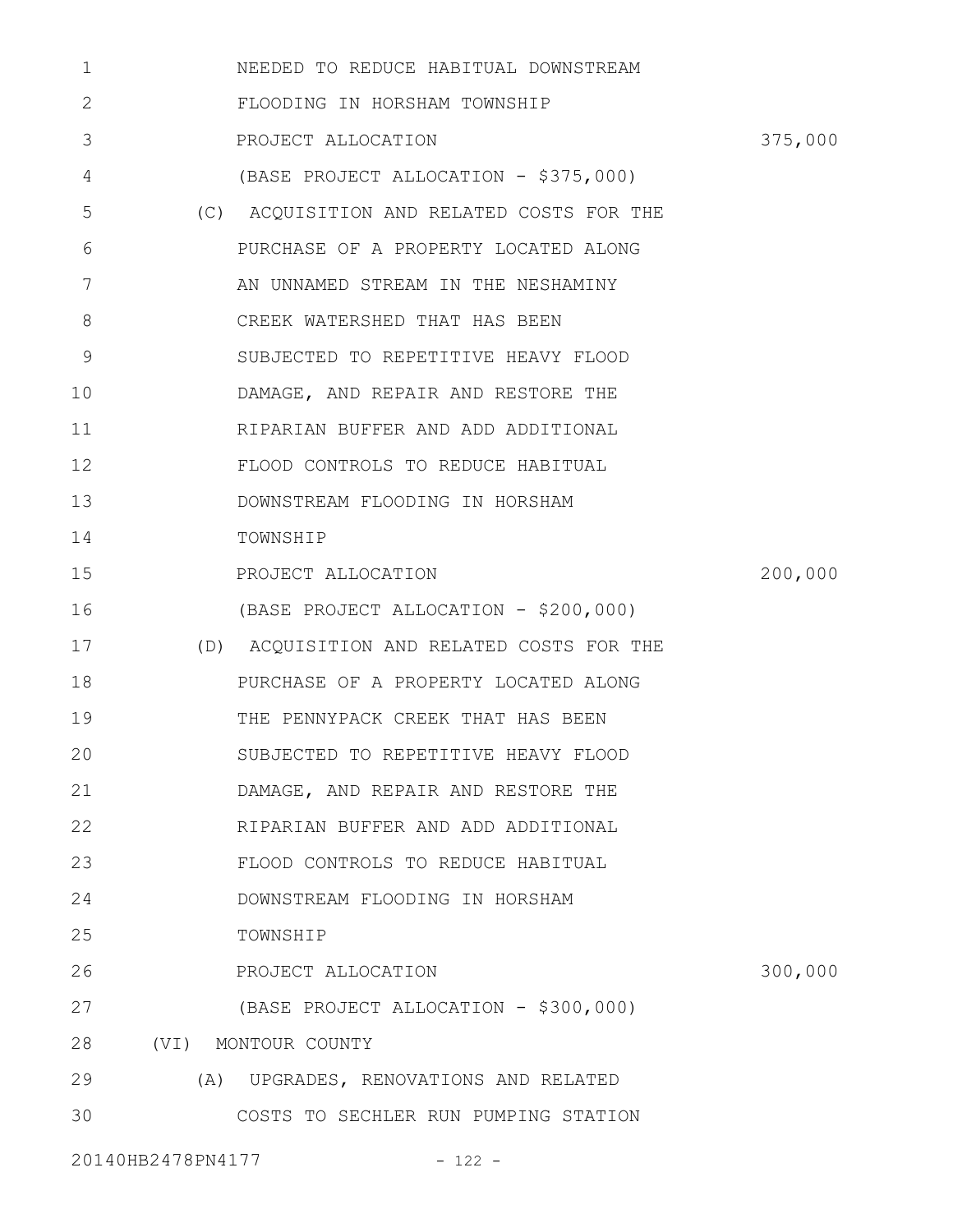NEEDED TO REDUCE HABITUAL DOWNSTREAM FLOODING IN HORSHAM TOWNSHIP

PROJECT ALLOCATION 375,000

(BASE PROJECT ALLOCATION - $375,000)

(C) ACQUISITION AND RELATED COSTS FOR THE PURCHASE OF A PROPERTY LOCATED ALONG AN UNNAMED STREAM IN THE NESHAMINY CREEK WATERSHED THAT HAS BEEN SUBJECTED TO REPETITIVE HEAVY FLOOD DAMAGE, AND REPAIR AND RESTORE THE RIPARIAN BUFFER AND ADD ADDITIONAL FLOOD CONTROLS TO REDUCE HABITUAL DOWNSTREAM FLOODING IN HORSHAM TOWNSHIP

PROJECT ALLOCATION 200,000

(BASE PROJECT ALLOCATION - $200,000)

(D) ACQUISITION AND RELATED COSTS FOR THE PURCHASE OF A PROPERTY LOCATED ALONG THE PENNYPACK CREEK THAT HAS BEEN SUBJECTED TO REPETITIVE HEAVY FLOOD DAMAGE, AND REPAIR AND RESTORE THE RIPARIAN BUFFER AND ADD ADDITIONAL FLOOD CONTROLS TO REDUCE HABITUAL DOWNSTREAM FLOODING IN HORSHAM TOWNSHIP

PROJECT ALLOCATION 300,000

(BASE PROJECT ALLOCATION - $300,000)

(VI) MONTOUR COUNTY

(A) UPGRADES, RENOVATIONS AND RELATED COSTS TO SECHLER RUN PUMPING STATION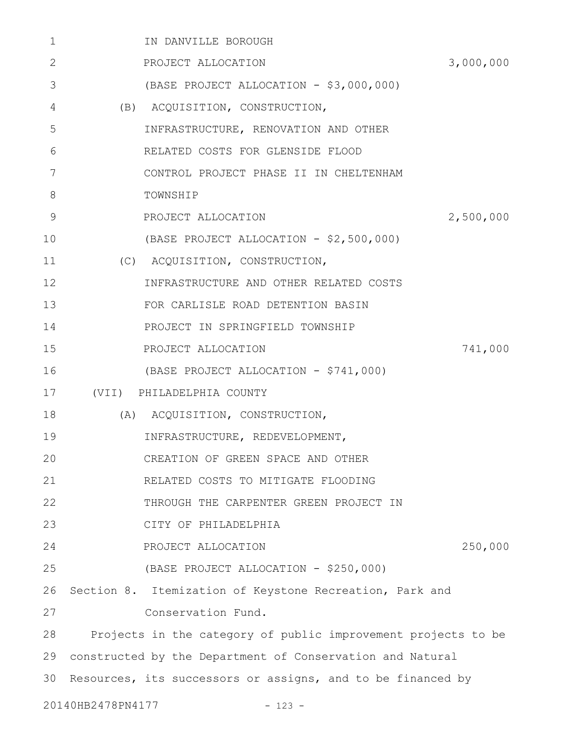IN DANVILLE BOROUGH
PROJECT ALLOCATION 3,000,000
(BASE PROJECT ALLOCATION - $3,000,000)

(B) ACQUISITION, CONSTRUCTION, INFRASTRUCTURE, RENOVATION AND OTHER RELATED COSTS FOR GLENSIDE FLOOD CONTROL PROJECT PHASE II IN CHELTENHAM TOWNSHIP
PROJECT ALLOCATION 2,500,000
(BASE PROJECT ALLOCATION - $2,500,000)

(C) ACQUISITION, CONSTRUCTION, INFRASTRUCTURE AND OTHER RELATED COSTS FOR CARLISLE ROAD DETENTION BASIN PROJECT IN SPRINGFIELD TOWNSHIP
PROJECT ALLOCATION 741,000
(BASE PROJECT ALLOCATION - $741,000)

(VII) PHILADELPHIA COUNTY

(A) ACQUISITION, CONSTRUCTION, INFRASTRUCTURE, REDEVELOPMENT, CREATION OF GREEN SPACE AND OTHER RELATED COSTS TO MITIGATE FLOODING THROUGH THE CARPENTER GREEN PROJECT IN CITY OF PHILADELPHIA
PROJECT ALLOCATION 250,000
(BASE PROJECT ALLOCATION - $250,000)

Section 8. Itemization of Keystone Recreation, Park and Conservation Fund.

Projects in the category of public improvement projects to be constructed by the Department of Conservation and Natural Resources, its successors or assigns, and to be financed by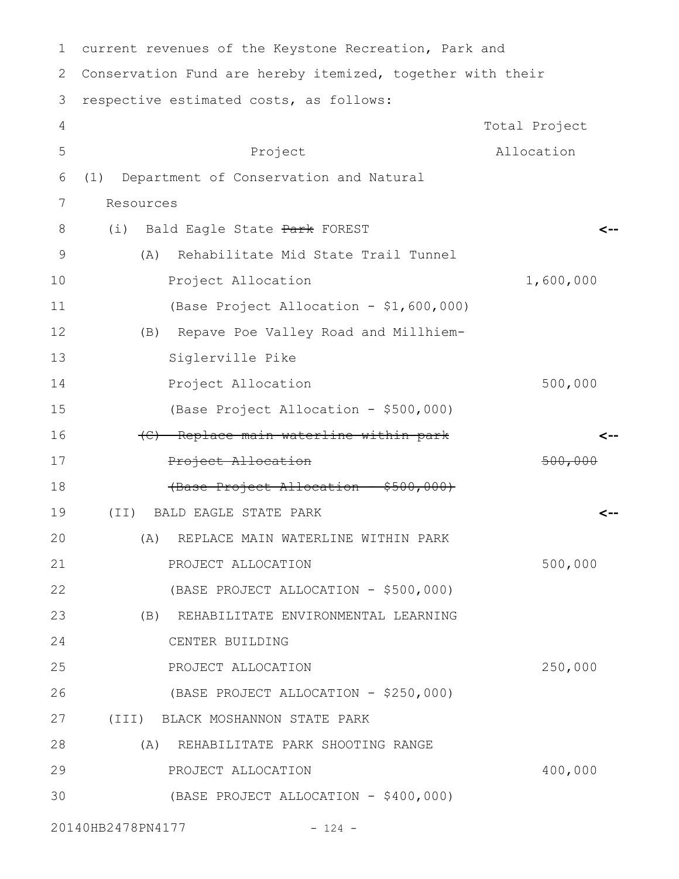current revenues of the Keystone Recreation, Park and Conservation Fund are hereby itemized, together with their respective estimated costs, as follows:

| Project | Total Project Allocation |
|---|---|
| (1) Department of Conservation and Natural Resources | |
| (i) Bald Eagle State ~~Park~~ FOREST | |
| (A) Rehabilitate Mid State Trail Tunnel | |
| Project Allocation | 1,600,000 |
| (Base Project Allocation - $1,600,000) | |
| (B) Repave Poe Valley Road and Millhiem-Siglerville Pike | |
| Project Allocation | 500,000 |
| (Base Project Allocation - $500,000) | |
| ~~(C) Replace main waterline within park~~ | |
| ~~Project Allocation~~ | ~~500,000~~ |
| ~~(Base Project Allocation - $500,000)~~ | |
| (II) BALD EAGLE STATE PARK | |
| (A) REPLACE MAIN WATERLINE WITHIN PARK | |
| PROJECT ALLOCATION | 500,000 |
| (BASE PROJECT ALLOCATION - $500,000) | |
| (B) REHABILITATE ENVIRONMENTAL LEARNING CENTER BUILDING | |
| PROJECT ALLOCATION | 250,000 |
| (BASE PROJECT ALLOCATION - $250,000) | |
| (III) BLACK MOSHANNON STATE PARK | |
| (A) REHABILITATE PARK SHOOTING RANGE | |
| PROJECT ALLOCATION | 400,000 |
| (BASE PROJECT ALLOCATION - $400,000) | |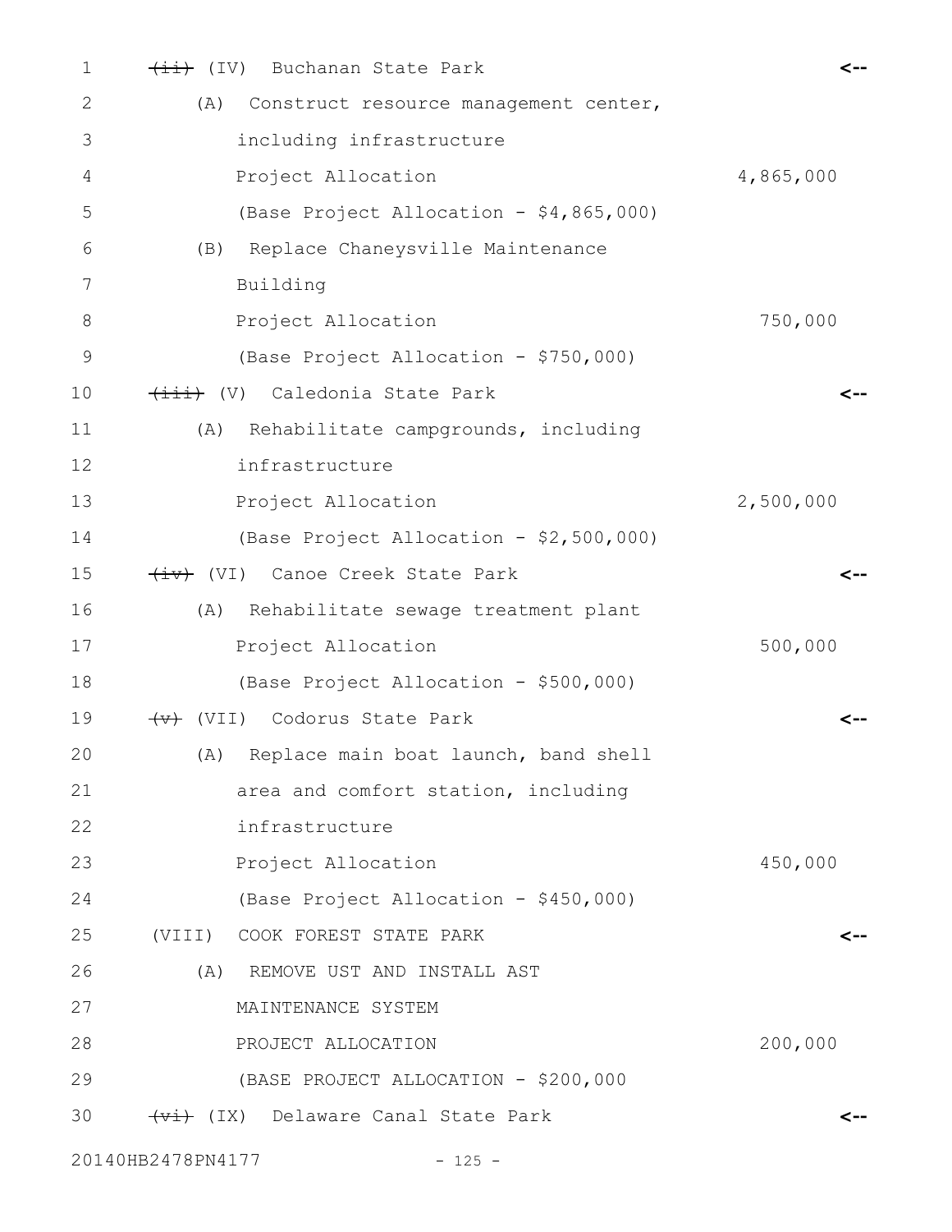~~(ii)~~ (IV) Buchanan State Park <--

(A) Construct resource management center, including infrastructure

Project Allocation 4,865,000

(Base Project Allocation - $4,865,000)

(B) Replace Chaneysville Maintenance Building

Project Allocation 750,000

(Base Project Allocation - $750,000)

~~(iii)~~ (V) Caledonia State Park <--

(A) Rehabilitate campgrounds, including infrastructure

Project Allocation 2,500,000

(Base Project Allocation - $2,500,000)

~~(iv)~~ (VI) Canoe Creek State Park <--

(A) Rehabilitate sewage treatment plant

Project Allocation 500,000

(Base Project Allocation - $500,000)

~~(v)~~ (VII) Codorus State Park <--

(A) Replace main boat launch, band shell area and comfort station, including infrastructure

Project Allocation 450,000

(Base Project Allocation - $450,000)

(VIII) COOK FOREST STATE PARK <--

(A) REMOVE UST AND INSTALL AST MAINTENANCE SYSTEM

PROJECT ALLOCATION 200,000

(BASE PROJECT ALLOCATION - $200,000

~~(vi)~~ (IX) Delaware Canal State Park <--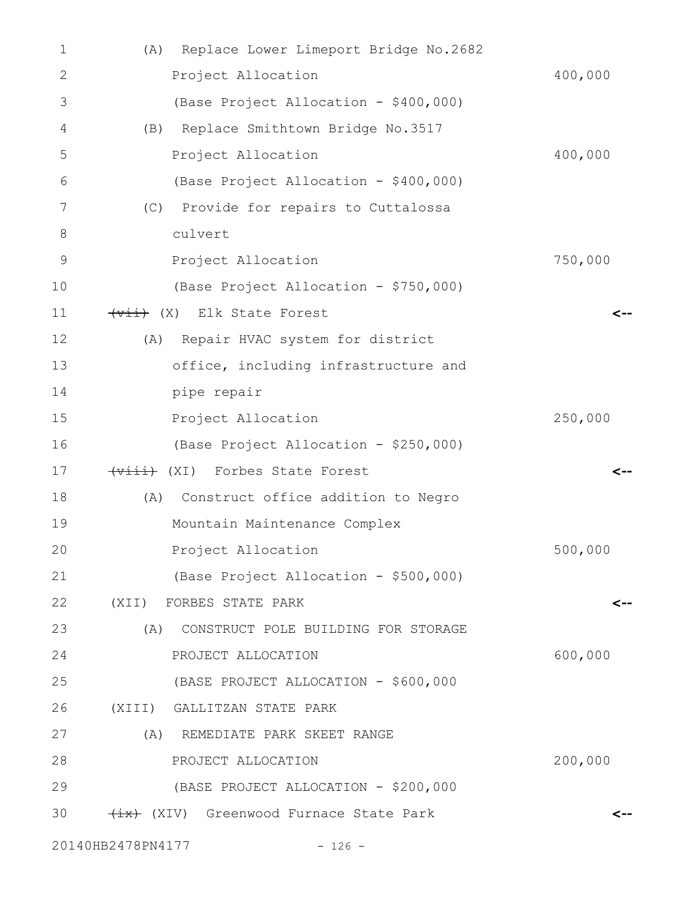(A) Replace Lower Limeport Bridge No.2682

Project Allocation 400,000

(Base Project Allocation - $400,000)

(B) Replace Smithtown Bridge No.3517

Project Allocation 400,000

(Base Project Allocation - $400,000)

(C) Provide for repairs to Cuttalossa culvert

Project Allocation 750,000

(Base Project Allocation - $750,000)

~~(vii)~~ (X) Elk State Forest <--

(A) Repair HVAC system for district office, including infrastructure and pipe repair

Project Allocation 250,000

(Base Project Allocation - $250,000)

~~(viii)~~ (XI) Forbes State Forest <--

(A) Construct office addition to Negro Mountain Maintenance Complex

Project Allocation 500,000

(Base Project Allocation - $500,000)

(XII) FORBES STATE PARK <--

(A) CONSTRUCT POLE BUILDING FOR STORAGE

PROJECT ALLOCATION 600,000

(BASE PROJECT ALLOCATION - $600,000

(XIII) GALLITZAN STATE PARK

(A) REMEDIATE PARK SKEET RANGE

PROJECT ALLOCATION 200,000

(BASE PROJECT ALLOCATION - $200,000

~~(ix)~~ (XIV) Greenwood Furnace State Park <--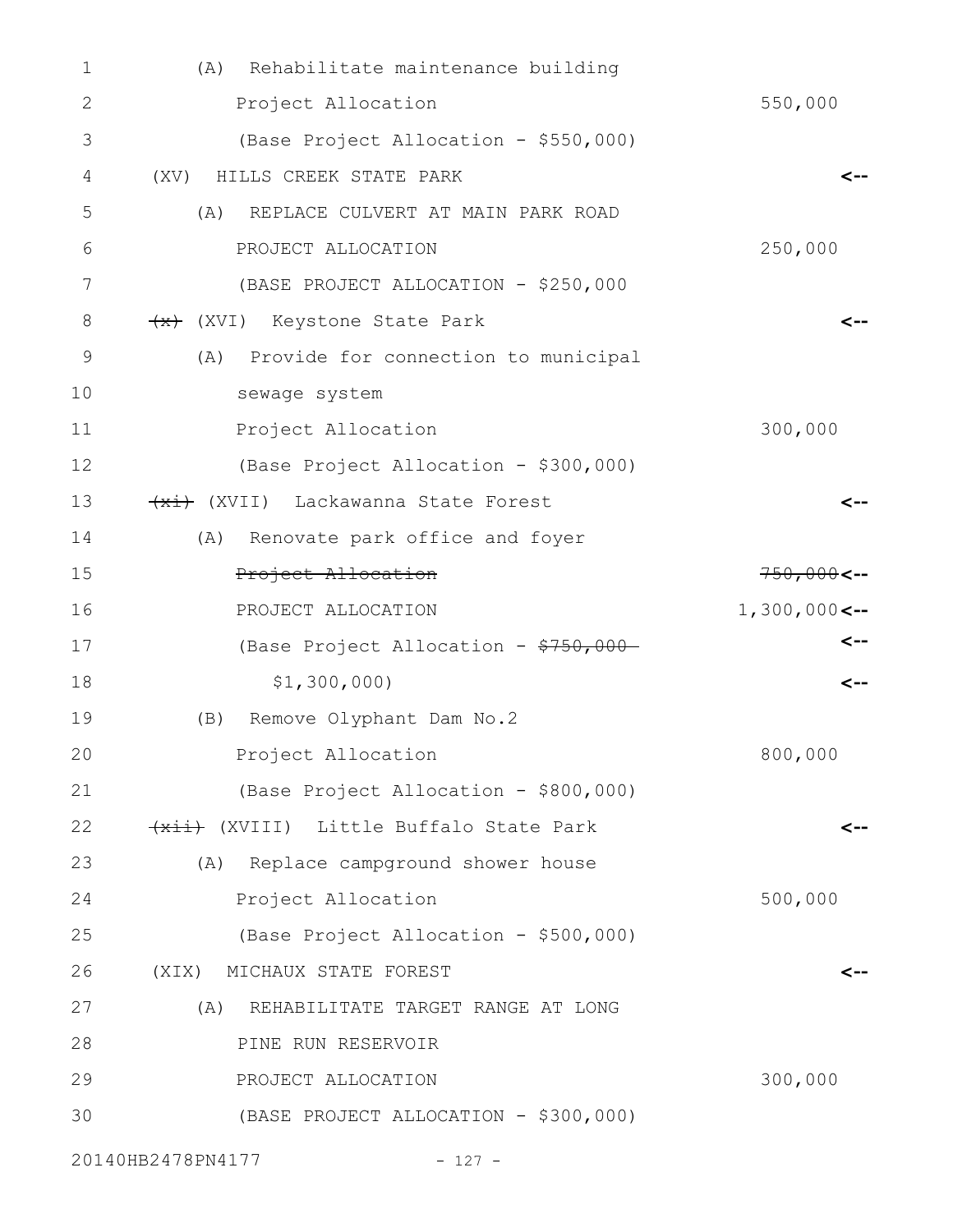(A) Rehabilitate maintenance building
Project Allocation 550,000
(Base Project Allocation - $550,000)

(XV) HILLS CREEK STATE PARK <--
(A) REPLACE CULVERT AT MAIN PARK ROAD
PROJECT ALLOCATION 250,000
(BASE PROJECT ALLOCATION - $250,000

~~(x)~~ (XVI) Keystone State Park <--
(A) Provide for connection to municipal sewage system
Project Allocation 300,000
(Base Project Allocation - $300,000)

~~(xi)~~ (XVII) Lackawanna State Forest <--
(A) Renovate park office and foyer
~~Project Allocation~~ ~~750,000~~ <--
PROJECT ALLOCATION 1,300,000 <--
(Base Project Allocation - ~~$750,000~~ <--
$1,300,000) <--
(B) Remove Olyphant Dam No.2
Project Allocation 800,000
(Base Project Allocation - $800,000)

~~(xii)~~ (XVIII) Little Buffalo State Park <--
(A) Replace campground shower house
Project Allocation 500,000
(Base Project Allocation - $500,000)

(XIX) MICHAUX STATE FOREST <--
(A) REHABILITATE TARGET RANGE AT LONG PINE RUN RESERVOIR
PROJECT ALLOCATION 300,000
(BASE PROJECT ALLOCATION - $300,000)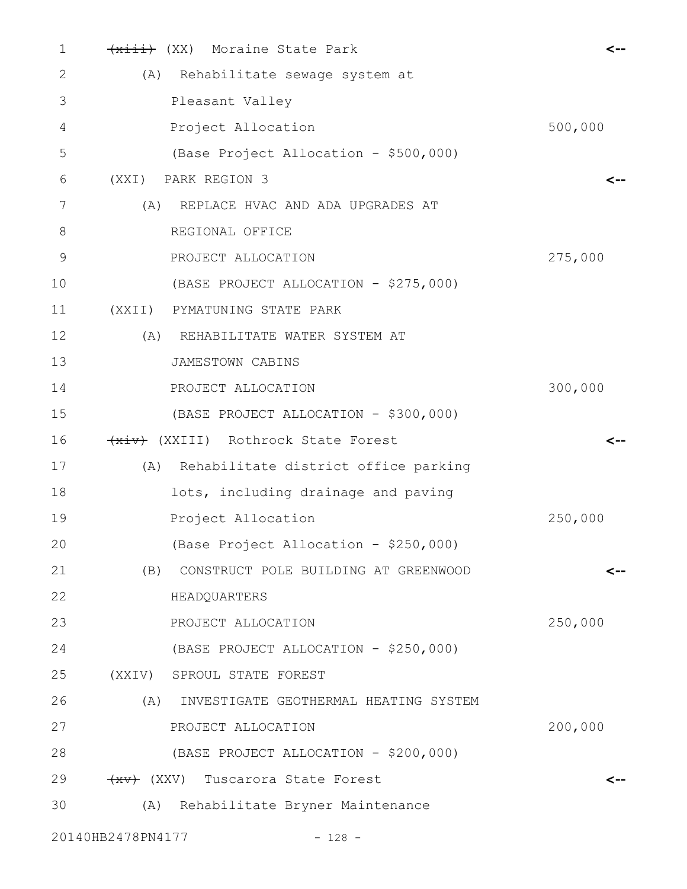~~(xiii)~~ (XX) Moraine State Park

(A) Rehabilitate sewage system at Pleasant Valley

Project Allocation 500,000

(Base Project Allocation - $500,000)

(XXI) PARK REGION 3

(A) REPLACE HVAC AND ADA UPGRADES AT REGIONAL OFFICE

PROJECT ALLOCATION 275,000

(BASE PROJECT ALLOCATION - $275,000)

(XXII) PYMATUNING STATE PARK

(A) REHABILITATE WATER SYSTEM AT JAMESTOWN CABINS

PROJECT ALLOCATION 300,000

(BASE PROJECT ALLOCATION - $300,000)

~~(xiv)~~ (XXIII) Rothrock State Forest

(A) Rehabilitate district office parking lots, including drainage and paving

Project Allocation 250,000

(Base Project Allocation - $250,000)

(B) CONSTRUCT POLE BUILDING AT GREENWOOD HEADQUARTERS

PROJECT ALLOCATION 250,000

(BASE PROJECT ALLOCATION - $250,000)

(XXIV) SPROUL STATE FOREST

(A) INVESTIGATE GEOTHERMAL HEATING SYSTEM

PROJECT ALLOCATION 200,000

(BASE PROJECT ALLOCATION - $200,000)

~~(xv)~~ (XXV) Tuscarora State Forest

(A) Rehabilitate Bryner Maintenance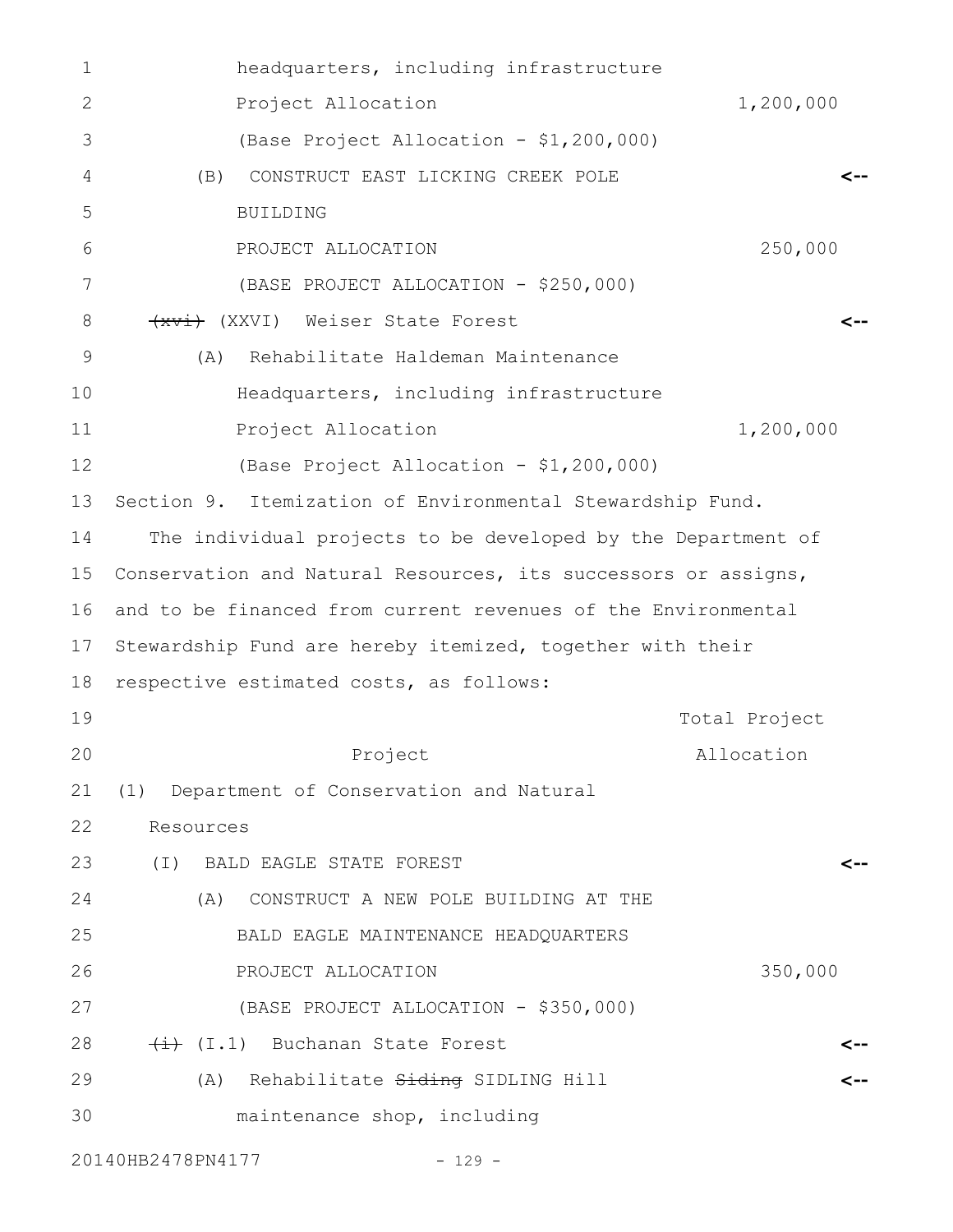headquarters, including infrastructure
Project Allocation 1,200,000
(Base Project Allocation - $1,200,000)
(B) CONSTRUCT EAST LICKING CREEK POLE BUILDING <--
PROJECT ALLOCATION 250,000
(BASE PROJECT ALLOCATION - $250,000)
~~(xvi)~~ (XXVI) Weiser State Forest <--
(A) Rehabilitate Haldeman Maintenance Headquarters, including infrastructure
Project Allocation 1,200,000
(Base Project Allocation - $1,200,000)

Section 9. Itemization of Environmental Stewardship Fund.

The individual projects to be developed by the Department of Conservation and Natural Resources, its successors or assigns, and to be financed from current revenues of the Environmental Stewardship Fund are hereby itemized, together with their respective estimated costs, as follows:

| Project | Total Project Allocation |
|---|---|
| (1) Department of Conservation and Natural Resources | |
| (I) BALD EAGLE STATE FOREST <-- | |
| (A) CONSTRUCT A NEW POLE BUILDING AT THE BALD EAGLE MAINTENANCE HEADQUARTERS | |
| PROJECT ALLOCATION | 350,000 |
| (BASE PROJECT ALLOCATION - $350,000) | |
| ~~(i)~~ (I.1) Buchanan State Forest <-- | |
| (A) Rehabilitate ~~Siding~~ SIDLING Hill maintenance shop, including <-- | |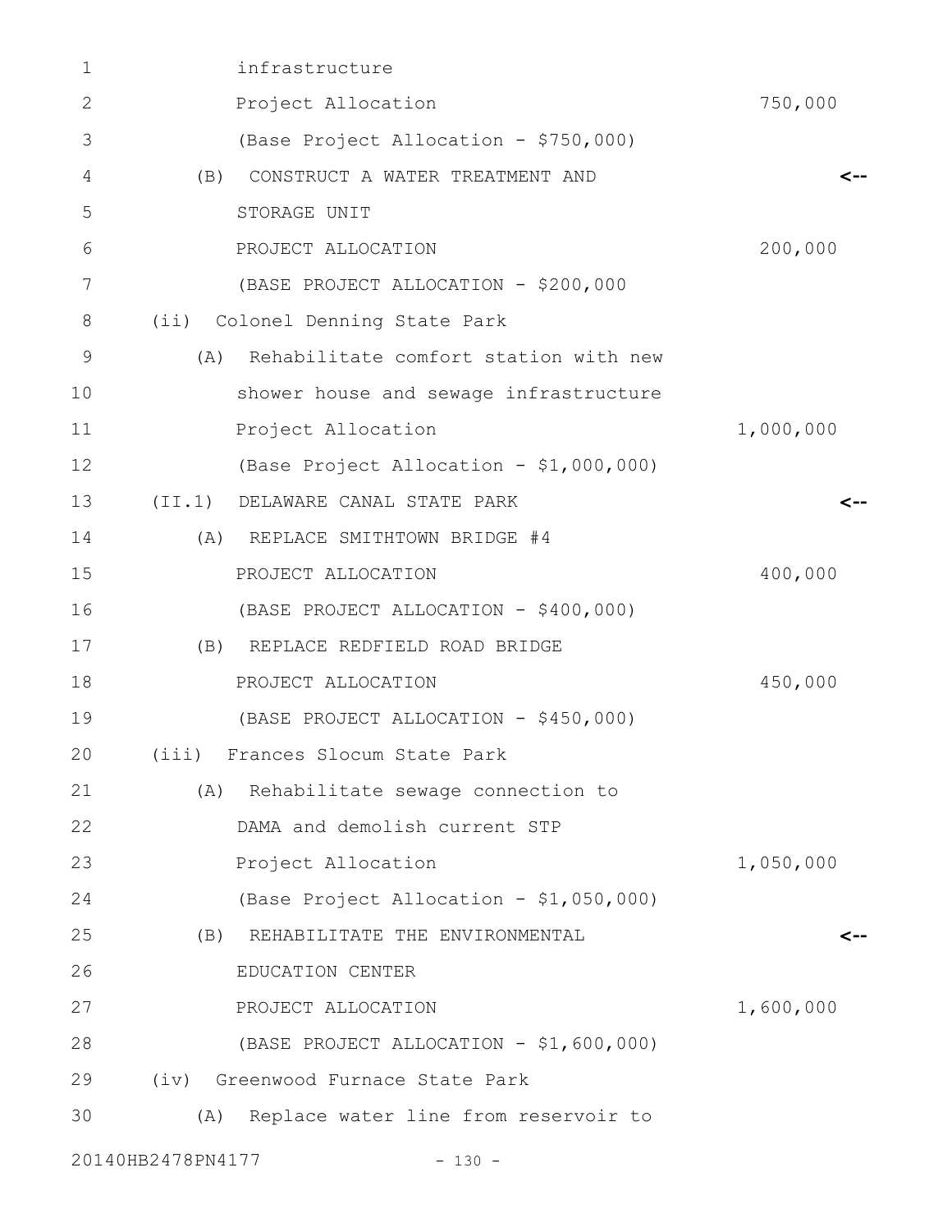infrastructure
Project Allocation 750,000
(Base Project Allocation - $750,000)

(B) CONSTRUCT A WATER TREATMENT AND STORAGE UNIT <--
PROJECT ALLOCATION 200,000
(BASE PROJECT ALLOCATION - $200,000

(ii) Colonel Denning State Park

(A) Rehabilitate comfort station with new shower house and sewage infrastructure
Project Allocation 1,000,000
(Base Project Allocation - $1,000,000)

(II.1) DELAWARE CANAL STATE PARK <--

(A) REPLACE SMITHTOWN BRIDGE #4
PROJECT ALLOCATION 400,000
(BASE PROJECT ALLOCATION - $400,000)

(B) REPLACE REDFIELD ROAD BRIDGE
PROJECT ALLOCATION 450,000
(BASE PROJECT ALLOCATION - $450,000)

(iii) Frances Slocum State Park

(A) Rehabilitate sewage connection to DAMA and demolish current STP
Project Allocation 1,050,000
(Base Project Allocation - $1,050,000)

(B) REHABILITATE THE ENVIRONMENTAL EDUCATION CENTER <--
PROJECT ALLOCATION 1,600,000
(BASE PROJECT ALLOCATION - $1,600,000)

(iv) Greenwood Furnace State Park

(A) Replace water line from reservoir to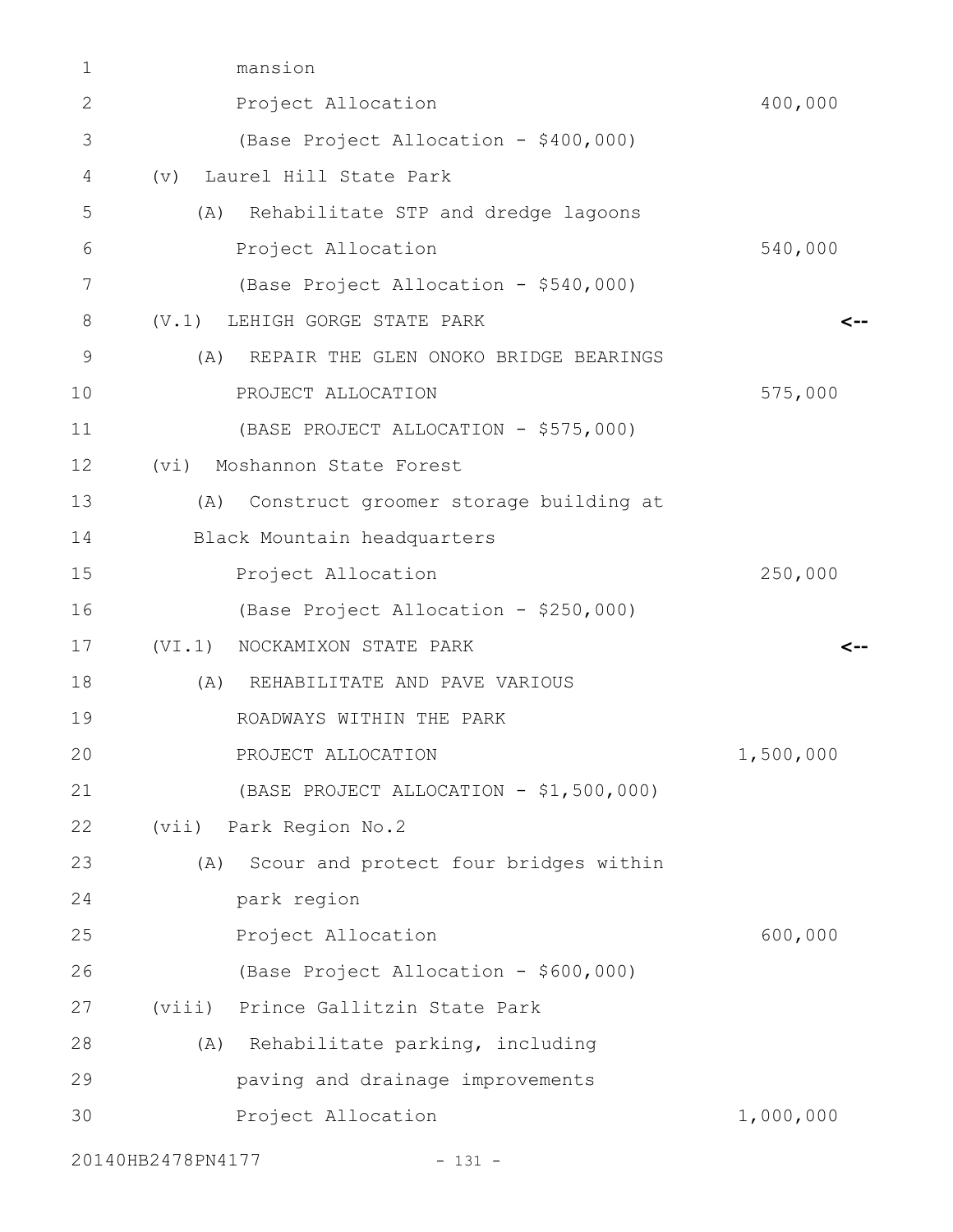mansion

Project Allocation 400,000

(Base Project Allocation - $400,000)

(v) Laurel Hill State Park

(A) Rehabilitate STP and dredge lagoons

Project Allocation 540,000

(Base Project Allocation - $540,000)

(V.1) LEHIGH GORGE STATE PARK <--

(A) REPAIR THE GLEN ONOKO BRIDGE BEARINGS

PROJECT ALLOCATION 575,000

(BASE PROJECT ALLOCATION - $575,000)

(vi) Moshannon State Forest

(A) Construct groomer storage building at Black Mountain headquarters

Project Allocation 250,000

(Base Project Allocation - $250,000)

(VI.1) NOCKAMIXON STATE PARK <--

(A) REHABILITATE AND PAVE VARIOUS ROADWAYS WITHIN THE PARK

PROJECT ALLOCATION 1,500,000

(BASE PROJECT ALLOCATION - $1,500,000)

(vii) Park Region No.2

(A) Scour and protect four bridges within park region

Project Allocation 600,000

(Base Project Allocation - $600,000)

(viii) Prince Gallitzin State Park

(A) Rehabilitate parking, including paving and drainage improvements

Project Allocation 1,000,000

20140HB2478PN4177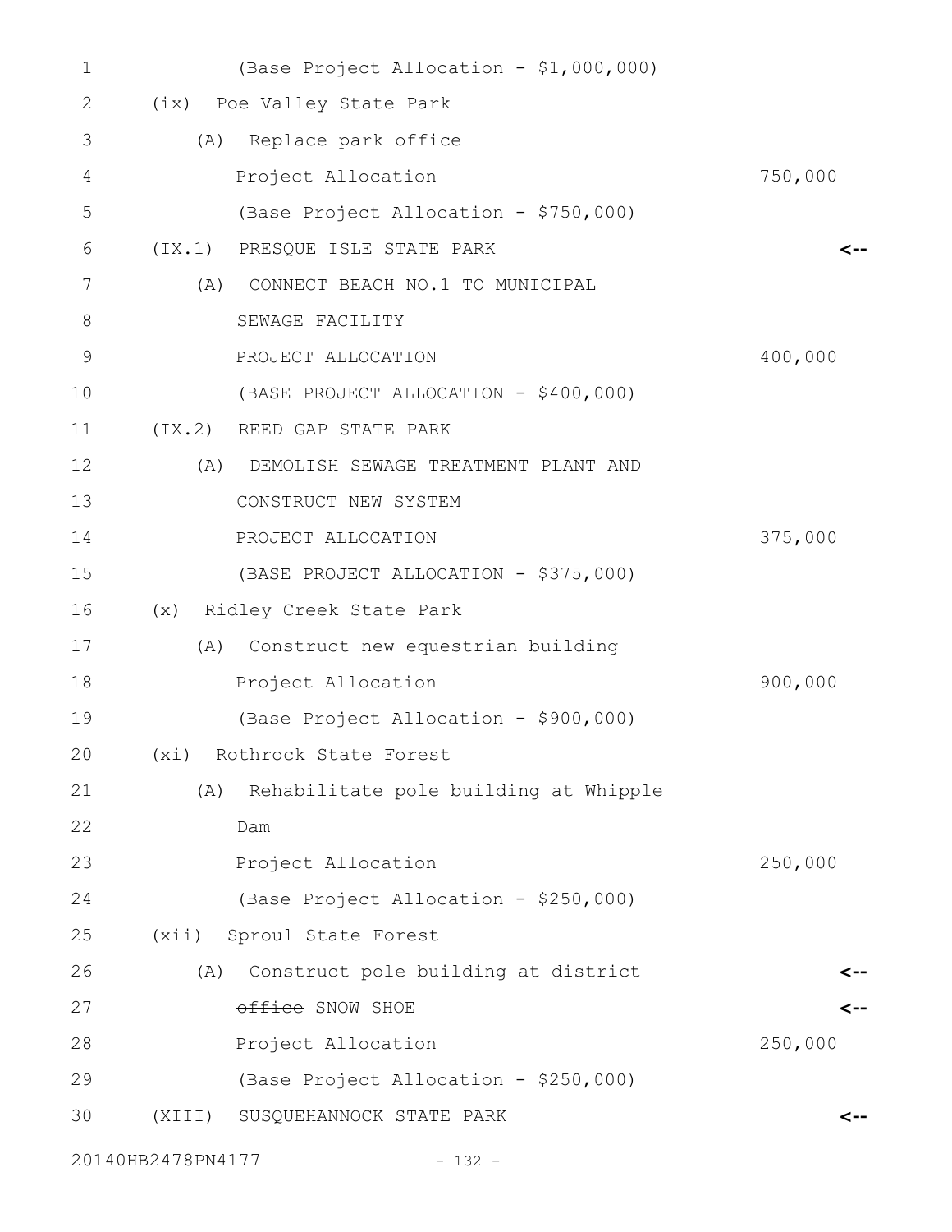(Base Project Allocation - $1,000,000)

(ix) Poe Valley State Park

(A) Replace park office

Project Allocation 750,000

(Base Project Allocation - $750,000)

(IX.1) PRESQUE ISLE STATE PARK <--

(A) CONNECT BEACH NO.1 TO MUNICIPAL SEWAGE FACILITY

PROJECT ALLOCATION 400,000

(BASE PROJECT ALLOCATION - $400,000)

(IX.2) REED GAP STATE PARK

(A) DEMOLISH SEWAGE TREATMENT PLANT AND CONSTRUCT NEW SYSTEM

PROJECT ALLOCATION 375,000

(BASE PROJECT ALLOCATION - $375,000)

(x) Ridley Creek State Park

(A) Construct new equestrian building

Project Allocation 900,000

(Base Project Allocation - $900,000)

(xi) Rothrock State Forest

(A) Rehabilitate pole building at Whipple Dam

Project Allocation 250,000

(Base Project Allocation - $250,000)

(xii) Sproul State Forest

(A) Construct pole building at ~~district office~~ SNOW SHOE <--

Project Allocation 250,000

(Base Project Allocation - $250,000)

(XIII) SUSQUEHANNOCK STATE PARK <--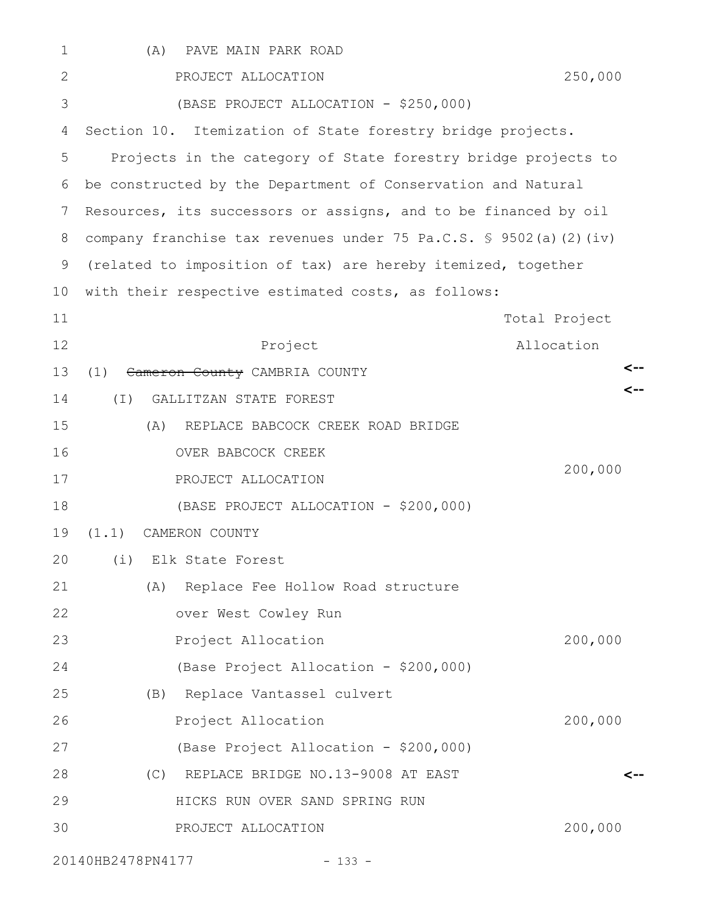(A) PAVE MAIN PARK ROAD
PROJECT ALLOCATION 250,000
(BASE PROJECT ALLOCATION - $250,000)

Section 10. Itemization of State forestry bridge projects.

Projects in the category of State forestry bridge projects to be constructed by the Department of Conservation and Natural Resources, its successors or assigns, and to be financed by oil company franchise tax revenues under 75 Pa.C.S. § 9502(a)(2)(iv) (related to imposition of tax) are hereby itemized, together with their respective estimated costs, as follows:

| Project | Total Project Allocation |
|---|---|
| (1) ~~Cameron County~~ CAMBRIA COUNTY | |
| (I) GALLITZAN STATE FOREST | |
| (A) REPLACE BABCOCK CREEK ROAD BRIDGE OVER BABCOCK CREEK PROJECT ALLOCATION | 200,000 |
| (BASE PROJECT ALLOCATION - $200,000) | |
| (1.1) CAMERON COUNTY | |
| (i) Elk State Forest | |
| (A) Replace Fee Hollow Road structure over West Cowley Run Project Allocation | 200,000 |
| (Base Project Allocation - $200,000) | |
| (B) Replace Vantassel culvert Project Allocation | 200,000 |
| (Base Project Allocation - $200,000) | |
| (C) REPLACE BRIDGE NO.13-9008 AT EAST HICKS RUN OVER SAND SPRING RUN PROJECT ALLOCATION | 200,000 |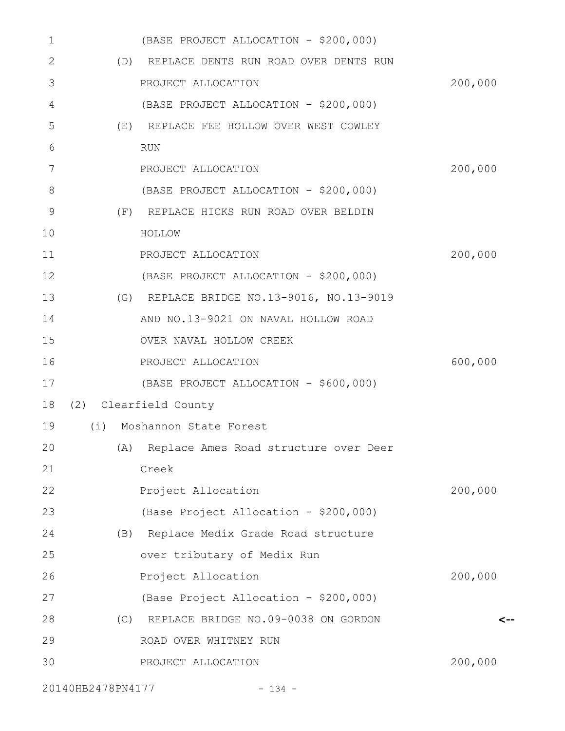(BASE PROJECT ALLOCATION - $200,000)

(D) REPLACE DENTS RUN ROAD OVER DENTS RUN

PROJECT ALLOCATION 200,000

(BASE PROJECT ALLOCATION - $200,000)

(E) REPLACE FEE HOLLOW OVER WEST COWLEY RUN

PROJECT ALLOCATION 200,000

(BASE PROJECT ALLOCATION - $200,000)

(F) REPLACE HICKS RUN ROAD OVER BELDIN HOLLOW

PROJECT ALLOCATION 200,000

(BASE PROJECT ALLOCATION - $200,000)

(G) REPLACE BRIDGE NO.13-9016, NO.13-9019 AND NO.13-9021 ON NAVAL HOLLOW ROAD OVER NAVAL HOLLOW CREEK

PROJECT ALLOCATION 600,000

(BASE PROJECT ALLOCATION - $600,000)

(2) Clearfield County

(i) Moshannon State Forest

(A) Replace Ames Road structure over Deer Creek

Project Allocation 200,000

(Base Project Allocation - $200,000)

(B) Replace Medix Grade Road structure over tributary of Medix Run

Project Allocation 200,000

(Base Project Allocation - $200,000)

(C) REPLACE BRIDGE NO.09-0038 ON GORDON ROAD OVER WHITNEY RUN <--

PROJECT ALLOCATION 200,000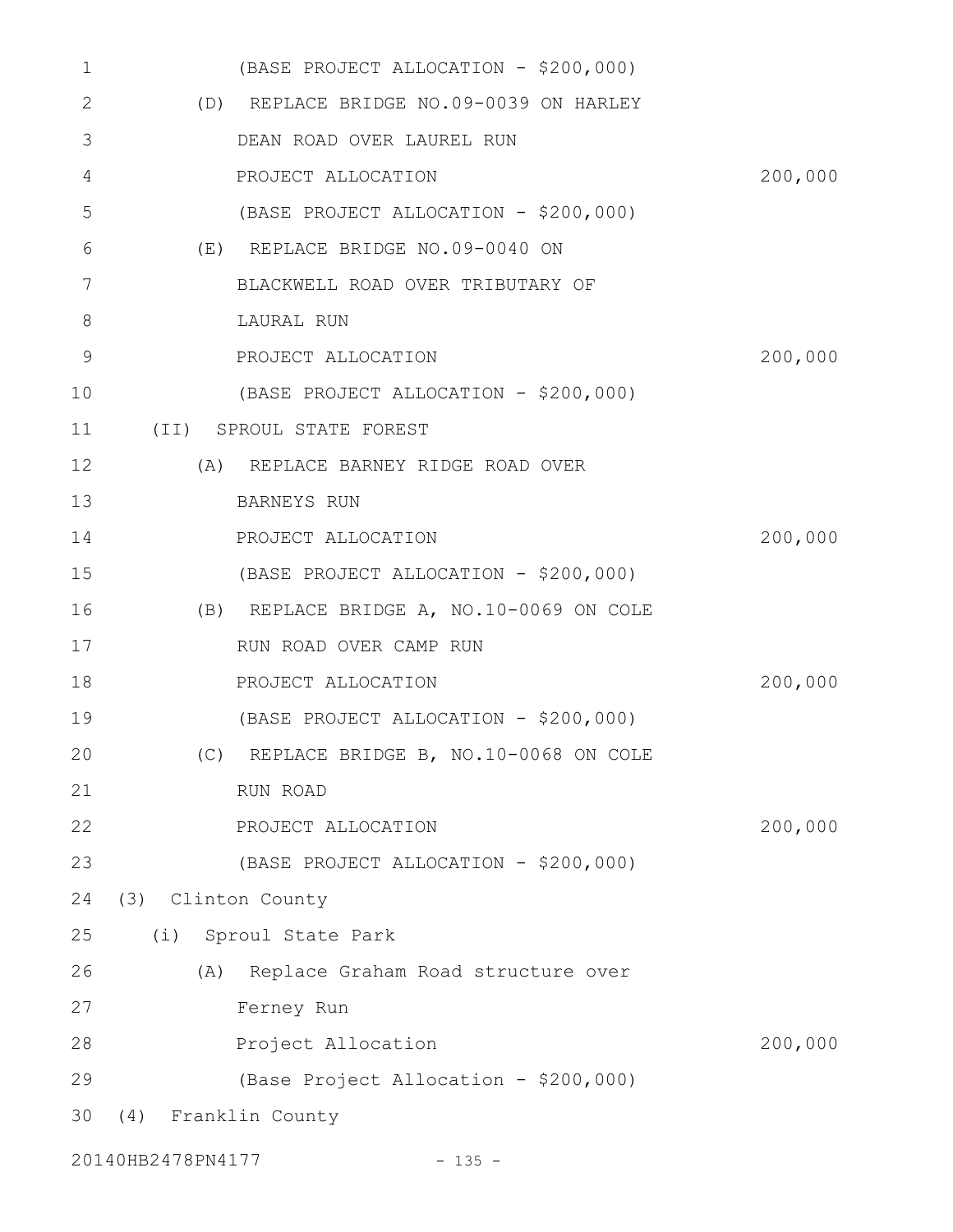(BASE PROJECT ALLOCATION - $200,000)

(D) REPLACE BRIDGE NO.09-0039 ON HARLEY DEAN ROAD OVER LAUREL RUN

PROJECT ALLOCATION 200,000

(BASE PROJECT ALLOCATION - $200,000)

(E) REPLACE BRIDGE NO.09-0040 ON BLACKWELL ROAD OVER TRIBUTARY OF LAURAL RUN

PROJECT ALLOCATION 200,000

(BASE PROJECT ALLOCATION - $200,000)

(II) SPROUL STATE FOREST

(A) REPLACE BARNEY RIDGE ROAD OVER BARNEYS RUN

PROJECT ALLOCATION 200,000

(BASE PROJECT ALLOCATION - $200,000)

(B) REPLACE BRIDGE A, NO.10-0069 ON COLE RUN ROAD OVER CAMP RUN

PROJECT ALLOCATION 200,000

(BASE PROJECT ALLOCATION - $200,000)

(C) REPLACE BRIDGE B, NO.10-0068 ON COLE RUN ROAD

PROJECT ALLOCATION 200,000

(BASE PROJECT ALLOCATION - $200,000)

(3) Clinton County

(i) Sproul State Park

(A) Replace Graham Road structure over Ferney Run

Project Allocation 200,000

(Base Project Allocation - $200,000)

(4) Franklin County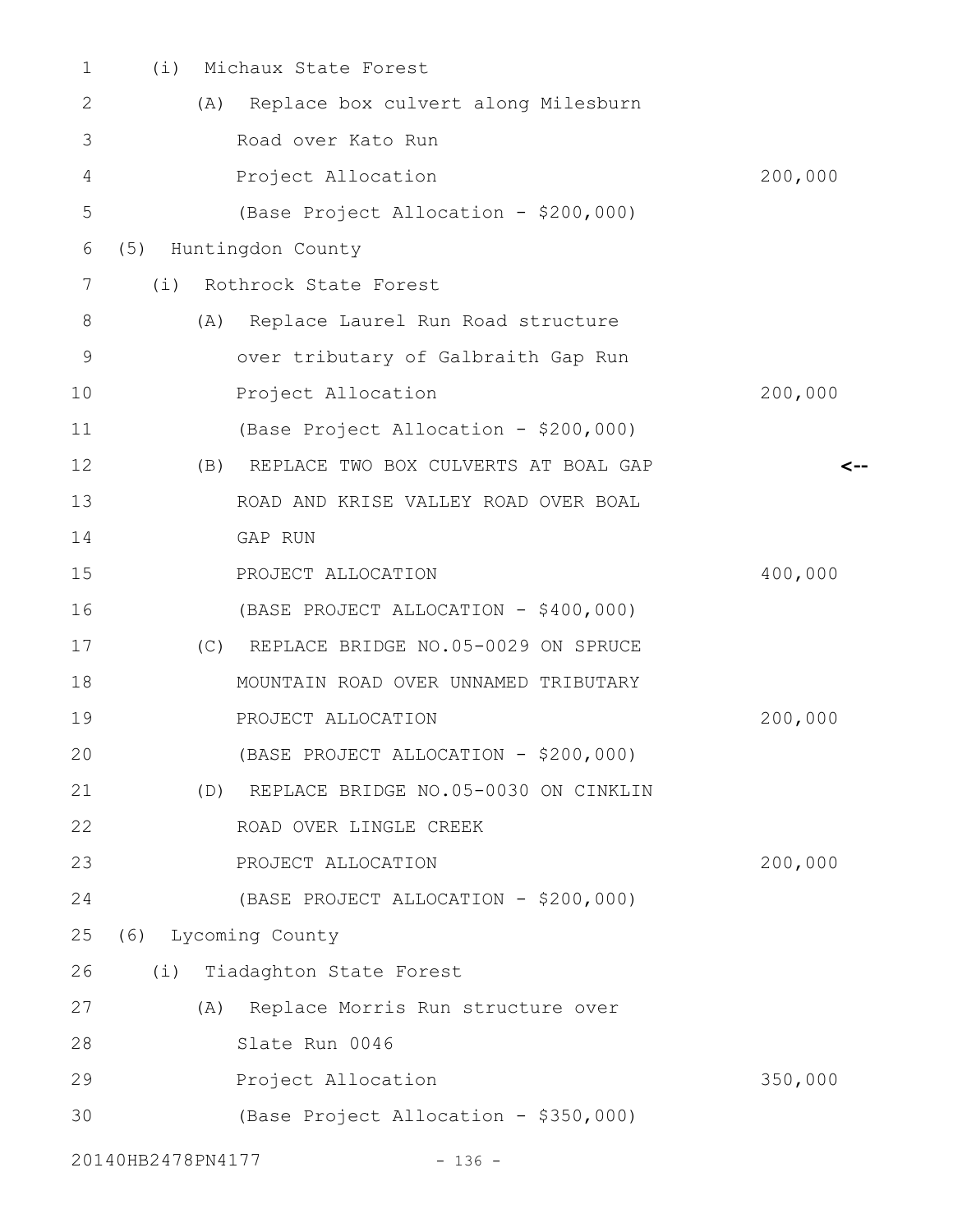(i) Michaux State Forest

(A) Replace box culvert along Milesburn Road over Kato Run

Project Allocation 200,000

(Base Project Allocation - $200,000)

(5) Huntingdon County

(i) Rothrock State Forest

(A) Replace Laurel Run Road structure over tributary of Galbraith Gap Run

Project Allocation 200,000

(Base Project Allocation - $200,000)

(B) REPLACE TWO BOX CULVERTS AT BOAL GAP ROAD AND KRISE VALLEY ROAD OVER BOAL GAP RUN <--

PROJECT ALLOCATION 400,000

(BASE PROJECT ALLOCATION - $400,000)

(C) REPLACE BRIDGE NO.05-0029 ON SPRUCE MOUNTAIN ROAD OVER UNNAMED TRIBUTARY

PROJECT ALLOCATION 200,000

(BASE PROJECT ALLOCATION - $200,000)

(D) REPLACE BRIDGE NO.05-0030 ON CINKLIN ROAD OVER LINGLE CREEK

PROJECT ALLOCATION 200,000

(BASE PROJECT ALLOCATION - $200,000)

(6) Lycoming County

(i) Tiadaghton State Forest

(A) Replace Morris Run structure over Slate Run 0046

Project Allocation 350,000

(Base Project Allocation - $350,000)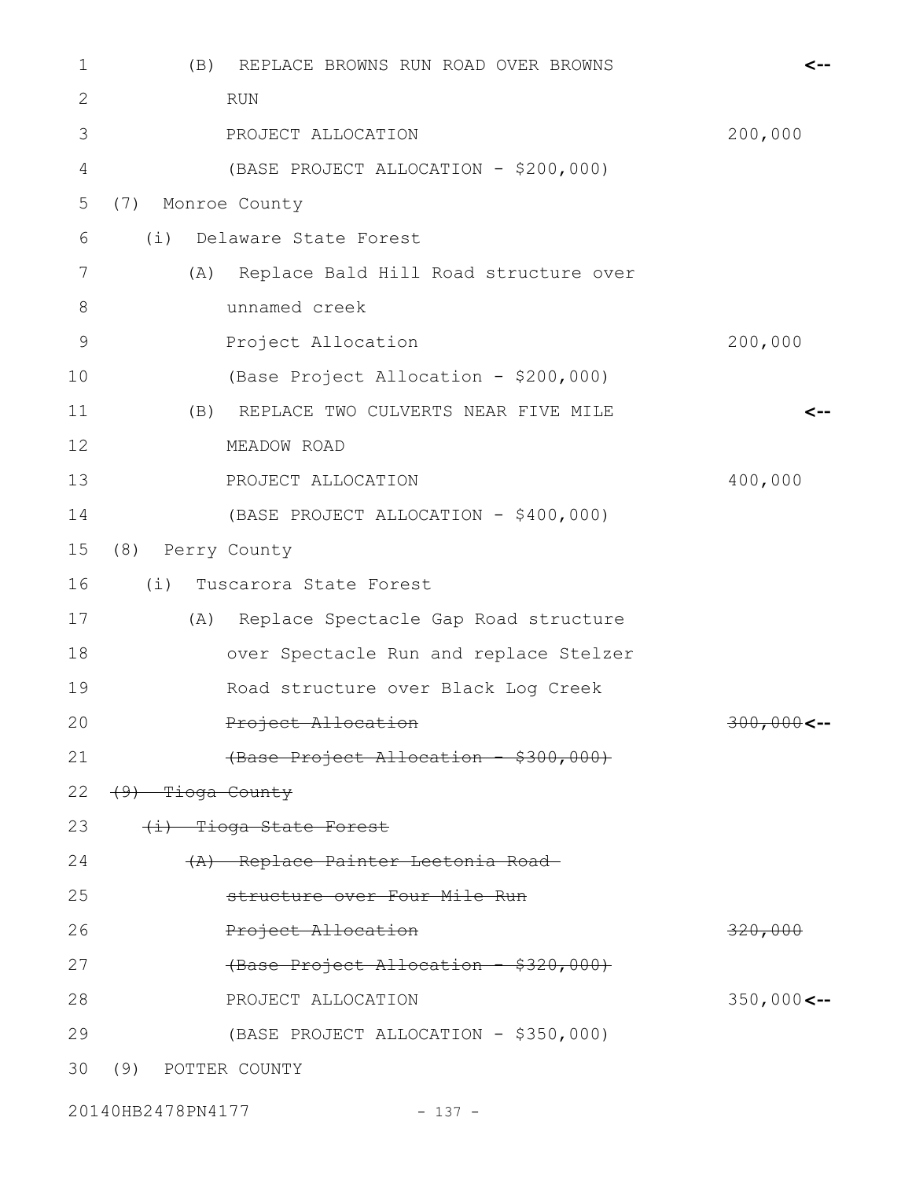(B) REPLACE BROWNS RUN ROAD OVER BROWNS RUN

PROJECT ALLOCATION 200,000

(BASE PROJECT ALLOCATION - $200,000)

(7) Monroe County

(i) Delaware State Forest

(A) Replace Bald Hill Road structure over unnamed creek

Project Allocation 200,000

(Base Project Allocation - $200,000)

(B) REPLACE TWO CULVERTS NEAR FIVE MILE MEADOW ROAD

PROJECT ALLOCATION 400,000

(BASE PROJECT ALLOCATION - $400,000)

(8) Perry County

(i) Tuscarora State Forest

(A) Replace Spectacle Gap Road structure over Spectacle Run and replace Stelzer Road structure over Black Log Creek

~~Project Allocation 300,000~~

~~(Base Project Allocation - $300,000)~~

~~(9) Tioga County~~

~~(i) Tioga State Forest~~

~~(A) Replace Painter Leetonia Road structure over Four Mile Run~~

~~Project Allocation 320,000~~

~~(Base Project Allocation - $320,000)~~

PROJECT ALLOCATION 350,000

(BASE PROJECT ALLOCATION - $350,000)

(9) POTTER COUNTY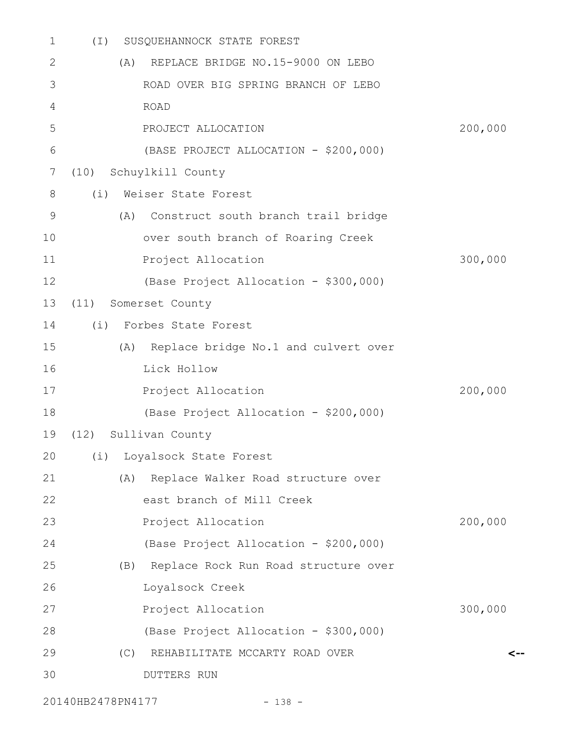(I) SUSQUEHANNOCK STATE FOREST

(A) REPLACE BRIDGE NO.15-9000 ON LEBO ROAD OVER BIG SPRING BRANCH OF LEBO ROAD

PROJECT ALLOCATION 200,000

(BASE PROJECT ALLOCATION - $200,000)

(10) Schuylkill County

(i) Weiser State Forest

(A) Construct south branch trail bridge over south branch of Roaring Creek

Project Allocation 300,000

(Base Project Allocation - $300,000)

(11) Somerset County

(i) Forbes State Forest

(A) Replace bridge No.1 and culvert over Lick Hollow

Project Allocation 200,000

(Base Project Allocation - $200,000)

(12) Sullivan County

(i) Loyalsock State Forest

(A) Replace Walker Road structure over east branch of Mill Creek

Project Allocation 200,000

(Base Project Allocation - $200,000)

(B) Replace Rock Run Road structure over Loyalsock Creek

Project Allocation 300,000

(Base Project Allocation - $300,000)

(C) REHABILITATE MCCARTY ROAD OVER DUTTERS RUN <--

20140HB2478PN4177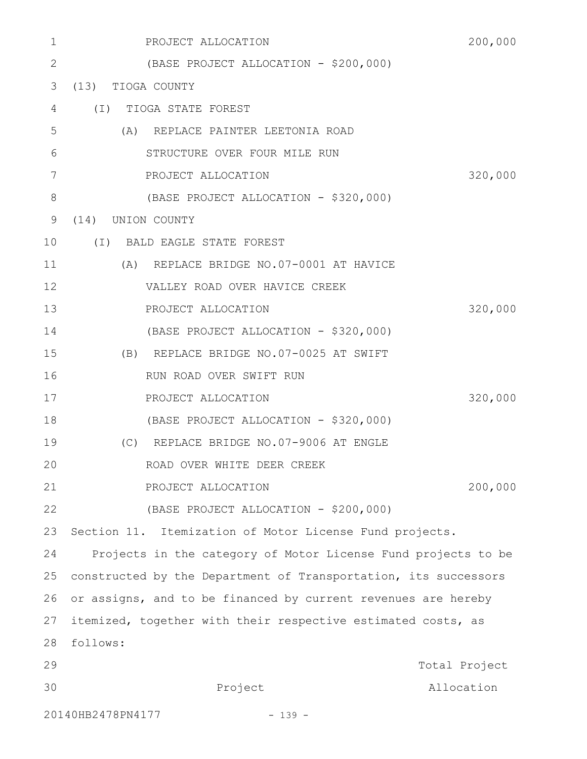PROJECT ALLOCATION 200,000

(BASE PROJECT ALLOCATION - $200,000)

(13) TIOGA COUNTY

(I) TIOGA STATE FOREST

(A) REPLACE PAINTER LEETONIA ROAD STRUCTURE OVER FOUR MILE RUN

PROJECT ALLOCATION 320,000

(BASE PROJECT ALLOCATION - $320,000)

(14) UNION COUNTY

(I) BALD EAGLE STATE FOREST

(A) REPLACE BRIDGE NO.07-0001 AT HAVICE VALLEY ROAD OVER HAVICE CREEK

PROJECT ALLOCATION 320,000

(BASE PROJECT ALLOCATION - $320,000)

(B) REPLACE BRIDGE NO.07-0025 AT SWIFT RUN ROAD OVER SWIFT RUN

PROJECT ALLOCATION 320,000

(BASE PROJECT ALLOCATION - $320,000)

(C) REPLACE BRIDGE NO.07-9006 AT ENGLE ROAD OVER WHITE DEER CREEK

PROJECT ALLOCATION 200,000

(BASE PROJECT ALLOCATION - $200,000)

Section 11. Itemization of Motor License Fund projects.

Projects in the category of Motor License Fund projects to be constructed by the Department of Transportation, its successors or assigns, and to be financed by current revenues are hereby itemized, together with their respective estimated costs, as follows:

| Project | Total Project Allocation |
|---|---|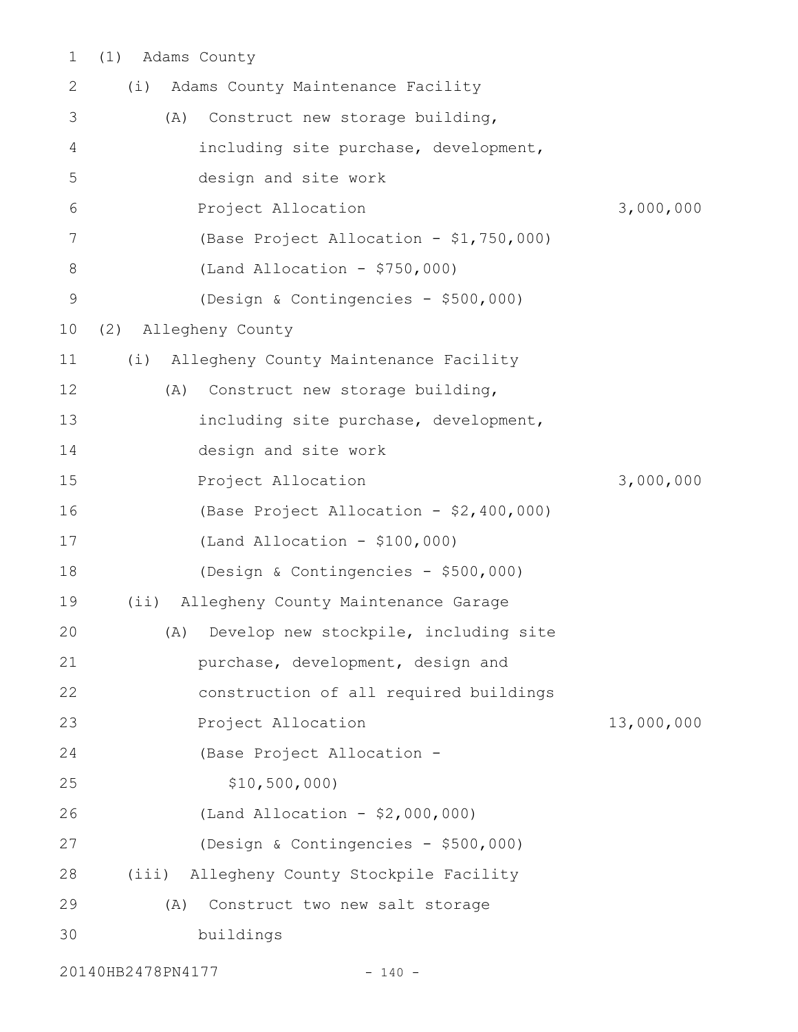(1) Adams County

(i) Adams County Maintenance Facility

(A) Construct new storage building, including site purchase, development, design and site work

Project Allocation 3,000,000

(Base Project Allocation - $1,750,000)

(Land Allocation - $750,000)

(Design & Contingencies - $500,000)

(2) Allegheny County

(i) Allegheny County Maintenance Facility

(A) Construct new storage building, including site purchase, development, design and site work

Project Allocation 3,000,000

(Base Project Allocation - $2,400,000)

(Land Allocation - $100,000)

(Design & Contingencies - $500,000)

(ii) Allegheny County Maintenance Garage

(A) Develop new stockpile, including site purchase, development, design and construction of all required buildings

Project Allocation 13,000,000

(Base Project Allocation - $10,500,000)

(Land Allocation - $2,000,000)

(Design & Contingencies - $500,000)

(iii) Allegheny County Stockpile Facility

(A) Construct two new salt storage buildings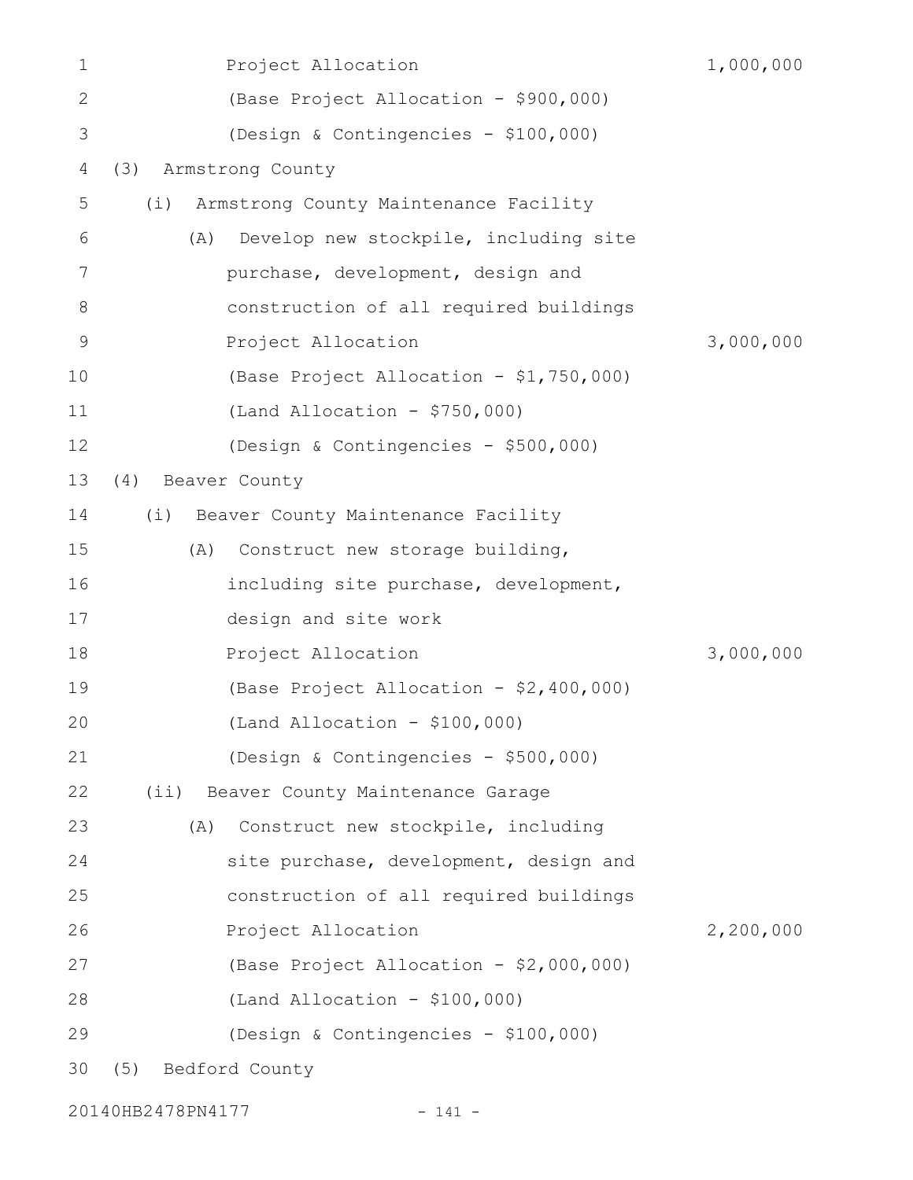Project Allocation 1,000,000

(Base Project Allocation - $900,000)

(Design & Contingencies - $100,000)

(3) Armstrong County

(i) Armstrong County Maintenance Facility

(A) Develop new stockpile, including site purchase, development, design and construction of all required buildings

Project Allocation 3,000,000

(Base Project Allocation - $1,750,000)

(Land Allocation - $750,000)

(Design & Contingencies - $500,000)

(4) Beaver County

(i) Beaver County Maintenance Facility

(A) Construct new storage building, including site purchase, development, design and site work

Project Allocation 3,000,000

(Base Project Allocation - $2,400,000)

(Land Allocation - $100,000)

(Design & Contingencies - $500,000)

(ii) Beaver County Maintenance Garage

(A) Construct new stockpile, including site purchase, development, design and construction of all required buildings

Project Allocation 2,200,000

(Base Project Allocation - $2,000,000)

(Land Allocation - $100,000)

(Design & Contingencies - $100,000)

(5) Bedford County

20140HB2478PN4177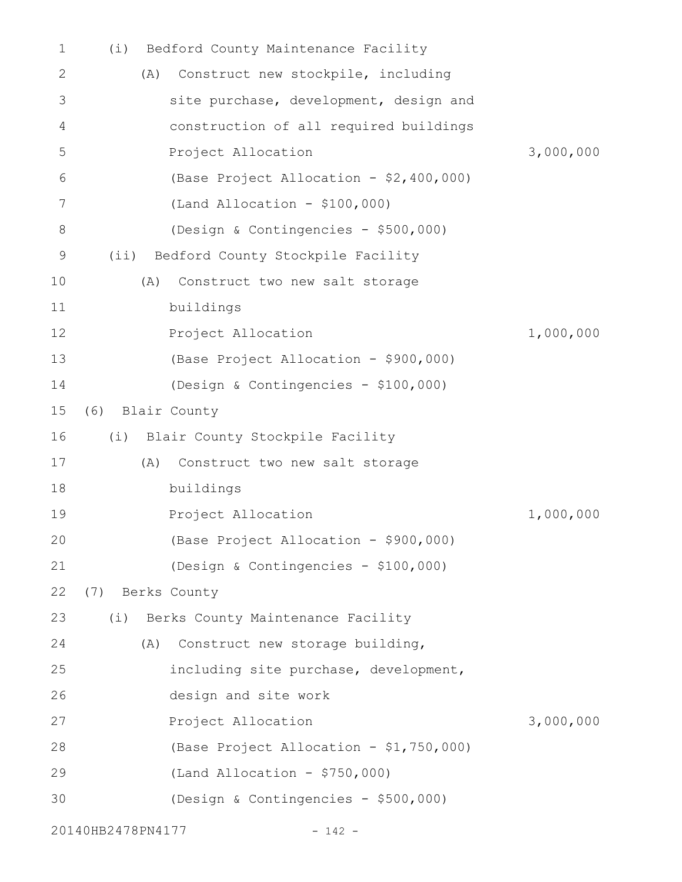(i) Bedford County Maintenance Facility

(A) Construct new stockpile, including site purchase, development, design and construction of all required buildings

Project Allocation 3,000,000

(Base Project Allocation - $2,400,000)

(Land Allocation - $100,000)

(Design & Contingencies - $500,000)

(ii) Bedford County Stockpile Facility

(A) Construct two new salt storage buildings

Project Allocation 1,000,000

(Base Project Allocation - $900,000)

(Design & Contingencies - $100,000)

(6) Blair County

(i) Blair County Stockpile Facility

(A) Construct two new salt storage buildings

Project Allocation 1,000,000

(Base Project Allocation - $900,000)

(Design & Contingencies - $100,000)

(7) Berks County

(i) Berks County Maintenance Facility

(A) Construct new storage building, including site purchase, development, design and site work

Project Allocation 3,000,000

(Base Project Allocation - $1,750,000)

(Land Allocation - $750,000)

(Design & Contingencies - $500,000)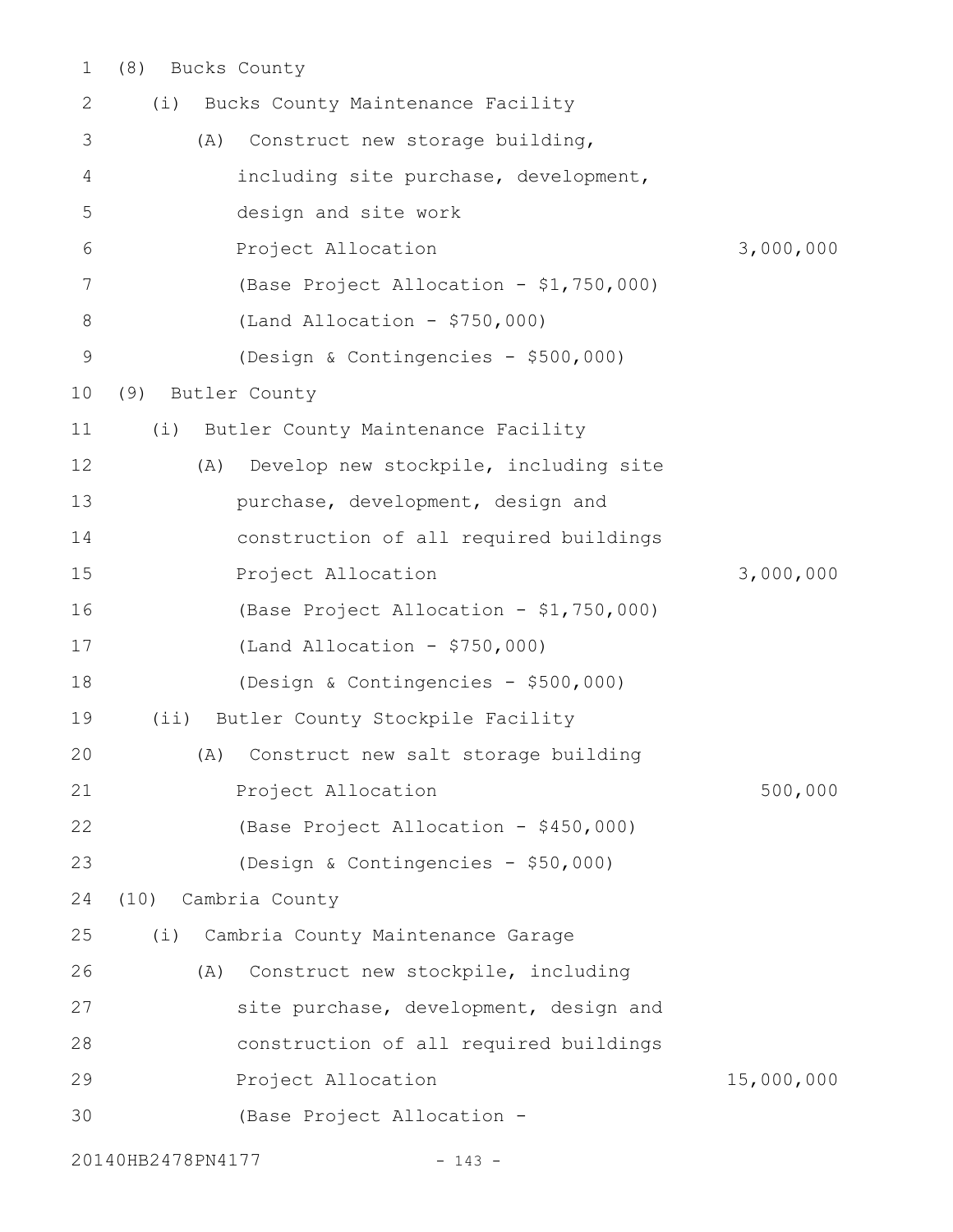(8) Bucks County

(i) Bucks County Maintenance Facility

(A) Construct new storage building, including site purchase, development, design and site work

Project Allocation 3,000,000

(Base Project Allocation - $1,750,000)

(Land Allocation - $750,000)

(Design & Contingencies - $500,000)

(9) Butler County

(i) Butler County Maintenance Facility

(A) Develop new stockpile, including site purchase, development, design and construction of all required buildings

Project Allocation 3,000,000

(Base Project Allocation - $1,750,000)

(Land Allocation - $750,000)

(Design & Contingencies - $500,000)

(ii) Butler County Stockpile Facility

(A) Construct new salt storage building

Project Allocation 500,000

(Base Project Allocation - $450,000)

(Design & Contingencies - $50,000)

(10) Cambria County

(i) Cambria County Maintenance Garage

(A) Construct new stockpile, including site purchase, development, design and construction of all required buildings

Project Allocation 15,000,000

(Base Project Allocation -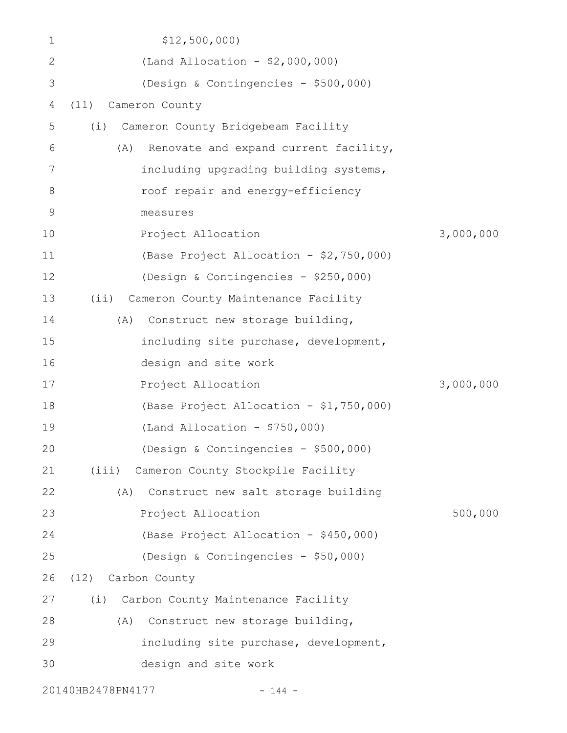$12,500,000)

(Land Allocation - $2,000,000)

(Design & Contingencies - $500,000)

(11) Cameron County

(i) Cameron County Bridgebeam Facility

(A) Renovate and expand current facility, including upgrading building systems, roof repair and energy-efficiency measures

Project Allocation 3,000,000

(Base Project Allocation - $2,750,000)

(Design & Contingencies - $250,000)

(ii) Cameron County Maintenance Facility

(A) Construct new storage building, including site purchase, development, design and site work

Project Allocation 3,000,000

(Base Project Allocation - $1,750,000)

(Land Allocation - $750,000)

(Design & Contingencies - $500,000)

(iii) Cameron County Stockpile Facility

(A) Construct new salt storage building

Project Allocation 500,000

(Base Project Allocation - $450,000)

(Design & Contingencies - $50,000)

(12) Carbon County

(i) Carbon County Maintenance Facility

(A) Construct new storage building, including site purchase, development, design and site work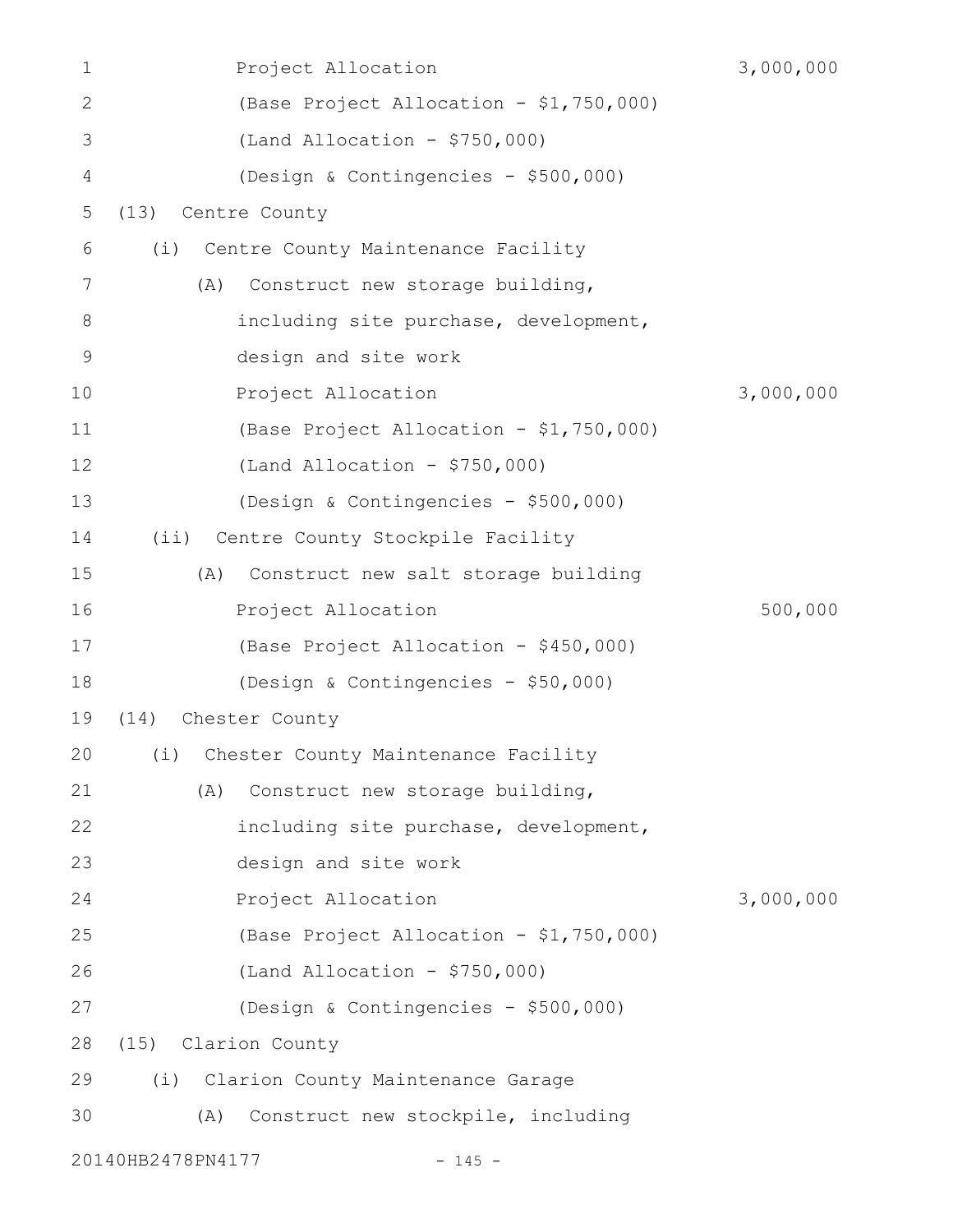Project Allocation 3,000,000
(Base Project Allocation - $1,750,000)
(Land Allocation - $750,000)
(Design & Contingencies - $500,000)

(13) Centre County

(i) Centre County Maintenance Facility

(A) Construct new storage building, including site purchase, development, design and site work
Project Allocation 3,000,000
(Base Project Allocation - $1,750,000)
(Land Allocation - $750,000)
(Design & Contingencies - $500,000)

(ii) Centre County Stockpile Facility

(A) Construct new salt storage building
Project Allocation 500,000
(Base Project Allocation - $450,000)
(Design & Contingencies - $50,000)

(14) Chester County

(i) Chester County Maintenance Facility

(A) Construct new storage building, including site purchase, development, design and site work
Project Allocation 3,000,000
(Base Project Allocation - $1,750,000)
(Land Allocation - $750,000)
(Design & Contingencies - $500,000)

(15) Clarion County

(i) Clarion County Maintenance Garage

(A) Construct new stockpile, including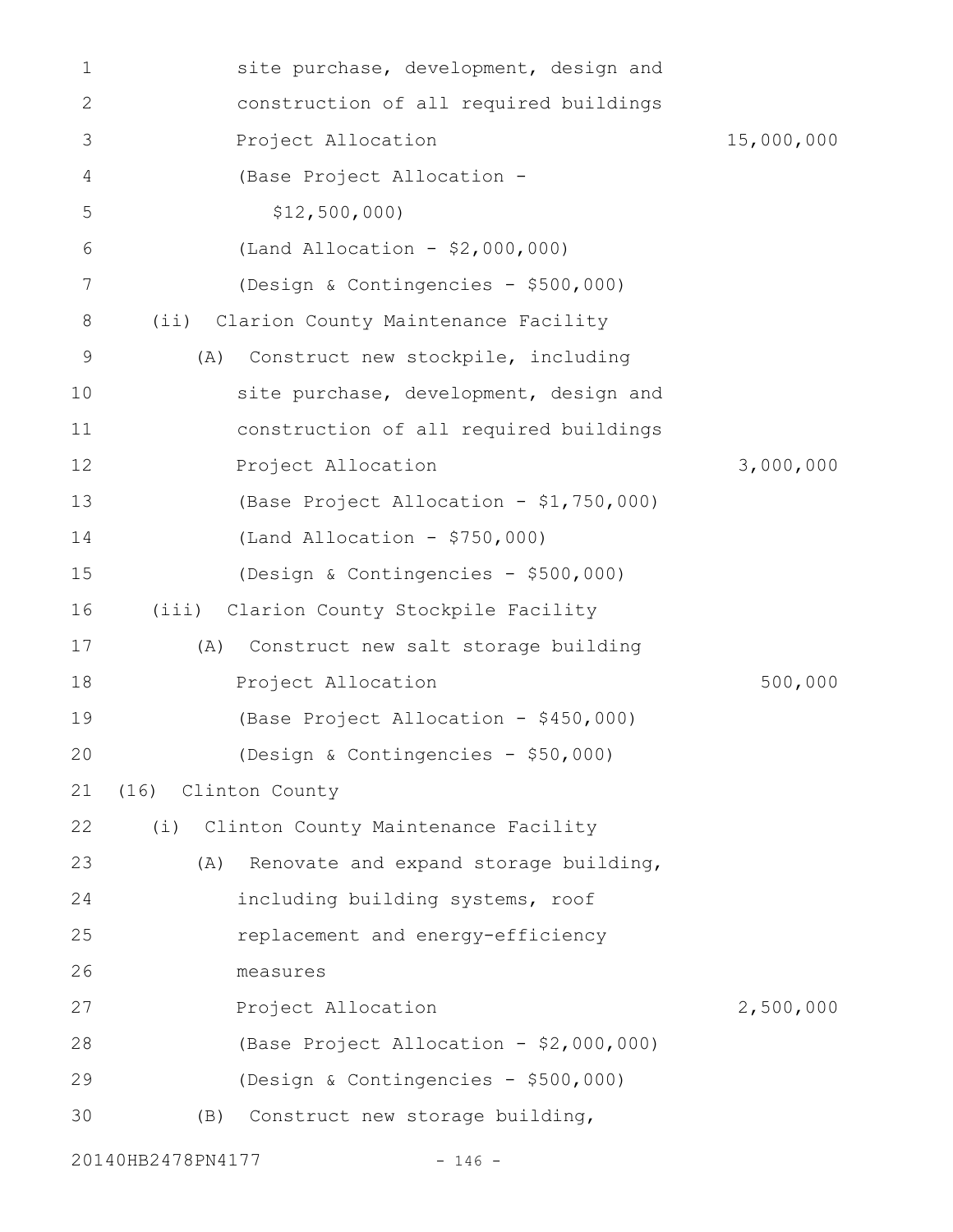site purchase, development, design and construction of all required buildings

Project Allocation 15,000,000

(Base Project Allocation - $12,500,000)

(Land Allocation - $2,000,000)

(Design & Contingencies - $500,000)

(ii) Clarion County Maintenance Facility

(A) Construct new stockpile, including site purchase, development, design and construction of all required buildings

Project Allocation 3,000,000

(Base Project Allocation - $1,750,000)

(Land Allocation - $750,000)

(Design & Contingencies - $500,000)

(iii) Clarion County Stockpile Facility

(A) Construct new salt storage building

Project Allocation 500,000

(Base Project Allocation - $450,000)

(Design & Contingencies - $50,000)

(16) Clinton County

(i) Clinton County Maintenance Facility

(A) Renovate and expand storage building, including building systems, roof replacement and energy-efficiency measures

Project Allocation 2,500,000

(Base Project Allocation - $2,000,000)

(Design & Contingencies - $500,000)

(B) Construct new storage building,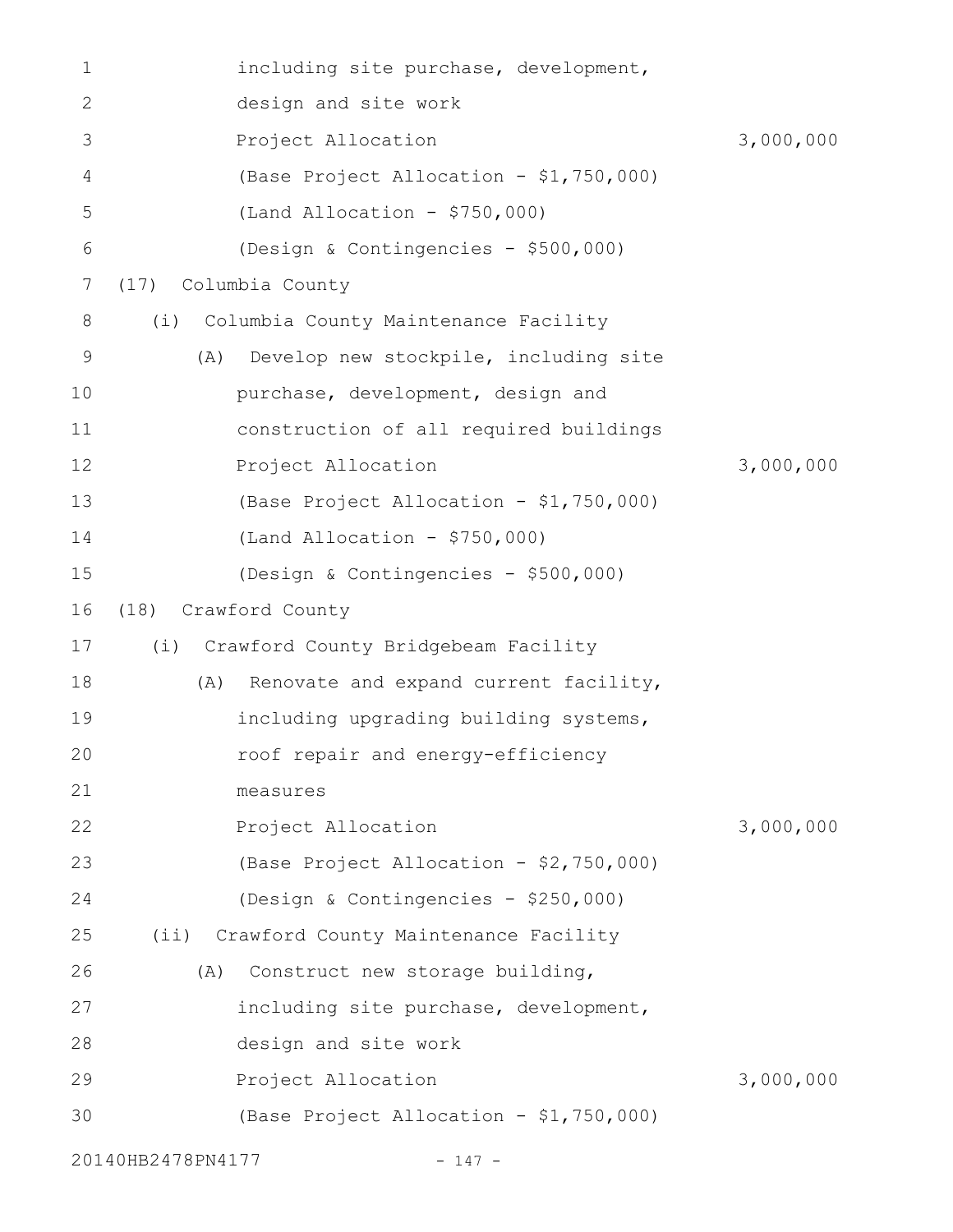including site purchase, development, design and site work

Project Allocation 3,000,000

(Base Project Allocation - $1,750,000)

(Land Allocation - $750,000)

(Design & Contingencies - $500,000)

(17) Columbia County

(i) Columbia County Maintenance Facility

(A) Develop new stockpile, including site purchase, development, design and construction of all required buildings

Project Allocation 3,000,000

(Base Project Allocation - $1,750,000)

(Land Allocation - $750,000)

(Design & Contingencies - $500,000)

(18) Crawford County

(i) Crawford County Bridgebeam Facility

(A) Renovate and expand current facility, including upgrading building systems, roof repair and energy-efficiency measures

Project Allocation 3,000,000

(Base Project Allocation - $2,750,000)

(Design & Contingencies - $250,000)

(ii) Crawford County Maintenance Facility

(A) Construct new storage building, including site purchase, development, design and site work

Project Allocation 3,000,000

(Base Project Allocation - $1,750,000)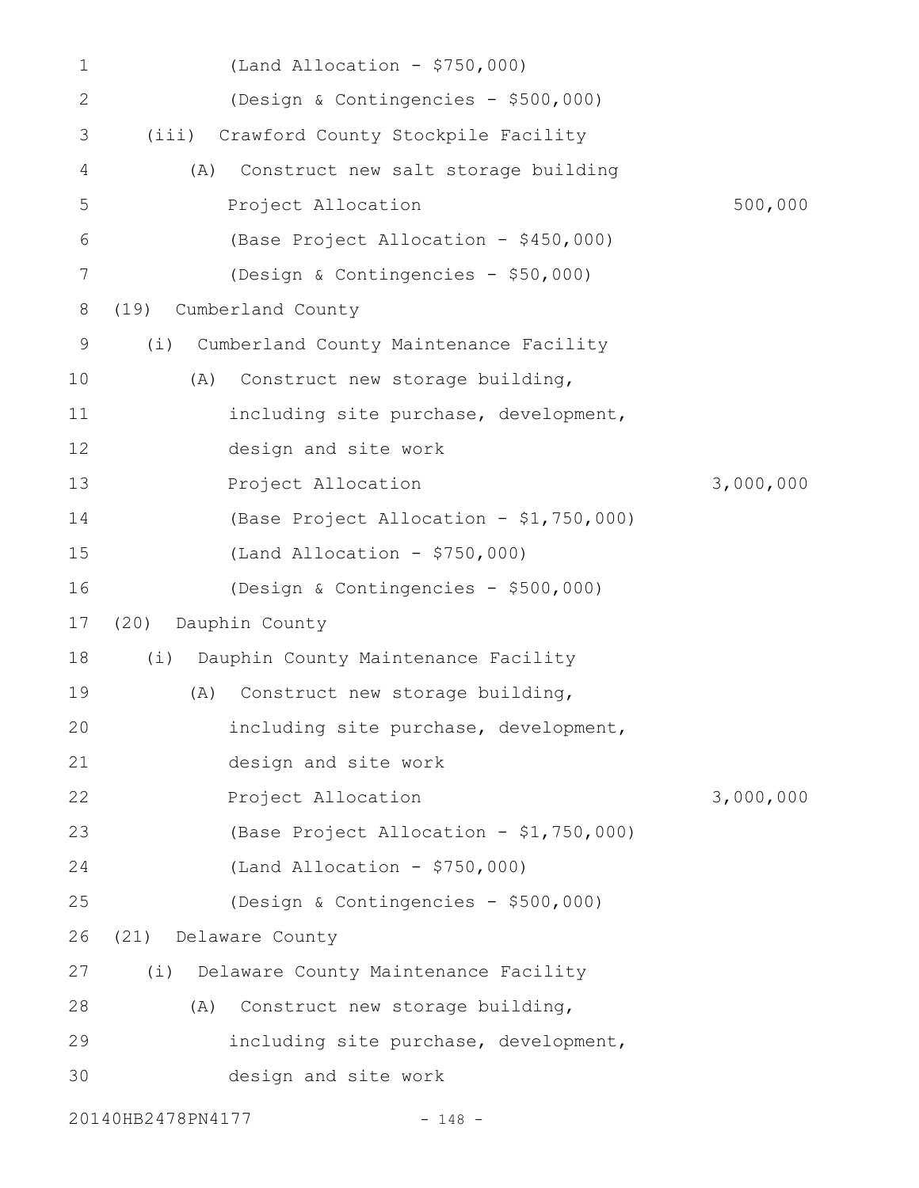(Land Allocation - $750,000)

(Design & Contingencies - $500,000)

(iii) Crawford County Stockpile Facility

(A) Construct new salt storage building

Project Allocation 500,000

(Base Project Allocation - $450,000)

(Design & Contingencies - $50,000)

(19) Cumberland County

(i) Cumberland County Maintenance Facility

(A) Construct new storage building, including site purchase, development, design and site work

Project Allocation 3,000,000

(Base Project Allocation - $1,750,000)

(Land Allocation - $750,000)

(Design & Contingencies - $500,000)

(20) Dauphin County

(i) Dauphin County Maintenance Facility

(A) Construct new storage building, including site purchase, development, design and site work

Project Allocation 3,000,000

(Base Project Allocation - $1,750,000)

(Land Allocation - $750,000)

(Design & Contingencies - $500,000)

(21) Delaware County

(i) Delaware County Maintenance Facility

(A) Construct new storage building, including site purchase, development, design and site work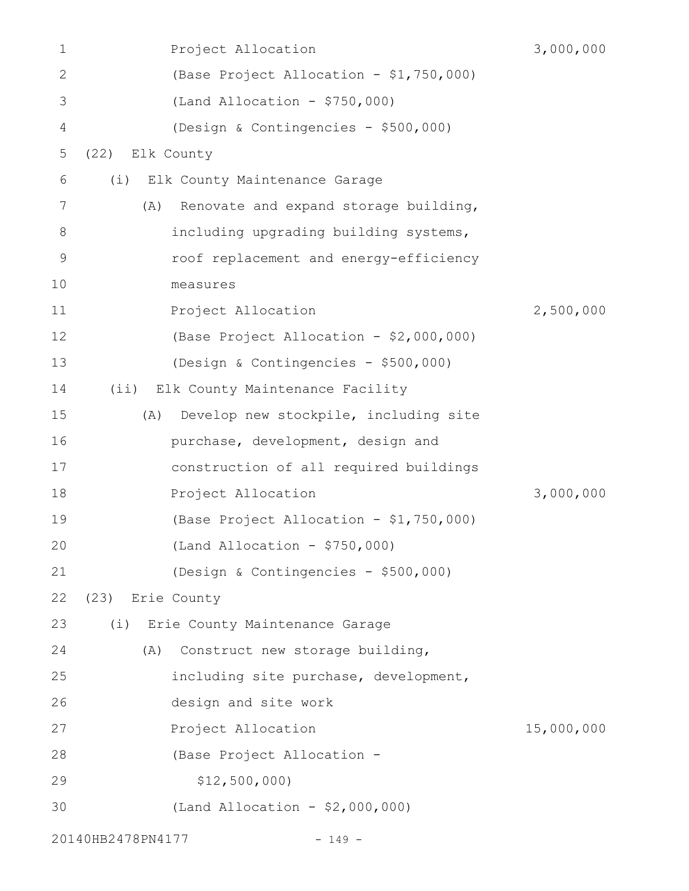Project Allocation 3,000,000

(Base Project Allocation - $1,750,000)

(Land Allocation - $750,000)

(Design & Contingencies - $500,000)

(22) Elk County

(i) Elk County Maintenance Garage

(A) Renovate and expand storage building, including upgrading building systems, roof replacement and energy-efficiency measures

Project Allocation 2,500,000

(Base Project Allocation - $2,000,000)

(Design & Contingencies - $500,000)

(ii) Elk County Maintenance Facility

(A) Develop new stockpile, including site purchase, development, design and construction of all required buildings

Project Allocation 3,000,000

(Base Project Allocation - $1,750,000)

(Land Allocation - $750,000)

(Design & Contingencies - $500,000)

(23) Erie County

(i) Erie County Maintenance Garage

(A) Construct new storage building, including site purchase, development, design and site work

Project Allocation 15,000,000

(Base Project Allocation - $12,500,000)

(Land Allocation - $2,000,000)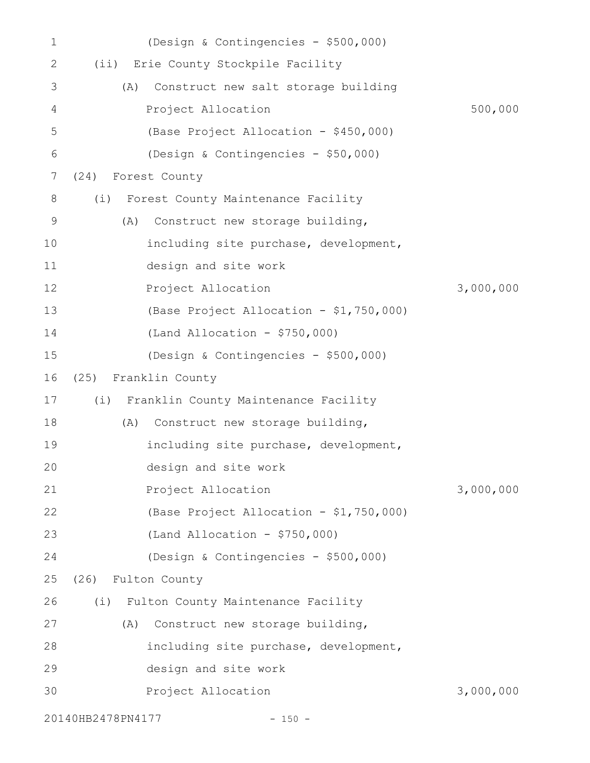(Design & Contingencies - $500,000)

(ii) Erie County Stockpile Facility

(A) Construct new salt storage building

Project Allocation 500,000

(Base Project Allocation - $450,000)

(Design & Contingencies - $50,000)

(24) Forest County

(i) Forest County Maintenance Facility

(A) Construct new storage building, including site purchase, development, design and site work

Project Allocation 3,000,000

(Base Project Allocation - $1,750,000)

(Land Allocation - $750,000)

(Design & Contingencies - $500,000)

(25) Franklin County

(i) Franklin County Maintenance Facility

(A) Construct new storage building, including site purchase, development, design and site work

Project Allocation 3,000,000

(Base Project Allocation - $1,750,000)

(Land Allocation - $750,000)

(Design & Contingencies - $500,000)

(26) Fulton County

(i) Fulton County Maintenance Facility

(A) Construct new storage building, including site purchase, development, design and site work

Project Allocation 3,000,000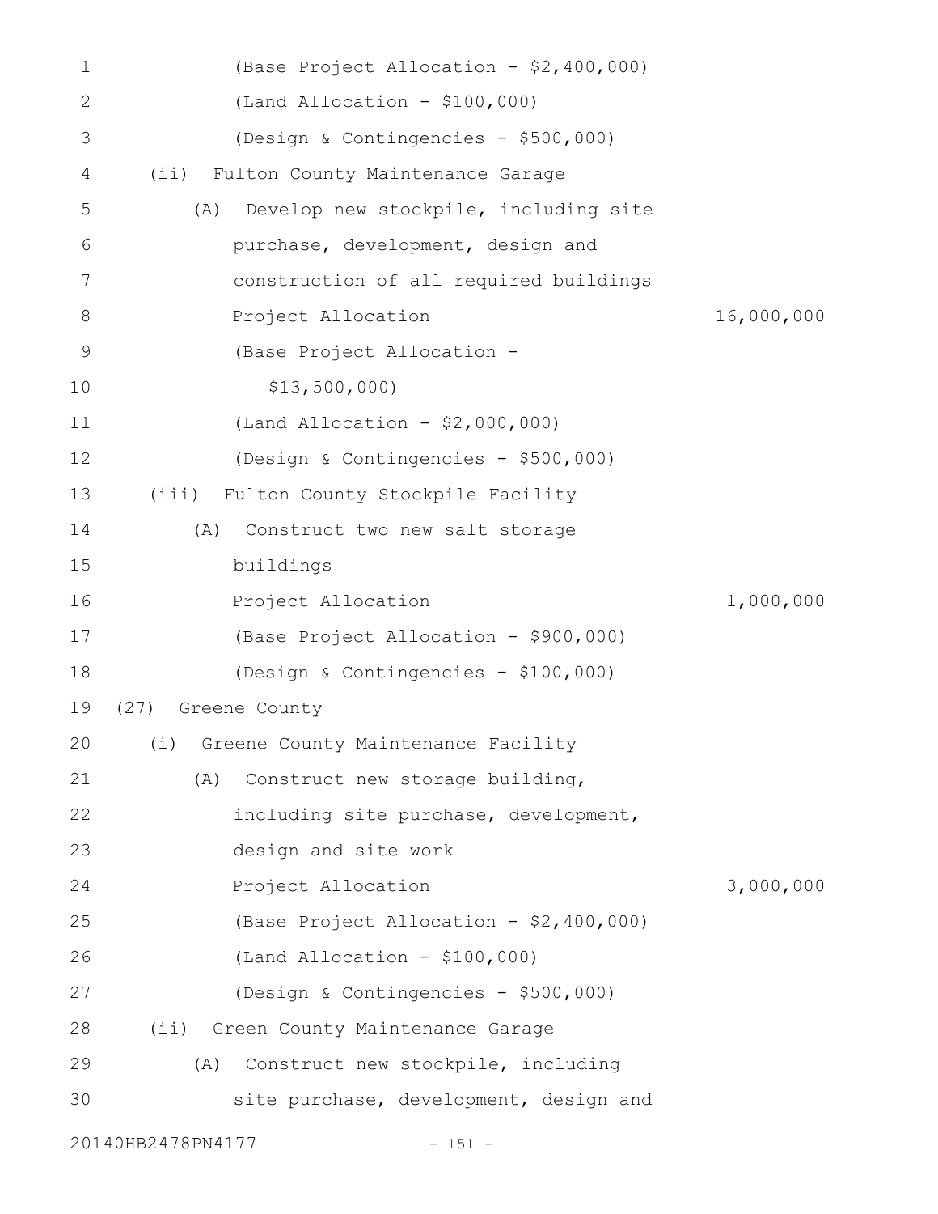(Base Project Allocation - $2,400,000)
(Land Allocation - $100,000)
(Design & Contingencies - $500,000)

(ii) Fulton County Maintenance Garage

(A) Develop new stockpile, including site purchase, development, design and construction of all required buildings

| | |
|---|---|
| Project Allocation | 16,000,000 |

(Base Project Allocation - $13,500,000)
(Land Allocation - $2,000,000)
(Design & Contingencies - $500,000)

(iii) Fulton County Stockpile Facility

(A) Construct two new salt storage buildings

| | |
|---|---|
| Project Allocation | 1,000,000 |

(Base Project Allocation - $900,000)
(Design & Contingencies - $100,000)

(27) Greene County

(i) Greene County Maintenance Facility

(A) Construct new storage building, including site purchase, development, design and site work

| | |
|---|---|
| Project Allocation | 3,000,000 |

(Base Project Allocation - $2,400,000)
(Land Allocation - $100,000)
(Design & Contingencies - $500,000)

(ii) Green County Maintenance Garage

(A) Construct new stockpile, including site purchase, development, design and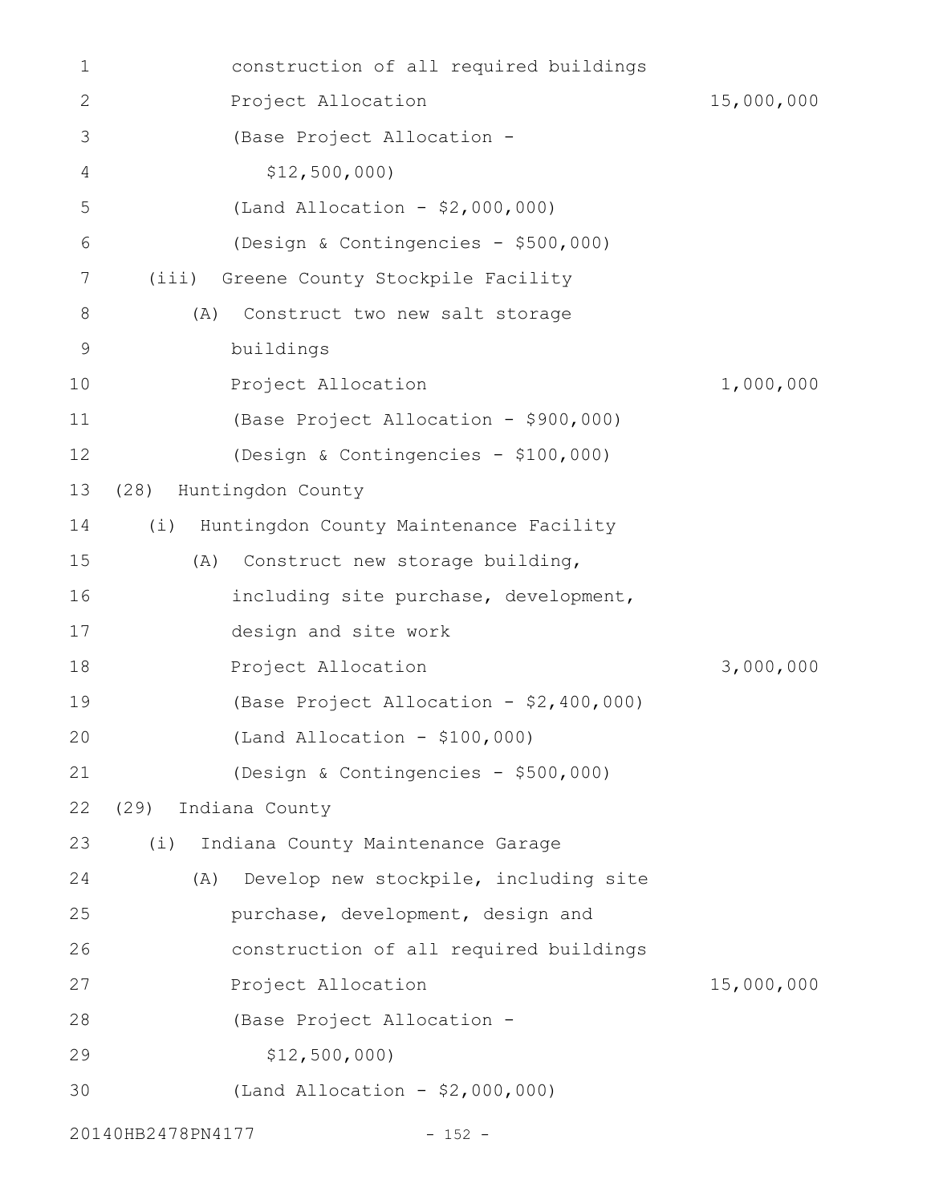construction of all required buildings
Project Allocation 15,000,000
(Base Project Allocation -
$12,500,000)
(Land Allocation - $2,000,000)
(Design & Contingencies - $500,000)

(iii) Greene County Stockpile Facility

(A) Construct two new salt storage buildings
Project Allocation 1,000,000
(Base Project Allocation - $900,000)
(Design & Contingencies - $100,000)

(28) Huntingdon County

(i) Huntingdon County Maintenance Facility

(A) Construct new storage building, including site purchase, development, design and site work
Project Allocation 3,000,000
(Base Project Allocation - $2,400,000)
(Land Allocation - $100,000)
(Design & Contingencies - $500,000)

(29) Indiana County

(i) Indiana County Maintenance Garage

(A) Develop new stockpile, including site purchase, development, design and construction of all required buildings
Project Allocation 15,000,000
(Base Project Allocation -
$12,500,000)
(Land Allocation - $2,000,000)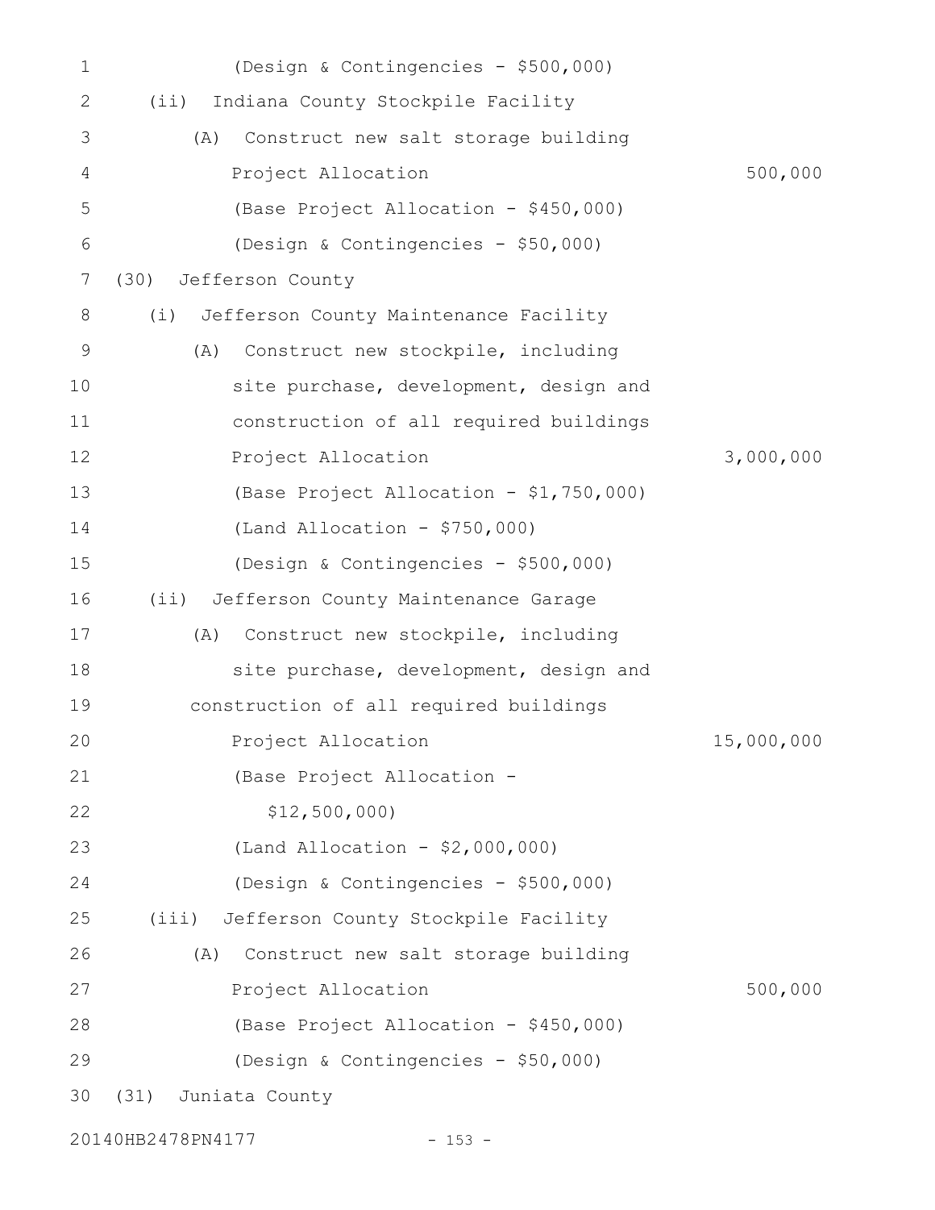(Design & Contingencies - $500,000)

(ii) Indiana County Stockpile Facility

(A) Construct new salt storage building

Project Allocation 500,000

(Base Project Allocation - $450,000)

(Design & Contingencies - $50,000)

(30) Jefferson County

(i) Jefferson County Maintenance Facility

(A) Construct new stockpile, including site purchase, development, design and construction of all required buildings

Project Allocation 3,000,000

(Base Project Allocation - $1,750,000)

(Land Allocation - $750,000)

(Design & Contingencies - $500,000)

(ii) Jefferson County Maintenance Garage

(A) Construct new stockpile, including site purchase, development, design and construction of all required buildings

Project Allocation 15,000,000

(Base Project Allocation - $12,500,000)

(Land Allocation - $2,000,000)

(Design & Contingencies - $500,000)

(iii) Jefferson County Stockpile Facility

(A) Construct new salt storage building

Project Allocation 500,000

(Base Project Allocation - $450,000)

(Design & Contingencies - $50,000)

(31) Juniata County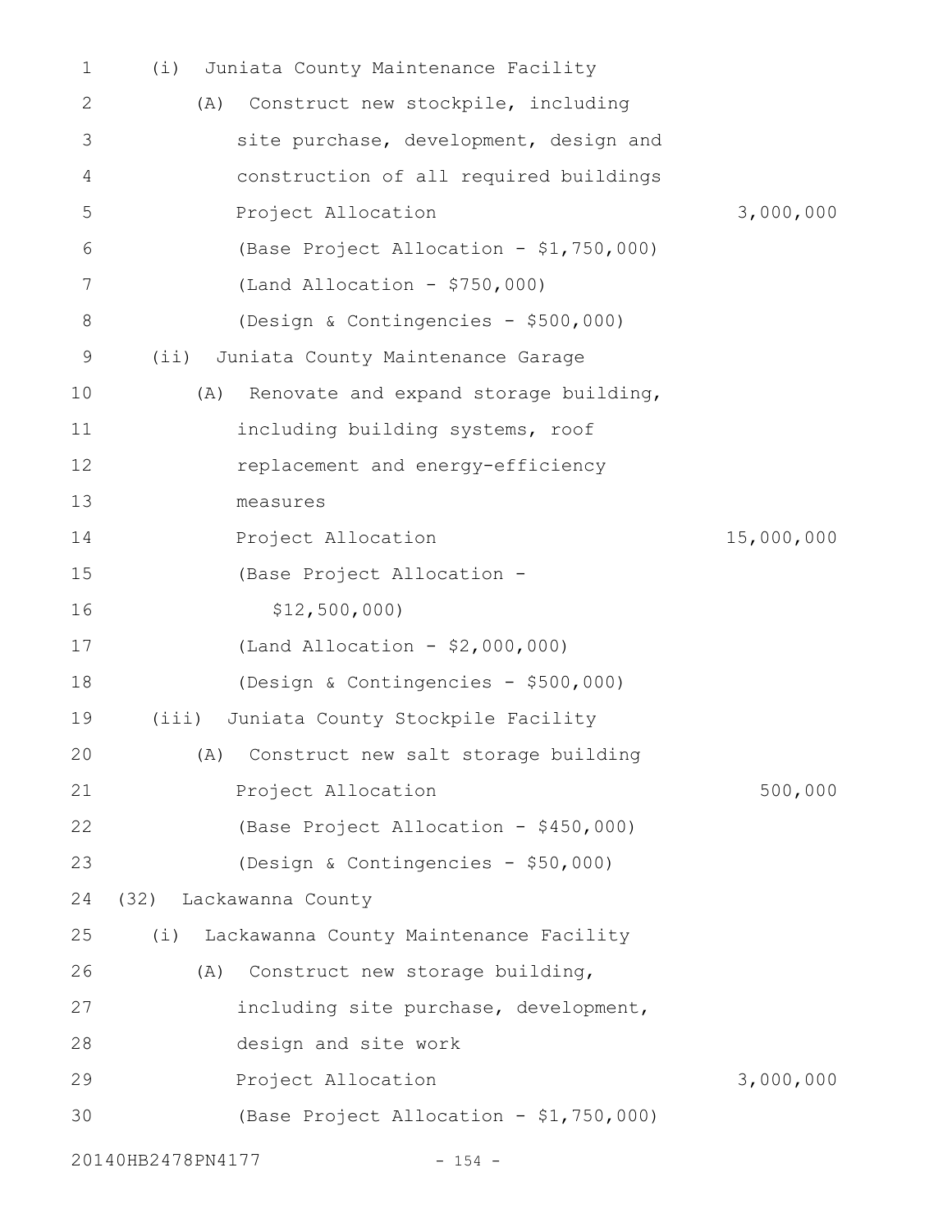(i) Juniata County Maintenance Facility

(A) Construct new stockpile, including site purchase, development, design and construction of all required buildings

Project Allocation 3,000,000

(Base Project Allocation - $1,750,000)

(Land Allocation - $750,000)

(Design & Contingencies - $500,000)

(ii) Juniata County Maintenance Garage

(A) Renovate and expand storage building, including building systems, roof replacement and energy-efficiency measures

Project Allocation 15,000,000

(Base Project Allocation - $12,500,000)

(Land Allocation - $2,000,000)

(Design & Contingencies - $500,000)

(iii) Juniata County Stockpile Facility

(A) Construct new salt storage building

Project Allocation 500,000

(Base Project Allocation - $450,000)

(Design & Contingencies - $50,000)

(32) Lackawanna County

(i) Lackawanna County Maintenance Facility

(A) Construct new storage building, including site purchase, development, design and site work

Project Allocation 3,000,000

(Base Project Allocation - $1,750,000)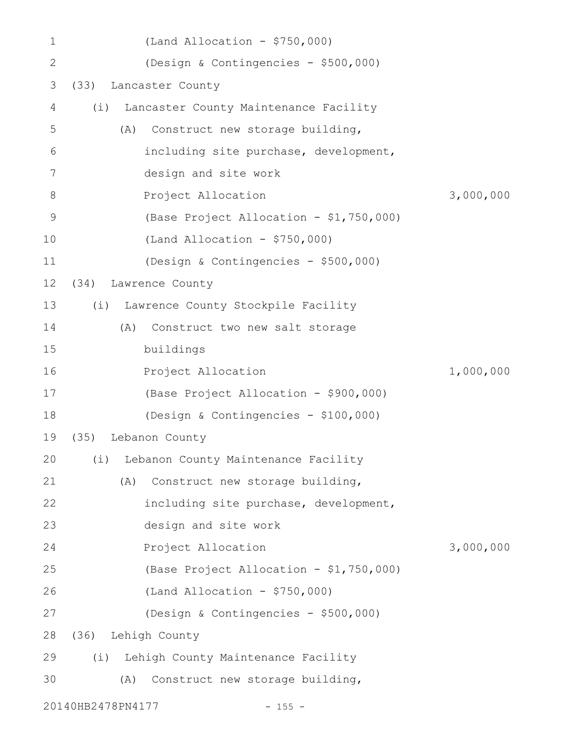(Land Allocation - $750,000)

(Design & Contingencies - $500,000)

(33) Lancaster County

(i) Lancaster County Maintenance Facility

(A) Construct new storage building, including site purchase, development, design and site work

Project Allocation 3,000,000

(Base Project Allocation - $1,750,000)

(Land Allocation - $750,000)

(Design & Contingencies - $500,000)

(34) Lawrence County

(i) Lawrence County Stockpile Facility

(A) Construct two new salt storage buildings

Project Allocation 1,000,000

(Base Project Allocation - $900,000)

(Design & Contingencies - $100,000)

(35) Lebanon County

(i) Lebanon County Maintenance Facility

(A) Construct new storage building, including site purchase, development, design and site work

Project Allocation 3,000,000

(Base Project Allocation - $1,750,000)

(Land Allocation - $750,000)

(Design & Contingencies - $500,000)

(36) Lehigh County

(i) Lehigh County Maintenance Facility

(A) Construct new storage building,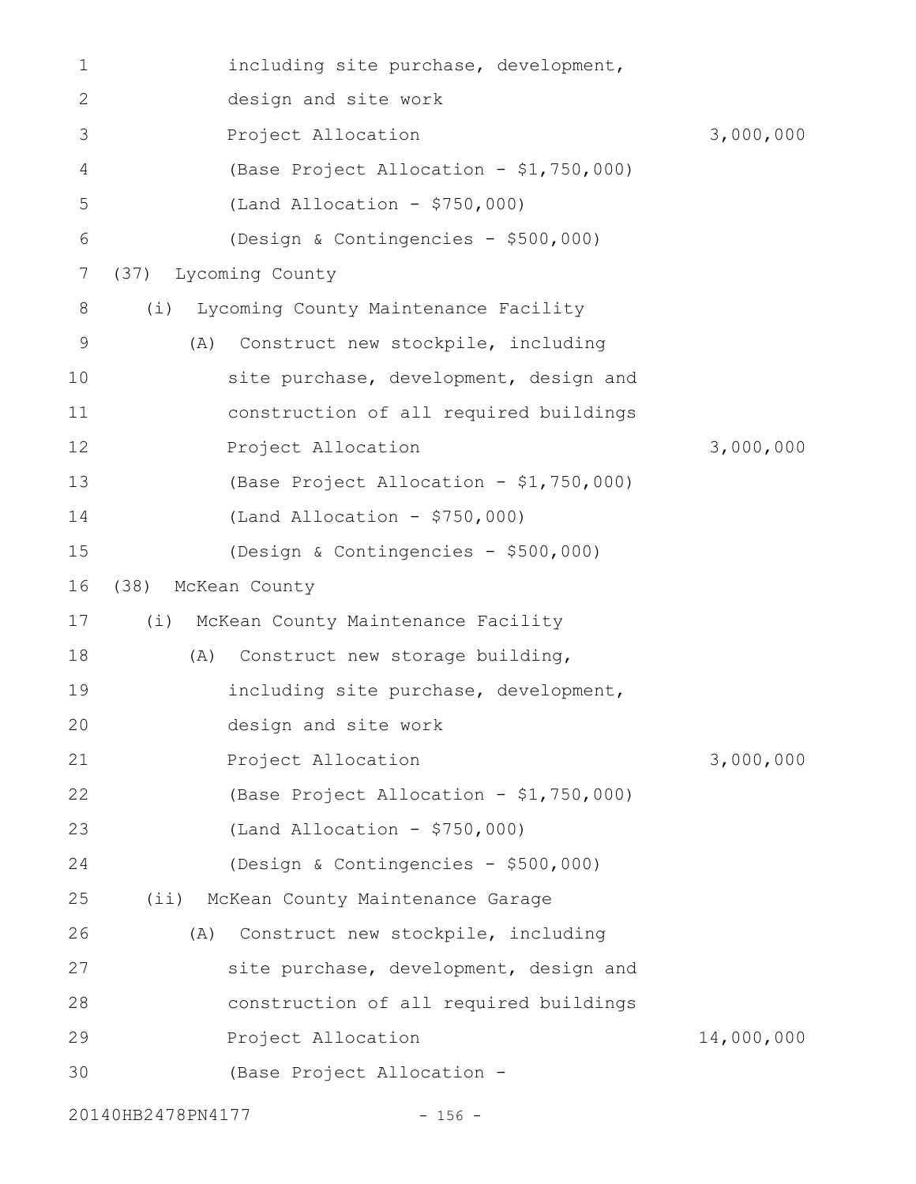including site purchase, development, design and site work

Project Allocation 3,000,000

(Base Project Allocation - $1,750,000)

(Land Allocation - $750,000)

(Design & Contingencies - $500,000)

(37) Lycoming County

(i) Lycoming County Maintenance Facility

(A) Construct new stockpile, including site purchase, development, design and construction of all required buildings

Project Allocation 3,000,000

(Base Project Allocation - $1,750,000)

(Land Allocation - $750,000)

(Design & Contingencies - $500,000)

(38) McKean County

(i) McKean County Maintenance Facility

(A) Construct new storage building, including site purchase, development, design and site work

Project Allocation 3,000,000

(Base Project Allocation - $1,750,000)

(Land Allocation - $750,000)

(Design & Contingencies - $500,000)

(ii) McKean County Maintenance Garage

(A) Construct new stockpile, including site purchase, development, design and construction of all required buildings

Project Allocation 14,000,000

(Base Project Allocation -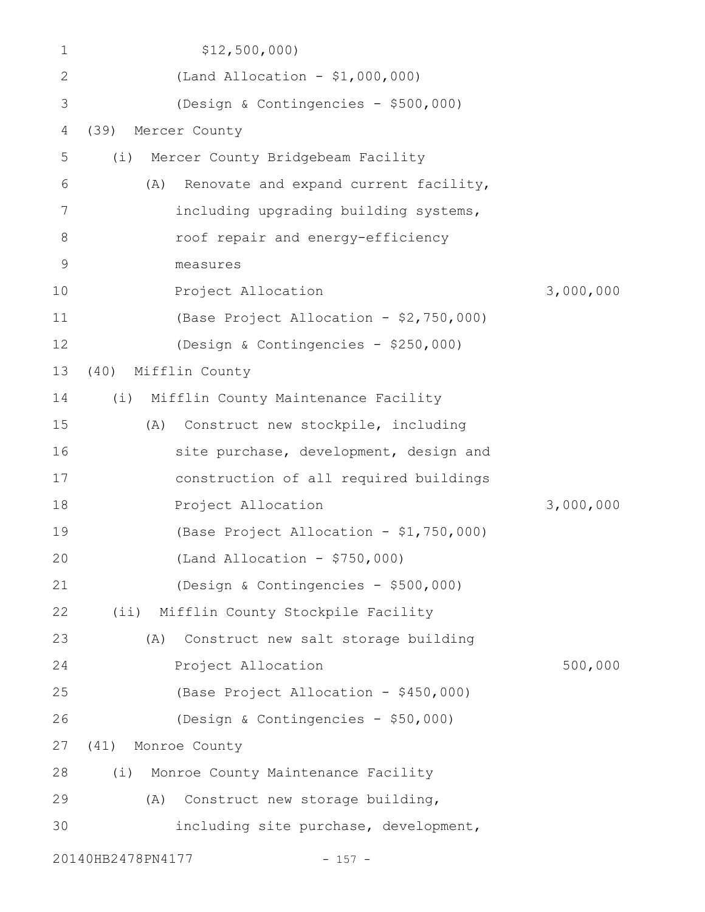$12,500,000)

(Land Allocation - $1,000,000)

(Design & Contingencies - $500,000)

(39) Mercer County

(i) Mercer County Bridgebeam Facility

(A) Renovate and expand current facility, including upgrading building systems, roof repair and energy-efficiency measures

Project Allocation 3,000,000

(Base Project Allocation - $2,750,000)

(Design & Contingencies - $250,000)

(40) Mifflin County

(i) Mifflin County Maintenance Facility

(A) Construct new stockpile, including site purchase, development, design and construction of all required buildings

Project Allocation 3,000,000

(Base Project Allocation - $1,750,000)

(Land Allocation - $750,000)

(Design & Contingencies - $500,000)

(ii) Mifflin County Stockpile Facility

(A) Construct new salt storage building

Project Allocation 500,000

(Base Project Allocation - $450,000)

(Design & Contingencies - $50,000)

(41) Monroe County

(i) Monroe County Maintenance Facility

(A) Construct new storage building, including site purchase, development,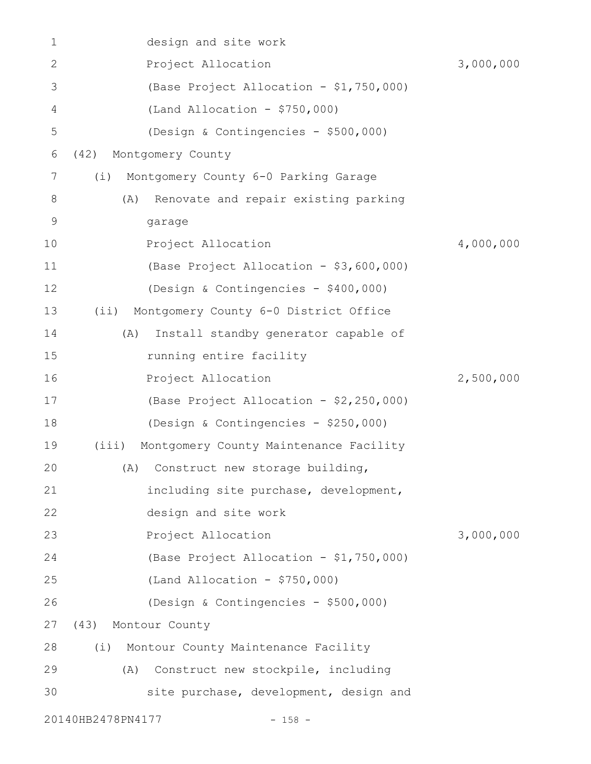design and site work

Project Allocation 3,000,000

(Base Project Allocation - $1,750,000)

(Land Allocation - $750,000)

(Design & Contingencies - $500,000)

(42) Montgomery County

(i) Montgomery County 6-0 Parking Garage

(A) Renovate and repair existing parking garage

Project Allocation 4,000,000

(Base Project Allocation - $3,600,000)

(Design & Contingencies - $400,000)

(ii) Montgomery County 6-0 District Office

(A) Install standby generator capable of running entire facility

Project Allocation 2,500,000

(Base Project Allocation - $2,250,000)

(Design & Contingencies - $250,000)

(iii) Montgomery County Maintenance Facility

(A) Construct new storage building, including site purchase, development, design and site work

Project Allocation 3,000,000

(Base Project Allocation - $1,750,000)

(Land Allocation - $750,000)

(Design & Contingencies - $500,000)

(43) Montour County

(i) Montour County Maintenance Facility

(A) Construct new stockpile, including site purchase, development, design and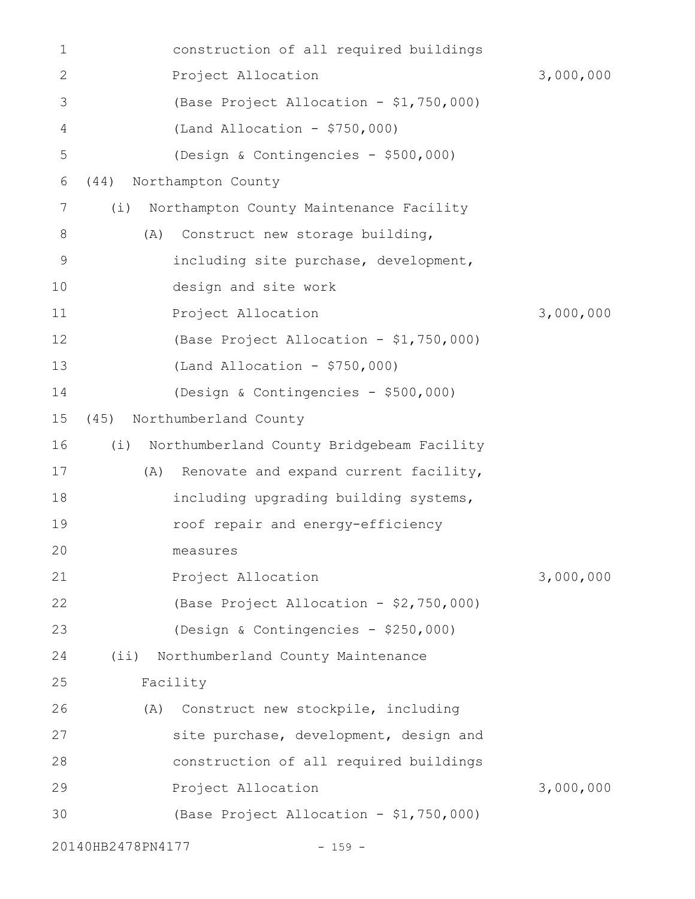construction of all required buildings

Project Allocation 3,000,000

(Base Project Allocation - $1,750,000)

(Land Allocation - $750,000)

(Design & Contingencies - $500,000)

(44) Northampton County

(i) Northampton County Maintenance Facility

(A) Construct new storage building, including site purchase, development, design and site work

Project Allocation 3,000,000

(Base Project Allocation - $1,750,000)

(Land Allocation - $750,000)

(Design & Contingencies - $500,000)

(45) Northumberland County

(i) Northumberland County Bridgebeam Facility

(A) Renovate and expand current facility, including upgrading building systems, roof repair and energy-efficiency measures

Project Allocation 3,000,000

(Base Project Allocation - $2,750,000)

(Design & Contingencies - $250,000)

(ii) Northumberland County Maintenance Facility

(A) Construct new stockpile, including site purchase, development, design and construction of all required buildings

Project Allocation 3,000,000

(Base Project Allocation - $1,750,000)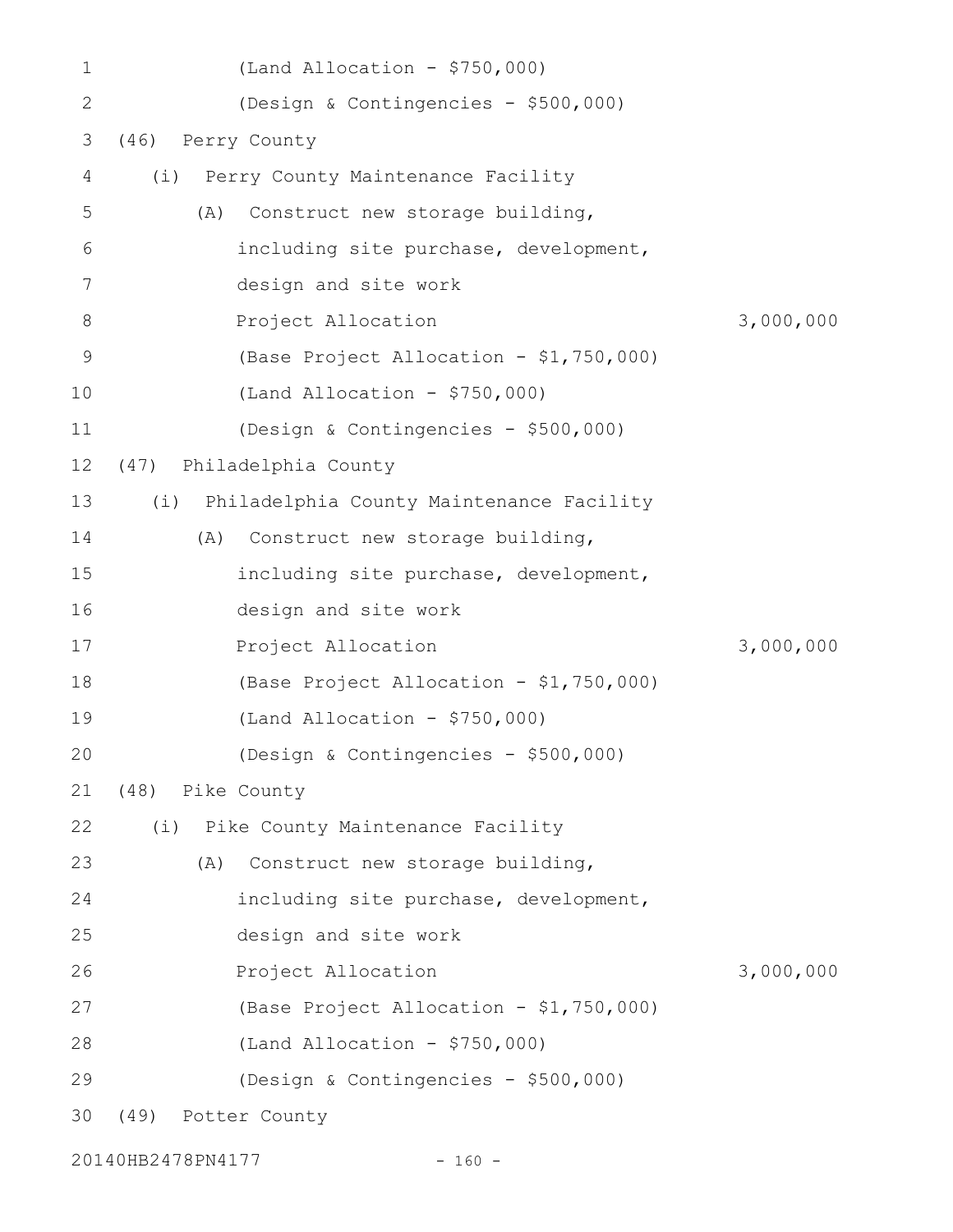(Land Allocation - $750,000)

(Design & Contingencies - $500,000)

(46) Perry County

(i) Perry County Maintenance Facility

(A) Construct new storage building, including site purchase, development, design and site work

Project Allocation 3,000,000

(Base Project Allocation - $1,750,000)

(Land Allocation - $750,000)

(Design & Contingencies - $500,000)

(47) Philadelphia County

(i) Philadelphia County Maintenance Facility

(A) Construct new storage building, including site purchase, development, design and site work

Project Allocation 3,000,000

(Base Project Allocation - $1,750,000)

(Land Allocation - $750,000)

(Design & Contingencies - $500,000)

(48) Pike County

(i) Pike County Maintenance Facility

(A) Construct new storage building, including site purchase, development, design and site work

Project Allocation 3,000,000

(Base Project Allocation - $1,750,000)

(Land Allocation - $750,000)

(Design & Contingencies - $500,000)

(49) Potter County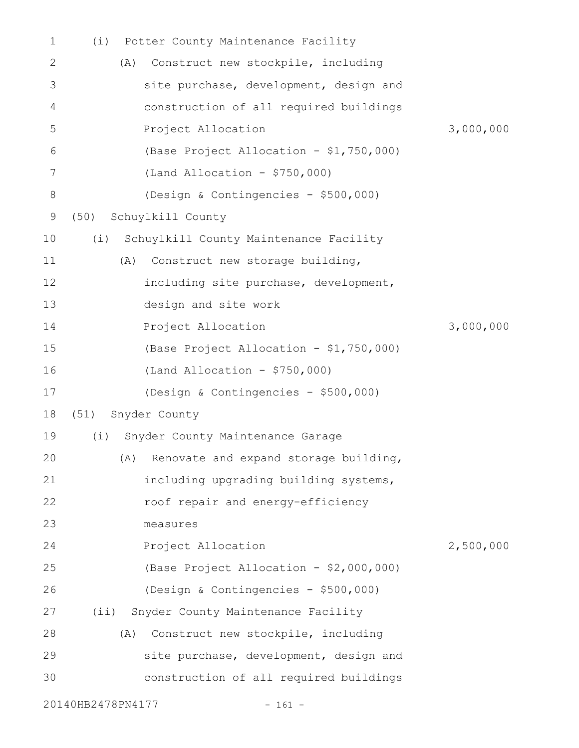(i) Potter County Maintenance Facility

(A) Construct new stockpile, including site purchase, development, design and construction of all required buildings

Project Allocation 3,000,000

(Base Project Allocation - $1,750,000)

(Land Allocation - $750,000)

(Design & Contingencies - $500,000)

(50) Schuylkill County

(i) Schuylkill County Maintenance Facility

(A) Construct new storage building, including site purchase, development, design and site work

Project Allocation 3,000,000

(Base Project Allocation - $1,750,000)

(Land Allocation - $750,000)

(Design & Contingencies - $500,000)

(51) Snyder County

(i) Snyder County Maintenance Garage

(A) Renovate and expand storage building, including upgrading building systems, roof repair and energy-efficiency measures

Project Allocation 2,500,000

(Base Project Allocation - $2,000,000)

(Design & Contingencies - $500,000)

(ii) Snyder County Maintenance Facility

(A) Construct new stockpile, including site purchase, development, design and construction of all required buildings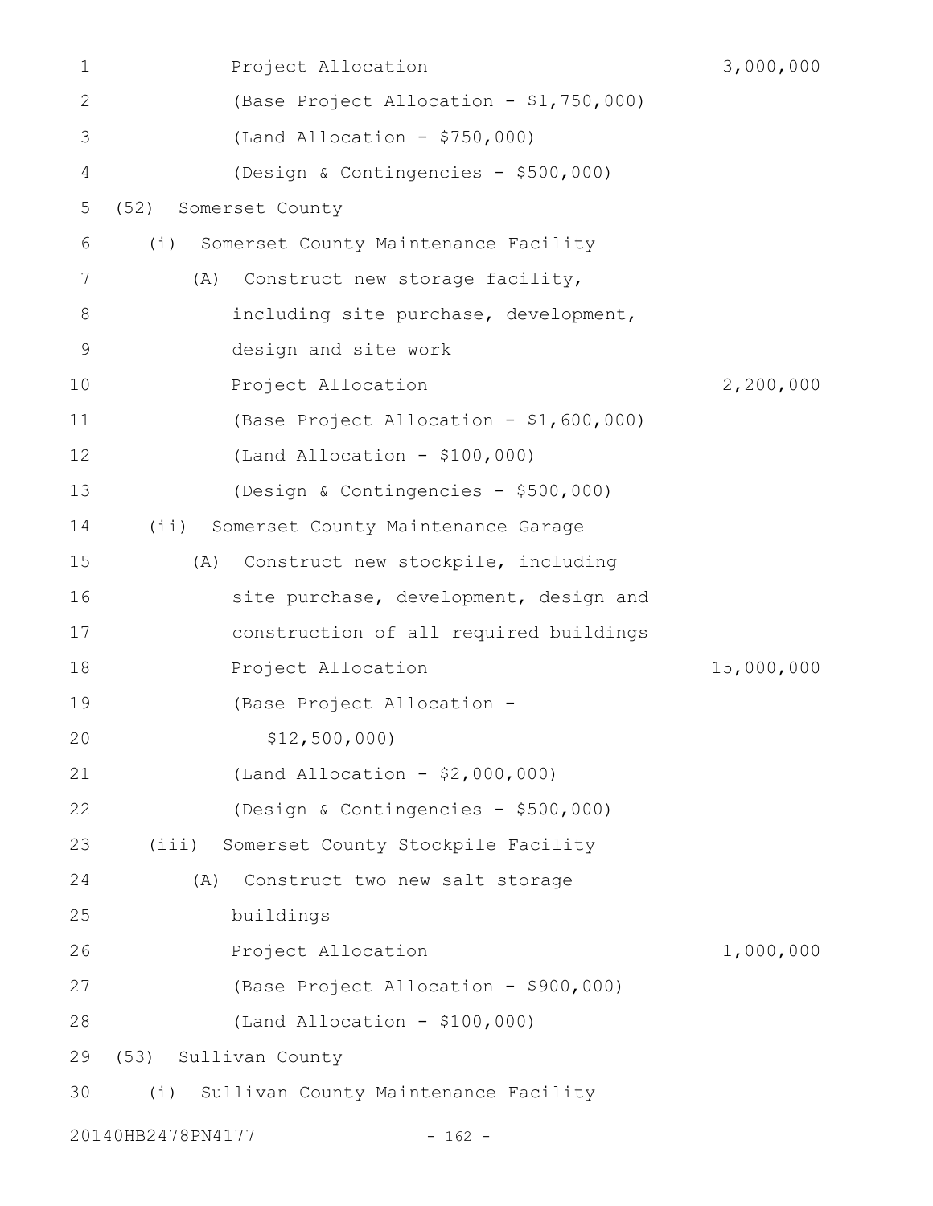Project Allocation 3,000,000

(Base Project Allocation - $1,750,000)

(Land Allocation - $750,000)

(Design & Contingencies - $500,000)

(52) Somerset County

(i) Somerset County Maintenance Facility

(A) Construct new storage facility, including site purchase, development, design and site work

Project Allocation 2,200,000

(Base Project Allocation - $1,600,000)

(Land Allocation - $100,000)

(Design & Contingencies - $500,000)

(ii) Somerset County Maintenance Garage

(A) Construct new stockpile, including site purchase, development, design and construction of all required buildings

Project Allocation 15,000,000

(Base Project Allocation - $12,500,000)

(Land Allocation - $2,000,000)

(Design & Contingencies - $500,000)

(iii) Somerset County Stockpile Facility

(A) Construct two new salt storage buildings

Project Allocation 1,000,000

(Base Project Allocation - $900,000)

(Land Allocation - $100,000)

(53) Sullivan County

(i) Sullivan County Maintenance Facility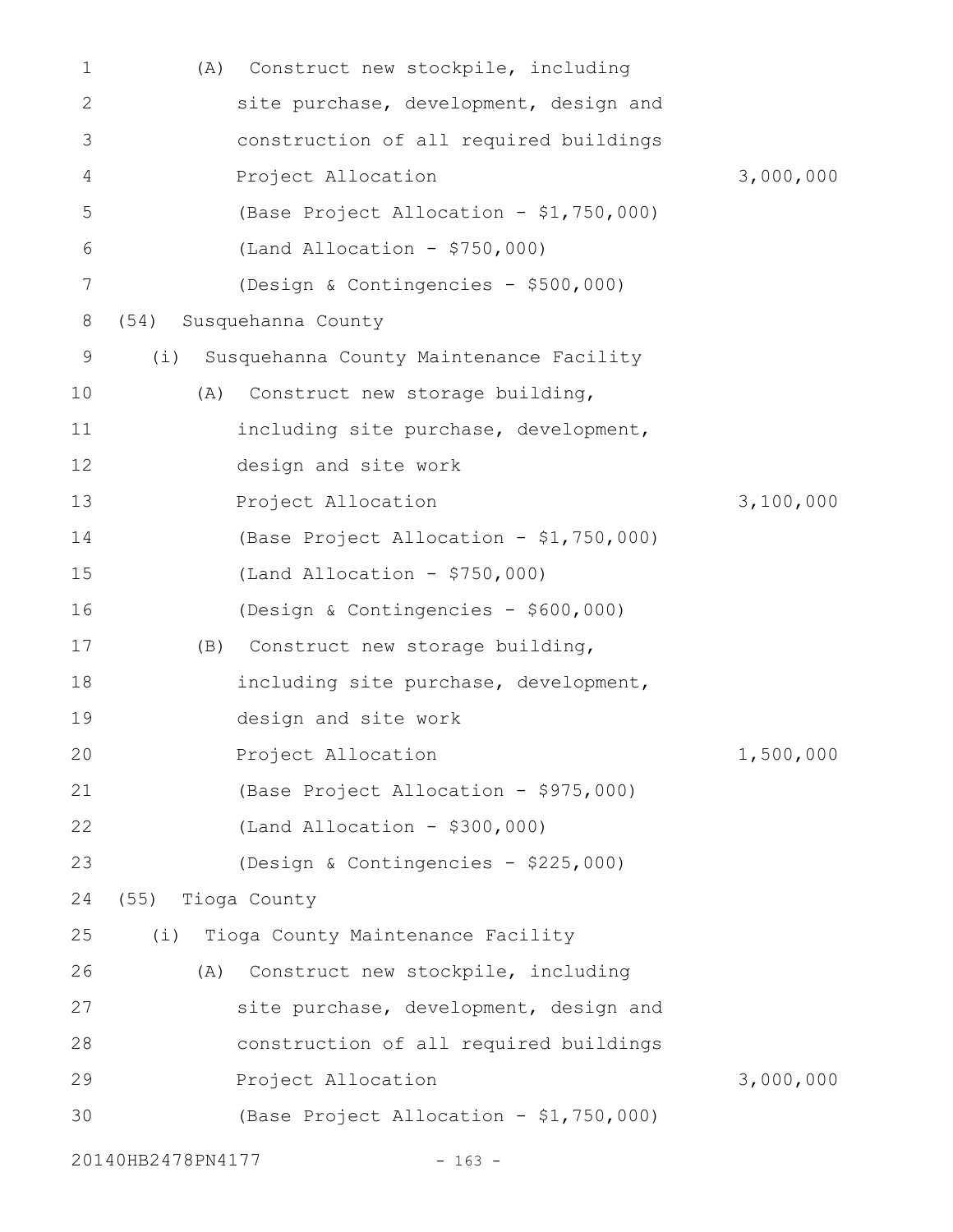(A) Construct new stockpile, including site purchase, development, design and construction of all required buildings

Project Allocation 3,000,000

(Base Project Allocation - $1,750,000)

(Land Allocation - $750,000)

(Design & Contingencies - $500,000)

(54) Susquehanna County

(i) Susquehanna County Maintenance Facility

(A) Construct new storage building, including site purchase, development, design and site work

Project Allocation 3,100,000

(Base Project Allocation - $1,750,000)

(Land Allocation - $750,000)

(Design & Contingencies - $600,000)

(B) Construct new storage building, including site purchase, development, design and site work

Project Allocation 1,500,000

(Base Project Allocation - $975,000)

(Land Allocation - $300,000)

(Design & Contingencies - $225,000)

(55) Tioga County

(i) Tioga County Maintenance Facility

(A) Construct new stockpile, including site purchase, development, design and construction of all required buildings

Project Allocation 3,000,000

(Base Project Allocation - $1,750,000)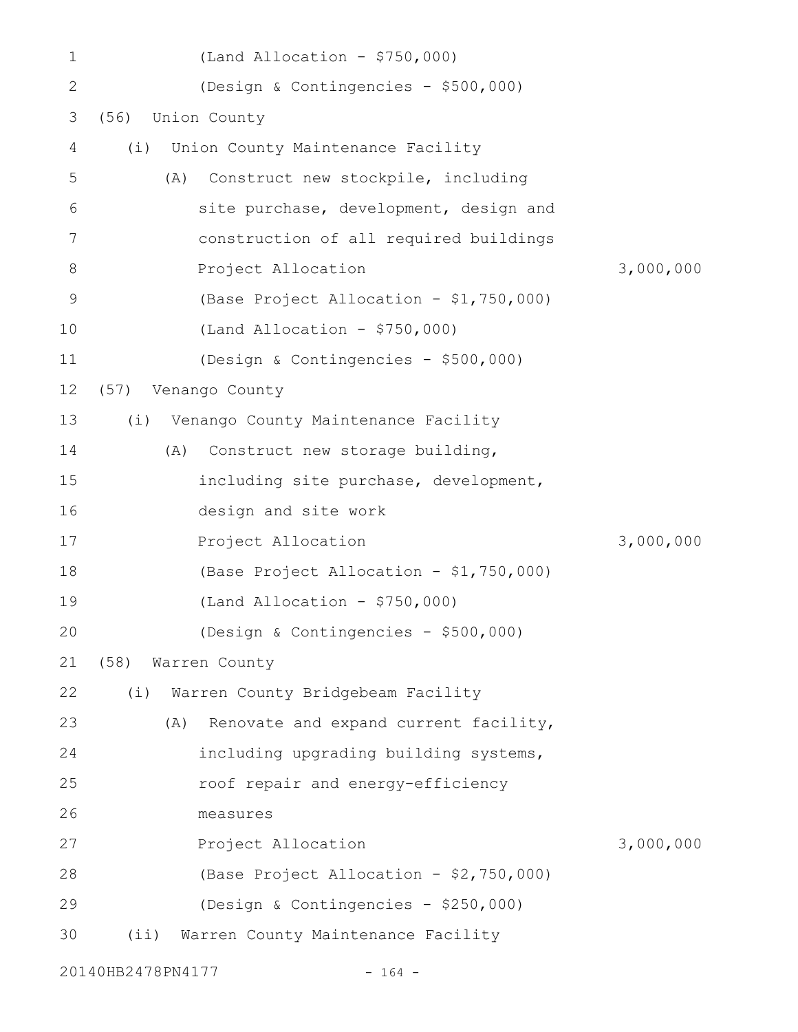(Land Allocation - $750,000)
(Design & Contingencies - $500,000)

(56) Union County

(i) Union County Maintenance Facility

(A) Construct new stockpile, including site purchase, development, design and construction of all required buildings

Project Allocation 3,000,000

(Base Project Allocation - $1,750,000)
(Land Allocation - $750,000)
(Design & Contingencies - $500,000)

(57) Venango County

(i) Venango County Maintenance Facility

(A) Construct new storage building, including site purchase, development, design and site work

Project Allocation 3,000,000

(Base Project Allocation - $1,750,000)
(Land Allocation - $750,000)
(Design & Contingencies - $500,000)

(58) Warren County

(i) Warren County Bridgebeam Facility

(A) Renovate and expand current facility, including upgrading building systems, roof repair and energy-efficiency measures

Project Allocation 3,000,000

(Base Project Allocation - $2,750,000)
(Design & Contingencies - $250,000)

(ii) Warren County Maintenance Facility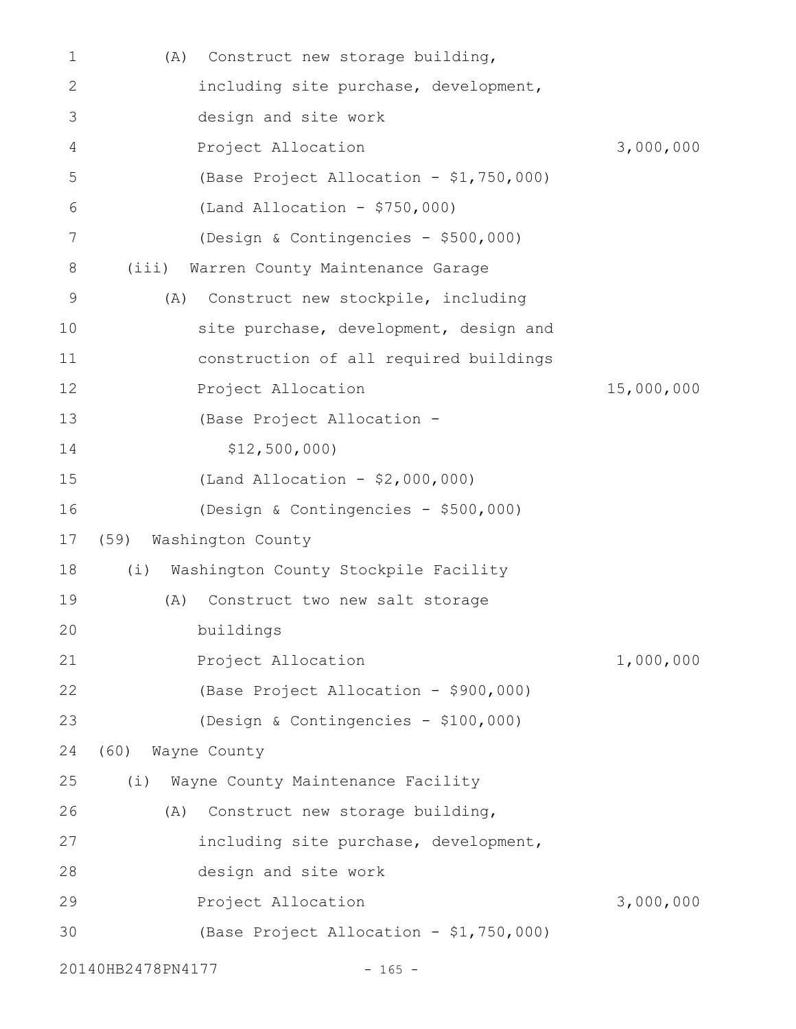(A) Construct new storage building, including site purchase, development, design and site work
Project Allocation 3,000,000
(Base Project Allocation - $1,750,000)
(Land Allocation - $750,000)
(Design & Contingencies - $500,000)

(iii) Warren County Maintenance Garage

(A) Construct new stockpile, including site purchase, development, design and construction of all required buildings
Project Allocation 15,000,000
(Base Project Allocation - $12,500,000)
(Land Allocation - $2,000,000)
(Design & Contingencies - $500,000)

(59) Washington County

(i) Washington County Stockpile Facility

(A) Construct two new salt storage buildings
Project Allocation 1,000,000
(Base Project Allocation - $900,000)
(Design & Contingencies - $100,000)

(60) Wayne County

(i) Wayne County Maintenance Facility

(A) Construct new storage building, including site purchase, development, design and site work
Project Allocation 3,000,000
(Base Project Allocation - $1,750,000)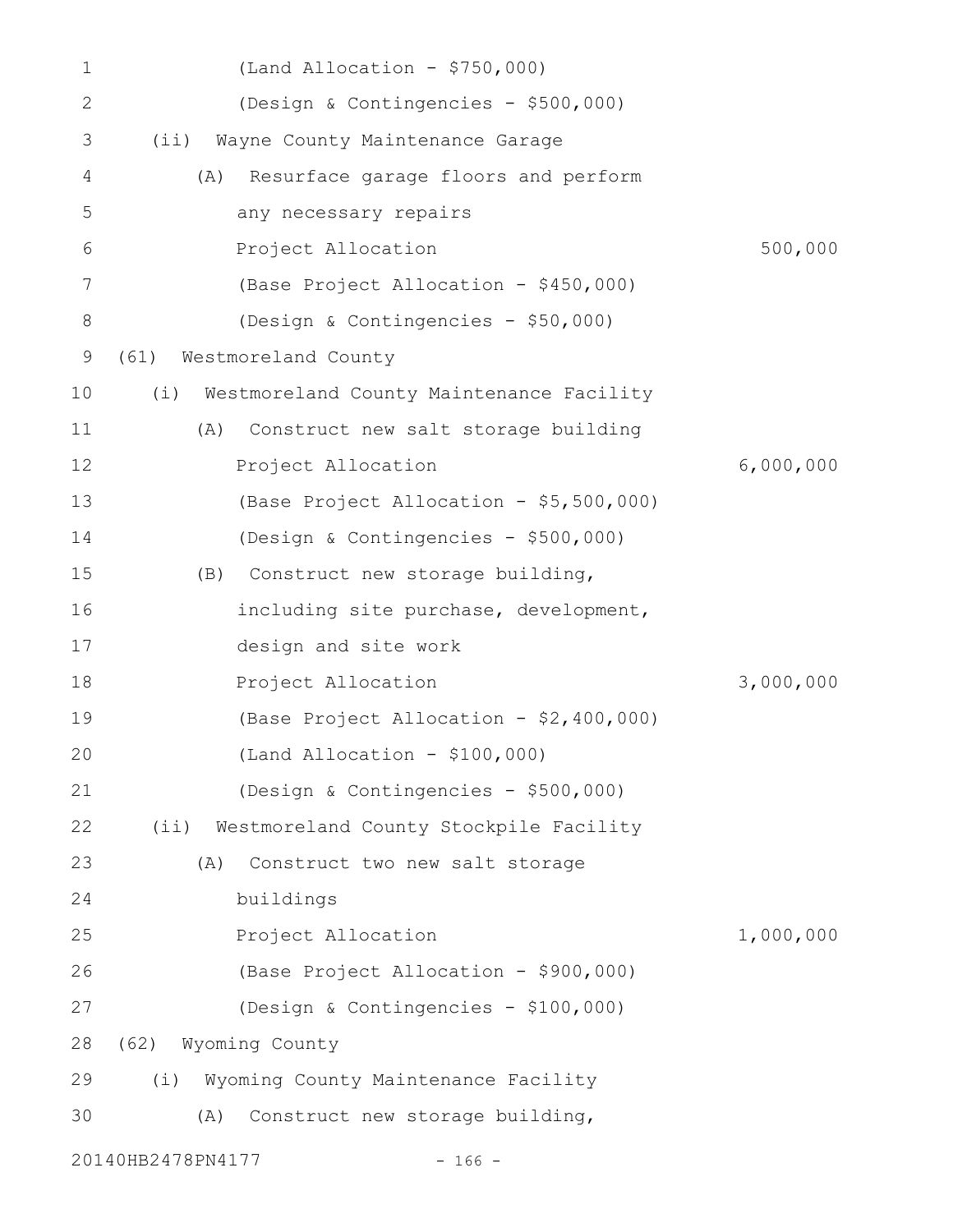(Land Allocation - $750,000)
(Design & Contingencies - $500,000)

(ii) Wayne County Maintenance Garage

(A) Resurface garage floors and perform any necessary repairs

Project Allocation 500,000

(Base Project Allocation - $450,000)
(Design & Contingencies - $50,000)

(61) Westmoreland County

(i) Westmoreland County Maintenance Facility

(A) Construct new salt storage building

Project Allocation 6,000,000

(Base Project Allocation - $5,500,000)
(Design & Contingencies - $500,000)

(B) Construct new storage building, including site purchase, development, design and site work

Project Allocation 3,000,000

(Base Project Allocation - $2,400,000)
(Land Allocation - $100,000)
(Design & Contingencies - $500,000)

(ii) Westmoreland County Stockpile Facility

(A) Construct two new salt storage buildings

Project Allocation 1,000,000

(Base Project Allocation - $900,000)
(Design & Contingencies - $100,000)

(62) Wyoming County

(i) Wyoming County Maintenance Facility

(A) Construct new storage building,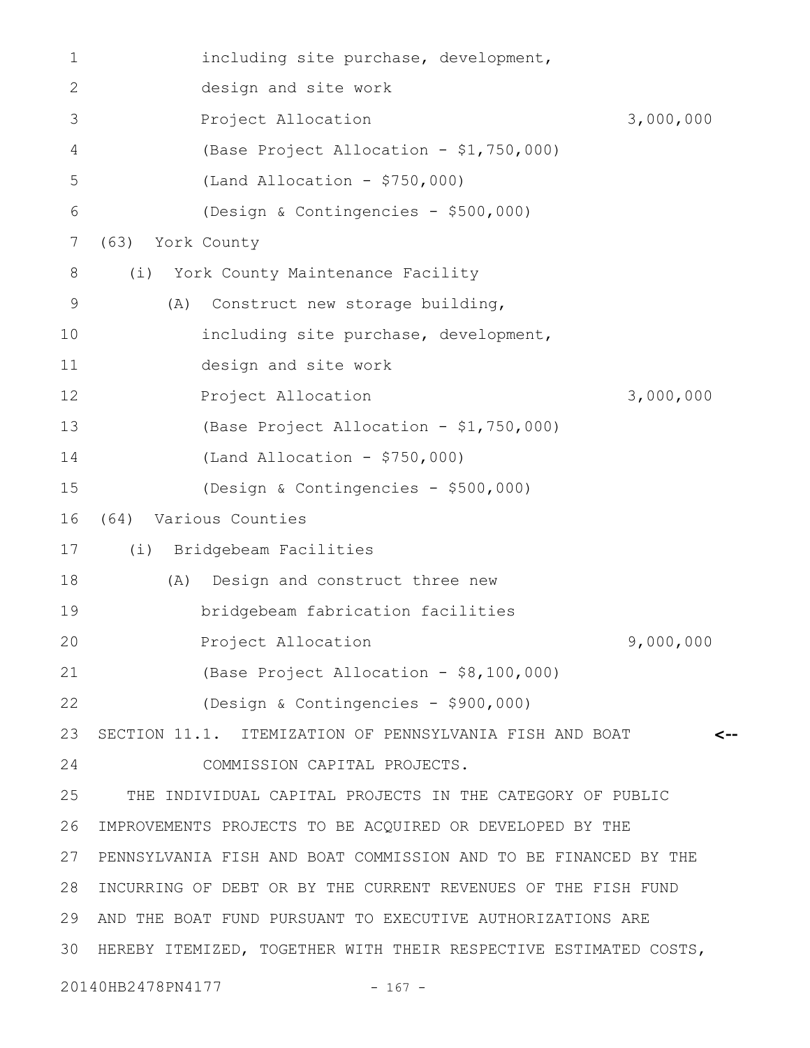including site purchase, development,
design and site work
Project Allocation 3,000,000
(Base Project Allocation - $1,750,000)
(Land Allocation - $750,000)
(Design & Contingencies - $500,000)

(63) York County

(i) York County Maintenance Facility

(A) Construct new storage building,
including site purchase, development,
design and site work
Project Allocation 3,000,000
(Base Project Allocation - $1,750,000)
(Land Allocation - $750,000)
(Design & Contingencies - $500,000)

(64) Various Counties

(i) Bridgebeam Facilities

(A) Design and construct three new
bridgebeam fabrication facilities
Project Allocation 9,000,000
(Base Project Allocation - $8,100,000)
(Design & Contingencies - $900,000)

SECTION 11.1. ITEMIZATION OF PENNSYLVANIA FISH AND BOAT COMMISSION CAPITAL PROJECTS. <--

THE INDIVIDUAL CAPITAL PROJECTS IN THE CATEGORY OF PUBLIC IMPROVEMENTS PROJECTS TO BE ACQUIRED OR DEVELOPED BY THE PENNSYLVANIA FISH AND BOAT COMMISSION AND TO BE FINANCED BY THE INCURRING OF DEBT OR BY THE CURRENT REVENUES OF THE FISH FUND AND THE BOAT FUND PURSUANT TO EXECUTIVE AUTHORIZATIONS ARE HEREBY ITEMIZED, TOGETHER WITH THEIR RESPECTIVE ESTIMATED COSTS,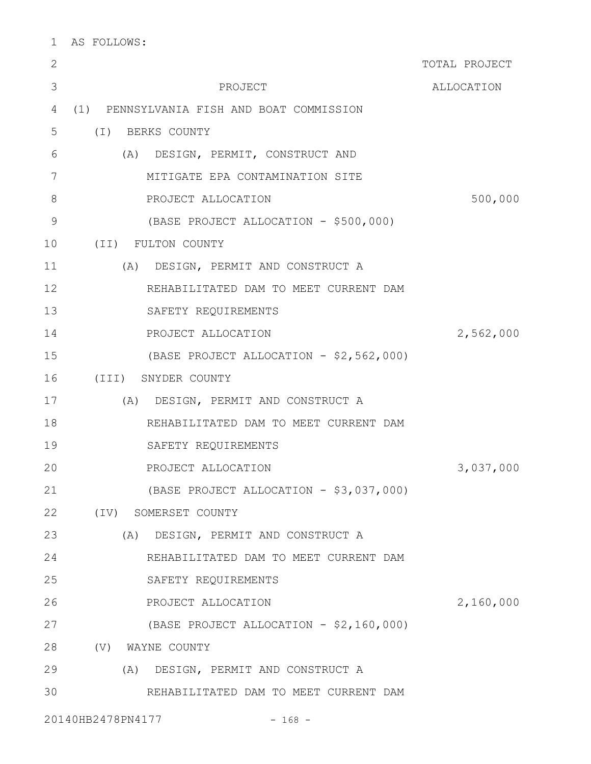AS FOLLOWS:

| PROJECT | TOTAL PROJECT ALLOCATION |
|---|---|
| (1) PENNSYLVANIA FISH AND BOAT COMMISSION | |
| (I) BERKS COUNTY | |
| (A) DESIGN, PERMIT, CONSTRUCT AND MITIGATE EPA CONTAMINATION SITE | |
| PROJECT ALLOCATION | 500,000 |
| (BASE PROJECT ALLOCATION - $500,000) | |
| (II) FULTON COUNTY | |
| (A) DESIGN, PERMIT AND CONSTRUCT A REHABILITATED DAM TO MEET CURRENT DAM SAFETY REQUIREMENTS | |
| PROJECT ALLOCATION | 2,562,000 |
| (BASE PROJECT ALLOCATION - $2,562,000) | |
| (III) SNYDER COUNTY | |
| (A) DESIGN, PERMIT AND CONSTRUCT A REHABILITATED DAM TO MEET CURRENT DAM SAFETY REQUIREMENTS | |
| PROJECT ALLOCATION | 3,037,000 |
| (BASE PROJECT ALLOCATION - $3,037,000) | |
| (IV) SOMERSET COUNTY | |
| (A) DESIGN, PERMIT AND CONSTRUCT A REHABILITATED DAM TO MEET CURRENT DAM SAFETY REQUIREMENTS | |
| PROJECT ALLOCATION | 2,160,000 |
| (BASE PROJECT ALLOCATION - $2,160,000) | |
| (V) WAYNE COUNTY | |
| (A) DESIGN, PERMIT AND CONSTRUCT A REHABILITATED DAM TO MEET CURRENT DAM | |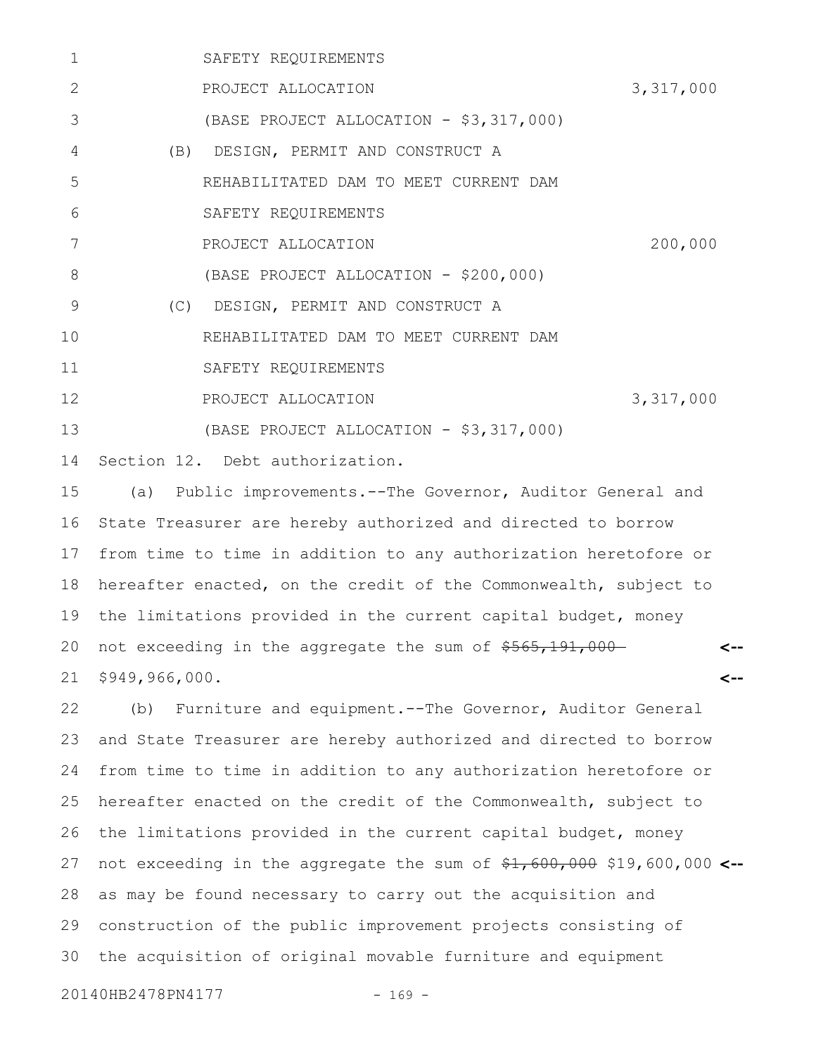SAFETY REQUIREMENTS
PROJECT ALLOCATION 3,317,000
(BASE PROJECT ALLOCATION - $3,317,000)

(B) DESIGN, PERMIT AND CONSTRUCT A REHABILITATED DAM TO MEET CURRENT DAM SAFETY REQUIREMENTS
PROJECT ALLOCATION 200,000
(BASE PROJECT ALLOCATION - $200,000)

(C) DESIGN, PERMIT AND CONSTRUCT A REHABILITATED DAM TO MEET CURRENT DAM SAFETY REQUIREMENTS
PROJECT ALLOCATION 3,317,000
(BASE PROJECT ALLOCATION - $3,317,000)

Section 12. Debt authorization.

(a) Public improvements.--The Governor, Auditor General and State Treasurer are hereby authorized and directed to borrow from time to time in addition to any authorization heretofore or hereafter enacted, on the credit of the Commonwealth, subject to the limitations provided in the current capital budget, money not exceeding in the aggregate the sum of ~~$565,191,000~~ $949,966,000.

(b) Furniture and equipment.--The Governor, Auditor General and State Treasurer are hereby authorized and directed to borrow from time to time in addition to any authorization heretofore or hereafter enacted on the credit of the Commonwealth, subject to the limitations provided in the current capital budget, money not exceeding in the aggregate the sum of ~~$1,600,000~~ $19,600,000 as may be found necessary to carry out the acquisition and construction of the public improvement projects consisting of the acquisition of original movable furniture and equipment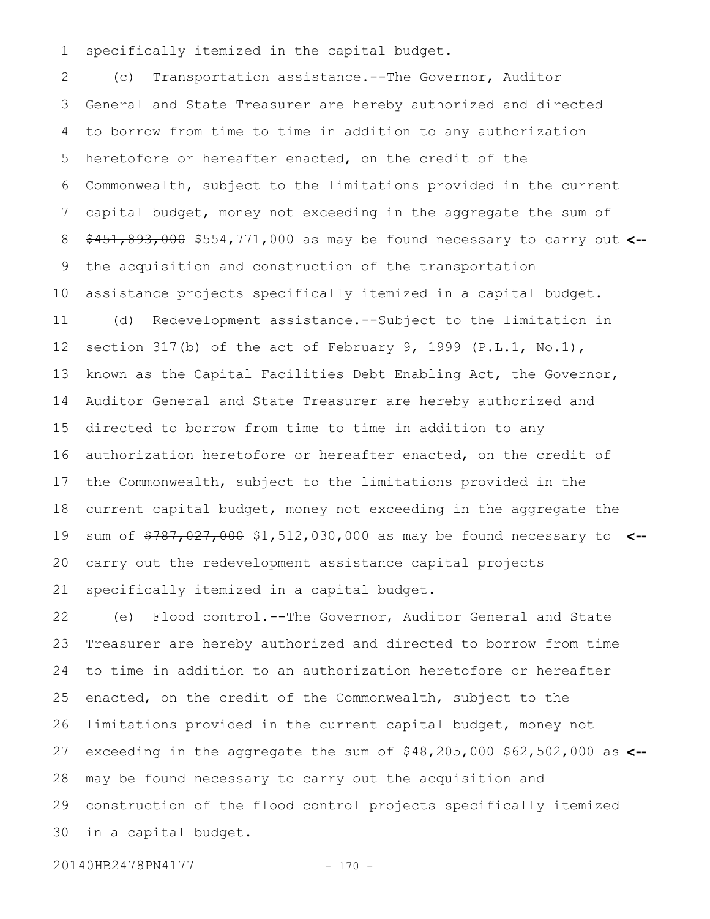specifically itemized in the capital budget.

(c) Transportation assistance.--The Governor, Auditor General and State Treasurer are hereby authorized and directed to borrow from time to time in addition to any authorization heretofore or hereafter enacted, on the credit of the Commonwealth, subject to the limitations provided in the current capital budget, money not exceeding in the aggregate the sum of ~~$451,893,000~~ $554,771,000 as may be found necessary to carry out the acquisition and construction of the transportation assistance projects specifically itemized in a capital budget.

(d) Redevelopment assistance.--Subject to the limitation in section 317(b) of the act of February 9, 1999 (P.L.1, No.1), known as the Capital Facilities Debt Enabling Act, the Governor, Auditor General and State Treasurer are hereby authorized and directed to borrow from time to time in addition to any authorization heretofore or hereafter enacted, on the credit of the Commonwealth, subject to the limitations provided in the current capital budget, money not exceeding in the aggregate the sum of ~~$787,027,000~~ $1,512,030,000 as may be found necessary to carry out the redevelopment assistance capital projects specifically itemized in a capital budget.

(e) Flood control.--The Governor, Auditor General and State Treasurer are hereby authorized and directed to borrow from time to time in addition to an authorization heretofore or hereafter enacted, on the credit of the Commonwealth, subject to the limitations provided in the current capital budget, money not exceeding in the aggregate the sum of ~~$48,205,000~~ $62,502,000 as may be found necessary to carry out the acquisition and construction of the flood control projects specifically itemized in a capital budget.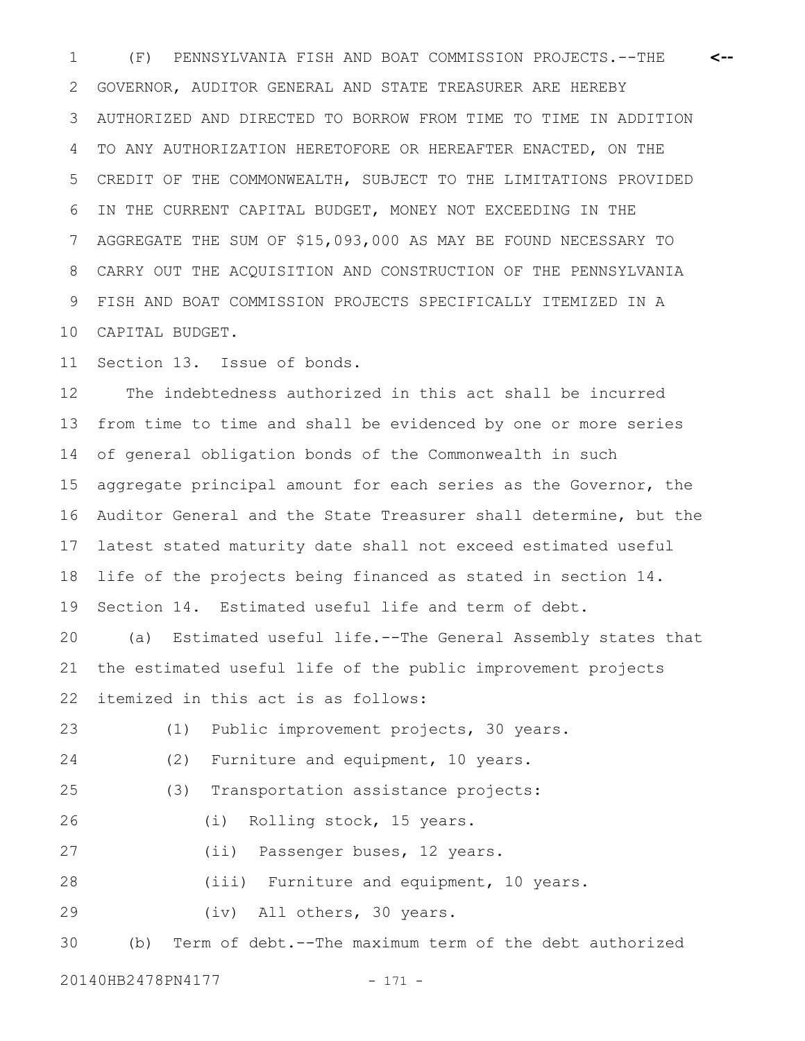(F) PENNSYLVANIA FISH AND BOAT COMMISSION PROJECTS.--THE GOVERNOR, AUDITOR GENERAL AND STATE TREASURER ARE HEREBY AUTHORIZED AND DIRECTED TO BORROW FROM TIME TO TIME IN ADDITION TO ANY AUTHORIZATION HERETOFORE OR HEREAFTER ENACTED, ON THE CREDIT OF THE COMMONWEALTH, SUBJECT TO THE LIMITATIONS PROVIDED IN THE CURRENT CAPITAL BUDGET, MONEY NOT EXCEEDING IN THE AGGREGATE THE SUM OF $15,093,000 AS MAY BE FOUND NECESSARY TO CARRY OUT THE ACQUISITION AND CONSTRUCTION OF THE PENNSYLVANIA FISH AND BOAT COMMISSION PROJECTS SPECIFICALLY ITEMIZED IN A CAPITAL BUDGET.

Section 13. Issue of bonds.

The indebtedness authorized in this act shall be incurred from time to time and shall be evidenced by one or more series of general obligation bonds of the Commonwealth in such aggregate principal amount for each series as the Governor, the Auditor General and the State Treasurer shall determine, but the latest stated maturity date shall not exceed estimated useful life of the projects being financed as stated in section 14.

Section 14. Estimated useful life and term of debt.

(a) Estimated useful life.--The General Assembly states that the estimated useful life of the public improvement projects itemized in this act is as follows:

(1) Public improvement projects, 30 years.

(2) Furniture and equipment, 10 years.

(3) Transportation assistance projects:

(i) Rolling stock, 15 years.

(ii) Passenger buses, 12 years.

(iii) Furniture and equipment, 10 years.

(iv) All others, 30 years.

(b) Term of debt.--The maximum term of the debt authorized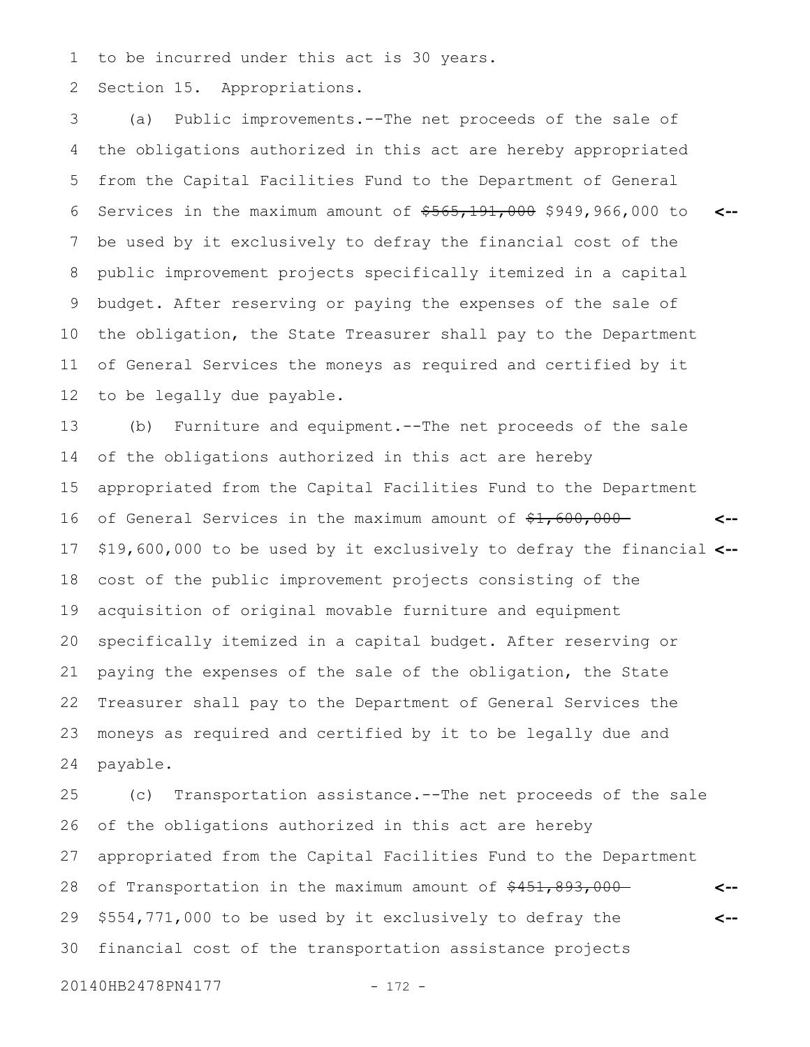to be incurred under this act is 30 years.

Section 15. Appropriations.

(a) Public improvements.--The net proceeds of the sale of the obligations authorized in this act are hereby appropriated from the Capital Facilities Fund to the Department of General Services in the maximum amount of ~~$565,191,000~~ $949,966,000 to be used by it exclusively to defray the financial cost of the public improvement projects specifically itemized in a capital budget. After reserving or paying the expenses of the sale of the obligation, the State Treasurer shall pay to the Department of General Services the moneys as required and certified by it to be legally due payable.

(b) Furniture and equipment.--The net proceeds of the sale of the obligations authorized in this act are hereby appropriated from the Capital Facilities Fund to the Department of General Services in the maximum amount of ~~$1,600,000~~ $19,600,000 to be used by it exclusively to defray the financial cost of the public improvement projects consisting of the acquisition of original movable furniture and equipment specifically itemized in a capital budget. After reserving or paying the expenses of the sale of the obligation, the State Treasurer shall pay to the Department of General Services the moneys as required and certified by it to be legally due and payable.

(c) Transportation assistance.--The net proceeds of the sale of the obligations authorized in this act are hereby appropriated from the Capital Facilities Fund to the Department of Transportation in the maximum amount of ~~$451,893,000~~ $554,771,000 to be used by it exclusively to defray the financial cost of the transportation assistance projects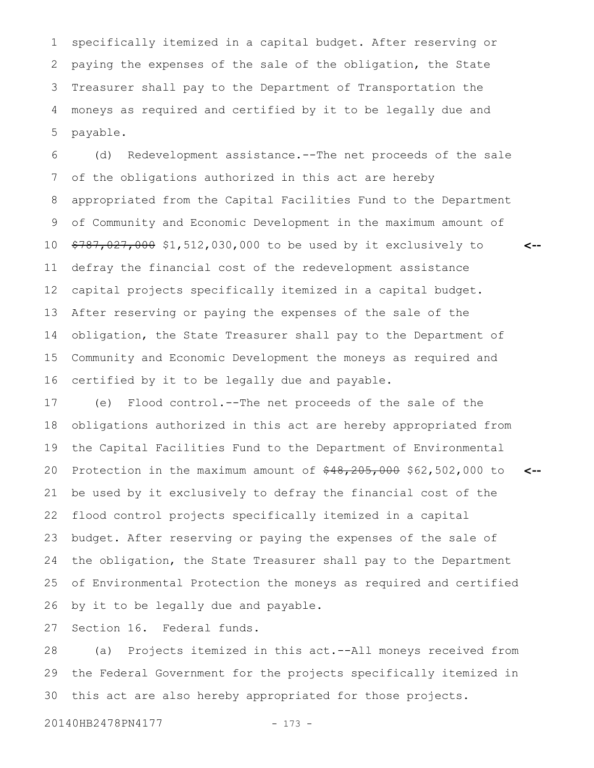specifically itemized in a capital budget. After reserving or paying the expenses of the sale of the obligation, the State Treasurer shall pay to the Department of Transportation the moneys as required and certified by it to be legally due and payable.

(d) Redevelopment assistance.--The net proceeds of the sale of the obligations authorized in this act are hereby appropriated from the Capital Facilities Fund to the Department of Community and Economic Development in the maximum amount of ~~$787,027,000~~ $1,512,030,000 to be used by it exclusively to defray the financial cost of the redevelopment assistance capital projects specifically itemized in a capital budget. After reserving or paying the expenses of the sale of the obligation, the State Treasurer shall pay to the Department of Community and Economic Development the moneys as required and certified by it to be legally due and payable.

(e) Flood control.--The net proceeds of the sale of the obligations authorized in this act are hereby appropriated from the Capital Facilities Fund to the Department of Environmental Protection in the maximum amount of ~~$48,205,000~~ $62,502,000 to be used by it exclusively to defray the financial cost of the flood control projects specifically itemized in a capital budget. After reserving or paying the expenses of the sale of the obligation, the State Treasurer shall pay to the Department of Environmental Protection the moneys as required and certified by it to be legally due and payable.

Section 16. Federal funds.

(a) Projects itemized in this act.--All moneys received from the Federal Government for the projects specifically itemized in this act are also hereby appropriated for those projects.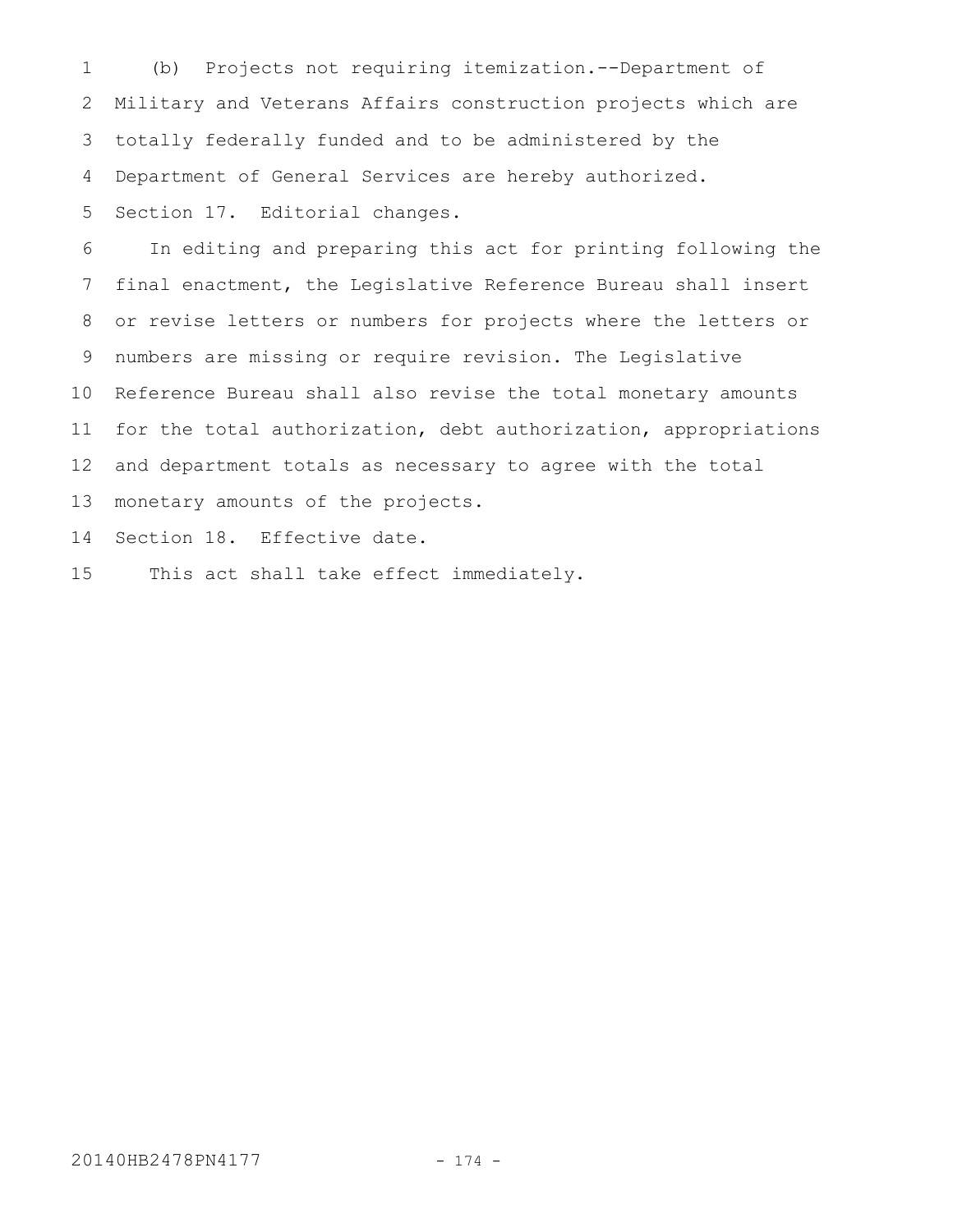(b) Projects not requiring itemization.--Department of Military and Veterans Affairs construction projects which are totally federally funded and to be administered by the Department of General Services are hereby authorized.

Section 17. Editorial changes.

In editing and preparing this act for printing following the final enactment, the Legislative Reference Bureau shall insert or revise letters or numbers for projects where the letters or numbers are missing or require revision. The Legislative Reference Bureau shall also revise the total monetary amounts for the total authorization, debt authorization, appropriations and department totals as necessary to agree with the total monetary amounts of the projects.

Section 18. Effective date.

This act shall take effect immediately.